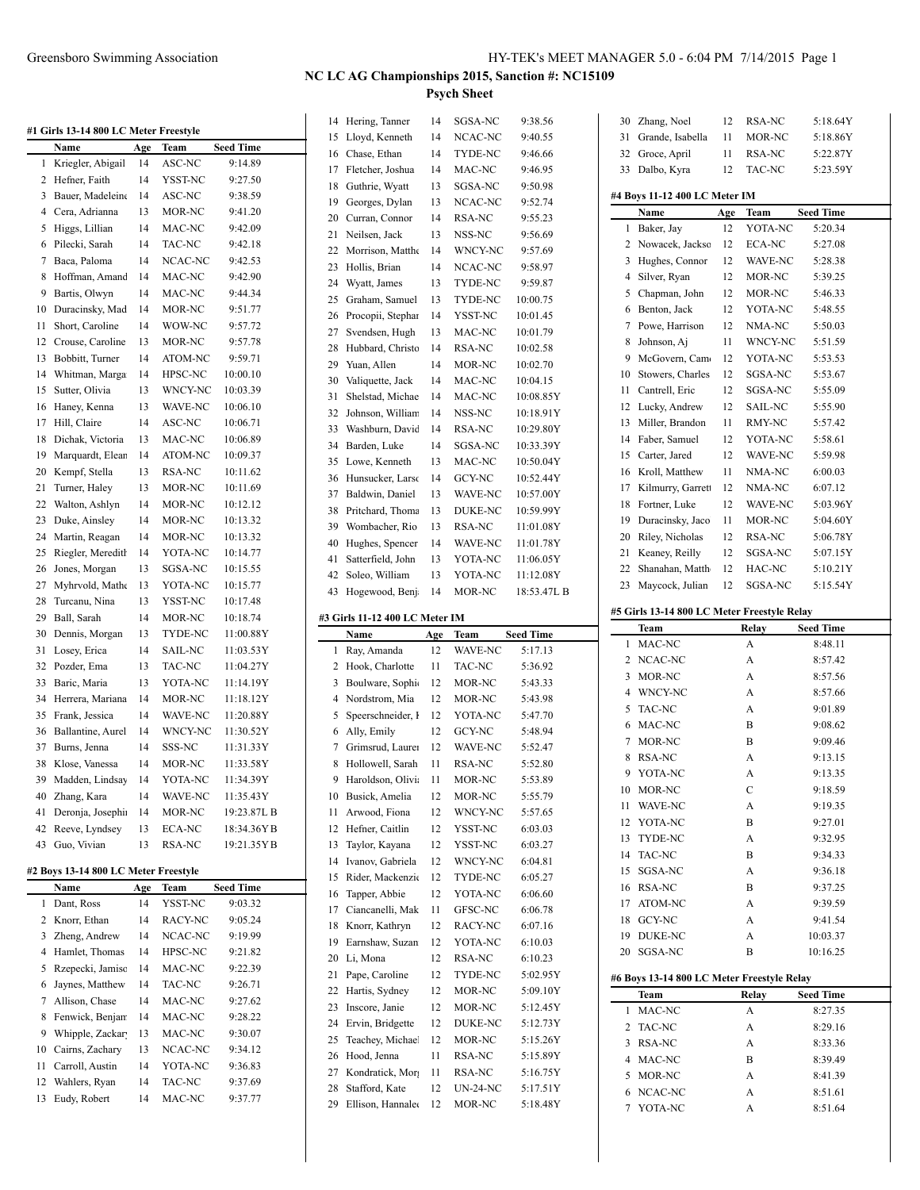## NC LC AG Championships 2015, Sanction #: NC15109

### Psych Sheet

#### #1 Girls 13-14 800 LC Meter Freestyle

| | Name | Age | Team | Seed Time |
|---|---|---|---|---|
| 1 | Kriegler, Abigail | 14 | ASC-NC | 9:14.89 |
| 2 | Hefner, Faith | 14 | YSST-NC | 9:27.50 |
| 3 | Bauer, Madeleine | 14 | ASC-NC | 9:38.59 |
| 4 | Cera, Adrianna | 13 | MOR-NC | 9:41.20 |
| 5 | Higgs, Lillian | 14 | MAC-NC | 9:42.09 |
| 6 | Pilecki, Sarah | 14 | TAC-NC | 9:42.18 |
| 7 | Baca, Paloma | 14 | NCAC-NC | 9:42.53 |
| 8 | Hoffman, Amand | 14 | MAC-NC | 9:42.90 |
| 9 | Bartis, Olwyn | 14 | MAC-NC | 9:44.34 |
| 10 | Duracinsky, Mad | 14 | MOR-NC | 9:51.77 |
| 11 | Short, Caroline | 14 | WOW-NC | 9:57.72 |
| 12 | Crouse, Caroline | 13 | MOR-NC | 9:57.78 |
| 13 | Bobbitt, Turner | 14 | ATOM-NC | 9:59.71 |
| 14 | Whitman, Marga | 14 | HPSC-NC | 10:00.10 |
| 15 | Sutter, Olivia | 13 | WNCY-NC | 10:03.39 |
| 16 | Haney, Kenna | 13 | WAVE-NC | 10:06.10 |
| 17 | Hill, Claire | 14 | ASC-NC | 10:06.71 |
| 18 | Dichak, Victoria | 13 | MAC-NC | 10:06.89 |
| 19 | Marquardt, Elean | 14 | ATOM-NC | 10:09.37 |
| 20 | Kempf, Stella | 13 | RSA-NC | 10:11.62 |
| 21 | Turner, Haley | 13 | MOR-NC | 10:11.69 |
| 22 | Walton, Ashlyn | 14 | MOR-NC | 10:12.12 |
| 23 | Duke, Ainsley | 14 | MOR-NC | 10:13.32 |
| 24 | Martin, Reagan | 14 | MOR-NC | 10:13.32 |
| 25 | Riegler, Meredith | 14 | YOTA-NC | 10:14.77 |
| 26 | Jones, Morgan | 13 | SGSA-NC | 10:15.55 |
| 27 | Myhrvold, Mathe | 13 | YOTA-NC | 10:15.77 |
| 28 | Turcanu, Nina | 13 | YSST-NC | 10:17.48 |
| 29 | Ball, Sarah | 14 | MOR-NC | 10:18.74 |
| 30 | Dennis, Morgan | 13 | TYDE-NC | 11:00.88Y |
| 31 | Losey, Erica | 14 | SAIL-NC | 11:03.53Y |
| 32 | Pozder, Ema | 13 | TAC-NC | 11:04.27Y |
| 33 | Baric, Maria | 13 | YOTA-NC | 11:14.19Y |
| 34 | Herrera, Mariana | 14 | MOR-NC | 11:18.12Y |
| 35 | Frank, Jessica | 14 | WAVE-NC | 11:20.88Y |
| 36 | Ballantine, Aurel | 14 | WNCY-NC | 11:30.52Y |
| 37 | Burns, Jenna | 14 | SSS-NC | 11:31.33Y |
| 38 | Klose, Vanessa | 14 | MOR-NC | 11:33.58Y |
| 39 | Madden, Lindsay | 14 | YOTA-NC | 11:34.39Y |
| 40 | Zhang, Kara | 14 | WAVE-NC | 11:35.43Y |
| 41 | Deronja, Josephin | 14 | MOR-NC | 19:23.87L B |
| 42 | Reeve, Lyndsey | 13 | ECA-NC | 18:34.36Y B |
| 43 | Guo, Vivian | 13 | RSA-NC | 19:21.35Y B |

#### #2 Boys 13-14 800 LC Meter Freestyle

| | Name | Age | Team | Seed Time |
|---|---|---|---|---|
| 1 | Dant, Ross | 14 | YSST-NC | 9:03.32 |
| 2 | Knorr, Ethan | 14 | RACY-NC | 9:05.24 |
| 3 | Zheng, Andrew | 14 | NCAC-NC | 9:19.99 |
| 4 | Hamlet, Thomas | 14 | HPSC-NC | 9:21.82 |
| 5 | Rzepecki, Jamiso | 14 | MAC-NC | 9:22.39 |
| 6 | Jaynes, Matthew | 14 | TAC-NC | 9:26.71 |
| 7 | Allison, Chase | 14 | MAC-NC | 9:27.62 |
| 8 | Fenwick, Benjam | 14 | MAC-NC | 9:28.22 |
| 9 | Whipple, Zackar | 13 | MAC-NC | 9:30.07 |
| 10 | Cairns, Zachary | 13 | NCAC-NC | 9:34.12 |
| 11 | Carroll, Austin | 14 | YOTA-NC | 9:36.83 |
| 12 | Wahlers, Ryan | 14 | TAC-NC | 9:37.69 |
| 13 | Eudy, Robert | 14 | MAC-NC | 9:37.77 |
| 14 | Hering, Tanner | 14 | SGSA-NC | 9:38.56 |
| 15 | Lloyd, Kenneth | 14 | NCAC-NC | 9:40.55 |
| 16 | Chase, Ethan | 14 | TYDE-NC | 9:46.66 |
| 17 | Fletcher, Joshua | 14 | MAC-NC | 9:46.95 |
| 18 | Guthrie, Wyatt | 13 | SGSA-NC | 9:50.98 |
| 19 | Georges, Dylan | 13 | NCAC-NC | 9:52.74 |
| 20 | Curran, Connor | 14 | RSA-NC | 9:55.23 |
| 21 | Neilsen, Jack | 13 | NSS-NC | 9:56.69 |
| 22 | Morrison, Matthe | 14 | WNCY-NC | 9:57.69 |
| 23 | Hollis, Brian | 14 | NCAC-NC | 9:58.97 |
| 24 | Wyatt, James | 13 | TYDE-NC | 9:59.87 |
| 25 | Graham, Samuel | 13 | TYDE-NC | 10:00.75 |
| 26 | Procopii, Stephar | 14 | YSST-NC | 10:01.45 |
| 27 | Svendsen, Hugh | 13 | MAC-NC | 10:01.79 |
| 28 | Hubbard, Christo | 14 | RSA-NC | 10:02.58 |
| 29 | Yuan, Allen | 14 | MOR-NC | 10:02.70 |
| 30 | Valiquette, Jack | 14 | MAC-NC | 10:04.15 |
| 31 | Shelstad, Michae | 14 | MAC-NC | 10:08.85Y |
| 32 | Johnson, William | 14 | NSS-NC | 10:18.91Y |
| 33 | Washburn, David | 14 | RSA-NC | 10:29.80Y |
| 34 | Barden, Luke | 14 | SGSA-NC | 10:33.39Y |
| 35 | Lowe, Kenneth | 13 | MAC-NC | 10:50.04Y |
| 36 | Hunsucker, Larsc | 14 | GCY-NC | 10:52.44Y |
| 37 | Baldwin, Daniel | 13 | WAVE-NC | 10:57.00Y |
| 38 | Pritchard, Thoma | 13 | DUKE-NC | 10:59.99Y |
| 39 | Wombacher, Rio | 13 | RSA-NC | 11:01.08Y |
| 40 | Hughes, Spencer | 14 | WAVE-NC | 11:01.78Y |
| 41 | Satterfield, John | 13 | YOTA-NC | 11:06.05Y |
| 42 | Soleo, William | 13 | YOTA-NC | 11:12.08Y |
| 43 | Hogewood, Benj | 14 | MOR-NC | 18:53.47L B |

#### #3 Girls 11-12 400 LC Meter IM

| | Name | Age | Team | Seed Time |
|---|---|---|---|---|
| 1 | Ray, Amanda | 12 | WAVE-NC | 5:17.13 |
| 2 | Hook, Charlotte | 11 | TAC-NC | 5:36.92 |
| 3 | Boulware, Sophi | 12 | MOR-NC | 5:43.33 |
| 4 | Nordstrom, Mia | 12 | MOR-NC | 5:43.98 |
| 5 | Speerschneider, I | 12 | YOTA-NC | 5:47.70 |
| 6 | Ally, Emily | 12 | GCY-NC | 5:48.94 |
| 7 | Grimsrud, Lauren | 12 | WAVE-NC | 5:52.47 |
| 8 | Hollowell, Sarah | 11 | RSA-NC | 5:52.80 |
| 9 | Haroldson, Olivi | 11 | MOR-NC | 5:53.89 |
| 10 | Busick, Amelia | 12 | MOR-NC | 5:55.79 |
| 11 | Arwood, Fiona | 12 | WNCY-NC | 5:57.65 |
| 12 | Hefner, Caitlin | 12 | YSST-NC | 6:03.03 |
| 13 | Taylor, Kayana | 12 | YSST-NC | 6:03.27 |
| 14 | Ivanov, Gabriela | 12 | WNCY-NC | 6:04.81 |
| 15 | Rider, Mackenzie | 12 | TYDE-NC | 6:05.27 |
| 16 | Tapper, Abbie | 12 | YOTA-NC | 6:06.60 |
| 17 | Ciancanelli, Mak | 11 | GFSC-NC | 6:06.78 |
| 18 | Knorr, Kathryn | 12 | RACY-NC | 6:07.16 |
| 19 | Earnshaw, Suzan | 12 | YOTA-NC | 6:10.03 |
| 20 | Li, Mona | 12 | RSA-NC | 6:10.23 |
| 21 | Pape, Caroline | 12 | TYDE-NC | 5:02.95Y |
| 22 | Hartis, Sydney | 12 | MOR-NC | 5:09.10Y |
| 23 | Inscore, Janie | 12 | MOR-NC | 5:12.45Y |
| 24 | Ervin, Bridgette | 12 | DUKE-NC | 5:12.73Y |
| 25 | Teachey, Michael | 12 | MOR-NC | 5:15.26Y |
| 26 | Hood, Jenna | 11 | RSA-NC | 5:15.89Y |
| 27 | Kondratick, Morg | 11 | RSA-NC | 5:16.75Y |
| 28 | Stafford, Kate | 12 | UN-24-NC | 5:17.51Y |
| 29 | Ellison, Hannaleo | 12 | MOR-NC | 5:18.48Y |
| 30 | Zhang, Noel | 12 | RSA-NC | 5:18.64Y |
| 31 | Grande, Isabella | 11 | MOR-NC | 5:18.86Y |
| 32 | Groce, April | 11 | RSA-NC | 5:22.87Y |
| 33 | Dalbo, Kyra | 12 | TAC-NC | 5:23.59Y |

#### #4 Boys 11-12 400 LC Meter IM

| | Name | Age | Team | Seed Time |
|---|---|---|---|---|
| 1 | Baker, Jay | 12 | YOTA-NC | 5:20.34 |
| 2 | Nowacek, Jackso | 12 | ECA-NC | 5:27.08 |
| 3 | Hughes, Connor | 12 | WAVE-NC | 5:28.38 |
| 4 | Silver, Ryan | 12 | MOR-NC | 5:39.25 |
| 5 | Chapman, John | 12 | MOR-NC | 5:46.33 |
| 6 | Benton, Jack | 12 | YOTA-NC | 5:48.55 |
| 7 | Powe, Harrison | 12 | NMA-NC | 5:50.03 |
| 8 | Johnson, Aj | 11 | WNCY-NC | 5:51.59 |
| 9 | McGovern, Cam | 12 | YOTA-NC | 5:53.53 |
| 10 | Stowers, Charles | 12 | SGSA-NC | 5:53.67 |
| 11 | Cantrell, Eric | 12 | SGSA-NC | 5:55.09 |
| 12 | Lucky, Andrew | 12 | SAIL-NC | 5:55.90 |
| 13 | Miller, Brandon | 11 | RMY-NC | 5:57.42 |
| 14 | Faber, Samuel | 12 | YOTA-NC | 5:58.61 |
| 15 | Carter, Jared | 12 | WAVE-NC | 5:59.98 |
| 16 | Kroll, Matthew | 11 | NMA-NC | 6:00.03 |
| 17 | Kilmurry, Garrett | 12 | NMA-NC | 6:07.12 |
| 18 | Fortner, Luke | 12 | WAVE-NC | 5:03.96Y |
| 19 | Duracinsky, Jaco | 11 | MOR-NC | 5:04.60Y |
| 20 | Riley, Nicholas | 12 | RSA-NC | 5:06.78Y |
| 21 | Keaney, Reilly | 12 | SGSA-NC | 5:07.15Y |
| 22 | Shanahan, Matth | 12 | HAC-NC | 5:10.21Y |
| 23 | Maycock, Julian | 12 | SGSA-NC | 5:15.54Y |

#### #5 Girls 13-14 800 LC Meter Freestyle Relay

| | Team | Relay | Seed Time |
|---|---|---|---|
| 1 | MAC-NC | A | 8:48.11 |
| 2 | NCAC-NC | A | 8:57.42 |
| 3 | MOR-NC | A | 8:57.56 |
| 4 | WNCY-NC | A | 8:57.66 |
| 5 | TAC-NC | A | 9:01.89 |
| 6 | MAC-NC | B | 9:08.62 |
| 7 | MOR-NC | B | 9:09.46 |
| 8 | RSA-NC | A | 9:13.15 |
| 9 | YOTA-NC | A | 9:13.35 |
| 10 | MOR-NC | C | 9:18.59 |
| 11 | WAVE-NC | A | 9:19.35 |
| 12 | YOTA-NC | B | 9:27.01 |
| 13 | TYDE-NC | A | 9:32.95 |
| 14 | TAC-NC | B | 9:34.33 |
| 15 | SGSA-NC | A | 9:36.18 |
| 16 | RSA-NC | B | 9:37.25 |
| 17 | ATOM-NC | A | 9:39.59 |
| 18 | GCY-NC | A | 9:41.54 |
| 19 | DUKE-NC | A | 10:03.37 |
| 20 | SGSA-NC | B | 10:16.25 |

#### #6 Boys 13-14 800 LC Meter Freestyle Relay

| | Team | Relay | Seed Time |
|---|---|---|---|
| 1 | MAC-NC | A | 8:27.35 |
| 2 | TAC-NC | A | 8:29.16 |
| 3 | RSA-NC | A | 8:33.36 |
| 4 | MAC-NC | B | 8:39.49 |
| 5 | MOR-NC | A | 8:41.39 |
| 6 | NCAC-NC | A | 8:51.61 |
| 7 | YOTA-NC | A | 8:51.64 |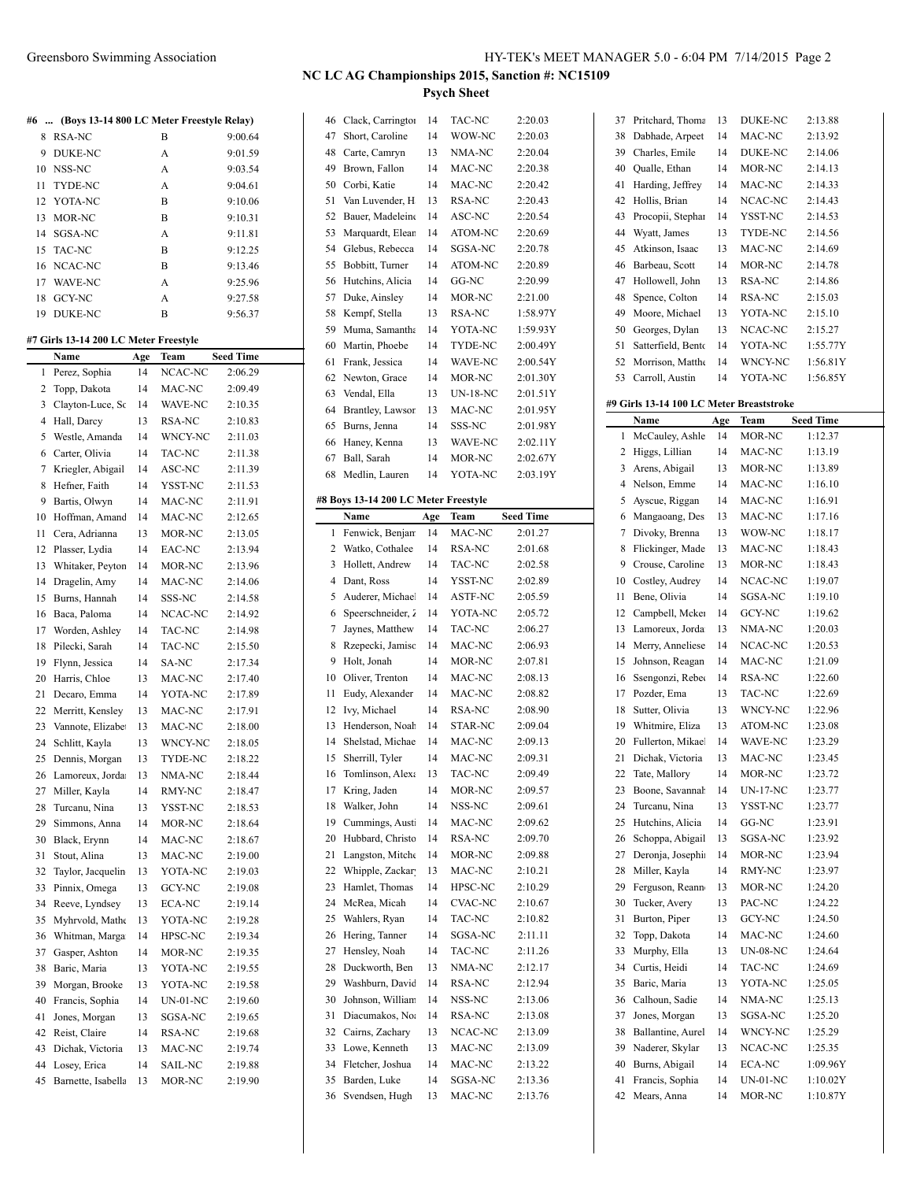## NC LC AG Championships 2015, Sanction #: NC15109

### Psych Sheet

#### #6 ... (Boys 13-14 800 LC Meter Freestyle Relay)

| | Team | Relay | Seed Time |
|---|---|---|---|
| 8 | RSA-NC | B | 9:00.64 |
| 9 | DUKE-NC | A | 9:01.59 |
| 10 | NSS-NC | A | 9:03.54 |
| 11 | TYDE-NC | A | 9:04.61 |
| 12 | YOTA-NC | B | 9:10.06 |
| 13 | MOR-NC | B | 9:10.31 |
| 14 | SGSA-NC | A | 9:11.81 |
| 15 | TAC-NC | B | 9:12.25 |
| 16 | NCAC-NC | B | 9:13.46 |
| 17 | WAVE-NC | A | 9:25.96 |
| 18 | GCY-NC | A | 9:27.58 |
| 19 | DUKE-NC | B | 9:56.37 |

#### #7 Girls 13-14 200 LC Meter Freestyle

| | Name | Age | Team | Seed Time |
|---|---|---|---|---|
| 1 | Perez, Sophia | 14 | NCAC-NC | 2:06.29 |
| 2 | Topp, Dakota | 14 | MAC-NC | 2:09.49 |
| 3 | Clayton-Luce, Sc | 14 | WAVE-NC | 2:10.35 |
| 4 | Hall, Darcy | 13 | RSA-NC | 2:10.83 |
| 5 | Westle, Amanda | 14 | WNCY-NC | 2:11.03 |
| 6 | Carter, Olivia | 14 | TAC-NC | 2:11.38 |
| 7 | Kriegler, Abigail | 14 | ASC-NC | 2:11.39 |
| 8 | Hefner, Faith | 14 | YSST-NC | 2:11.53 |
| 9 | Bartis, Olwyn | 14 | MAC-NC | 2:11.91 |
| 10 | Hoffman, Amand | 14 | MAC-NC | 2:12.65 |
| 11 | Cera, Adrianna | 13 | MOR-NC | 2:13.05 |
| 12 | Plasser, Lydia | 14 | EAC-NC | 2:13.94 |
| 13 | Whitaker, Peyton | 14 | MOR-NC | 2:13.96 |
| 14 | Dragelin, Amy | 14 | MAC-NC | 2:14.06 |
| 15 | Burns, Hannah | 14 | SSS-NC | 2:14.58 |
| 16 | Baca, Paloma | 14 | NCAC-NC | 2:14.92 |
| 17 | Worden, Ashley | 14 | TAC-NC | 2:14.98 |
| 18 | Pilecki, Sarah | 14 | TAC-NC | 2:15.50 |
| 19 | Flynn, Jessica | 14 | SA-NC | 2:17.34 |
| 20 | Harris, Chloe | 13 | MAC-NC | 2:17.40 |
| 21 | Decaro, Emma | 14 | YOTA-NC | 2:17.89 |
| 22 | Merritt, Kensley | 13 | MAC-NC | 2:17.91 |
| 23 | Vannote, Elizabet | 13 | MAC-NC | 2:18.00 |
| 24 | Schlitt, Kayla | 13 | WNCY-NC | 2:18.05 |
| 25 | Dennis, Morgan | 13 | TYDE-NC | 2:18.22 |
| 26 | Lamoreux, Jorda | 13 | NMA-NC | 2:18.44 |
| 27 | Miller, Kayla | 14 | RMY-NC | 2:18.47 |
| 28 | Turcanu, Nina | 13 | YSST-NC | 2:18.53 |
| 29 | Simmons, Anna | 14 | MOR-NC | 2:18.64 |
| 30 | Black, Erynn | 14 | MAC-NC | 2:18.67 |
| 31 | Stout, Alina | 13 | MAC-NC | 2:19.00 |
| 32 | Taylor, Jacquelin | 13 | YOTA-NC | 2:19.03 |
| 33 | Pinnix, Omega | 13 | GCY-NC | 2:19.08 |
| 34 | Reeve, Lyndsey | 13 | ECA-NC | 2:19.14 |
| 35 | Myhrvold, Mathe | 13 | YOTA-NC | 2:19.28 |
| 36 | Whitman, Marga | 14 | HPSC-NC | 2:19.34 |
| 37 | Gasper, Ashton | 14 | MOR-NC | 2:19.35 |
| 38 | Baric, Maria | 13 | YOTA-NC | 2:19.55 |
| 39 | Morgan, Brooke | 13 | YOTA-NC | 2:19.58 |
| 40 | Francis, Sophia | 14 | UN-01-NC | 2:19.60 |
| 41 | Jones, Morgan | 13 | SGSA-NC | 2:19.65 |
| 42 | Reist, Claire | 14 | RSA-NC | 2:19.68 |
| 43 | Dichak, Victoria | 13 | MAC-NC | 2:19.74 |
| 44 | Losey, Erica | 14 | SAIL-NC | 2:19.88 |
| 45 | Barnette, Isabella | 13 | MOR-NC | 2:19.90 |
| 46 | Clack, Carringtor | 14 | TAC-NC | 2:20.03 |
| 47 | Short, Caroline | 14 | WOW-NC | 2:20.03 |
| 48 | Carte, Camryn | 13 | NMA-NC | 2:20.04 |
| 49 | Brown, Fallon | 14 | MAC-NC | 2:20.38 |
| 50 | Corbi, Katie | 14 | MAC-NC | 2:20.42 |
| 51 | Van Luvender, H | 13 | RSA-NC | 2:20.43 |
| 52 | Bauer, Madeleine | 14 | ASC-NC | 2:20.54 |
| 53 | Marquardt, Elean | 14 | ATOM-NC | 2:20.69 |
| 54 | Glebus, Rebecca | 14 | SGSA-NC | 2:20.78 |
| 55 | Bobbitt, Turner | 14 | ATOM-NC | 2:20.89 |
| 56 | Hutchins, Alicia | 14 | GG-NC | 2:20.99 |
| 57 | Duke, Ainsley | 14 | MOR-NC | 2:21.00 |
| 58 | Kempf, Stella | 13 | RSA-NC | 1:58.97Y |
| 59 | Muma, Samantha | 14 | YOTA-NC | 1:59.93Y |
| 60 | Martin, Phoebe | 14 | TYDE-NC | 2:00.49Y |
| 61 | Frank, Jessica | 14 | WAVE-NC | 2:00.54Y |
| 62 | Newton, Grace | 14 | MOR-NC | 2:01.30Y |
| 63 | Vendal, Ella | 13 | UN-18-NC | 2:01.51Y |
| 64 | Brantley, Lawsor | 13 | MAC-NC | 2:01.95Y |
| 65 | Burns, Jenna | 14 | SSS-NC | 2:01.98Y |
| 66 | Haney, Kenna | 13 | WAVE-NC | 2:02.11Y |
| 67 | Ball, Sarah | 14 | MOR-NC | 2:02.67Y |
| 68 | Medlin, Lauren | 14 | YOTA-NC | 2:03.19Y |

#### #8 Boys 13-14 200 LC Meter Freestyle

| | Name | Age | Team | Seed Time |
|---|---|---|---|---|
| 1 | Fenwick, Benjam | 14 | MAC-NC | 2:01.27 |
| 2 | Watko, Cothalee | 14 | RSA-NC | 2:01.68 |
| 3 | Hollett, Andrew | 14 | TAC-NC | 2:02.58 |
| 4 | Dant, Ross | 14 | YSST-NC | 2:02.89 |
| 5 | Auderer, Michael | 14 | ASTF-NC | 2:05.59 |
| 6 | Speerschneider, Z | 14 | YOTA-NC | 2:05.72 |
| 7 | Jaynes, Matthew | 14 | TAC-NC | 2:06.27 |
| 8 | Rzepecki, Jamiso | 14 | MAC-NC | 2:06.93 |
| 9 | Holt, Jonah | 14 | MOR-NC | 2:07.81 |
| 10 | Oliver, Trenton | 14 | MAC-NC | 2:08.13 |
| 11 | Eudy, Alexander | 14 | MAC-NC | 2:08.82 |
| 12 | Ivy, Michael | 14 | RSA-NC | 2:08.90 |
| 13 | Henderson, Noah | 14 | STAR-NC | 2:09.04 |
| 14 | Shelstad, Michae | 14 | MAC-NC | 2:09.13 |
| 15 | Sherrill, Tyler | 14 | MAC-NC | 2:09.31 |
| 16 | Tomlinson, Alexa | 13 | TAC-NC | 2:09.49 |
| 17 | Kring, Jaden | 14 | MOR-NC | 2:09.57 |
| 18 | Walker, John | 14 | NSS-NC | 2:09.61 |
| 19 | Cummings, Austi | 14 | MAC-NC | 2:09.62 |
| 20 | Hubbard, Christo | 14 | RSA-NC | 2:09.70 |
| 21 | Langston, Mitche | 14 | MOR-NC | 2:09.88 |
| 22 | Whipple, Zackar | 13 | MAC-NC | 2:10.21 |
| 23 | Hamlet, Thomas | 14 | HPSC-NC | 2:10.29 |
| 24 | McRea, Micah | 14 | CVAC-NC | 2:10.67 |
| 25 | Wahlers, Ryan | 14 | TAC-NC | 2:10.82 |
| 26 | Hering, Tanner | 14 | SGSA-NC | 2:11.11 |
| 27 | Hensley, Noah | 14 | TAC-NC | 2:11.26 |
| 28 | Duckworth, Ben | 13 | NMA-NC | 2:12.17 |
| 29 | Washburn, David | 14 | RSA-NC | 2:12.94 |
| 30 | Johnson, William | 14 | NSS-NC | 2:13.06 |
| 31 | Diacumakos, Noa | 14 | RSA-NC | 2:13.08 |
| 32 | Cairns, Zachary | 13 | NCAC-NC | 2:13.09 |
| 33 | Lowe, Kenneth | 13 | MAC-NC | 2:13.09 |
| 34 | Fletcher, Joshua | 14 | MAC-NC | 2:13.22 |
| 35 | Barden, Luke | 14 | SGSA-NC | 2:13.36 |
| 36 | Svendsen, Hugh | 13 | MAC-NC | 2:13.76 |
| 37 | Pritchard, Thoma | 13 | DUKE-NC | 2:13.88 |
| 38 | Dabhade, Arpeet | 14 | MAC-NC | 2:13.92 |
| 39 | Charles, Emile | 14 | DUKE-NC | 2:14.06 |
| 40 | Qualle, Ethan | 14 | MOR-NC | 2:14.13 |
| 41 | Harding, Jeffrey | 14 | MAC-NC | 2:14.33 |
| 42 | Hollis, Brian | 14 | NCAC-NC | 2:14.43 |
| 43 | Procopii, Stephar | 14 | YSST-NC | 2:14.53 |
| 44 | Wyatt, James | 13 | TYDE-NC | 2:14.56 |
| 45 | Atkinson, Isaac | 13 | MAC-NC | 2:14.69 |
| 46 | Barbeau, Scott | 14 | MOR-NC | 2:14.78 |
| 47 | Hollowell, John | 13 | RSA-NC | 2:14.86 |
| 48 | Spence, Colton | 14 | RSA-NC | 2:15.03 |
| 49 | Moore, Michael | 13 | YOTA-NC | 2:15.10 |
| 50 | Georges, Dylan | 13 | NCAC-NC | 2:15.27 |
| 51 | Satterfield, Bento | 14 | YOTA-NC | 1:55.77Y |
| 52 | Morrison, Matthe | 14 | WNCY-NC | 1:56.81Y |
| 53 | Carroll, Austin | 14 | YOTA-NC | 1:56.85Y |

#### #9 Girls 13-14 100 LC Meter Breaststroke

| | Name | Age | Team | Seed Time |
|---|---|---|---|---|
| 1 | McCauley, Ashle | 14 | MOR-NC | 1:12.37 |
| 2 | Higgs, Lillian | 14 | MAC-NC | 1:13.19 |
| 3 | Arens, Abigail | 13 | MOR-NC | 1:13.89 |
| 4 | Nelson, Emme | 14 | MAC-NC | 1:16.10 |
| 5 | Ayscue, Riggan | 14 | MAC-NC | 1:16.91 |
| 6 | Mangaoang, Des | 13 | MAC-NC | 1:17.16 |
| 7 | Divoky, Brenna | 13 | WOW-NC | 1:18.17 |
| 8 | Flickinger, Made | 13 | MAC-NC | 1:18.43 |
| 9 | Crouse, Caroline | 13 | MOR-NC | 1:18.43 |
| 10 | Costley, Audrey | 14 | NCAC-NC | 1:19.07 |
| 11 | Bene, Olivia | 14 | SGSA-NC | 1:19.10 |
| 12 | Campbell, Mcker | 14 | GCY-NC | 1:19.62 |
| 13 | Lamoreux, Jorda | 13 | NMA-NC | 1:20.03 |
| 14 | Merry, Anneliese | 14 | NCAC-NC | 1:20.53 |
| 15 | Johnson, Reagan | 14 | MAC-NC | 1:21.09 |
| 16 | Ssengonzi, Rebec | 14 | RSA-NC | 1:22.60 |
| 17 | Pozder, Ema | 13 | TAC-NC | 1:22.69 |
| 18 | Sutter, Olivia | 13 | WNCY-NC | 1:22.96 |
| 19 | Whitmire, Eliza | 13 | ATOM-NC | 1:23.08 |
| 20 | Fullerton, Mikael | 14 | WAVE-NC | 1:23.29 |
| 21 | Dichak, Victoria | 13 | MAC-NC | 1:23.45 |
| 22 | Tate, Mallory | 14 | MOR-NC | 1:23.72 |
| 23 | Boone, Savannah | 14 | UN-17-NC | 1:23.77 |
| 24 | Turcanu, Nina | 13 | YSST-NC | 1:23.77 |
| 25 | Hutchins, Alicia | 14 | GG-NC | 1:23.91 |
| 26 | Schoppa, Abigail | 13 | SGSA-NC | 1:23.92 |
| 27 | Deronja, Josephi | 14 | MOR-NC | 1:23.94 |
| 28 | Miller, Kayla | 14 | RMY-NC | 1:23.97 |
| 29 | Ferguson, Reann | 13 | MOR-NC | 1:24.20 |
| 30 | Tucker, Avery | 13 | PAC-NC | 1:24.22 |
| 31 | Burton, Piper | 13 | GCY-NC | 1:24.50 |
| 32 | Topp, Dakota | 14 | MAC-NC | 1:24.60 |
| 33 | Murphy, Ella | 13 | UN-08-NC | 1:24.64 |
| 34 | Curtis, Heidi | 14 | TAC-NC | 1:24.69 |
| 35 | Baric, Maria | 13 | YOTA-NC | 1:25.05 |
| 36 | Calhoun, Sadie | 14 | NMA-NC | 1:25.13 |
| 37 | Jones, Morgan | 13 | SGSA-NC | 1:25.20 |
| 38 | Ballantine, Aurel | 14 | WNCY-NC | 1:25.29 |
| 39 | Naderer, Skylar | 13 | NCAC-NC | 1:25.35 |
| 40 | Burns, Abigail | 14 | ECA-NC | 1:09.96Y |
| 41 | Francis, Sophia | 14 | UN-01-NC | 1:10.02Y |
| 42 | Mears, Anna | 14 | MOR-NC | 1:10.87Y |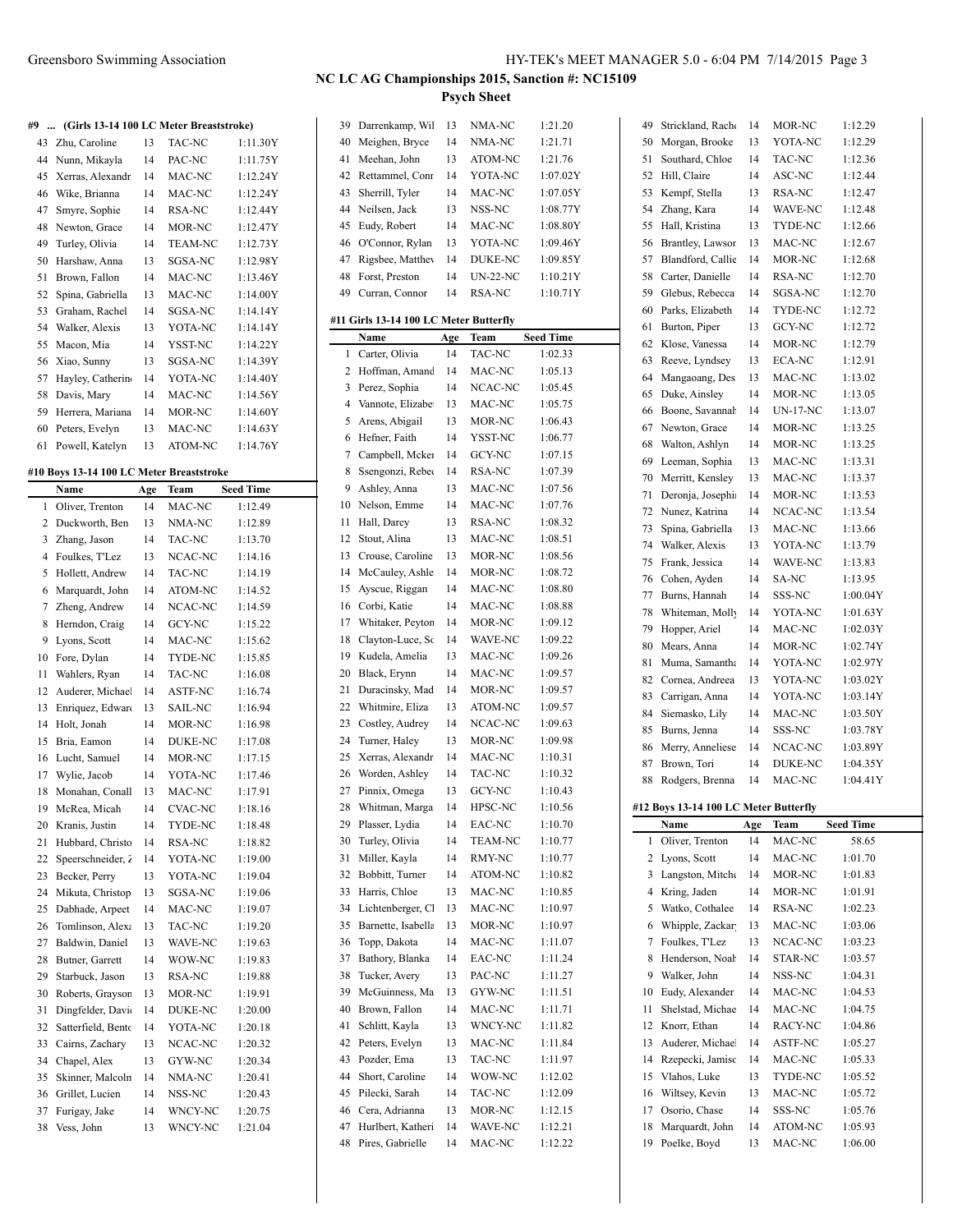## NC LC AG Championships 2015, Sanction #: NC15109

### Psych Sheet

#### #9 ... (Girls 13-14 100 LC Meter Breaststroke)

| | Name | Age | Team | Seed Time |
|---|---|---|---|---|
| 43 | Zhu, Caroline | 13 | TAC-NC | 1:11.30Y |
| 44 | Nunn, Mikayla | 14 | PAC-NC | 1:11.75Y |
| 45 | Xerras, Alexandr | 14 | MAC-NC | 1:12.24Y |
| 46 | Wike, Brianna | 14 | MAC-NC | 1:12.24Y |
| 47 | Smyre, Sophie | 14 | RSA-NC | 1:12.44Y |
| 48 | Newton, Grace | 14 | MOR-NC | 1:12.47Y |
| 49 | Turley, Olivia | 14 | TEAM-NC | 1:12.73Y |
| 50 | Harshaw, Anna | 13 | SGSA-NC | 1:12.98Y |
| 51 | Brown, Fallon | 14 | MAC-NC | 1:13.46Y |
| 52 | Spina, Gabriella | 13 | MAC-NC | 1:14.00Y |
| 53 | Graham, Rachel | 14 | SGSA-NC | 1:14.14Y |
| 54 | Walker, Alexis | 13 | YOTA-NC | 1:14.14Y |
| 55 | Macon, Mia | 14 | YSST-NC | 1:14.22Y |
| 56 | Xiao, Sunny | 13 | SGSA-NC | 1:14.39Y |
| 57 | Hayley, Catherin | 14 | YOTA-NC | 1:14.40Y |
| 58 | Davis, Mary | 14 | MAC-NC | 1:14.56Y |
| 59 | Herrera, Mariana | 14 | MOR-NC | 1:14.60Y |
| 60 | Peters, Evelyn | 13 | MAC-NC | 1:14.63Y |
| 61 | Powell, Katelyn | 13 | ATOM-NC | 1:14.76Y |

#### #10 Boys 13-14 100 LC Meter Breaststroke

| | Name | Age | Team | Seed Time |
|---|---|---|---|---|
| 1 | Oliver, Trenton | 14 | MAC-NC | 1:12.49 |
| 2 | Duckworth, Ben | 13 | NMA-NC | 1:12.89 |
| 3 | Zhang, Jason | 14 | TAC-NC | 1:13.70 |
| 4 | Foulkes, T'Lez | 13 | NCAC-NC | 1:14.16 |
| 5 | Hollett, Andrew | 14 | TAC-NC | 1:14.19 |
| 6 | Marquardt, John | 14 | ATOM-NC | 1:14.52 |
| 7 | Zheng, Andrew | 14 | NCAC-NC | 1:14.59 |
| 8 | Herndon, Craig | 14 | GCY-NC | 1:15.22 |
| 9 | Lyons, Scott | 14 | MAC-NC | 1:15.62 |
| 10 | Fore, Dylan | 14 | TYDE-NC | 1:15.85 |
| 11 | Wahlers, Ryan | 14 | TAC-NC | 1:16.08 |
| 12 | Auderer, Michael | 14 | ASTF-NC | 1:16.74 |
| 13 | Enriquez, Edward | 13 | SAIL-NC | 1:16.94 |
| 14 | Holt, Jonah | 14 | MOR-NC | 1:16.98 |
| 15 | Bria, Eamon | 14 | DUKE-NC | 1:17.08 |
| 16 | Lucht, Samuel | 14 | MOR-NC | 1:17.15 |
| 17 | Wylie, Jacob | 14 | YOTA-NC | 1:17.46 |
| 18 | Monahan, Conall | 13 | MAC-NC | 1:17.91 |
| 19 | McRea, Micah | 14 | CVAC-NC | 1:18.16 |
| 20 | Kranis, Justin | 14 | TYDE-NC | 1:18.48 |
| 21 | Hubbard, Christo | 14 | RSA-NC | 1:18.82 |
| 22 | Speerschneider, Z | 14 | YOTA-NC | 1:19.00 |
| 23 | Becker, Perry | 13 | YOTA-NC | 1:19.04 |
| 24 | Mikuta, Christop | 13 | SGSA-NC | 1:19.06 |
| 25 | Dabhade, Arpeet | 14 | MAC-NC | 1:19.07 |
| 26 | Tomlinson, Alexa | 13 | TAC-NC | 1:19.20 |
| 27 | Baldwin, Daniel | 13 | WAVE-NC | 1:19.63 |
| 28 | Butner, Garrett | 14 | WOW-NC | 1:19.83 |
| 29 | Starbuck, Jason | 13 | RSA-NC | 1:19.88 |
| 30 | Roberts, Grayson | 13 | MOR-NC | 1:19.91 |
| 31 | Dingfelder, Davi | 14 | DUKE-NC | 1:20.00 |
| 32 | Satterfield, Bento | 14 | YOTA-NC | 1:20.18 |
| 33 | Cairns, Zachary | 13 | NCAC-NC | 1:20.32 |
| 34 | Chapel, Alex | 13 | GYW-NC | 1:20.34 |
| 35 | Skinner, Malcoln | 14 | NMA-NC | 1:20.41 |
| 36 | Grillet, Lucien | 14 | NSS-NC | 1:20.43 |
| 37 | Furigay, Jake | 14 | WNCY-NC | 1:20.75 |
| 38 | Vess, John | 13 | WNCY-NC | 1:21.04 |
| 39 | Darrenkamp, Wil | 13 | NMA-NC | 1:21.20 |
| 40 | Meighen, Bryce | 14 | NMA-NC | 1:21.71 |
| 41 | Meehan, John | 13 | ATOM-NC | 1:21.76 |
| 42 | Rettammel, Conr | 14 | YOTA-NC | 1:07.02Y |
| 43 | Sherrill, Tyler | 14 | MAC-NC | 1:07.05Y |
| 44 | Neilsen, Jack | 13 | NSS-NC | 1:08.77Y |
| 45 | Eudy, Robert | 14 | MAC-NC | 1:08.80Y |
| 46 | O'Connor, Rylan | 13 | YOTA-NC | 1:09.46Y |
| 47 | Rigsbee, Matthev | 14 | DUKE-NC | 1:09.85Y |
| 48 | Forst, Preston | 14 | UN-22-NC | 1:10.21Y |
| 49 | Curran, Connor | 14 | RSA-NC | 1:10.71Y |

#### #11 Girls 13-14 100 LC Meter Butterfly

| | Name | Age | Team | Seed Time |
|---|---|---|---|---|
| 1 | Carter, Olivia | 14 | TAC-NC | 1:02.33 |
| 2 | Hoffman, Amand | 14 | MAC-NC | 1:05.13 |
| 3 | Perez, Sophia | 14 | NCAC-NC | 1:05.45 |
| 4 | Vannote, Elizabe | 13 | MAC-NC | 1:05.75 |
| 5 | Arens, Abigail | 13 | MOR-NC | 1:06.43 |
| 6 | Hefner, Faith | 14 | YSST-NC | 1:06.77 |
| 7 | Campbell, Mcker | 14 | GCY-NC | 1:07.15 |
| 8 | Ssengonzi, Rebec | 14 | RSA-NC | 1:07.39 |
| 9 | Ashley, Anna | 13 | MAC-NC | 1:07.56 |
| 10 | Nelson, Emme | 14 | MAC-NC | 1:07.76 |
| 11 | Hall, Darcy | 13 | RSA-NC | 1:08.32 |
| 12 | Stout, Alina | 13 | MAC-NC | 1:08.51 |
| 13 | Crouse, Caroline | 13 | MOR-NC | 1:08.56 |
| 14 | McCauley, Ashle | 14 | MOR-NC | 1:08.72 |
| 15 | Ayscue, Riggan | 14 | MAC-NC | 1:08.80 |
| 16 | Corbi, Katie | 14 | MAC-NC | 1:08.88 |
| 17 | Whitaker, Peyton | 14 | MOR-NC | 1:09.12 |
| 18 | Clayton-Luce, Sc | 14 | WAVE-NC | 1:09.22 |
| 19 | Kudela, Amelia | 13 | MAC-NC | 1:09.26 |
| 20 | Black, Erynn | 14 | MAC-NC | 1:09.57 |
| 21 | Duracinsky, Mad | 14 | MOR-NC | 1:09.57 |
| 22 | Whitmire, Eliza | 13 | ATOM-NC | 1:09.57 |
| 23 | Costley, Audrey | 14 | NCAC-NC | 1:09.63 |
| 24 | Turner, Haley | 13 | MOR-NC | 1:09.98 |
| 25 | Xerras, Alexandr | 14 | MAC-NC | 1:10.31 |
| 26 | Worden, Ashley | 14 | TAC-NC | 1:10.32 |
| 27 | Pinnix, Omega | 13 | GCY-NC | 1:10.43 |
| 28 | Whitman, Marga | 14 | HPSC-NC | 1:10.56 |
| 29 | Plasser, Lydia | 14 | EAC-NC | 1:10.70 |
| 30 | Turley, Olivia | 14 | TEAM-NC | 1:10.77 |
| 31 | Miller, Kayla | 14 | RMY-NC | 1:10.77 |
| 32 | Bobbitt, Turner | 14 | ATOM-NC | 1:10.82 |
| 33 | Harris, Chloe | 13 | MAC-NC | 1:10.85 |
| 34 | Lichtenberger, Cl | 13 | MAC-NC | 1:10.97 |
| 35 | Barnette, Isabella | 13 | MOR-NC | 1:10.97 |
| 36 | Topp, Dakota | 14 | MAC-NC | 1:11.07 |
| 37 | Bathory, Blanka | 14 | EAC-NC | 1:11.24 |
| 38 | Tucker, Avery | 13 | PAC-NC | 1:11.27 |
| 39 | McGuinness, Ma | 13 | GYW-NC | 1:11.51 |
| 40 | Brown, Fallon | 14 | MAC-NC | 1:11.71 |
| 41 | Schlitt, Kayla | 13 | WNCY-NC | 1:11.82 |
| 42 | Peters, Evelyn | 13 | MAC-NC | 1:11.84 |
| 43 | Pozder, Ema | 13 | TAC-NC | 1:11.97 |
| 44 | Short, Caroline | 14 | WOW-NC | 1:12.02 |
| 45 | Pilecki, Sarah | 14 | TAC-NC | 1:12.09 |
| 46 | Cera, Adrianna | 13 | MOR-NC | 1:12.15 |
| 47 | Hurlbert, Katheri | 14 | WAVE-NC | 1:12.21 |
| 48 | Pires, Gabrielle | 14 | MAC-NC | 1:12.22 |
| 49 | Strickland, Rach | 14 | MOR-NC | 1:12.29 |
| 50 | Morgan, Brooke | 13 | YOTA-NC | 1:12.29 |
| 51 | Southard, Chloe | 14 | TAC-NC | 1:12.36 |
| 52 | Hill, Claire | 14 | ASC-NC | 1:12.44 |
| 53 | Kempf, Stella | 13 | RSA-NC | 1:12.47 |
| 54 | Zhang, Kara | 14 | WAVE-NC | 1:12.48 |
| 55 | Hall, Kristina | 13 | TYDE-NC | 1:12.66 |
| 56 | Brantley, Lawsor | 13 | MAC-NC | 1:12.67 |
| 57 | Blandford, Callie | 14 | MOR-NC | 1:12.68 |
| 58 | Carter, Danielle | 14 | RSA-NC | 1:12.70 |
| 59 | Glebus, Rebecca | 14 | SGSA-NC | 1:12.70 |
| 60 | Parks, Elizabeth | 14 | TYDE-NC | 1:12.72 |
| 61 | Burton, Piper | 13 | GCY-NC | 1:12.72 |
| 62 | Klose, Vanessa | 14 | MOR-NC | 1:12.79 |
| 63 | Reeve, Lyndsey | 13 | ECA-NC | 1:12.91 |
| 64 | Mangaoang, Des | 13 | MAC-NC | 1:13.02 |
| 65 | Duke, Ainsley | 14 | MOR-NC | 1:13.05 |
| 66 | Boone, Savannah | 14 | UN-17-NC | 1:13.07 |
| 67 | Newton, Grace | 14 | MOR-NC | 1:13.25 |
| 68 | Walton, Ashlyn | 14 | MOR-NC | 1:13.25 |
| 69 | Leeman, Sophia | 13 | MAC-NC | 1:13.31 |
| 70 | Merritt, Kensley | 13 | MAC-NC | 1:13.37 |
| 71 | Deronja, Josephi | 14 | MOR-NC | 1:13.53 |
| 72 | Nunez, Katrina | 14 | NCAC-NC | 1:13.54 |
| 73 | Spina, Gabriella | 13 | MAC-NC | 1:13.66 |
| 74 | Walker, Alexis | 13 | YOTA-NC | 1:13.79 |
| 75 | Frank, Jessica | 14 | WAVE-NC | 1:13.83 |
| 76 | Cohen, Ayden | 14 | SA-NC | 1:13.95 |
| 77 | Burns, Hannah | 14 | SSS-NC | 1:00.04Y |
| 78 | Whiteman, Molly | 14 | YOTA-NC | 1:01.63Y |
| 79 | Hopper, Ariel | 14 | MAC-NC | 1:02.03Y |
| 80 | Mears, Anna | 14 | MOR-NC | 1:02.74Y |
| 81 | Muma, Samantha | 14 | YOTA-NC | 1:02.97Y |
| 82 | Cornea, Andreea | 13 | YOTA-NC | 1:03.02Y |
| 83 | Carrigan, Anna | 14 | YOTA-NC | 1:03.14Y |
| 84 | Siemasko, Lily | 14 | MAC-NC | 1:03.50Y |
| 85 | Burns, Jenna | 14 | SSS-NC | 1:03.78Y |
| 86 | Merry, Anneliese | 14 | NCAC-NC | 1:03.89Y |
| 87 | Brown, Tori | 14 | DUKE-NC | 1:04.35Y |
| 88 | Rodgers, Brenna | 14 | MAC-NC | 1:04.41Y |

#### #12 Boys 13-14 100 LC Meter Butterfly

| | Name | Age | Team | Seed Time |
|---|---|---|---|---|
| 1 | Oliver, Trenton | 14 | MAC-NC | 58.65 |
| 2 | Lyons, Scott | 14 | MAC-NC | 1:01.70 |
| 3 | Langston, Mitche | 14 | MOR-NC | 1:01.83 |
| 4 | Kring, Jaden | 14 | MOR-NC | 1:01.91 |
| 5 | Watko, Cothalee | 14 | RSA-NC | 1:02.23 |
| 6 | Whipple, Zackar | 13 | MAC-NC | 1:03.06 |
| 7 | Foulkes, T'Lez | 13 | NCAC-NC | 1:03.23 |
| 8 | Henderson, Noah | 14 | STAR-NC | 1:03.57 |
| 9 | Walker, John | 14 | NSS-NC | 1:04.31 |
| 10 | Eudy, Alexander | 14 | MAC-NC | 1:04.53 |
| 11 | Shelstad, Michae | 14 | MAC-NC | 1:04.75 |
| 12 | Knorr, Ethan | 14 | RACY-NC | 1:04.86 |
| 13 | Auderer, Michael | 14 | ASTF-NC | 1:05.27 |
| 14 | Rzepecki, Jamisc | 14 | MAC-NC | 1:05.33 |
| 15 | Vlahos, Luke | 13 | TYDE-NC | 1:05.52 |
| 16 | Wiltsey, Kevin | 13 | MAC-NC | 1:05.72 |
| 17 | Osorio, Chase | 14 | SSS-NC | 1:05.76 |
| 18 | Marquardt, John | 14 | ATOM-NC | 1:05.93 |
| 19 | Poelke, Boyd | 13 | MAC-NC | 1:06.00 |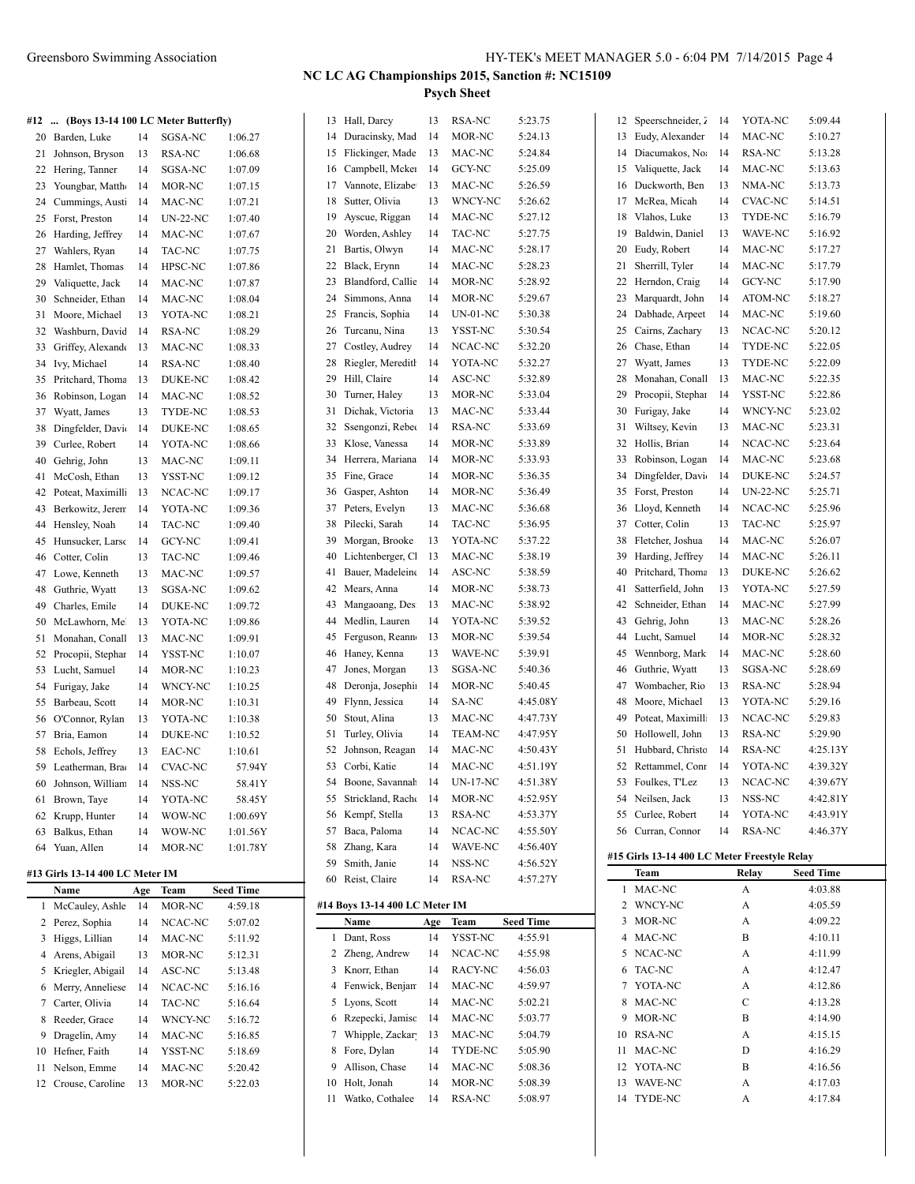# NC LC AG Championships 2015, Sanction #: NC15109

## Psych Sheet

### #12 ... (Boys 13-14 100 LC Meter Butterfly)

| | Name | Age | Team | Seed Time |
|---|---|---|---|---|
| 20 | Barden, Luke | 14 | SGSA-NC | 1:06.27 |
| 21 | Johnson, Bryson | 13 | RSA-NC | 1:06.68 |
| 22 | Hering, Tanner | 14 | SGSA-NC | 1:07.09 |
| 23 | Youngbar, Matth | 14 | MOR-NC | 1:07.15 |
| 24 | Cummings, Austi | 14 | MAC-NC | 1:07.21 |
| 25 | Forst, Preston | 14 | UN-22-NC | 1:07.40 |
| 26 | Harding, Jeffrey | 14 | MAC-NC | 1:07.67 |
| 27 | Wahlers, Ryan | 14 | TAC-NC | 1:07.75 |
| 28 | Hamlet, Thomas | 14 | HPSC-NC | 1:07.86 |
| 29 | Valiquette, Jack | 14 | MAC-NC | 1:07.87 |
| 30 | Schneider, Ethan | 14 | MAC-NC | 1:08.04 |
| 31 | Moore, Michael | 13 | YOTA-NC | 1:08.21 |
| 32 | Washburn, David | 14 | RSA-NC | 1:08.29 |
| 33 | Griffey, Alexande | 13 | MAC-NC | 1:08.33 |
| 34 | Ivy, Michael | 14 | RSA-NC | 1:08.40 |
| 35 | Pritchard, Thoma | 13 | DUKE-NC | 1:08.42 |
| 36 | Robinson, Logan | 14 | MAC-NC | 1:08.52 |
| 37 | Wyatt, James | 13 | TYDE-NC | 1:08.53 |
| 38 | Dingfelder, Davi | 14 | DUKE-NC | 1:08.65 |
| 39 | Curlee, Robert | 14 | YOTA-NC | 1:08.66 |
| 40 | Gehrig, John | 13 | MAC-NC | 1:09.11 |
| 41 | McCosh, Ethan | 13 | YSST-NC | 1:09.12 |
| 42 | Poteat, Maximilli | 13 | NCAC-NC | 1:09.17 |
| 43 | Berkowitz, Jerem | 14 | YOTA-NC | 1:09.36 |
| 44 | Hensley, Noah | 14 | TAC-NC | 1:09.40 |
| 45 | Hunsucker, Larso | 14 | GCY-NC | 1:09.41 |
| 46 | Cotter, Colin | 13 | TAC-NC | 1:09.46 |
| 47 | Lowe, Kenneth | 13 | MAC-NC | 1:09.57 |
| 48 | Guthrie, Wyatt | 13 | SGSA-NC | 1:09.62 |
| 49 | Charles, Emile | 14 | DUKE-NC | 1:09.72 |
| 50 | McLawhorn, Me | 13 | YOTA-NC | 1:09.86 |
| 51 | Monahan, Conall | 13 | MAC-NC | 1:09.91 |
| 52 | Procopii, Stephar | 14 | YSST-NC | 1:10.07 |
| 53 | Lucht, Samuel | 14 | MOR-NC | 1:10.23 |
| 54 | Furigay, Jake | 14 | WNCY-NC | 1:10.25 |
| 55 | Barbeau, Scott | 14 | MOR-NC | 1:10.31 |
| 56 | O'Connor, Rylan | 13 | YOTA-NC | 1:10.38 |
| 57 | Bria, Eamon | 14 | DUKE-NC | 1:10.52 |
| 58 | Echols, Jeffrey | 13 | EAC-NC | 1:10.61 |
| 59 | Leatherman, Bra | 14 | CVAC-NC | 57.94Y |
| 60 | Johnson, William | 14 | NSS-NC | 58.41Y |
| 61 | Brown, Taye | 14 | YOTA-NC | 58.45Y |
| 62 | Krupp, Hunter | 14 | WOW-NC | 1:00.69Y |
| 63 | Balkus, Ethan | 14 | WOW-NC | 1:01.56Y |
| 64 | Yuan, Allen | 14 | MOR-NC | 1:01.78Y |

### #13 Girls 13-14 400 LC Meter IM

| | Name | Age | Team | Seed Time |
|---|---|---|---|---|
| 1 | McCauley, Ashle | 14 | MOR-NC | 4:59.18 |
| 2 | Perez, Sophia | 14 | NCAC-NC | 5:07.02 |
| 3 | Higgs, Lillian | 14 | MAC-NC | 5:11.92 |
| 4 | Arens, Abigail | 13 | MOR-NC | 5:12.31 |
| 5 | Kriegler, Abigail | 14 | ASC-NC | 5:13.48 |
| 6 | Merry, Anneliese | 14 | NCAC-NC | 5:16.16 |
| 7 | Carter, Olivia | 14 | TAC-NC | 5:16.64 |
| 8 | Reeder, Grace | 14 | WNCY-NC | 5:16.72 |
| 9 | Dragelin, Amy | 14 | MAC-NC | 5:16.85 |
| 10 | Hefner, Faith | 14 | YSST-NC | 5:18.69 |
| 11 | Nelson, Emme | 14 | MAC-NC | 5:20.42 |
| 12 | Crouse, Caroline | 13 | MOR-NC | 5:22.03 |
| 13 | Hall, Darcy | 13 | RSA-NC | 5:23.75 |
| 14 | Duracinsky, Mad | 14 | MOR-NC | 5:24.13 |
| 15 | Flickinger, Made | 13 | MAC-NC | 5:24.84 |
| 16 | Campbell, Mcker | 14 | GCY-NC | 5:25.09 |
| 17 | Vannote, Elizabe | 13 | MAC-NC | 5:26.59 |
| 18 | Sutter, Olivia | 13 | WNCY-NC | 5:26.62 |
| 19 | Ayscue, Riggan | 14 | MAC-NC | 5:27.12 |
| 20 | Worden, Ashley | 14 | TAC-NC | 5:27.75 |
| 21 | Bartis, Olwyn | 14 | MAC-NC | 5:28.17 |
| 22 | Black, Erynn | 14 | MAC-NC | 5:28.23 |
| 23 | Blandford, Callie | 14 | MOR-NC | 5:28.92 |
| 24 | Simmons, Anna | 14 | MOR-NC | 5:29.67 |
| 25 | Francis, Sophia | 14 | UN-01-NC | 5:30.38 |
| 26 | Turcanu, Nina | 13 | YSST-NC | 5:30.54 |
| 27 | Costley, Audrey | 14 | NCAC-NC | 5:32.20 |
| 28 | Riegler, Meredith | 14 | YOTA-NC | 5:32.27 |
| 29 | Hill, Claire | 14 | ASC-NC | 5:32.89 |
| 30 | Turner, Haley | 13 | MOR-NC | 5:33.04 |
| 31 | Dichak, Victoria | 13 | MAC-NC | 5:33.44 |
| 32 | Ssengonzi, Rebec | 14 | RSA-NC | 5:33.69 |
| 33 | Klose, Vanessa | 14 | MOR-NC | 5:33.89 |
| 34 | Herrera, Mariana | 14 | MOR-NC | 5:33.93 |
| 35 | Fine, Grace | 14 | MOR-NC | 5:36.35 |
| 36 | Gasper, Ashton | 14 | MOR-NC | 5:36.49 |
| 37 | Peters, Evelyn | 13 | MAC-NC | 5:36.68 |
| 38 | Pilecki, Sarah | 14 | TAC-NC | 5:36.95 |
| 39 | Morgan, Brooke | 13 | YOTA-NC | 5:37.22 |
| 40 | Lichtenberger, Cl | 13 | MAC-NC | 5:38.19 |
| 41 | Bauer, Madeleine | 14 | ASC-NC | 5:38.59 |
| 42 | Mears, Anna | 14 | MOR-NC | 5:38.73 |
| 43 | Mangaoang, Des | 13 | MAC-NC | 5:38.92 |
| 44 | Medlin, Lauren | 14 | YOTA-NC | 5:39.52 |
| 45 | Ferguson, Reann | 13 | MOR-NC | 5:39.54 |
| 46 | Haney, Kenna | 13 | WAVE-NC | 5:39.91 |
| 47 | Jones, Morgan | 13 | SGSA-NC | 5:40.36 |
| 48 | Deronja, Josephi | 14 | MOR-NC | 5:40.45 |
| 49 | Flynn, Jessica | 14 | SA-NC | 4:45.08Y |
| 50 | Stout, Alina | 13 | MAC-NC | 4:47.73Y |
| 51 | Turley, Olivia | 14 | TEAM-NC | 4:47.95Y |
| 52 | Johnson, Reagan | 14 | MAC-NC | 4:50.43Y |
| 53 | Corbi, Katie | 14 | MAC-NC | 4:51.19Y |
| 54 | Boone, Savannah | 14 | UN-17-NC | 4:51.38Y |
| 55 | Strickland, Rach | 14 | MOR-NC | 4:52.95Y |
| 56 | Kempf, Stella | 13 | RSA-NC | 4:53.37Y |
| 57 | Baca, Paloma | 14 | NCAC-NC | 4:55.50Y |
| 58 | Zhang, Kara | 14 | WAVE-NC | 4:56.40Y |
| 59 | Smith, Janie | 14 | NSS-NC | 4:56.52Y |
| 60 | Reist, Claire | 14 | RSA-NC | 4:57.27Y |

### #14 Boys 13-14 400 LC Meter IM

| | Name | Age | Team | Seed Time |
|---|---|---|---|---|
| 1 | Dant, Ross | 14 | YSST-NC | 4:55.91 |
| 2 | Zheng, Andrew | 14 | NCAC-NC | 4:55.98 |
| 3 | Knorr, Ethan | 14 | RACY-NC | 4:56.03 |
| 4 | Fenwick, Benjam | 14 | MAC-NC | 4:59.97 |
| 5 | Lyons, Scott | 14 | MAC-NC | 5:02.21 |
| 6 | Rzepecki, Jamisc | 14 | MAC-NC | 5:03.77 |
| 7 | Whipple, Zackar | 13 | MAC-NC | 5:04.79 |
| 8 | Fore, Dylan | 14 | TYDE-NC | 5:05.90 |
| 9 | Allison, Chase | 14 | MAC-NC | 5:08.36 |
| 10 | Holt, Jonah | 14 | MOR-NC | 5:08.39 |
| 11 | Watko, Cothalee | 14 | RSA-NC | 5:08.97 |
| 12 | Speerschneider, Z | 14 | YOTA-NC | 5:09.44 |
| 13 | Eudy, Alexander | 14 | MAC-NC | 5:10.27 |
| 14 | Diacumakos, No | 14 | RSA-NC | 5:13.28 |
| 15 | Valiquette, Jack | 14 | MAC-NC | 5:13.63 |
| 16 | Duckworth, Ben | 13 | NMA-NC | 5:13.73 |
| 17 | McRea, Micah | 14 | CVAC-NC | 5:14.51 |
| 18 | Vlahos, Luke | 13 | TYDE-NC | 5:16.79 |
| 19 | Baldwin, Daniel | 13 | WAVE-NC | 5:16.92 |
| 20 | Eudy, Robert | 14 | MAC-NC | 5:17.27 |
| 21 | Sherrill, Tyler | 14 | MAC-NC | 5:17.79 |
| 22 | Herndon, Craig | 14 | GCY-NC | 5:17.90 |
| 23 | Marquardt, John | 14 | ATOM-NC | 5:18.27 |
| 24 | Dabhade, Arpeet | 14 | MAC-NC | 5:19.60 |
| 25 | Cairns, Zachary | 13 | NCAC-NC | 5:20.12 |
| 26 | Chase, Ethan | 14 | TYDE-NC | 5:22.05 |
| 27 | Wyatt, James | 13 | TYDE-NC | 5:22.09 |
| 28 | Monahan, Conall | 13 | MAC-NC | 5:22.35 |
| 29 | Procopii, Stephar | 14 | YSST-NC | 5:22.86 |
| 30 | Furigay, Jake | 14 | WNCY-NC | 5:23.02 |
| 31 | Wiltsey, Kevin | 13 | MAC-NC | 5:23.31 |
| 32 | Hollis, Brian | 14 | NCAC-NC | 5:23.64 |
| 33 | Robinson, Logan | 14 | MAC-NC | 5:23.68 |
| 34 | Dingfelder, Davi | 14 | DUKE-NC | 5:24.57 |
| 35 | Forst, Preston | 14 | UN-22-NC | 5:25.71 |
| 36 | Lloyd, Kenneth | 14 | NCAC-NC | 5:25.96 |
| 37 | Cotter, Colin | 13 | TAC-NC | 5:25.97 |
| 38 | Fletcher, Joshua | 14 | MAC-NC | 5:26.07 |
| 39 | Harding, Jeffrey | 14 | MAC-NC | 5:26.11 |
| 40 | Pritchard, Thoma | 13 | DUKE-NC | 5:26.62 |
| 41 | Satterfield, John | 13 | YOTA-NC | 5:27.59 |
| 42 | Schneider, Ethan | 14 | MAC-NC | 5:27.99 |
| 43 | Gehrig, John | 13 | MAC-NC | 5:28.26 |
| 44 | Lucht, Samuel | 14 | MOR-NC | 5:28.32 |
| 45 | Wennborg, Mark | 14 | MAC-NC | 5:28.60 |
| 46 | Guthrie, Wyatt | 13 | SGSA-NC | 5:28.69 |
| 47 | Wombacher, Rio | 13 | RSA-NC | 5:28.94 |
| 48 | Moore, Michael | 13 | YOTA-NC | 5:29.16 |
| 49 | Poteat, Maximilli | 13 | NCAC-NC | 5:29.83 |
| 50 | Hollowell, John | 13 | RSA-NC | 5:29.90 |
| 51 | Hubbard, Christo | 14 | RSA-NC | 4:25.13Y |
| 52 | Rettammel, Conr | 14 | YOTA-NC | 4:39.32Y |
| 53 | Foulkes, T'Lez | 13 | NCAC-NC | 4:39.67Y |
| 54 | Neilsen, Jack | 13 | NSS-NC | 4:42.81Y |
| 55 | Curlee, Robert | 14 | YOTA-NC | 4:43.91Y |
| 56 | Curran, Connor | 14 | RSA-NC | 4:46.37Y |

### #15 Girls 13-14 400 LC Meter Freestyle Relay

| | Team | Relay | Seed Time |
|---|---|---|---|
| 1 | MAC-NC | A | 4:03.88 |
| 2 | WNCY-NC | A | 4:05.59 |
| 3 | MOR-NC | A | 4:09.22 |
| 4 | MAC-NC | B | 4:10.11 |
| 5 | NCAC-NC | A | 4:11.99 |
| 6 | TAC-NC | A | 4:12.47 |
| 7 | YOTA-NC | A | 4:12.86 |
| 8 | MAC-NC | C | 4:13.28 |
| 9 | MOR-NC | B | 4:14.90 |
| 10 | RSA-NC | A | 4:15.15 |
| 11 | MAC-NC | D | 4:16.29 |
| 12 | YOTA-NC | B | 4:16.56 |
| 13 | WAVE-NC | A | 4:17.03 |
| 14 | TYDE-NC | A | 4:17.84 |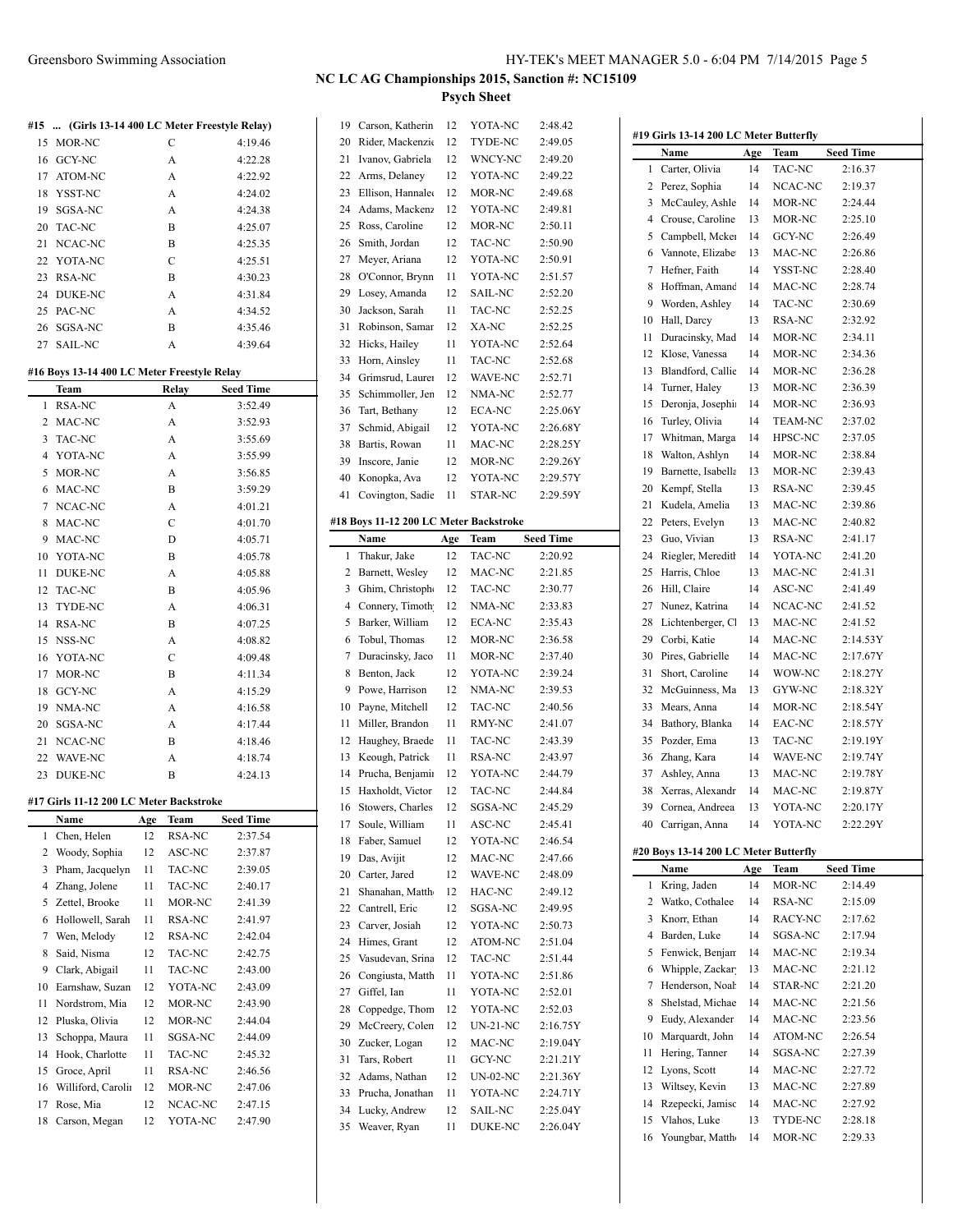# NC LC AG Championships 2015, Sanction #: NC15109

## Psych Sheet

### #15 ... (Girls 13-14 400 LC Meter Freestyle Relay)

| | Team | Relay | Seed Time |
|---|---|---|---|
| 15 | MOR-NC | C | 4:19.46 |
| 16 | GCY-NC | A | 4:22.28 |
| 17 | ATOM-NC | A | 4:22.92 |
| 18 | YSST-NC | A | 4:24.02 |
| 19 | SGSA-NC | A | 4:24.38 |
| 20 | TAC-NC | B | 4:25.07 |
| 21 | NCAC-NC | B | 4:25.35 |
| 22 | YOTA-NC | C | 4:25.51 |
| 23 | RSA-NC | B | 4:30.23 |
| 24 | DUKE-NC | A | 4:31.84 |
| 25 | PAC-NC | A | 4:34.52 |
| 26 | SGSA-NC | B | 4:35.46 |
| 27 | SAIL-NC | A | 4:39.64 |

### #16 Boys 13-14 400 LC Meter Freestyle Relay

| | Team | Relay | Seed Time |
|---|---|---|---|
| 1 | RSA-NC | A | 3:52.49 |
| 2 | MAC-NC | A | 3:52.93 |
| 3 | TAC-NC | A | 3:55.69 |
| 4 | YOTA-NC | A | 3:55.99 |
| 5 | MOR-NC | A | 3:56.85 |
| 6 | MAC-NC | B | 3:59.29 |
| 7 | NCAC-NC | A | 4:01.21 |
| 8 | MAC-NC | C | 4:01.70 |
| 9 | MAC-NC | D | 4:05.71 |
| 10 | YOTA-NC | B | 4:05.78 |
| 11 | DUKE-NC | A | 4:05.88 |
| 12 | TAC-NC | B | 4:05.96 |
| 13 | TYDE-NC | A | 4:06.31 |
| 14 | RSA-NC | B | 4:07.25 |
| 15 | NSS-NC | A | 4:08.82 |
| 16 | YOTA-NC | C | 4:09.48 |
| 17 | MOR-NC | B | 4:11.34 |
| 18 | GCY-NC | A | 4:15.29 |
| 19 | NMA-NC | A | 4:16.58 |
| 20 | SGSA-NC | A | 4:17.44 |
| 21 | NCAC-NC | B | 4:18.46 |
| 22 | WAVE-NC | A | 4:18.74 |
| 23 | DUKE-NC | B | 4:24.13 |

### #17 Girls 11-12 200 LC Meter Backstroke

| | Name | Age | Team | Seed Time |
|---|---|---|---|---|
| 1 | Chen, Helen | 12 | RSA-NC | 2:37.54 |
| 2 | Woody, Sophia | 12 | ASC-NC | 2:37.87 |
| 3 | Pham, Jacquelyn | 11 | TAC-NC | 2:39.05 |
| 4 | Zhang, Jolene | 11 | TAC-NC | 2:40.17 |
| 5 | Zettel, Brooke | 11 | MOR-NC | 2:41.39 |
| 6 | Hollowell, Sarah | 11 | RSA-NC | 2:41.97 |
| 7 | Wen, Melody | 12 | RSA-NC | 2:42.04 |
| 8 | Said, Nisma | 12 | TAC-NC | 2:42.75 |
| 9 | Clark, Abigail | 11 | TAC-NC | 2:43.00 |
| 10 | Earnshaw, Suzan | 12 | YOTA-NC | 2:43.09 |
| 11 | Nordstrom, Mia | 12 | MOR-NC | 2:43.90 |
| 12 | Pluska, Olivia | 12 | MOR-NC | 2:44.04 |
| 13 | Schoppa, Maura | 11 | SGSA-NC | 2:44.09 |
| 14 | Hook, Charlotte | 11 | TAC-NC | 2:45.32 |
| 15 | Groce, April | 11 | RSA-NC | 2:46.56 |
| 16 | Williford, Carolin | 12 | MOR-NC | 2:47.06 |
| 17 | Rose, Mia | 12 | NCAC-NC | 2:47.15 |
| 18 | Carson, Megan | 12 | YOTA-NC | 2:47.90 |
| 19 | Carson, Katherin | 12 | YOTA-NC | 2:48.42 |
| 20 | Rider, Mackenzie | 12 | TYDE-NC | 2:49.05 |
| 21 | Ivanov, Gabriela | 12 | WNCY-NC | 2:49.20 |
| 22 | Arms, Delaney | 12 | YOTA-NC | 2:49.22 |
| 23 | Ellison, Hannaleo | 12 | MOR-NC | 2:49.68 |
| 24 | Adams, Mackenz | 12 | YOTA-NC | 2:49.81 |
| 25 | Ross, Caroline | 12 | MOR-NC | 2:50.11 |
| 26 | Smith, Jordan | 12 | TAC-NC | 2:50.90 |
| 27 | Meyer, Ariana | 12 | YOTA-NC | 2:50.91 |
| 28 | O'Connor, Brynn | 11 | YOTA-NC | 2:51.57 |
| 29 | Losey, Amanda | 12 | SAIL-NC | 2:52.20 |
| 30 | Jackson, Sarah | 11 | TAC-NC | 2:52.25 |
| 31 | Robinson, Samar | 12 | XA-NC | 2:52.25 |
| 32 | Hicks, Hailey | 11 | YOTA-NC | 2:52.64 |
| 33 | Horn, Ainsley | 11 | TAC-NC | 2:52.68 |
| 34 | Grimsrud, Lauren | 12 | WAVE-NC | 2:52.71 |
| 35 | Schimmoller, Jen | 12 | NMA-NC | 2:52.77 |
| 36 | Tart, Bethany | 12 | ECA-NC | 2:25.06Y |
| 37 | Schmid, Abigail | 12 | YOTA-NC | 2:26.68Y |
| 38 | Bartis, Rowan | 11 | MAC-NC | 2:28.25Y |
| 39 | Inscore, Janie | 12 | MOR-NC | 2:29.26Y |
| 40 | Konopka, Ava | 12 | YOTA-NC | 2:29.57Y |
| 41 | Covington, Sadie | 11 | STAR-NC | 2:29.59Y |

### #18 Boys 11-12 200 LC Meter Backstroke

| | Name | Age | Team | Seed Time |
|---|---|---|---|---|
| 1 | Thakur, Jake | 12 | TAC-NC | 2:20.92 |
| 2 | Barnett, Wesley | 12 | MAC-NC | 2:21.85 |
| 3 | Ghim, Christophe | 12 | TAC-NC | 2:30.77 |
| 4 | Connery, Timothy | 12 | NMA-NC | 2:33.83 |
| 5 | Barker, William | 12 | ECA-NC | 2:35.43 |
| 6 | Tobul, Thomas | 12 | MOR-NC | 2:36.58 |
| 7 | Duracinsky, Jaco | 11 | MOR-NC | 2:37.40 |
| 8 | Benton, Jack | 12 | YOTA-NC | 2:39.24 |
| 9 | Powe, Harrison | 12 | NMA-NC | 2:39.53 |
| 10 | Payne, Mitchell | 12 | TAC-NC | 2:40.56 |
| 11 | Miller, Brandon | 11 | RMY-NC | 2:41.07 |
| 12 | Haughey, Braede | 11 | TAC-NC | 2:43.39 |
| 13 | Keough, Patrick | 11 | RSA-NC | 2:43.97 |
| 14 | Prucha, Benjamin | 12 | YOTA-NC | 2:44.79 |
| 15 | Haxholdt, Victor | 12 | TAC-NC | 2:44.84 |
| 16 | Stowers, Charles | 12 | SGSA-NC | 2:45.29 |
| 17 | Soule, William | 11 | ASC-NC | 2:45.41 |
| 18 | Faber, Samuel | 12 | YOTA-NC | 2:46.54 |
| 19 | Das, Avijit | 12 | MAC-NC | 2:47.66 |
| 20 | Carter, Jared | 12 | WAVE-NC | 2:48.09 |
| 21 | Shanahan, Matth | 12 | HAC-NC | 2:49.12 |
| 22 | Cantrell, Eric | 12 | SGSA-NC | 2:49.95 |
| 23 | Carver, Josiah | 12 | YOTA-NC | 2:50.73 |
| 24 | Himes, Grant | 12 | ATOM-NC | 2:51.04 |
| 25 | Vasudevan, Srina | 12 | TAC-NC | 2:51.44 |
| 26 | Congiusta, Matth | 11 | YOTA-NC | 2:51.86 |
| 27 | Giffel, Ian | 11 | YOTA-NC | 2:52.01 |
| 28 | Coppedge, Thom | 12 | YOTA-NC | 2:52.03 |
| 29 | McCreery, Colen | 12 | UN-21-NC | 2:16.75Y |
| 30 | Zucker, Logan | 12 | MAC-NC | 2:19.04Y |
| 31 | Tars, Robert | 11 | GCY-NC | 2:21.21Y |
| 32 | Adams, Nathan | 12 | UN-02-NC | 2:21.36Y |
| 33 | Prucha, Jonathan | 11 | YOTA-NC | 2:24.71Y |
| 34 | Lucky, Andrew | 12 | SAIL-NC | 2:25.04Y |
| 35 | Weaver, Ryan | 11 | DUKE-NC | 2:26.04Y |

### #19 Girls 13-14 200 LC Meter Butterfly

| | Name | Age | Team | Seed Time |
|---|---|---|---|---|
| 1 | Carter, Olivia | 14 | TAC-NC | 2:16.37 |
| 2 | Perez, Sophia | 14 | NCAC-NC | 2:19.37 |
| 3 | McCauley, Ashle | 14 | MOR-NC | 2:24.44 |
| 4 | Crouse, Caroline | 13 | MOR-NC | 2:25.10 |
| 5 | Campbell, Mcken | 14 | GCY-NC | 2:26.49 |
| 6 | Vannote, Elizabe | 13 | MAC-NC | 2:26.86 |
| 7 | Hefner, Faith | 14 | YSST-NC | 2:28.40 |
| 8 | Hoffman, Amand | 14 | MAC-NC | 2:28.74 |
| 9 | Worden, Ashley | 14 | TAC-NC | 2:30.69 |
| 10 | Hall, Darcy | 13 | RSA-NC | 2:32.92 |
| 11 | Duracinsky, Mad | 14 | MOR-NC | 2:34.11 |
| 12 | Klose, Vanessa | 14 | MOR-NC | 2:34.36 |
| 13 | Blandford, Callie | 14 | MOR-NC | 2:36.28 |
| 14 | Turner, Haley | 13 | MOR-NC | 2:36.39 |
| 15 | Deronja, Josephi | 14 | MOR-NC | 2:36.93 |
| 16 | Turley, Olivia | 14 | TEAM-NC | 2:37.02 |
| 17 | Whitman, Marga | 14 | HPSC-NC | 2:37.05 |
| 18 | Walton, Ashlyn | 14 | MOR-NC | 2:38.84 |
| 19 | Barnette, Isabella | 13 | MOR-NC | 2:39.43 |
| 20 | Kempf, Stella | 13 | RSA-NC | 2:39.45 |
| 21 | Kudela, Amelia | 13 | MAC-NC | 2:39.86 |
| 22 | Peters, Evelyn | 13 | MAC-NC | 2:40.82 |
| 23 | Guo, Vivian | 13 | RSA-NC | 2:41.17 |
| 24 | Riegler, Meredith | 14 | YOTA-NC | 2:41.20 |
| 25 | Harris, Chloe | 13 | MAC-NC | 2:41.31 |
| 26 | Hill, Claire | 14 | ASC-NC | 2:41.49 |
| 27 | Nunez, Katrina | 14 | NCAC-NC | 2:41.52 |
| 28 | Lichtenberger, Cl | 13 | MAC-NC | 2:41.52 |
| 29 | Corbi, Katie | 14 | MAC-NC | 2:14.53Y |
| 30 | Pires, Gabrielle | 14 | MAC-NC | 2:17.67Y |
| 31 | Short, Caroline | 14 | WOW-NC | 2:18.27Y |
| 32 | McGuinness, Ma | 13 | GYW-NC | 2:18.32Y |
| 33 | Mears, Anna | 14 | MOR-NC | 2:18.54Y |
| 34 | Bathory, Blanka | 14 | EAC-NC | 2:18.57Y |
| 35 | Pozder, Ema | 13 | TAC-NC | 2:19.19Y |
| 36 | Zhang, Kara | 14 | WAVE-NC | 2:19.74Y |
| 37 | Ashley, Anna | 13 | MAC-NC | 2:19.78Y |
| 38 | Xerras, Alexandr | 14 | MAC-NC | 2:19.87Y |
| 39 | Cornea, Andreea | 13 | YOTA-NC | 2:20.17Y |
| 40 | Carrigan, Anna | 14 | YOTA-NC | 2:22.29Y |

### #20 Boys 13-14 200 LC Meter Butterfly

| | Name | Age | Team | Seed Time |
|---|---|---|---|---|
| 1 | Kring, Jaden | 14 | MOR-NC | 2:14.49 |
| 2 | Watko, Cothalee | 14 | RSA-NC | 2:15.09 |
| 3 | Knorr, Ethan | 14 | RACY-NC | 2:17.62 |
| 4 | Barden, Luke | 14 | SGSA-NC | 2:17.94 |
| 5 | Fenwick, Benjam | 14 | MAC-NC | 2:19.34 |
| 6 | Whipple, Zackar | 13 | MAC-NC | 2:21.12 |
| 7 | Henderson, Noah | 14 | STAR-NC | 2:21.20 |
| 8 | Shelstad, Michae | 14 | MAC-NC | 2:21.56 |
| 9 | Eudy, Alexander | 14 | MAC-NC | 2:23.56 |
| 10 | Marquardt, John | 14 | ATOM-NC | 2:26.54 |
| 11 | Hering, Tanner | 14 | SGSA-NC | 2:27.39 |
| 12 | Lyons, Scott | 14 | MAC-NC | 2:27.72 |
| 13 | Wiltsey, Kevin | 13 | MAC-NC | 2:27.89 |
| 14 | Rzepecki, Jamisc | 14 | MAC-NC | 2:27.92 |
| 15 | Vlahos, Luke | 13 | TYDE-NC | 2:28.18 |
| 16 | Youngbar, Matthe | 14 | MOR-NC | 2:29.33 |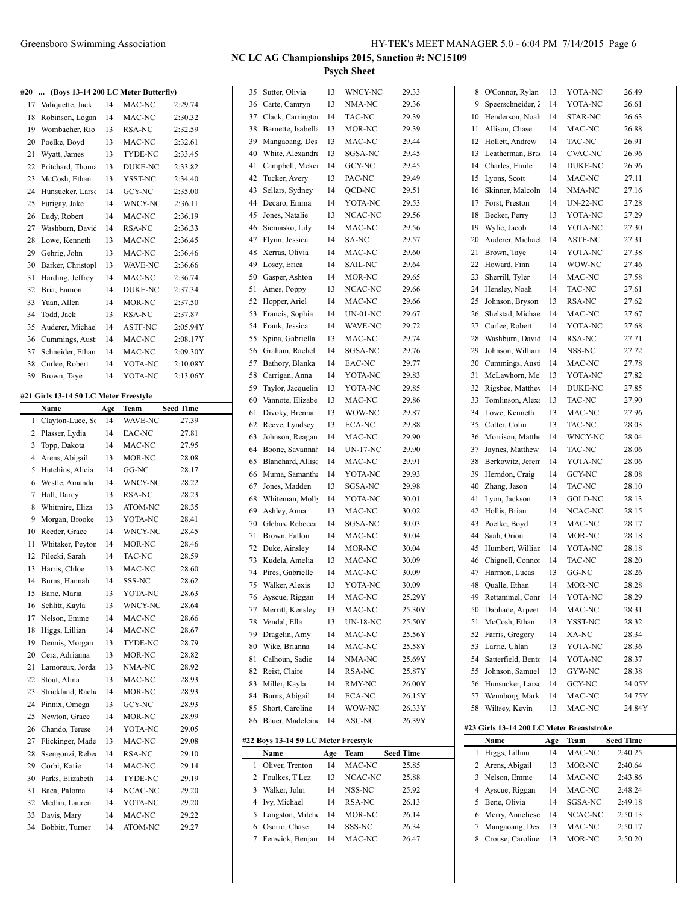## NC LC AG Championships 2015, Sanction #: NC15109

### Psych Sheet

#### #20 ... (Boys 13-14 200 LC Meter Butterfly)

| | Name | Age | Team | Seed Time |
|---|---|---|---|---|
| 17 | Valiquette, Jack | 14 | MAC-NC | 2:29.74 |
| 18 | Robinson, Logan | 14 | MAC-NC | 2:30.32 |
| 19 | Wombacher, Rio | 13 | RSA-NC | 2:32.59 |
| 20 | Poelke, Boyd | 13 | MAC-NC | 2:32.61 |
| 21 | Wyatt, James | 13 | TYDE-NC | 2:33.45 |
| 22 | Pritchard, Thoma | 13 | DUKE-NC | 2:33.82 |
| 23 | McCosh, Ethan | 13 | YSST-NC | 2:34.40 |
| 24 | Hunsucker, Larsc | 14 | GCY-NC | 2:35.00 |
| 25 | Furigay, Jake | 14 | WNCY-NC | 2:36.11 |
| 26 | Eudy, Robert | 14 | MAC-NC | 2:36.19 |
| 27 | Washburn, David | 14 | RSA-NC | 2:36.33 |
| 28 | Lowe, Kenneth | 13 | MAC-NC | 2:36.45 |
| 29 | Gehrig, John | 13 | MAC-NC | 2:36.46 |
| 30 | Barker, Christopl | 13 | WAVE-NC | 2:36.66 |
| 31 | Harding, Jeffrey | 14 | MAC-NC | 2:36.74 |
| 32 | Bria, Eamon | 14 | DUKE-NC | 2:37.34 |
| 33 | Yuan, Allen | 14 | MOR-NC | 2:37.50 |
| 34 | Todd, Jack | 13 | RSA-NC | 2:37.87 |
| 35 | Auderer, Michael | 14 | ASTF-NC | 2:05.94Y |
| 36 | Cummings, Austi | 14 | MAC-NC | 2:08.17Y |
| 37 | Schneider, Ethan | 14 | MAC-NC | 2:09.30Y |
| 38 | Curlee, Robert | 14 | YOTA-NC | 2:10.08Y |
| 39 | Brown, Taye | 14 | YOTA-NC | 2:13.06Y |

#### #21 Girls 13-14 50 LC Meter Freestyle

| | Name | Age | Team | Seed Time |
|---|---|---|---|---|
| 1 | Clayton-Luce, Sc | 14 | WAVE-NC | 27.39 |
| 2 | Plasser, Lydia | 14 | EAC-NC | 27.81 |
| 3 | Topp, Dakota | 14 | MAC-NC | 27.95 |
| 4 | Arens, Abigail | 13 | MOR-NC | 28.08 |
| 5 | Hutchins, Alicia | 14 | GG-NC | 28.17 |
| 6 | Westle, Amanda | 14 | WNCY-NC | 28.22 |
| 7 | Hall, Darcy | 13 | RSA-NC | 28.23 |
| 8 | Whitmire, Eliza | 13 | ATOM-NC | 28.35 |
| 9 | Morgan, Brooke | 13 | YOTA-NC | 28.41 |
| 10 | Reeder, Grace | 14 | WNCY-NC | 28.45 |
| 11 | Whitaker, Peyton | 14 | MOR-NC | 28.46 |
| 12 | Pilecki, Sarah | 14 | TAC-NC | 28.59 |
| 13 | Harris, Chloe | 13 | MAC-NC | 28.60 |
| 14 | Burns, Hannah | 14 | SSS-NC | 28.62 |
| 15 | Baric, Maria | 13 | YOTA-NC | 28.63 |
| 16 | Schlitt, Kayla | 13 | WNCY-NC | 28.64 |
| 17 | Nelson, Emme | 14 | MAC-NC | 28.66 |
| 18 | Higgs, Lillian | 14 | MAC-NC | 28.67 |
| 19 | Dennis, Morgan | 13 | TYDE-NC | 28.79 |
| 20 | Cera, Adrianna | 13 | MOR-NC | 28.82 |
| 21 | Lamoreux, Jordai | 13 | NMA-NC | 28.92 |
| 22 | Stout, Alina | 13 | MAC-NC | 28.93 |
| 23 | Strickland, Rache | 14 | MOR-NC | 28.93 |
| 24 | Pinnix, Omega | 13 | GCY-NC | 28.93 |
| 25 | Newton, Grace | 14 | MOR-NC | 28.99 |
| 26 | Chando, Terese | 14 | YOTA-NC | 29.05 |
| 27 | Flickinger, Made | 13 | MAC-NC | 29.08 |
| 28 | Ssengonzi, Rebec | 14 | RSA-NC | 29.10 |
| 29 | Corbi, Katie | 14 | MAC-NC | 29.14 |
| 30 | Parks, Elizabeth | 14 | TYDE-NC | 29.19 |
| 31 | Baca, Paloma | 14 | NCAC-NC | 29.20 |
| 32 | Medlin, Lauren | 14 | YOTA-NC | 29.20 |
| 33 | Davis, Mary | 14 | MAC-NC | 29.22 |
| 34 | Bobbitt, Turner | 14 | ATOM-NC | 29.27 |
| 35 | Sutter, Olivia | 13 | WNCY-NC | 29.33 |
| 36 | Carte, Camryn | 13 | NMA-NC | 29.36 |
| 37 | Clack, Carringtor | 14 | TAC-NC | 29.39 |
| 38 | Barnette, Isabella | 13 | MOR-NC | 29.39 |
| 39 | Mangaoang, Des | 13 | MAC-NC | 29.44 |
| 40 | White, Alexandra | 13 | SGSA-NC | 29.45 |
| 41 | Campbell, Mcker | 14 | GCY-NC | 29.45 |
| 42 | Tucker, Avery | 13 | PAC-NC | 29.49 |
| 43 | Sellars, Sydney | 14 | QCD-NC | 29.51 |
| 44 | Decaro, Emma | 14 | YOTA-NC | 29.53 |
| 45 | Jones, Natalie | 13 | NCAC-NC | 29.56 |
| 46 | Siemasko, Lily | 14 | MAC-NC | 29.56 |
| 47 | Flynn, Jessica | 14 | SA-NC | 29.57 |
| 48 | Xerras, Olivia | 14 | MAC-NC | 29.60 |
| 49 | Losey, Erica | 14 | SAIL-NC | 29.64 |
| 50 | Gasper, Ashton | 14 | MOR-NC | 29.65 |
| 51 | Ames, Poppy | 13 | NCAC-NC | 29.66 |
| 52 | Hopper, Ariel | 14 | MAC-NC | 29.66 |
| 53 | Francis, Sophia | 14 | UN-01-NC | 29.67 |
| 54 | Frank, Jessica | 14 | WAVE-NC | 29.72 |
| 55 | Spina, Gabriella | 13 | MAC-NC | 29.74 |
| 56 | Graham, Rachel | 14 | SGSA-NC | 29.76 |
| 57 | Bathory, Blanka | 14 | EAC-NC | 29.77 |
| 58 | Carrigan, Anna | 14 | YOTA-NC | 29.83 |
| 59 | Taylor, Jacquelin | 13 | YOTA-NC | 29.85 |
| 60 | Vannote, Elizabe | 13 | MAC-NC | 29.86 |
| 61 | Divoky, Brenna | 13 | WOW-NC | 29.87 |
| 62 | Reeve, Lyndsey | 13 | ECA-NC | 29.88 |
| 63 | Johnson, Reagan | 14 | MAC-NC | 29.90 |
| 64 | Boone, Savannah | 14 | UN-17-NC | 29.90 |
| 65 | Blanchard, Allisc | 14 | MAC-NC | 29.91 |
| 66 | Muma, Samantha | 14 | YOTA-NC | 29.93 |
| 67 | Jones, Madden | 13 | SGSA-NC | 29.98 |
| 68 | Whiteman, Molly | 14 | YOTA-NC | 30.01 |
| 69 | Ashley, Anna | 13 | MAC-NC | 30.02 |
| 70 | Glebus, Rebecca | 14 | SGSA-NC | 30.03 |
| 71 | Brown, Fallon | 14 | MAC-NC | 30.04 |
| 72 | Duke, Ainsley | 14 | MOR-NC | 30.04 |
| 73 | Kudela, Amelia | 13 | MAC-NC | 30.09 |
| 74 | Pires, Gabrielle | 14 | MAC-NC | 30.09 |
| 75 | Walker, Alexis | 13 | YOTA-NC | 30.09 |
| 76 | Ayscue, Riggan | 14 | MAC-NC | 25.29Y |
| 77 | Merritt, Kensley | 13 | MAC-NC | 25.30Y |
| 78 | Vendal, Ella | 13 | UN-18-NC | 25.50Y |
| 79 | Dragelin, Amy | 14 | MAC-NC | 25.56Y |
| 80 | Wike, Brianna | 14 | MAC-NC | 25.58Y |
| 81 | Calhoun, Sadie | 14 | NMA-NC | 25.69Y |
| 82 | Reist, Claire | 14 | RSA-NC | 25.87Y |
| 83 | Miller, Kayla | 14 | RMY-NC | 26.00Y |
| 84 | Burns, Abigail | 14 | ECA-NC | 26.15Y |
| 85 | Short, Caroline | 14 | WOW-NC | 26.33Y |
| 86 | Bauer, Madeleine | 14 | ASC-NC | 26.39Y |

#### #22 Boys 13-14 50 LC Meter Freestyle

| | Name | Age | Team | Seed Time |
|---|---|---|---|---|
| 1 | Oliver, Trenton | 14 | MAC-NC | 25.85 |
| 2 | Foulkes, T'Lez | 13 | NCAC-NC | 25.88 |
| 3 | Walker, John | 14 | NSS-NC | 25.92 |
| 4 | Ivy, Michael | 14 | RSA-NC | 26.13 |
| 5 | Langston, Mitche | 14 | MOR-NC | 26.14 |
| 6 | Osorio, Chase | 14 | SSS-NC | 26.34 |
| 7 | Fenwick, Benjam | 14 | MAC-NC | 26.47 |
| 8 | O'Connor, Rylan | 13 | YOTA-NC | 26.49 |
| 9 | Speerschneider, Z | 14 | YOTA-NC | 26.61 |
| 10 | Henderson, Noah | 14 | STAR-NC | 26.63 |
| 11 | Allison, Chase | 14 | MAC-NC | 26.88 |
| 12 | Hollett, Andrew | 14 | TAC-NC | 26.91 |
| 13 | Leatherman, Brad | 14 | CVAC-NC | 26.96 |
| 14 | Charles, Emile | 14 | DUKE-NC | 26.96 |
| 15 | Lyons, Scott | 14 | MAC-NC | 27.11 |
| 16 | Skinner, Malcoln | 14 | NMA-NC | 27.16 |
| 17 | Forst, Preston | 14 | UN-22-NC | 27.28 |
| 18 | Becker, Perry | 13 | YOTA-NC | 27.29 |
| 19 | Wylie, Jacob | 14 | YOTA-NC | 27.30 |
| 20 | Auderer, Michael | 14 | ASTF-NC | 27.31 |
| 21 | Brown, Taye | 14 | YOTA-NC | 27.38 |
| 22 | Howard, Finn | 14 | WOW-NC | 27.46 |
| 23 | Sherrill, Tyler | 14 | MAC-NC | 27.58 |
| 24 | Hensley, Noah | 14 | TAC-NC | 27.61 |
| 25 | Johnson, Bryson | 13 | RSA-NC | 27.62 |
| 26 | Shelstad, Michae | 14 | MAC-NC | 27.67 |
| 27 | Curlee, Robert | 14 | YOTA-NC | 27.68 |
| 28 | Washburn, David | 14 | RSA-NC | 27.71 |
| 29 | Johnson, William | 14 | NSS-NC | 27.72 |
| 30 | Cummings, Austi | 14 | MAC-NC | 27.78 |
| 31 | McLawhorn, Me | 13 | YOTA-NC | 27.82 |
| 32 | Rigsbee, Matthew | 14 | DUKE-NC | 27.85 |
| 33 | Tomlinson, Alexa | 13 | TAC-NC | 27.90 |
| 34 | Lowe, Kenneth | 13 | MAC-NC | 27.96 |
| 35 | Cotter, Colin | 13 | TAC-NC | 28.03 |
| 36 | Morrison, Matthe | 14 | WNCY-NC | 28.04 |
| 37 | Jaynes, Matthew | 14 | TAC-NC | 28.06 |
| 38 | Berkowitz, Jerem | 14 | YOTA-NC | 28.06 |
| 39 | Herndon, Craig | 14 | GCY-NC | 28.08 |
| 40 | Zhang, Jason | 14 | TAC-NC | 28.10 |
| 41 | Lyon, Jackson | 13 | GOLD-NC | 28.13 |
| 42 | Hollis, Brian | 14 | NCAC-NC | 28.15 |
| 43 | Poelke, Boyd | 13 | MAC-NC | 28.17 |
| 44 | Saah, Orion | 14 | MOR-NC | 28.18 |
| 45 | Humbert, Williar | 14 | YOTA-NC | 28.18 |
| 46 | Chignell, Connor | 14 | TAC-NC | 28.20 |
| 47 | Harmon, Lucas | 13 | GG-NC | 28.26 |
| 48 | Qualle, Ethan | 14 | MOR-NC | 28.28 |
| 49 | Rettammel, Conr | 14 | YOTA-NC | 28.29 |
| 50 | Dabhade, Arpeet | 14 | MAC-NC | 28.31 |
| 51 | McCosh, Ethan | 13 | YSST-NC | 28.32 |
| 52 | Farris, Gregory | 14 | XA-NC | 28.34 |
| 53 | Larrie, Uhlan | 13 | YOTA-NC | 28.36 |
| 54 | Satterfield, Bentc | 14 | YOTA-NC | 28.37 |
| 55 | Johnson, Samuel | 13 | GYW-NC | 28.38 |
| 56 | Hunsucker, Larsc | 14 | GCY-NC | 24.05Y |
| 57 | Wennborg, Mark | 14 | MAC-NC | 24.75Y |
| 58 | Wiltsey, Kevin | 13 | MAC-NC | 24.84Y |

#### #23 Girls 13-14 200 LC Meter Breaststroke

| | Name | Age | Team | Seed Time |
|---|---|---|---|---|
| 1 | Higgs, Lillian | 14 | MAC-NC | 2:40.25 |
| 2 | Arens, Abigail | 13 | MOR-NC | 2:40.64 |
| 3 | Nelson, Emme | 14 | MAC-NC | 2:43.86 |
| 4 | Ayscue, Riggan | 14 | MAC-NC | 2:48.24 |
| 5 | Bene, Olivia | 14 | SGSA-NC | 2:49.18 |
| 6 | Merry, Anneliese | 14 | NCAC-NC | 2:50.13 |
| 7 | Mangaoang, Des | 13 | MAC-NC | 2:50.17 |
| 8 | Crouse, Caroline | 13 | MOR-NC | 2:50.20 |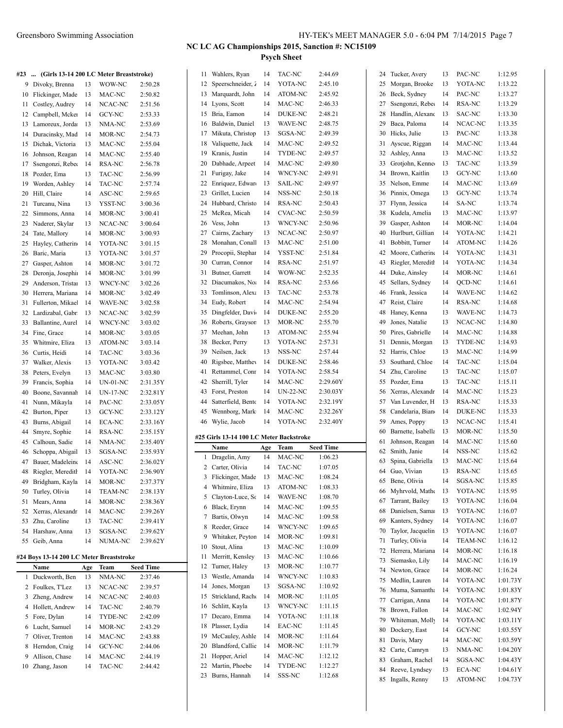## NC LC AG Championships 2015, Sanction #: NC15109

### Psych Sheet

#### #23 ... (Girls 13-14 200 LC Meter Breaststroke)

| | Name | Age | Team | Seed Time |
|---|---|---|---|---|
| 9 | Divoky, Brenna | 13 | WOW-NC | 2:50.28 |
| 10 | Flickinger, Made | 13 | MAC-NC | 2:50.82 |
| 11 | Costley, Audrey | 14 | NCAC-NC | 2:51.56 |
| 12 | Campbell, Mcker | 14 | GCY-NC | 2:53.33 |
| 13 | Lamoreux, Jorda | 13 | NMA-NC | 2:53.69 |
| 14 | Duracinsky, Mad | 14 | MOR-NC | 2:54.73 |
| 15 | Dichak, Victoria | 13 | MAC-NC | 2:55.04 |
| 16 | Johnson, Reagan | 14 | MAC-NC | 2:55.40 |
| 17 | Ssengonzi, Rebec | 14 | RSA-NC | 2:56.78 |
| 18 | Pozder, Ema | 13 | TAC-NC | 2:56.99 |
| 19 | Worden, Ashley | 14 | TAC-NC | 2:57.74 |
| 20 | Hill, Claire | 14 | ASC-NC | 2:59.65 |
| 21 | Turcanu, Nina | 13 | YSST-NC | 3:00.36 |
| 22 | Simmons, Anna | 14 | MOR-NC | 3:00.41 |
| 23 | Naderer, Skylar | 13 | NCAC-NC | 3:00.64 |
| 24 | Tate, Mallory | 14 | MOR-NC | 3:00.93 |
| 25 | Hayley, Catherin | 14 | YOTA-NC | 3:01.15 |
| 26 | Baric, Maria | 13 | YOTA-NC | 3:01.57 |
| 27 | Gasper, Ashton | 14 | MOR-NC | 3:01.72 |
| 28 | Deronja, Josephi | 14 | MOR-NC | 3:01.99 |
| 29 | Anderson, Tristar | 13 | WNCY-NC | 3:02.26 |
| 30 | Herrera, Mariana | 14 | MOR-NC | 3:02.49 |
| 31 | Fullerton, Mikael | 14 | WAVE-NC | 3:02.58 |
| 32 | Lardizabal, Gabr | 13 | NCAC-NC | 3:02.59 |
| 33 | Ballantine, Aurel | 14 | WNCY-NC | 3:03.02 |
| 34 | Fine, Grace | 14 | MOR-NC | 3:03.05 |
| 35 | Whitmire, Eliza | 13 | ATOM-NC | 3:03.14 |
| 36 | Curtis, Heidi | 14 | TAC-NC | 3:03.36 |
| 37 | Walker, Alexis | 13 | YOTA-NC | 3:03.42 |
| 38 | Peters, Evelyn | 13 | MAC-NC | 3:03.80 |
| 39 | Francis, Sophia | 14 | UN-01-NC | 2:31.35Y |
| 40 | Boone, Savannah | 14 | UN-17-NC | 2:32.81Y |
| 41 | Nunn, Mikayla | 14 | PAC-NC | 2:33.05Y |
| 42 | Burton, Piper | 13 | GCY-NC | 2:33.12Y |
| 43 | Burns, Abigail | 14 | ECA-NC | 2:33.16Y |
| 44 | Smyre, Sophie | 14 | RSA-NC | 2:35.15Y |
| 45 | Calhoun, Sadie | 14 | NMA-NC | 2:35.40Y |
| 46 | Schoppa, Abigail | 13 | SGSA-NC | 2:35.93Y |
| 47 | Bauer, Madeleine | 14 | ASC-NC | 2:36.02Y |
| 48 | Riegler, Meredith | 14 | YOTA-NC | 2:36.90Y |
| 49 | Bridgham, Kayla | 14 | MOR-NC | 2:37.37Y |
| 50 | Turley, Olivia | 14 | TEAM-NC | 2:38.13Y |
| 51 | Mears, Anna | 14 | MOR-NC | 2:38.36Y |
| 52 | Xerras, Alexandr | 14 | MAC-NC | 2:39.26Y |
| 53 | Zhu, Caroline | 13 | TAC-NC | 2:39.41Y |
| 54 | Harshaw, Anna | 13 | SGSA-NC | 2:39.62Y |
| 55 | Geib, Anna | 14 | NUMA-NC | 2:39.62Y |

#### #24 Boys 13-14 200 LC Meter Breaststroke

| | Name | Age | Team | Seed Time |
|---|---|---|---|---|
| 1 | Duckworth, Ben | 13 | NMA-NC | 2:37.46 |
| 2 | Foulkes, T'Lez | 13 | NCAC-NC | 2:39.57 |
| 3 | Zheng, Andrew | 14 | NCAC-NC | 2:40.03 |
| 4 | Hollett, Andrew | 14 | TAC-NC | 2:40.79 |
| 5 | Fore, Dylan | 14 | TYDE-NC | 2:42.09 |
| 6 | Lucht, Samuel | 14 | MOR-NC | 2:43.29 |
| 7 | Oliver, Trenton | 14 | MAC-NC | 2:43.88 |
| 8 | Herndon, Craig | 14 | GCY-NC | 2:44.06 |
| 9 | Allison, Chase | 14 | MAC-NC | 2:44.19 |
| 10 | Zhang, Jason | 14 | TAC-NC | 2:44.42 |
| 11 | Wahlers, Ryan | 14 | TAC-NC | 2:44.69 |
| 12 | Speerschneider, Z | 14 | YOTA-NC | 2:45.10 |
| 13 | Marquardt, John | 14 | ATOM-NC | 2:45.92 |
| 14 | Lyons, Scott | 14 | MAC-NC | 2:46.33 |
| 15 | Bria, Eamon | 14 | DUKE-NC | 2:48.21 |
| 16 | Baldwin, Daniel | 13 | WAVE-NC | 2:48.75 |
| 17 | Mikuta, Christop | 13 | SGSA-NC | 2:49.39 |
| 18 | Valiquette, Jack | 14 | MAC-NC | 2:49.52 |
| 19 | Kranis, Justin | 14 | TYDE-NC | 2:49.57 |
| 20 | Dabhade, Arpeet | 14 | MAC-NC | 2:49.80 |
| 21 | Furigay, Jake | 14 | WNCY-NC | 2:49.91 |
| 22 | Enriquez, Edwar | 13 | SAIL-NC | 2:49.97 |
| 23 | Grillet, Lucien | 14 | NSS-NC | 2:50.18 |
| 24 | Hubbard, Christo | 14 | RSA-NC | 2:50.43 |
| 25 | McRea, Micah | 14 | CVAC-NC | 2:50.59 |
| 26 | Vess, John | 13 | WNCY-NC | 2:50.96 |
| 27 | Cairns, Zachary | 13 | NCAC-NC | 2:50.97 |
| 28 | Monahan, Conall | 13 | MAC-NC | 2:51.00 |
| 29 | Procopii, Stephar | 14 | YSST-NC | 2:51.84 |
| 30 | Curran, Connor | 14 | RSA-NC | 2:51.97 |
| 31 | Butner, Garrett | 14 | WOW-NC | 2:52.35 |
| 32 | Diacumakos, Noa | 14 | RSA-NC | 2:53.66 |
| 33 | Tomlinson, Alexa | 13 | TAC-NC | 2:53.78 |
| 34 | Eudy, Robert | 14 | MAC-NC | 2:54.94 |
| 35 | Dingfelder, Davi | 14 | DUKE-NC | 2:55.20 |
| 36 | Roberts, Grayson | 13 | MOR-NC | 2:55.70 |
| 37 | Meehan, John | 13 | ATOM-NC | 2:55.94 |
| 38 | Becker, Perry | 13 | YOTA-NC | 2:57.31 |
| 39 | Neilsen, Jack | 13 | NSS-NC | 2:57.44 |
| 40 | Rigsbee, Matthev | 14 | DUKE-NC | 2:58.46 |
| 41 | Rettammel, Conr | 14 | YOTA-NC | 2:58.54 |
| 42 | Sherrill, Tyler | 14 | MAC-NC | 2:29.60Y |
| 43 | Forst, Preston | 14 | UN-22-NC | 2:30.03Y |
| 44 | Satterfield, Bentc | 14 | YOTA-NC | 2:32.19Y |
| 45 | Wennborg, Mark | 14 | MAC-NC | 2:32.26Y |
| 46 | Wylie, Jacob | 14 | YOTA-NC | 2:32.40Y |

#### #25 Girls 13-14 100 LC Meter Backstroke

| | Name | Age | Team | Seed Time |
|---|---|---|---|---|
| 1 | Dragelin, Amy | 14 | MAC-NC | 1:06.23 |
| 2 | Carter, Olivia | 14 | TAC-NC | 1:07.05 |
| 3 | Flickinger, Made | 13 | MAC-NC | 1:08.24 |
| 4 | Whitmire, Eliza | 13 | ATOM-NC | 1:08.33 |
| 5 | Clayton-Luce, Sc | 14 | WAVE-NC | 1:08.70 |
| 6 | Black, Erynn | 14 | MAC-NC | 1:09.55 |
| 7 | Bartis, Olwyn | 14 | MAC-NC | 1:09.58 |
| 8 | Reeder, Grace | 14 | WNCY-NC | 1:09.65 |
| 9 | Whitaker, Peyton | 14 | MOR-NC | 1:09.81 |
| 10 | Stout, Alina | 13 | MAC-NC | 1:10.09 |
| 11 | Merritt, Kensley | 13 | MAC-NC | 1:10.66 |
| 12 | Turner, Haley | 13 | MOR-NC | 1:10.77 |
| 13 | Westle, Amanda | 14 | WNCY-NC | 1:10.83 |
| 14 | Jones, Morgan | 13 | SGSA-NC | 1:10.92 |
| 15 | Strickland, Rache | 14 | MOR-NC | 1:11.05 |
| 16 | Schlitt, Kayla | 13 | WNCY-NC | 1:11.15 |
| 17 | Decaro, Emma | 14 | YOTA-NC | 1:11.18 |
| 18 | Plasser, Lydia | 14 | EAC-NC | 1:11.45 |
| 19 | McCauley, Ashle | 14 | MOR-NC | 1:11.64 |
| 20 | Blandford, Callie | 14 | MOR-NC | 1:11.79 |
| 21 | Hopper, Ariel | 14 | MAC-NC | 1:12.12 |
| 22 | Martin, Phoebe | 14 | TYDE-NC | 1:12.27 |
| 23 | Burns, Hannah | 14 | SSS-NC | 1:12.68 |
| 24 | Tucker, Avery | 13 | PAC-NC | 1:12.95 |
| 25 | Morgan, Brooke | 13 | YOTA-NC | 1:13.22 |
| 26 | Beck, Sydney | 14 | PAC-NC | 1:13.27 |
| 27 | Ssengonzi, Rebec | 14 | RSA-NC | 1:13.29 |
| 28 | Handlin, Alexanc | 13 | SAC-NC | 1:13.30 |
| 29 | Baca, Paloma | 14 | NCAC-NC | 1:13.35 |
| 30 | Hicks, Julie | 13 | PAC-NC | 1:13.38 |
| 31 | Ayscue, Riggan | 14 | MAC-NC | 1:13.44 |
| 32 | Ashley, Anna | 13 | MAC-NC | 1:13.52 |
| 33 | Grotjohn, Kenne | 13 | TAC-NC | 1:13.59 |
| 34 | Brown, Kaitlin | 13 | GCY-NC | 1:13.60 |
| 35 | Nelson, Emme | 14 | MAC-NC | 1:13.69 |
| 36 | Pinnix, Omega | 13 | GCY-NC | 1:13.74 |
| 37 | Flynn, Jessica | 14 | SA-NC | 1:13.74 |
| 38 | Kudela, Amelia | 13 | MAC-NC | 1:13.97 |
| 39 | Gasper, Ashton | 14 | MOR-NC | 1:14.04 |
| 40 | Hurlburt, Gillian | 14 | YOTA-NC | 1:14.21 |
| 41 | Bobbitt, Turner | 14 | ATOM-NC | 1:14.26 |
| 42 | Moore, Catherine | 14 | YOTA-NC | 1:14.31 |
| 43 | Riegler, Meredith | 14 | YOTA-NC | 1:14.34 |
| 44 | Duke, Ainsley | 14 | MOR-NC | 1:14.61 |
| 45 | Sellars, Sydney | 14 | QCD-NC | 1:14.61 |
| 46 | Frank, Jessica | 14 | WAVE-NC | 1:14.62 |
| 47 | Reist, Claire | 14 | RSA-NC | 1:14.68 |
| 48 | Haney, Kenna | 13 | WAVE-NC | 1:14.73 |
| 49 | Jones, Natalie | 13 | NCAC-NC | 1:14.80 |
| 50 | Pires, Gabrielle | 14 | MAC-NC | 1:14.88 |
| 51 | Dennis, Morgan | 13 | TYDE-NC | 1:14.93 |
| 52 | Harris, Chloe | 13 | MAC-NC | 1:14.99 |
| 53 | Southard, Chloe | 14 | TAC-NC | 1:15.04 |
| 54 | Zhu, Caroline | 13 | TAC-NC | 1:15.07 |
| 55 | Pozder, Ema | 13 | TAC-NC | 1:15.11 |
| 56 | Xerras, Alexandr | 14 | MAC-NC | 1:15.23 |
| 57 | Van Luvender, H | 13 | RSA-NC | 1:15.33 |
| 58 | Candelaria, Bian | 14 | DUKE-NC | 1:15.33 |
| 59 | Ames, Poppy | 13 | NCAC-NC | 1:15.41 |
| 60 | Barnette, Isabella | 13 | MOR-NC | 1:15.50 |
| 61 | Johnson, Reagan | 14 | MAC-NC | 1:15.60 |
| 62 | Smith, Janie | 14 | NSS-NC | 1:15.62 |
| 63 | Spina, Gabriella | 13 | MAC-NC | 1:15.64 |
| 64 | Guo, Vivian | 13 | RSA-NC | 1:15.65 |
| 65 | Bene, Olivia | 14 | SGSA-NC | 1:15.85 |
| 66 | Myhrvold, Mathe | 13 | YOTA-NC | 1:15.95 |
| 67 | Tarrant, Bailey | 13 | YOTA-NC | 1:16.04 |
| 68 | Danielsen, Samai | 13 | YOTA-NC | 1:16.07 |
| 69 | Kanters, Sydney | 14 | YOTA-NC | 1:16.07 |
| 70 | Taylor, Jacquelin | 13 | YOTA-NC | 1:16.07 |
| 71 | Turley, Olivia | 14 | TEAM-NC | 1:16.12 |
| 72 | Herrera, Mariana | 14 | MOR-NC | 1:16.18 |
| 73 | Siemasko, Lily | 14 | MAC-NC | 1:16.19 |
| 74 | Newton, Grace | 14 | MOR-NC | 1:16.24 |
| 75 | Medlin, Lauren | 14 | YOTA-NC | 1:01.73Y |
| 76 | Muma, Samantha | 14 | YOTA-NC | 1:01.83Y |
| 77 | Carrigan, Anna | 14 | YOTA-NC | 1:01.87Y |
| 78 | Brown, Fallon | 14 | MAC-NC | 1:02.94Y |
| 79 | Whiteman, Molly | 14 | YOTA-NC | 1:03.11Y |
| 80 | Dockery, East | 14 | GCY-NC | 1:03.55Y |
| 81 | Davis, Mary | 14 | MAC-NC | 1:03.59Y |
| 82 | Carte, Camryn | 13 | NMA-NC | 1:04.20Y |
| 83 | Graham, Rachel | 14 | SGSA-NC | 1:04.43Y |
| 84 | Reeve, Lyndsey | 13 | ECA-NC | 1:04.61Y |
| 85 | Ingalls, Renny | 13 | ATOM-NC | 1:04.73Y |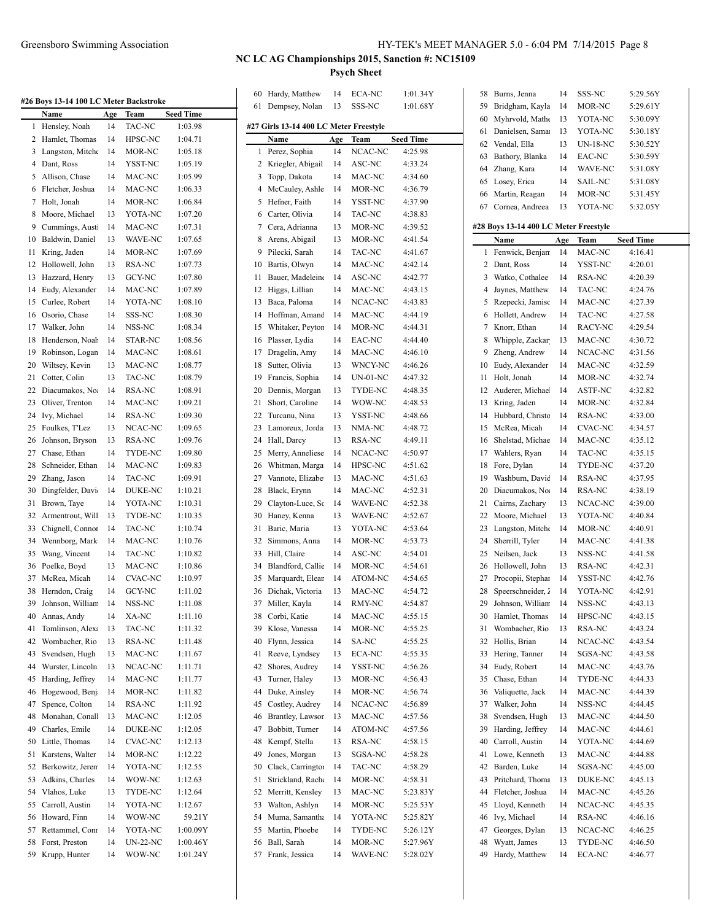## NC LC AG Championships 2015, Sanction #: NC15109

### Psych Sheet

#### #26 Boys 13-14 100 LC Meter Backstroke

| | Name | Age | Team | Seed Time |
|---|---|---|---|---|
| 1 | Hensley, Noah | 14 | TAC-NC | 1:03.98 |
| 2 | Hamlet, Thomas | 14 | HPSC-NC | 1:04.71 |
| 3 | Langston, Mitche | 14 | MOR-NC | 1:05.18 |
| 4 | Dant, Ross | 14 | YSST-NC | 1:05.19 |
| 5 | Allison, Chase | 14 | MAC-NC | 1:05.99 |
| 6 | Fletcher, Joshua | 14 | MAC-NC | 1:06.33 |
| 7 | Holt, Jonah | 14 | MOR-NC | 1:06.84 |
| 8 | Moore, Michael | 13 | YOTA-NC | 1:07.20 |
| 9 | Cummings, Austi | 14 | MAC-NC | 1:07.31 |
| 10 | Baldwin, Daniel | 13 | WAVE-NC | 1:07.65 |
| 11 | Kring, Jaden | 14 | MOR-NC | 1:07.69 |
| 12 | Hollowell, John | 13 | RSA-NC | 1:07.73 |
| 13 | Hazzard, Henry | 13 | GCY-NC | 1:07.80 |
| 14 | Eudy, Alexander | 14 | MAC-NC | 1:07.89 |
| 15 | Curlee, Robert | 14 | YOTA-NC | 1:08.10 |
| 16 | Osorio, Chase | 14 | SSS-NC | 1:08.30 |
| 17 | Walker, John | 14 | NSS-NC | 1:08.34 |
| 18 | Henderson, Noah | 14 | STAR-NC | 1:08.56 |
| 19 | Robinson, Logan | 14 | MAC-NC | 1:08.61 |
| 20 | Wiltsey, Kevin | 13 | MAC-NC | 1:08.77 |
| 21 | Cotter, Colin | 13 | TAC-NC | 1:08.79 |
| 22 | Diacumakos, Noa | 14 | RSA-NC | 1:08.91 |
| 23 | Oliver, Trenton | 14 | MAC-NC | 1:09.21 |
| 24 | Ivy, Michael | 14 | RSA-NC | 1:09.30 |
| 25 | Foulkes, T'Lez | 13 | NCAC-NC | 1:09.65 |
| 26 | Johnson, Bryson | 13 | RSA-NC | 1:09.76 |
| 27 | Chase, Ethan | 14 | TYDE-NC | 1:09.80 |
| 28 | Schneider, Ethan | 14 | MAC-NC | 1:09.83 |
| 29 | Zhang, Jason | 14 | TAC-NC | 1:09.91 |
| 30 | Dingfelder, David | 14 | DUKE-NC | 1:10.21 |
| 31 | Brown, Taye | 14 | YOTA-NC | 1:10.31 |
| 32 | Armentrout, Will | 13 | TYDE-NC | 1:10.35 |
| 33 | Chignell, Connor | 14 | TAC-NC | 1:10.74 |
| 34 | Wennborg, Mark | 14 | MAC-NC | 1:10.76 |
| 35 | Wang, Vincent | 14 | TAC-NC | 1:10.82 |
| 36 | Poelke, Boyd | 13 | MAC-NC | 1:10.86 |
| 37 | McRea, Micah | 14 | CVAC-NC | 1:10.97 |
| 38 | Herndon, Craig | 14 | GCY-NC | 1:11.02 |
| 39 | Johnson, William | 14 | NSS-NC | 1:11.08 |
| 40 | Annas, Andy | 14 | XA-NC | 1:11.10 |
| 41 | Tomlinson, Alexa | 13 | TAC-NC | 1:11.32 |
| 42 | Wombacher, Rio | 13 | RSA-NC | 1:11.48 |
| 43 | Svendsen, Hugh | 13 | MAC-NC | 1:11.67 |
| 44 | Wurster, Lincoln | 13 | NCAC-NC | 1:11.71 |
| 45 | Harding, Jeffrey | 14 | MAC-NC | 1:11.77 |
| 46 | Hogewood, Benja | 14 | MOR-NC | 1:11.82 |
| 47 | Spence, Colton | 14 | RSA-NC | 1:11.92 |
| 48 | Monahan, Conall | 13 | MAC-NC | 1:12.05 |
| 49 | Charles, Emile | 14 | DUKE-NC | 1:12.05 |
| 50 | Little, Thomas | 14 | CVAC-NC | 1:12.13 |
| 51 | Karstens, Walter | 14 | MOR-NC | 1:12.22 |
| 52 | Berkowitz, Jerem | 14 | YOTA-NC | 1:12.55 |
| 53 | Adkins, Charles | 14 | WOW-NC | 1:12.63 |
| 54 | Vlahos, Luke | 13 | TYDE-NC | 1:12.64 |
| 55 | Carroll, Austin | 14 | YOTA-NC | 1:12.67 |
| 56 | Howard, Finn | 14 | WOW-NC | 59.21Y |
| 57 | Rettammel, Conr | 14 | YOTA-NC | 1:00.09Y |
| 58 | Forst, Preston | 14 | UN-22-NC | 1:00.46Y |
| 59 | Krupp, Hunter | 14 | WOW-NC | 1:01.24Y |
| 60 | Hardy, Matthew | 14 | ECA-NC | 1:01.34Y |
| 61 | Dempsey, Nolan | 13 | SSS-NC | 1:01.68Y |

#### #27 Girls 13-14 400 LC Meter Freestyle

| | Name | Age | Team | Seed Time |
|---|---|---|---|---|
| 1 | Perez, Sophia | 14 | NCAC-NC | 4:25.98 |
| 2 | Kriegler, Abigail | 14 | ASC-NC | 4:33.24 |
| 3 | Topp, Dakota | 14 | MAC-NC | 4:34.60 |
| 4 | McCauley, Ashle | 14 | MOR-NC | 4:36.79 |
| 5 | Hefner, Faith | 14 | YSST-NC | 4:37.90 |
| 6 | Carter, Olivia | 14 | TAC-NC | 4:38.83 |
| 7 | Cera, Adrianna | 13 | MOR-NC | 4:39.52 |
| 8 | Arens, Abigail | 13 | MOR-NC | 4:41.54 |
| 9 | Pilecki, Sarah | 14 | TAC-NC | 4:41.67 |
| 10 | Bartis, Olwyn | 14 | MAC-NC | 4:42.14 |
| 11 | Bauer, Madeleine | 14 | ASC-NC | 4:42.77 |
| 12 | Higgs, Lillian | 14 | MAC-NC | 4:43.15 |
| 13 | Baca, Paloma | 14 | NCAC-NC | 4:43.83 |
| 14 | Hoffman, Amand | 14 | MAC-NC | 4:44.19 |
| 15 | Whitaker, Peyton | 14 | MOR-NC | 4:44.31 |
| 16 | Plasser, Lydia | 14 | EAC-NC | 4:44.40 |
| 17 | Dragelin, Amy | 14 | MAC-NC | 4:46.10 |
| 18 | Sutter, Olivia | 13 | WNCY-NC | 4:46.26 |
| 19 | Francis, Sophia | 14 | UN-01-NC | 4:47.32 |
| 20 | Dennis, Morgan | 13 | TYDE-NC | 4:48.35 |
| 21 | Short, Caroline | 14 | WOW-NC | 4:48.53 |
| 22 | Turcanu, Nina | 13 | YSST-NC | 4:48.66 |
| 23 | Lamoreux, Jorda | 13 | NMA-NC | 4:48.72 |
| 24 | Hall, Darcy | 13 | RSA-NC | 4:49.11 |
| 25 | Merry, Anneliese | 14 | NCAC-NC | 4:50.97 |
| 26 | Whitman, Marga | 14 | HPSC-NC | 4:51.62 |
| 27 | Vannote, Elizabe | 13 | MAC-NC | 4:51.63 |
| 28 | Black, Erynn | 14 | MAC-NC | 4:52.31 |
| 29 | Clayton-Luce, Sc | 14 | WAVE-NC | 4:52.38 |
| 30 | Haney, Kenna | 13 | WAVE-NC | 4:52.67 |
| 31 | Baric, Maria | 13 | YOTA-NC | 4:53.64 |
| 32 | Simmons, Anna | 14 | MOR-NC | 4:53.73 |
| 33 | Hill, Claire | 14 | ASC-NC | 4:54.01 |
| 34 | Blandford, Callie | 14 | MOR-NC | 4:54.61 |
| 35 | Marquardt, Elean | 14 | ATOM-NC | 4:54.65 |
| 36 | Dichak, Victoria | 13 | MAC-NC | 4:54.72 |
| 37 | Miller, Kayla | 14 | RMY-NC | 4:54.87 |
| 38 | Corbi, Katie | 14 | MAC-NC | 4:55.15 |
| 39 | Klose, Vanessa | 14 | MOR-NC | 4:55.25 |
| 40 | Flynn, Jessica | 14 | SA-NC | 4:55.25 |
| 41 | Reeve, Lyndsey | 13 | ECA-NC | 4:55.35 |
| 42 | Shores, Audrey | 14 | YSST-NC | 4:56.26 |
| 43 | Turner, Haley | 13 | MOR-NC | 4:56.43 |
| 44 | Duke, Ainsley | 14 | MOR-NC | 4:56.74 |
| 45 | Costley, Audrey | 14 | NCAC-NC | 4:56.89 |
| 46 | Brantley, Lawson | 13 | MAC-NC | 4:57.56 |
| 47 | Bobbitt, Turner | 14 | ATOM-NC | 4:57.56 |
| 48 | Kempf, Stella | 13 | RSA-NC | 4:58.15 |
| 49 | Jones, Morgan | 13 | SGSA-NC | 4:58.28 |
| 50 | Clack, Carrington | 14 | TAC-NC | 4:58.29 |
| 51 | Strickland, Rache | 14 | MOR-NC | 4:58.31 |
| 52 | Merritt, Kensley | 13 | MAC-NC | 5:23.83Y |
| 53 | Walton, Ashlyn | 14 | MOR-NC | 5:25.53Y |
| 54 | Muma, Samantha | 14 | YOTA-NC | 5:25.82Y |
| 55 | Martin, Phoebe | 14 | TYDE-NC | 5:26.12Y |
| 56 | Ball, Sarah | 14 | MOR-NC | 5:27.96Y |
| 57 | Frank, Jessica | 14 | WAVE-NC | 5:28.02Y |
| 58 | Burns, Jenna | 14 | SSS-NC | 5:29.56Y |
| 59 | Bridgham, Kayla | 14 | MOR-NC | 5:29.61Y |
| 60 | Myhrvold, Mathe | 13 | YOTA-NC | 5:30.09Y |
| 61 | Danielsen, Samai | 13 | YOTA-NC | 5:30.18Y |
| 62 | Vendal, Ella | 13 | UN-18-NC | 5:30.52Y |
| 63 | Bathory, Blanka | 14 | EAC-NC | 5:30.59Y |
| 64 | Zhang, Kara | 14 | WAVE-NC | 5:31.08Y |
| 65 | Losey, Erica | 14 | SAIL-NC | 5:31.08Y |
| 66 | Martin, Reagan | 14 | MOR-NC | 5:31.45Y |
| 67 | Cornea, Andreea | 13 | YOTA-NC | 5:32.05Y |

#### #28 Boys 13-14 400 LC Meter Freestyle

| | Name | Age | Team | Seed Time |
|---|---|---|---|---|
| 1 | Fenwick, Benjam | 14 | MAC-NC | 4:16.41 |
| 2 | Dant, Ross | 14 | YSST-NC | 4:20.01 |
| 3 | Watko, Cothalee | 14 | RSA-NC | 4:20.39 |
| 4 | Jaynes, Matthew | 14 | TAC-NC | 4:24.76 |
| 5 | Rzepecki, Jamisc | 14 | MAC-NC | 4:27.39 |
| 6 | Hollett, Andrew | 14 | TAC-NC | 4:27.58 |
| 7 | Knorr, Ethan | 14 | RACY-NC | 4:29.54 |
| 8 | Whipple, Zackar | 13 | MAC-NC | 4:30.72 |
| 9 | Zheng, Andrew | 14 | NCAC-NC | 4:31.56 |
| 10 | Eudy, Alexander | 14 | MAC-NC | 4:32.59 |
| 11 | Holt, Jonah | 14 | MOR-NC | 4:32.74 |
| 12 | Auderer, Michael | 14 | ASTF-NC | 4:32.82 |
| 13 | Kring, Jaden | 14 | MOR-NC | 4:32.84 |
| 14 | Hubbard, Christo | 14 | RSA-NC | 4:33.00 |
| 15 | McRea, Micah | 14 | CVAC-NC | 4:34.57 |
| 16 | Shelstad, Michae | 14 | MAC-NC | 4:35.12 |
| 17 | Wahlers, Ryan | 14 | TAC-NC | 4:35.15 |
| 18 | Fore, Dylan | 14 | TYDE-NC | 4:37.20 |
| 19 | Washburn, David | 14 | RSA-NC | 4:37.95 |
| 20 | Diacumakos, Noa | 14 | RSA-NC | 4:38.19 |
| 21 | Cairns, Zachary | 13 | NCAC-NC | 4:39.00 |
| 22 | Moore, Michael | 13 | YOTA-NC | 4:40.84 |
| 23 | Langston, Mitche | 14 | MOR-NC | 4:40.91 |
| 24 | Sherrill, Tyler | 14 | MAC-NC | 4:41.38 |
| 25 | Neilsen, Jack | 13 | NSS-NC | 4:41.58 |
| 26 | Hollowell, John | 13 | RSA-NC | 4:42.31 |
| 27 | Procopii, Stephar | 14 | YSST-NC | 4:42.76 |
| 28 | Speerschneider, Z | 14 | YOTA-NC | 4:42.91 |
| 29 | Johnson, William | 14 | NSS-NC | 4:43.13 |
| 30 | Hamlet, Thomas | 14 | HPSC-NC | 4:43.15 |
| 31 | Wombacher, Rio | 13 | RSA-NC | 4:43.24 |
| 32 | Hollis, Brian | 14 | NCAC-NC | 4:43.54 |
| 33 | Hering, Tanner | 14 | SGSA-NC | 4:43.58 |
| 34 | Eudy, Robert | 14 | MAC-NC | 4:43.76 |
| 35 | Chase, Ethan | 14 | TYDE-NC | 4:44.33 |
| 36 | Valiquette, Jack | 14 | MAC-NC | 4:44.39 |
| 37 | Walker, John | 14 | NSS-NC | 4:44.45 |
| 38 | Svendsen, Hugh | 13 | MAC-NC | 4:44.50 |
| 39 | Harding, Jeffrey | 14 | MAC-NC | 4:44.61 |
| 40 | Carroll, Austin | 14 | YOTA-NC | 4:44.69 |
| 41 | Lowe, Kenneth | 13 | MAC-NC | 4:44.88 |
| 42 | Barden, Luke | 14 | SGSA-NC | 4:45.00 |
| 43 | Pritchard, Thoma | 13 | DUKE-NC | 4:45.13 |
| 44 | Fletcher, Joshua | 14 | MAC-NC | 4:45.26 |
| 45 | Lloyd, Kenneth | 14 | NCAC-NC | 4:45.35 |
| 46 | Ivy, Michael | 14 | RSA-NC | 4:46.16 |
| 47 | Georges, Dylan | 13 | NCAC-NC | 4:46.25 |
| 48 | Wyatt, James | 13 | TYDE-NC | 4:46.50 |
| 49 | Hardy, Matthew | 14 | ECA-NC | 4:46.77 |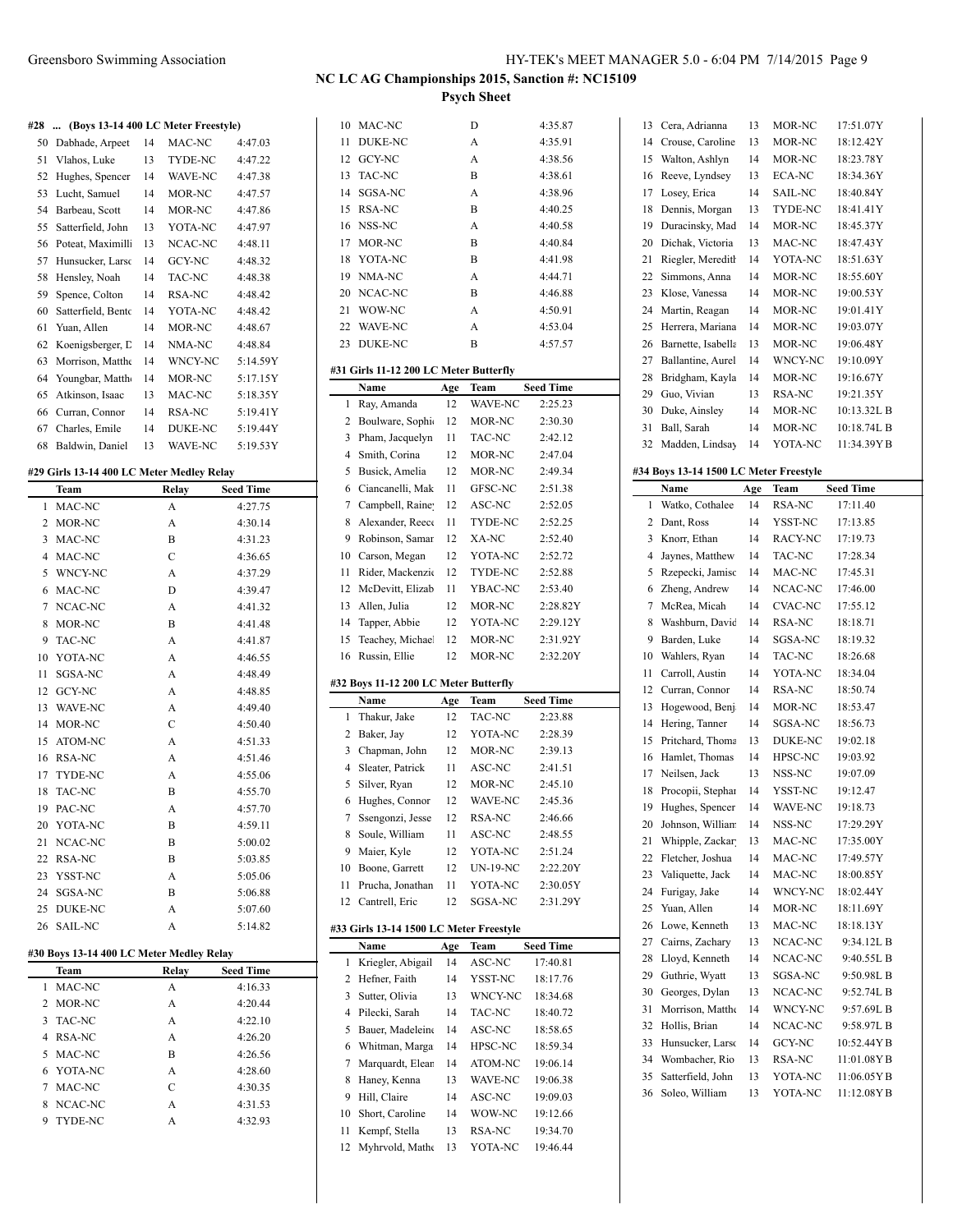## NC LC AG Championships 2015, Sanction #: NC15109

### Psych Sheet

#### #28 ... (Boys 13-14 400 LC Meter Freestyle)

| | Name | Age | Team | Seed Time |
|---|---|---|---|---|
| 50 | Dabhade, Arpeet | 14 | MAC-NC | 4:47.03 |
| 51 | Vlahos, Luke | 13 | TYDE-NC | 4:47.22 |
| 52 | Hughes, Spencer | 14 | WAVE-NC | 4:47.38 |
| 53 | Lucht, Samuel | 14 | MOR-NC | 4:47.57 |
| 54 | Barbeau, Scott | 14 | MOR-NC | 4:47.86 |
| 55 | Satterfield, John | 13 | YOTA-NC | 4:47.97 |
| 56 | Poteat, Maximilli | 13 | NCAC-NC | 4:48.11 |
| 57 | Hunsucker, Larsc | 14 | GCY-NC | 4:48.32 |
| 58 | Hensley, Noah | 14 | TAC-NC | 4:48.38 |
| 59 | Spence, Colton | 14 | RSA-NC | 4:48.42 |
| 60 | Satterfield, Bentc | 14 | YOTA-NC | 4:48.42 |
| 61 | Yuan, Allen | 14 | MOR-NC | 4:48.67 |
| 62 | Koenigsberger, D | 14 | NMA-NC | 4:48.84 |
| 63 | Morrison, Matthe | 14 | WNCY-NC | 5:14.59Y |
| 64 | Youngbar, Matthe | 14 | MOR-NC | 5:17.15Y |
| 65 | Atkinson, Isaac | 13 | MAC-NC | 5:18.35Y |
| 66 | Curran, Connor | 14 | RSA-NC | 5:19.41Y |
| 67 | Charles, Emile | 14 | DUKE-NC | 5:19.44Y |
| 68 | Baldwin, Daniel | 13 | WAVE-NC | 5:19.53Y |

#### #29 Girls 13-14 400 LC Meter Medley Relay

| | Team | Relay | Seed Time |
|---|---|---|---|
| 1 | MAC-NC | A | 4:27.75 |
| 2 | MOR-NC | A | 4:30.14 |
| 3 | MAC-NC | B | 4:31.23 |
| 4 | MAC-NC | C | 4:36.65 |
| 5 | WNCY-NC | A | 4:37.29 |
| 6 | MAC-NC | D | 4:39.47 |
| 7 | NCAC-NC | A | 4:41.32 |
| 8 | MOR-NC | B | 4:41.48 |
| 9 | TAC-NC | A | 4:41.87 |
| 10 | YOTA-NC | A | 4:46.55 |
| 11 | SGSA-NC | A | 4:48.49 |
| 12 | GCY-NC | A | 4:48.85 |
| 13 | WAVE-NC | A | 4:49.40 |
| 14 | MOR-NC | C | 4:50.40 |
| 15 | ATOM-NC | A | 4:51.33 |
| 16 | RSA-NC | A | 4:51.46 |
| 17 | TYDE-NC | A | 4:55.06 |
| 18 | TAC-NC | B | 4:55.70 |
| 19 | PAC-NC | A | 4:57.70 |
| 20 | YOTA-NC | B | 4:59.11 |
| 21 | NCAC-NC | B | 5:00.02 |
| 22 | RSA-NC | B | 5:03.85 |
| 23 | YSST-NC | A | 5:05.06 |
| 24 | SGSA-NC | B | 5:06.88 |
| 25 | DUKE-NC | A | 5:07.60 |
| 26 | SAIL-NC | A | 5:14.82 |

#### #30 Boys 13-14 400 LC Meter Medley Relay

| | Team | Relay | Seed Time |
|---|---|---|---|
| 1 | MAC-NC | A | 4:16.33 |
| 2 | MOR-NC | A | 4:20.44 |
| 3 | TAC-NC | A | 4:22.10 |
| 4 | RSA-NC | A | 4:26.20 |
| 5 | MAC-NC | B | 4:26.56 |
| 6 | YOTA-NC | A | 4:28.60 |
| 7 | MAC-NC | C | 4:30.35 |
| 8 | NCAC-NC | A | 4:31.53 |
| 9 | TYDE-NC | A | 4:32.93 |
| 10 | MAC-NC | D | 4:35.87 |
| 11 | DUKE-NC | A | 4:35.91 |
| 12 | GCY-NC | A | 4:38.56 |
| 13 | TAC-NC | B | 4:38.61 |
| 14 | SGSA-NC | A | 4:38.96 |
| 15 | RSA-NC | B | 4:40.25 |
| 16 | NSS-NC | A | 4:40.58 |
| 17 | MOR-NC | B | 4:40.84 |
| 18 | YOTA-NC | B | 4:41.98 |
| 19 | NMA-NC | A | 4:44.71 |
| 20 | NCAC-NC | B | 4:46.88 |
| 21 | WOW-NC | A | 4:50.91 |
| 22 | WAVE-NC | A | 4:53.04 |
| 23 | DUKE-NC | B | 4:57.57 |

#### #31 Girls 11-12 200 LC Meter Butterfly

| | Name | Age | Team | Seed Time |
|---|---|---|---|---|
| 1 | Ray, Amanda | 12 | WAVE-NC | 2:25.23 |
| 2 | Boulware, Sophi | 12 | MOR-NC | 2:30.30 |
| 3 | Pham, Jacquelyn | 11 | TAC-NC | 2:42.12 |
| 4 | Smith, Corina | 12 | MOR-NC | 2:47.04 |
| 5 | Busick, Amelia | 12 | MOR-NC | 2:49.34 |
| 6 | Ciancanelli, Mak | 11 | GFSC-NC | 2:51.38 |
| 7 | Campbell, Raine | 12 | ASC-NC | 2:52.05 |
| 8 | Alexander, Reec | 11 | TYDE-NC | 2:52.25 |
| 9 | Robinson, Samar | 12 | XA-NC | 2:52.40 |
| 10 | Carson, Megan | 12 | YOTA-NC | 2:52.72 |
| 11 | Rider, Mackenzi | 12 | TYDE-NC | 2:52.88 |
| 12 | McDevitt, Elizab | 11 | YBAC-NC | 2:53.40 |
| 13 | Allen, Julia | 12 | MOR-NC | 2:28.82Y |
| 14 | Tapper, Abbie | 12 | YOTA-NC | 2:29.12Y |
| 15 | Teachey, Michael | 12 | MOR-NC | 2:31.92Y |
| 16 | Russin, Ellie | 12 | MOR-NC | 2:32.20Y |

#### #32 Boys 11-12 200 LC Meter Butterfly

| | Name | Age | Team | Seed Time |
|---|---|---|---|---|
| 1 | Thakur, Jake | 12 | TAC-NC | 2:23.88 |
| 2 | Baker, Jay | 12 | YOTA-NC | 2:28.39 |
| 3 | Chapman, John | 12 | MOR-NC | 2:39.13 |
| 4 | Sleater, Patrick | 11 | ASC-NC | 2:41.51 |
| 5 | Silver, Ryan | 12 | MOR-NC | 2:45.10 |
| 6 | Hughes, Connor | 12 | WAVE-NC | 2:45.36 |
| 7 | Ssengonzi, Jesse | 12 | RSA-NC | 2:46.66 |
| 8 | Soule, William | 11 | ASC-NC | 2:48.55 |
| 9 | Maier, Kyle | 12 | YOTA-NC | 2:51.24 |
| 10 | Boone, Garrett | 12 | UN-19-NC | 2:22.20Y |
| 11 | Prucha, Jonathan | 11 | YOTA-NC | 2:30.05Y |
| 12 | Cantrell, Eric | 12 | SGSA-NC | 2:31.29Y |

#### #33 Girls 13-14 1500 LC Meter Freestyle

| | Name | Age | Team | Seed Time |
|---|---|---|---|---|
| 1 | Kriegler, Abigail | 14 | ASC-NC | 17:40.81 |
| 2 | Hefner, Faith | 14 | YSST-NC | 18:17.76 |
| 3 | Sutter, Olivia | 13 | WNCY-NC | 18:34.68 |
| 4 | Pilecki, Sarah | 14 | TAC-NC | 18:40.72 |
| 5 | Bauer, Madeleine | 14 | ASC-NC | 18:58.65 |
| 6 | Whitman, Marga | 14 | HPSC-NC | 18:59.34 |
| 7 | Marquardt, Elean | 14 | ATOM-NC | 19:06.14 |
| 8 | Haney, Kenna | 13 | WAVE-NC | 19:06.38 |
| 9 | Hill, Claire | 14 | ASC-NC | 19:09.03 |
| 10 | Short, Caroline | 14 | WOW-NC | 19:12.66 |
| 11 | Kempf, Stella | 13 | RSA-NC | 19:34.70 |
| 12 | Myhrvold, Mathe | 13 | YOTA-NC | 19:46.44 |
| 13 | Cera, Adrianna | 13 | MOR-NC | 17:51.07Y |
| 14 | Crouse, Caroline | 13 | MOR-NC | 18:12.42Y |
| 15 | Walton, Ashlyn | 14 | MOR-NC | 18:23.78Y |
| 16 | Reeve, Lyndsey | 13 | ECA-NC | 18:34.36Y |
| 17 | Losey, Erica | 14 | SAIL-NC | 18:40.84Y |
| 18 | Dennis, Morgan | 13 | TYDE-NC | 18:41.41Y |
| 19 | Duracinsky, Mad | 14 | MOR-NC | 18:45.37Y |
| 20 | Dichak, Victoria | 13 | MAC-NC | 18:47.43Y |
| 21 | Riegler, Meredith | 14 | YOTA-NC | 18:51.63Y |
| 22 | Simmons, Anna | 14 | MOR-NC | 18:55.60Y |
| 23 | Klose, Vanessa | 14 | MOR-NC | 19:00.53Y |
| 24 | Martin, Reagan | 14 | MOR-NC | 19:01.41Y |
| 25 | Herrera, Mariana | 14 | MOR-NC | 19:03.07Y |
| 26 | Barnette, Isabella | 13 | MOR-NC | 19:06.48Y |
| 27 | Ballantine, Aurel | 14 | WNCY-NC | 19:10.09Y |
| 28 | Bridgham, Kayla | 14 | MOR-NC | 19:16.67Y |
| 29 | Guo, Vivian | 13 | RSA-NC | 19:21.35Y |
| 30 | Duke, Ainsley | 14 | MOR-NC | 10:13.32L B |
| 31 | Ball, Sarah | 14 | MOR-NC | 10:18.74L B |
| 32 | Madden, Lindsay | 14 | YOTA-NC | 11:34.39Y B |

#### #34 Boys 13-14 1500 LC Meter Freestyle

| | Name | Age | Team | Seed Time |
|---|---|---|---|---|
| 1 | Watko, Cothalee | 14 | RSA-NC | 17:11.40 |
| 2 | Dant, Ross | 14 | YSST-NC | 17:13.85 |
| 3 | Knorr, Ethan | 14 | RACY-NC | 17:19.73 |
| 4 | Jaynes, Matthew | 14 | TAC-NC | 17:28.34 |
| 5 | Rzepecki, Jamisc | 14 | MAC-NC | 17:45.31 |
| 6 | Zheng, Andrew | 14 | NCAC-NC | 17:46.00 |
| 7 | McRea, Micah | 14 | CVAC-NC | 17:55.12 |
| 8 | Washburn, David | 14 | RSA-NC | 18:18.71 |
| 9 | Barden, Luke | 14 | SGSA-NC | 18:19.32 |
| 10 | Wahlers, Ryan | 14 | TAC-NC | 18:26.68 |
| 11 | Carroll, Austin | 14 | YOTA-NC | 18:34.04 |
| 12 | Curran, Connor | 14 | RSA-NC | 18:50.74 |
| 13 | Hogewood, Benj | 14 | MOR-NC | 18:53.47 |
| 14 | Hering, Tanner | 14 | SGSA-NC | 18:56.73 |
| 15 | Pritchard, Thoma | 13 | DUKE-NC | 19:02.18 |
| 16 | Hamlet, Thomas | 14 | HPSC-NC | 19:03.92 |
| 17 | Neilsen, Jack | 13 | NSS-NC | 19:07.09 |
| 18 | Procopii, Stephar | 14 | YSST-NC | 19:12.47 |
| 19 | Hughes, Spencer | 14 | WAVE-NC | 19:18.73 |
| 20 | Johnson, William | 14 | NSS-NC | 17:29.29Y |
| 21 | Whipple, Zackar | 13 | MAC-NC | 17:35.00Y |
| 22 | Fletcher, Joshua | 14 | MAC-NC | 17:49.57Y |
| 23 | Valiquette, Jack | 14 | MAC-NC | 18:00.85Y |
| 24 | Furigay, Jake | 14 | WNCY-NC | 18:02.44Y |
| 25 | Yuan, Allen | 14 | MOR-NC | 18:11.69Y |
| 26 | Lowe, Kenneth | 13 | MAC-NC | 18:18.13Y |
| 27 | Cairns, Zachary | 13 | NCAC-NC | 9:34.12L B |
| 28 | Lloyd, Kenneth | 14 | NCAC-NC | 9:40.55L B |
| 29 | Guthrie, Wyatt | 13 | SGSA-NC | 9:50.98L B |
| 30 | Georges, Dylan | 13 | NCAC-NC | 9:52.74L B |
| 31 | Morrison, Matthe | 14 | WNCY-NC | 9:57.69L B |
| 32 | Hollis, Brian | 14 | NCAC-NC | 9:58.97L B |
| 33 | Hunsucker, Larsc | 14 | GCY-NC | 10:52.44Y B |
| 34 | Wombacher, Rio | 13 | RSA-NC | 11:01.08Y B |
| 35 | Satterfield, John | 13 | YOTA-NC | 11:06.05Y B |
| 36 | Soleo, William | 13 | YOTA-NC | 11:12.08Y B |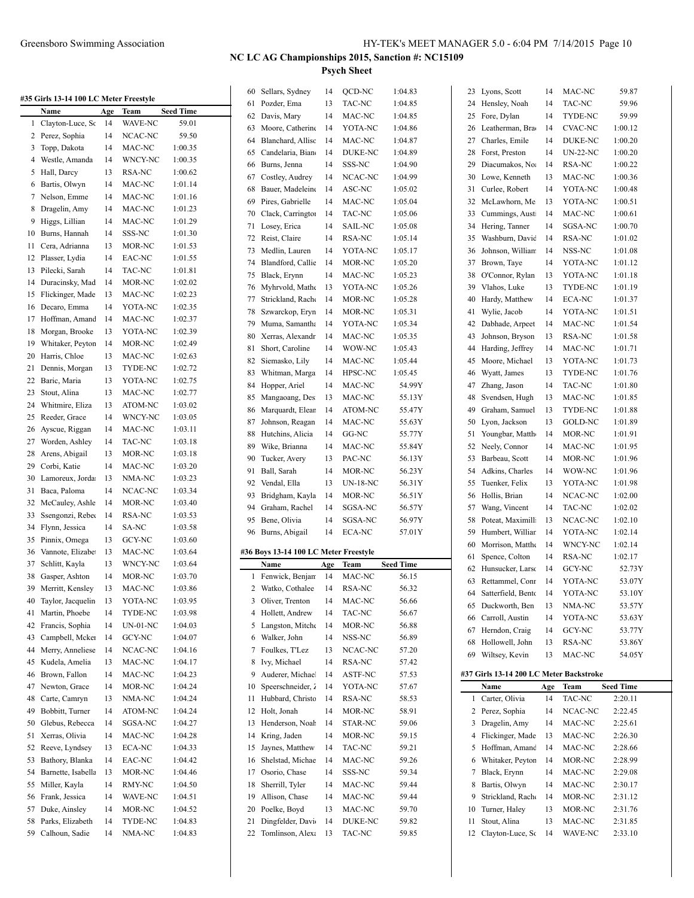## NC LC AG Championships 2015, Sanction #: NC15109

### Psych Sheet

#### #35 Girls 13-14 100 LC Meter Freestyle

| | Name | Age | Team | Seed Time |
|---|---|---|---|---|
| 1 | Clayton-Luce, Sc | 14 | WAVE-NC | 59.01 |
| 2 | Perez, Sophia | 14 | NCAC-NC | 59.50 |
| 3 | Topp, Dakota | 14 | MAC-NC | 1:00.35 |
| 4 | Westle, Amanda | 14 | WNCY-NC | 1:00.35 |
| 5 | Hall, Darcy | 13 | RSA-NC | 1:00.62 |
| 6 | Bartis, Olwyn | 14 | MAC-NC | 1:01.14 |
| 7 | Nelson, Emme | 14 | MAC-NC | 1:01.16 |
| 8 | Dragelin, Amy | 14 | MAC-NC | 1:01.23 |
| 9 | Higgs, Lillian | 14 | MAC-NC | 1:01.29 |
| 10 | Burns, Hannah | 14 | SSS-NC | 1:01.30 |
| 11 | Cera, Adrianna | 13 | MOR-NC | 1:01.53 |
| 12 | Plasser, Lydia | 14 | EAC-NC | 1:01.55 |
| 13 | Pilecki, Sarah | 14 | TAC-NC | 1:01.81 |
| 14 | Duracinsky, Mad | 14 | MOR-NC | 1:02.02 |
| 15 | Flickinger, Made | 13 | MAC-NC | 1:02.23 |
| 16 | Decaro, Emma | 14 | YOTA-NC | 1:02.35 |
| 17 | Hoffman, Amand | 14 | MAC-NC | 1:02.37 |
| 18 | Morgan, Brooke | 13 | YOTA-NC | 1:02.39 |
| 19 | Whitaker, Peyton | 14 | MOR-NC | 1:02.49 |
| 20 | Harris, Chloe | 13 | MAC-NC | 1:02.63 |
| 21 | Dennis, Morgan | 13 | TYDE-NC | 1:02.72 |
| 22 | Baric, Maria | 13 | YOTA-NC | 1:02.75 |
| 23 | Stout, Alina | 13 | MAC-NC | 1:02.77 |
| 24 | Whitmire, Eliza | 13 | ATOM-NC | 1:03.02 |
| 25 | Reeder, Grace | 14 | WNCY-NC | 1:03.05 |
| 26 | Ayscue, Riggan | 14 | MAC-NC | 1:03.11 |
| 27 | Worden, Ashley | 14 | TAC-NC | 1:03.18 |
| 28 | Arens, Abigail | 13 | MOR-NC | 1:03.18 |
| 29 | Corbi, Katie | 14 | MAC-NC | 1:03.20 |
| 30 | Lamoreux, Jorda | 13 | NMA-NC | 1:03.23 |
| 31 | Baca, Paloma | 14 | NCAC-NC | 1:03.34 |
| 32 | McCauley, Ashle | 14 | MOR-NC | 1:03.40 |
| 33 | Ssengonzi, Rebec | 14 | RSA-NC | 1:03.53 |
| 34 | Flynn, Jessica | 14 | SA-NC | 1:03.58 |
| 35 | Pinnix, Omega | 13 | GCY-NC | 1:03.60 |
| 36 | Vannote, Elizabet | 13 | MAC-NC | 1:03.64 |
| 37 | Schlitt, Kayla | 13 | WNCY-NC | 1:03.64 |
| 38 | Gasper, Ashton | 14 | MOR-NC | 1:03.70 |
| 39 | Merritt, Kensley | 13 | MAC-NC | 1:03.86 |
| 40 | Taylor, Jacquelin | 13 | YOTA-NC | 1:03.95 |
| 41 | Martin, Phoebe | 14 | TYDE-NC | 1:03.98 |
| 42 | Francis, Sophia | 14 | UN-01-NC | 1:04.03 |
| 43 | Campbell, Mcker | 14 | GCY-NC | 1:04.07 |
| 44 | Merry, Anneliese | 14 | NCAC-NC | 1:04.16 |
| 45 | Kudela, Amelia | 13 | MAC-NC | 1:04.17 |
| 46 | Brown, Fallon | 14 | MAC-NC | 1:04.23 |
| 47 | Newton, Grace | 14 | MOR-NC | 1:04.24 |
| 48 | Carte, Camryn | 13 | NMA-NC | 1:04.24 |
| 49 | Bobbitt, Turner | 14 | ATOM-NC | 1:04.24 |
| 50 | Glebus, Rebecca | 14 | SGSA-NC | 1:04.27 |
| 51 | Xerras, Olivia | 14 | MAC-NC | 1:04.28 |
| 52 | Reeve, Lyndsey | 13 | ECA-NC | 1:04.33 |
| 53 | Bathory, Blanka | 14 | EAC-NC | 1:04.42 |
| 54 | Barnette, Isabella | 13 | MOR-NC | 1:04.46 |
| 55 | Miller, Kayla | 14 | RMY-NC | 1:04.50 |
| 56 | Frank, Jessica | 14 | WAVE-NC | 1:04.51 |
| 57 | Duke, Ainsley | 14 | MOR-NC | 1:04.52 |
| 58 | Parks, Elizabeth | 14 | TYDE-NC | 1:04.83 |
| 59 | Calhoun, Sadie | 14 | NMA-NC | 1:04.83 |
| 60 | Sellars, Sydney | 14 | QCD-NC | 1:04.83 |
| 61 | Pozder, Ema | 13 | TAC-NC | 1:04.85 |
| 62 | Davis, Mary | 14 | MAC-NC | 1:04.85 |
| 63 | Moore, Catherine | 14 | YOTA-NC | 1:04.86 |
| 64 | Blanchard, Alliso | 14 | MAC-NC | 1:04.87 |
| 65 | Candelaria, Bian | 14 | DUKE-NC | 1:04.89 |
| 66 | Burns, Jenna | 14 | SSS-NC | 1:04.90 |
| 67 | Costley, Audrey | 14 | NCAC-NC | 1:04.99 |
| 68 | Bauer, Madeleine | 14 | ASC-NC | 1:05.02 |
| 69 | Pires, Gabrielle | 14 | MAC-NC | 1:05.04 |
| 70 | Clack, Carrington | 14 | TAC-NC | 1:05.06 |
| 71 | Losey, Erica | 14 | SAIL-NC | 1:05.08 |
| 72 | Reist, Claire | 14 | RSA-NC | 1:05.14 |
| 73 | Medlin, Lauren | 14 | YOTA-NC | 1:05.17 |
| 74 | Blandford, Callie | 14 | MOR-NC | 1:05.20 |
| 75 | Black, Erynn | 14 | MAC-NC | 1:05.23 |
| 76 | Myhrvold, Mathe | 13 | YOTA-NC | 1:05.26 |
| 77 | Strickland, Rache | 14 | MOR-NC | 1:05.28 |
| 78 | Szwarckop, Eryn | 14 | MOR-NC | 1:05.31 |
| 79 | Muma, Samantha | 14 | YOTA-NC | 1:05.34 |
| 80 | Xerras, Alexandr | 14 | MAC-NC | 1:05.35 |
| 81 | Short, Caroline | 14 | WOW-NC | 1:05.43 |
| 82 | Siemasko, Lily | 14 | MAC-NC | 1:05.44 |
| 83 | Whitman, Marga | 14 | HPSC-NC | 1:05.45 |
| 84 | Hopper, Ariel | 14 | MAC-NC | 54.99Y |
| 85 | Mangaoang, Des | 13 | MAC-NC | 55.13Y |
| 86 | Marquardt, Elean | 14 | ATOM-NC | 55.47Y |
| 87 | Johnson, Reagan | 14 | MAC-NC | 55.63Y |
| 88 | Hutchins, Alicia | 14 | GG-NC | 55.77Y |
| 89 | Wike, Brianna | 14 | MAC-NC | 55.84Y |
| 90 | Tucker, Avery | 13 | PAC-NC | 56.13Y |
| 91 | Ball, Sarah | 14 | MOR-NC | 56.23Y |
| 92 | Vendal, Ella | 13 | UN-18-NC | 56.31Y |
| 93 | Bridgham, Kayla | 14 | MOR-NC | 56.51Y |
| 94 | Graham, Rachel | 14 | SGSA-NC | 56.57Y |
| 95 | Bene, Olivia | 14 | SGSA-NC | 56.97Y |
| 96 | Burns, Abigail | 14 | ECA-NC | 57.01Y |

#### #36 Boys 13-14 100 LC Meter Freestyle

| | Name | Age | Team | Seed Time |
|---|---|---|---|---|
| 1 | Fenwick, Benjam | 14 | MAC-NC | 56.15 |
| 2 | Watko, Cothalee | 14 | RSA-NC | 56.32 |
| 3 | Oliver, Trenton | 14 | MAC-NC | 56.66 |
| 4 | Hollett, Andrew | 14 | TAC-NC | 56.67 |
| 5 | Langston, Mitche | 14 | MOR-NC | 56.88 |
| 6 | Walker, John | 14 | NSS-NC | 56.89 |
| 7 | Foulkes, T'Lez | 13 | NCAC-NC | 57.20 |
| 8 | Ivy, Michael | 14 | RSA-NC | 57.42 |
| 9 | Auderer, Michael | 14 | ASTF-NC | 57.53 |
| 10 | Speerschneider, Z | 14 | YOTA-NC | 57.67 |
| 11 | Hubbard, Christo | 14 | RSA-NC | 58.53 |
| 12 | Holt, Jonah | 14 | MOR-NC | 58.91 |
| 13 | Henderson, Noah | 14 | STAR-NC | 59.06 |
| 14 | Kring, Jaden | 14 | MOR-NC | 59.15 |
| 15 | Jaynes, Matthew | 14 | TAC-NC | 59.21 |
| 16 | Shelstad, Michae | 14 | MAC-NC | 59.26 |
| 17 | Osorio, Chase | 14 | SSS-NC | 59.34 |
| 18 | Sherrill, Tyler | 14 | MAC-NC | 59.44 |
| 19 | Allison, Chase | 14 | MAC-NC | 59.44 |
| 20 | Poelke, Boyd | 13 | MAC-NC | 59.70 |
| 21 | Dingfelder, Davi | 14 | DUKE-NC | 59.82 |
| 22 | Tomlinson, Alexa | 13 | TAC-NC | 59.85 |
| 23 | Lyons, Scott | 14 | MAC-NC | 59.87 |
| 24 | Hensley, Noah | 14 | TAC-NC | 59.96 |
| 25 | Fore, Dylan | 14 | TYDE-NC | 59.99 |
| 26 | Leatherman, Bra | 14 | CVAC-NC | 1:00.12 |
| 27 | Charles, Emile | 14 | DUKE-NC | 1:00.20 |
| 28 | Forst, Preston | 14 | UN-22-NC | 1:00.20 |
| 29 | Diacumakos, No | 14 | RSA-NC | 1:00.22 |
| 30 | Lowe, Kenneth | 13 | MAC-NC | 1:00.36 |
| 31 | Curlee, Robert | 14 | YOTA-NC | 1:00.48 |
| 32 | McLawhorn, Me | 13 | YOTA-NC | 1:00.51 |
| 33 | Cummings, Aust | 14 | MAC-NC | 1:00.61 |
| 34 | Hering, Tanner | 14 | SGSA-NC | 1:00.70 |
| 35 | Washburn, David | 14 | RSA-NC | 1:01.02 |
| 36 | Johnson, William | 14 | NSS-NC | 1:01.08 |
| 37 | Brown, Taye | 14 | YOTA-NC | 1:01.12 |
| 38 | O'Connor, Rylan | 13 | YOTA-NC | 1:01.18 |
| 39 | Vlahos, Luke | 13 | TYDE-NC | 1:01.19 |
| 40 | Hardy, Matthew | 14 | ECA-NC | 1:01.37 |
| 41 | Wylie, Jacob | 14 | YOTA-NC | 1:01.51 |
| 42 | Dabhade, Arpeet | 14 | MAC-NC | 1:01.54 |
| 43 | Johnson, Bryson | 13 | RSA-NC | 1:01.58 |
| 44 | Harding, Jeffrey | 14 | MAC-NC | 1:01.71 |
| 45 | Moore, Michael | 13 | YOTA-NC | 1:01.73 |
| 46 | Wyatt, James | 13 | TYDE-NC | 1:01.76 |
| 47 | Zhang, Jason | 14 | TAC-NC | 1:01.80 |
| 48 | Svendsen, Hugh | 13 | MAC-NC | 1:01.85 |
| 49 | Graham, Samuel | 13 | TYDE-NC | 1:01.88 |
| 50 | Lyon, Jackson | 13 | GOLD-NC | 1:01.89 |
| 51 | Youngbar, Matth | 14 | MOR-NC | 1:01.91 |
| 52 | Neely, Connor | 14 | MAC-NC | 1:01.95 |
| 53 | Barbeau, Scott | 14 | MOR-NC | 1:01.96 |
| 54 | Adkins, Charles | 14 | WOW-NC | 1:01.96 |
| 55 | Tuenker, Felix | 13 | YOTA-NC | 1:01.98 |
| 56 | Hollis, Brian | 14 | NCAC-NC | 1:02.00 |
| 57 | Wang, Vincent | 14 | TAC-NC | 1:02.02 |
| 58 | Poteat, Maximilli | 13 | NCAC-NC | 1:02.10 |
| 59 | Humbert, Williar | 14 | YOTA-NC | 1:02.14 |
| 60 | Morrison, Matthe | 14 | WNCY-NC | 1:02.14 |
| 61 | Spence, Colton | 14 | RSA-NC | 1:02.17 |
| 62 | Hunsucker, Larsc | 14 | GCY-NC | 52.73Y |
| 63 | Rettammel, Conr | 14 | YOTA-NC | 53.07Y |
| 64 | Satterfield, Bento | 14 | YOTA-NC | 53.10Y |
| 65 | Duckworth, Ben | 13 | NMA-NC | 53.57Y |
| 66 | Carroll, Austin | 14 | YOTA-NC | 53.63Y |
| 67 | Herndon, Craig | 14 | GCY-NC | 53.77Y |
| 68 | Hollowell, John | 13 | RSA-NC | 53.86Y |
| 69 | Wiltsey, Kevin | 13 | MAC-NC | 54.05Y |

#### #37 Girls 13-14 200 LC Meter Backstroke

| | Name | Age | Team | Seed Time |
|---|---|---|---|---|
| 1 | Carter, Olivia | 14 | TAC-NC | 2:20.11 |
| 2 | Perez, Sophia | 14 | NCAC-NC | 2:22.45 |
| 3 | Dragelin, Amy | 14 | MAC-NC | 2:25.61 |
| 4 | Flickinger, Made | 13 | MAC-NC | 2:26.30 |
| 5 | Hoffman, Amand | 14 | MAC-NC | 2:28.66 |
| 6 | Whitaker, Peyton | 14 | MOR-NC | 2:28.99 |
| 7 | Black, Erynn | 14 | MAC-NC | 2:29.08 |
| 8 | Bartis, Olwyn | 14 | MAC-NC | 2:30.17 |
| 9 | Strickland, Rache | 14 | MOR-NC | 2:31.12 |
| 10 | Turner, Haley | 13 | MOR-NC | 2:31.76 |
| 11 | Stout, Alina | 13 | MAC-NC | 2:31.85 |
| 12 | Clayton-Luce, Sc | 14 | WAVE-NC | 2:33.10 |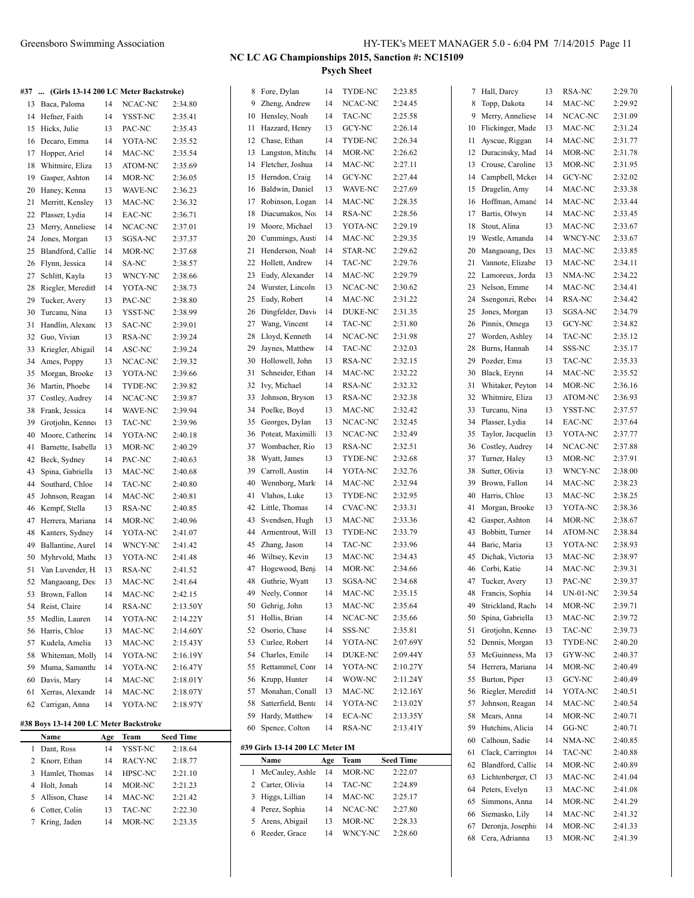## NC LC AG Championships 2015, Sanction #: NC15109

### Psych Sheet

#### #37 ... (Girls 13-14 200 LC Meter Backstroke)

| | Name | Age | Team | Seed Time |
|---|---|---|---|---|
| 13 | Baca, Paloma | 14 | NCAC-NC | 2:34.80 |
| 14 | Hefner, Faith | 14 | YSST-NC | 2:35.41 |
| 15 | Hicks, Julie | 13 | PAC-NC | 2:35.43 |
| 16 | Decaro, Emma | 14 | YOTA-NC | 2:35.52 |
| 17 | Hopper, Ariel | 14 | MAC-NC | 2:35.54 |
| 18 | Whitmire, Eliza | 13 | ATOM-NC | 2:35.69 |
| 19 | Gasper, Ashton | 14 | MOR-NC | 2:36.05 |
| 20 | Haney, Kenna | 13 | WAVE-NC | 2:36.23 |
| 21 | Merritt, Kensley | 13 | MAC-NC | 2:36.32 |
| 22 | Plasser, Lydia | 14 | EAC-NC | 2:36.71 |
| 23 | Merry, Anneliese | 14 | NCAC-NC | 2:37.01 |
| 24 | Jones, Morgan | 13 | SGSA-NC | 2:37.37 |
| 25 | Blandford, Callie | 14 | MOR-NC | 2:37.68 |
| 26 | Flynn, Jessica | 14 | SA-NC | 2:38.57 |
| 27 | Schlitt, Kayla | 13 | WNCY-NC | 2:38.66 |
| 28 | Riegler, Meredith | 14 | YOTA-NC | 2:38.73 |
| 29 | Tucker, Avery | 13 | PAC-NC | 2:38.80 |
| 30 | Turcanu, Nina | 13 | YSST-NC | 2:38.99 |
| 31 | Handlin, Alexand | 13 | SAC-NC | 2:39.01 |
| 32 | Guo, Vivian | 13 | RSA-NC | 2:39.24 |
| 33 | Kriegler, Abigail | 14 | ASC-NC | 2:39.24 |
| 34 | Ames, Poppy | 13 | NCAC-NC | 2:39.32 |
| 35 | Morgan, Brooke | 13 | YOTA-NC | 2:39.66 |
| 36 | Martin, Phoebe | 14 | TYDE-NC | 2:39.82 |
| 37 | Costley, Audrey | 14 | NCAC-NC | 2:39.87 |
| 38 | Frank, Jessica | 14 | WAVE-NC | 2:39.94 |
| 39 | Grotjohn, Kenne | 13 | TAC-NC | 2:39.96 |
| 40 | Moore, Catherine | 14 | YOTA-NC | 2:40.18 |
| 41 | Barnette, Isabella | 13 | MOR-NC | 2:40.29 |
| 42 | Beck, Sydney | 14 | PAC-NC | 2:40.63 |
| 43 | Spina, Gabriella | 13 | MAC-NC | 2:40.68 |
| 44 | Southard, Chloe | 14 | TAC-NC | 2:40.80 |
| 45 | Johnson, Reagan | 14 | MAC-NC | 2:40.81 |
| 46 | Kempf, Stella | 13 | RSA-NC | 2:40.85 |
| 47 | Herrera, Mariana | 14 | MOR-NC | 2:40.96 |
| 48 | Kanters, Sydney | 14 | YOTA-NC | 2:41.07 |
| 49 | Ballantine, Aurel | 14 | WNCY-NC | 2:41.42 |
| 50 | Myhrvold, Mathe | 13 | YOTA-NC | 2:41.48 |
| 51 | Van Luvender, H | 13 | RSA-NC | 2:41.52 |
| 52 | Mangaoang, Des | 13 | MAC-NC | 2:41.64 |
| 53 | Brown, Fallon | 14 | MAC-NC | 2:42.15 |
| 54 | Reist, Claire | 14 | RSA-NC | 2:13.50Y |
| 55 | Medlin, Lauren | 14 | YOTA-NC | 2:14.22Y |
| 56 | Harris, Chloe | 13 | MAC-NC | 2:14.60Y |
| 57 | Kudela, Amelia | 13 | MAC-NC | 2:15.43Y |
| 58 | Whiteman, Molly | 14 | YOTA-NC | 2:16.19Y |
| 59 | Muma, Samantha | 14 | YOTA-NC | 2:16.47Y |
| 60 | Davis, Mary | 14 | MAC-NC | 2:18.01Y |
| 61 | Xerras, Alexandr | 14 | MAC-NC | 2:18.07Y |
| 62 | Carrigan, Anna | 14 | YOTA-NC | 2:18.97Y |

#### #38 Boys 13-14 200 LC Meter Backstroke

| | Name | Age | Team | Seed Time |
|---|---|---|---|---|
| 1 | Dant, Ross | 14 | YSST-NC | 2:18.64 |
| 2 | Knorr, Ethan | 14 | RACY-NC | 2:18.77 |
| 3 | Hamlet, Thomas | 14 | HPSC-NC | 2:21.10 |
| 4 | Holt, Jonah | 14 | MOR-NC | 2:21.23 |
| 5 | Allison, Chase | 14 | MAC-NC | 2:21.42 |
| 6 | Cotter, Colin | 13 | TAC-NC | 2:22.30 |
| 7 | Kring, Jaden | 14 | MOR-NC | 2:23.35 |
| 8 | Fore, Dylan | 14 | TYDE-NC | 2:23.85 |
| 9 | Zheng, Andrew | 14 | NCAC-NC | 2:24.45 |
| 10 | Hensley, Noah | 14 | TAC-NC | 2:25.58 |
| 11 | Hazzard, Henry | 13 | GCY-NC | 2:26.14 |
| 12 | Chase, Ethan | 14 | TYDE-NC | 2:26.34 |
| 13 | Langston, Mitche | 14 | MOR-NC | 2:26.62 |
| 14 | Fletcher, Joshua | 14 | MAC-NC | 2:27.11 |
| 15 | Herndon, Craig | 14 | GCY-NC | 2:27.44 |
| 16 | Baldwin, Daniel | 13 | WAVE-NC | 2:27.69 |
| 17 | Robinson, Logan | 14 | MAC-NC | 2:28.35 |
| 18 | Diacumakos, Noa | 14 | RSA-NC | 2:28.56 |
| 19 | Moore, Michael | 13 | YOTA-NC | 2:29.19 |
| 20 | Cummings, Austi | 14 | MAC-NC | 2:29.35 |
| 21 | Henderson, Noah | 14 | STAR-NC | 2:29.62 |
| 22 | Hollett, Andrew | 14 | TAC-NC | 2:29.76 |
| 23 | Eudy, Alexander | 14 | MAC-NC | 2:29.79 |
| 24 | Wurster, Lincoln | 13 | NCAC-NC | 2:30.62 |
| 25 | Eudy, Robert | 14 | MAC-NC | 2:31.22 |
| 26 | Dingfelder, Davi | 14 | DUKE-NC | 2:31.35 |
| 27 | Wang, Vincent | 14 | TAC-NC | 2:31.80 |
| 28 | Lloyd, Kenneth | 14 | NCAC-NC | 2:31.98 |
| 29 | Jaynes, Matthew | 14 | TAC-NC | 2:32.03 |
| 30 | Hollowell, John | 13 | RSA-NC | 2:32.15 |
| 31 | Schneider, Ethan | 14 | MAC-NC | 2:32.22 |
| 32 | Ivy, Michael | 14 | RSA-NC | 2:32.32 |
| 33 | Johnson, Bryson | 13 | RSA-NC | 2:32.38 |
| 34 | Poelke, Boyd | 13 | MAC-NC | 2:32.42 |
| 35 | Georges, Dylan | 13 | NCAC-NC | 2:32.45 |
| 36 | Poteat, Maximilli | 13 | NCAC-NC | 2:32.49 |
| 37 | Wombacher, Rio | 13 | RSA-NC | 2:32.51 |
| 38 | Wyatt, James | 13 | TYDE-NC | 2:32.68 |
| 39 | Carroll, Austin | 14 | YOTA-NC | 2:32.76 |
| 40 | Wennborg, Mark | 14 | MAC-NC | 2:32.94 |
| 41 | Vlahos, Luke | 13 | TYDE-NC | 2:32.95 |
| 42 | Little, Thomas | 14 | CVAC-NC | 2:33.31 |
| 43 | Svendsen, Hugh | 13 | MAC-NC | 2:33.36 |
| 44 | Armentrout, Will | 13 | TYDE-NC | 2:33.79 |
| 45 | Zhang, Jason | 14 | TAC-NC | 2:33.96 |
| 46 | Wiltsey, Kevin | 13 | MAC-NC | 2:34.43 |
| 47 | Hogewood, Benj | 14 | MOR-NC | 2:34.66 |
| 48 | Guthrie, Wyatt | 13 | SGSA-NC | 2:34.68 |
| 49 | Neely, Connor | 14 | MAC-NC | 2:35.15 |
| 50 | Gehrig, John | 13 | MAC-NC | 2:35.64 |
| 51 | Hollis, Brian | 14 | NCAC-NC | 2:35.66 |
| 52 | Osorio, Chase | 14 | SSS-NC | 2:35.81 |
| 53 | Curlee, Robert | 14 | YOTA-NC | 2:07.69Y |
| 54 | Charles, Emile | 14 | DUKE-NC | 2:09.44Y |
| 55 | Rettammel, Conr | 14 | YOTA-NC | 2:10.27Y |
| 56 | Krupp, Hunter | 14 | WOW-NC | 2:11.24Y |
| 57 | Monahan, Conall | 13 | MAC-NC | 2:12.16Y |
| 58 | Satterfield, Bentc | 14 | YOTA-NC | 2:13.02Y |
| 59 | Hardy, Matthew | 14 | ECA-NC | 2:13.35Y |
| 60 | Spence, Colton | 14 | RSA-NC | 2:13.41Y |

#### #39 Girls 13-14 200 LC Meter IM

| | Name | Age | Team | Seed Time |
|---|---|---|---|---|
| 1 | McCauley, Ashle | 14 | MOR-NC | 2:22.07 |
| 2 | Carter, Olivia | 14 | TAC-NC | 2:24.89 |
| 3 | Higgs, Lillian | 14 | MAC-NC | 2:25.17 |
| 4 | Perez, Sophia | 14 | NCAC-NC | 2:27.80 |
| 5 | Arens, Abigail | 13 | MOR-NC | 2:28.33 |
| 6 | Reeder, Grace | 14 | WNCY-NC | 2:28.60 |
| 7 | Hall, Darcy | 13 | RSA-NC | 2:29.70 |
| 8 | Topp, Dakota | 14 | MAC-NC | 2:29.92 |
| 9 | Merry, Anneliese | 14 | NCAC-NC | 2:31.09 |
| 10 | Flickinger, Made | 13 | MAC-NC | 2:31.24 |
| 11 | Ayscue, Riggan | 14 | MAC-NC | 2:31.77 |
| 12 | Duracinsky, Mad | 14 | MOR-NC | 2:31.78 |
| 13 | Crouse, Caroline | 13 | MOR-NC | 2:31.95 |
| 14 | Campbell, Mcker | 14 | GCY-NC | 2:32.02 |
| 15 | Dragelin, Amy | 14 | MAC-NC | 2:33.38 |
| 16 | Hoffman, Amand | 14 | MAC-NC | 2:33.44 |
| 17 | Bartis, Olwyn | 14 | MAC-NC | 2:33.45 |
| 18 | Stout, Alina | 13 | MAC-NC | 2:33.67 |
| 19 | Westle, Amanda | 14 | WNCY-NC | 2:33.67 |
| 20 | Mangaoang, Des | 13 | MAC-NC | 2:33.85 |
| 21 | Vannote, Elizabe | 13 | MAC-NC | 2:34.11 |
| 22 | Lamoreux, Jorda | 13 | NMA-NC | 2:34.22 |
| 23 | Nelson, Emme | 14 | MAC-NC | 2:34.41 |
| 24 | Ssengonzi, Rebec | 14 | RSA-NC | 2:34.42 |
| 25 | Jones, Morgan | 13 | SGSA-NC | 2:34.79 |
| 26 | Pinnix, Omega | 13 | GCY-NC | 2:34.82 |
| 27 | Worden, Ashley | 14 | TAC-NC | 2:35.12 |
| 28 | Burns, Hannah | 14 | SSS-NC | 2:35.17 |
| 29 | Pozder, Ema | 13 | TAC-NC | 2:35.33 |
| 30 | Black, Erynn | 14 | MAC-NC | 2:35.52 |
| 31 | Whitaker, Peyton | 14 | MOR-NC | 2:36.16 |
| 32 | Whitmire, Eliza | 13 | ATOM-NC | 2:36.93 |
| 33 | Turcanu, Nina | 13 | YSST-NC | 2:37.57 |
| 34 | Plasser, Lydia | 14 | EAC-NC | 2:37.64 |
| 35 | Taylor, Jacquelin | 13 | YOTA-NC | 2:37.77 |
| 36 | Costley, Audrey | 14 | NCAC-NC | 2:37.88 |
| 37 | Turner, Haley | 13 | MOR-NC | 2:37.91 |
| 38 | Sutter, Olivia | 13 | WNCY-NC | 2:38.00 |
| 39 | Brown, Fallon | 14 | MAC-NC | 2:38.23 |
| 40 | Harris, Chloe | 13 | MAC-NC | 2:38.25 |
| 41 | Morgan, Brooke | 13 | YOTA-NC | 2:38.36 |
| 42 | Gasper, Ashton | 14 | MOR-NC | 2:38.67 |
| 43 | Bobbitt, Turner | 14 | ATOM-NC | 2:38.84 |
| 44 | Baric, Maria | 13 | YOTA-NC | 2:38.93 |
| 45 | Dichak, Victoria | 13 | MAC-NC | 2:38.97 |
| 46 | Corbi, Katie | 14 | MAC-NC | 2:39.31 |
| 47 | Tucker, Avery | 13 | PAC-NC | 2:39.37 |
| 48 | Francis, Sophia | 14 | UN-01-NC | 2:39.54 |
| 49 | Strickland, Rach | 14 | MOR-NC | 2:39.71 |
| 50 | Spina, Gabriella | 13 | MAC-NC | 2:39.72 |
| 51 | Grotjohn, Kenne | 13 | TAC-NC | 2:39.73 |
| 52 | Dennis, Morgan | 13 | TYDE-NC | 2:40.20 |
| 53 | McGuinness, Ma | 13 | GYW-NC | 2:40.37 |
| 54 | Herrera, Mariana | 14 | MOR-NC | 2:40.49 |
| 55 | Burton, Piper | 13 | GCY-NC | 2:40.49 |
| 56 | Riegler, Meredith | 14 | YOTA-NC | 2:40.51 |
| 57 | Johnson, Reagan | 14 | MAC-NC | 2:40.54 |
| 58 | Mears, Anna | 14 | MOR-NC | 2:40.71 |
| 59 | Hutchins, Alicia | 14 | GG-NC | 2:40.71 |
| 60 | Calhoun, Sadie | 14 | NMA-NC | 2:40.85 |
| 61 | Clack, Carrington | 14 | TAC-NC | 2:40.88 |
| 62 | Blandford, Callie | 14 | MOR-NC | 2:40.89 |
| 63 | Lichtenberger, Cl | 13 | MAC-NC | 2:41.04 |
| 64 | Peters, Evelyn | 13 | MAC-NC | 2:41.08 |
| 65 | Simmons, Anna | 14 | MOR-NC | 2:41.29 |
| 66 | Siemasko, Lily | 14 | MAC-NC | 2:41.32 |
| 67 | Deronja, Josephi | 14 | MOR-NC | 2:41.33 |
| 68 | Cera, Adrianna | 13 | MOR-NC | 2:41.39 |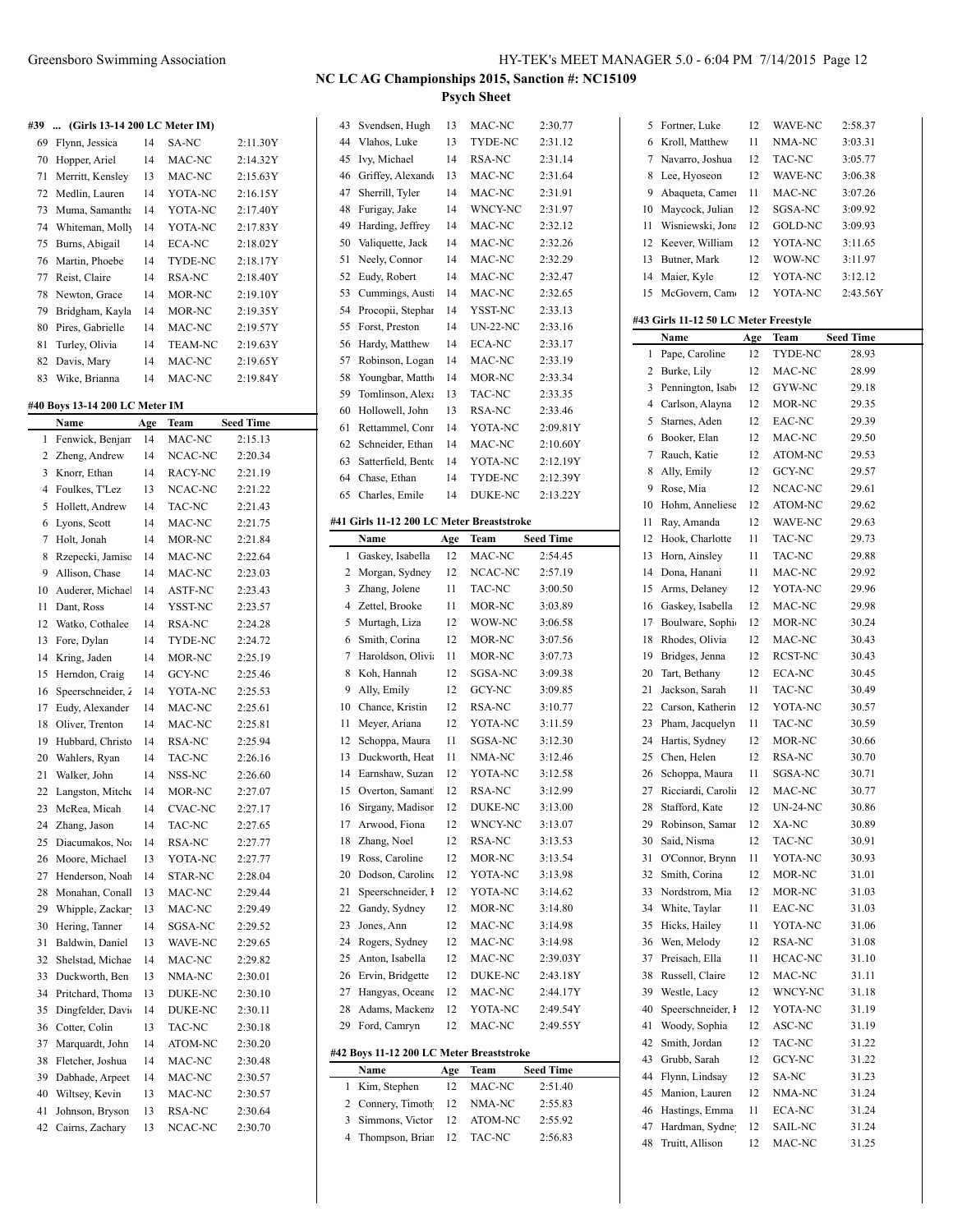NC LC AG Championships 2015, Sanction #: NC15109

Psych Sheet

#### #39 ... (Girls 13-14 200 LC Meter IM)

| | Name | Age | Team | Seed Time |
|---|---|---|---|---|
| 69 | Flynn, Jessica | 14 | SA-NC | 2:11.30Y |
| 70 | Hopper, Ariel | 14 | MAC-NC | 2:14.32Y |
| 71 | Merritt, Kensley | 13 | MAC-NC | 2:15.63Y |
| 72 | Medlin, Lauren | 14 | YOTA-NC | 2:16.15Y |
| 73 | Muma, Samantha | 14 | YOTA-NC | 2:17.40Y |
| 74 | Whiteman, Molly | 14 | YOTA-NC | 2:17.83Y |
| 75 | Burns, Abigail | 14 | ECA-NC | 2:18.02Y |
| 76 | Martin, Phoebe | 14 | TYDE-NC | 2:18.17Y |
| 77 | Reist, Claire | 14 | RSA-NC | 2:18.40Y |
| 78 | Newton, Grace | 14 | MOR-NC | 2:19.10Y |
| 79 | Bridgham, Kayla | 14 | MOR-NC | 2:19.35Y |
| 80 | Pires, Gabrielle | 14 | MAC-NC | 2:19.57Y |
| 81 | Turley, Olivia | 14 | TEAM-NC | 2:19.63Y |
| 82 | Davis, Mary | 14 | MAC-NC | 2:19.65Y |
| 83 | Wike, Brianna | 14 | MAC-NC | 2:19.84Y |

#### #40 Boys 13-14 200 LC Meter IM

| | Name | Age | Team | Seed Time |
|---|---|---|---|---|
| 1 | Fenwick, Benjam | 14 | MAC-NC | 2:15.13 |
| 2 | Zheng, Andrew | 14 | NCAC-NC | 2:20.34 |
| 3 | Knorr, Ethan | 14 | RACY-NC | 2:21.19 |
| 4 | Foulkes, T'Lez | 13 | NCAC-NC | 2:21.22 |
| 5 | Hollett, Andrew | 14 | TAC-NC | 2:21.43 |
| 6 | Lyons, Scott | 14 | MAC-NC | 2:21.75 |
| 7 | Holt, Jonah | 14 | MOR-NC | 2:21.84 |
| 8 | Rzepecki, Jamiso | 14 | MAC-NC | 2:22.64 |
| 9 | Allison, Chase | 14 | MAC-NC | 2:23.03 |
| 10 | Auderer, Michael | 14 | ASTF-NC | 2:23.43 |
| 11 | Dant, Ross | 14 | YSST-NC | 2:23.57 |
| 12 | Watko, Cothalee | 14 | RSA-NC | 2:24.28 |
| 13 | Fore, Dylan | 14 | TYDE-NC | 2:24.72 |
| 14 | Kring, Jaden | 14 | MOR-NC | 2:25.19 |
| 15 | Herndon, Craig | 14 | GCY-NC | 2:25.46 |
| 16 | Speerschneider, Z | 14 | YOTA-NC | 2:25.53 |
| 17 | Eudy, Alexander | 14 | MAC-NC | 2:25.61 |
| 18 | Oliver, Trenton | 14 | MAC-NC | 2:25.81 |
| 19 | Hubbard, Christo | 14 | RSA-NC | 2:25.94 |
| 20 | Wahlers, Ryan | 14 | TAC-NC | 2:26.16 |
| 21 | Walker, John | 14 | NSS-NC | 2:26.60 |
| 22 | Langston, Mitche | 14 | MOR-NC | 2:27.07 |
| 23 | McRea, Micah | 14 | CVAC-NC | 2:27.17 |
| 24 | Zhang, Jason | 14 | TAC-NC | 2:27.65 |
| 25 | Diacumakos, Noa | 14 | RSA-NC | 2:27.77 |
| 26 | Moore, Michael | 13 | YOTA-NC | 2:27.77 |
| 27 | Henderson, Noah | 14 | STAR-NC | 2:28.04 |
| 28 | Monahan, Conall | 13 | MAC-NC | 2:29.44 |
| 29 | Whipple, Zackary | 13 | MAC-NC | 2:29.49 |
| 30 | Hering, Tanner | 14 | SGSA-NC | 2:29.52 |
| 31 | Baldwin, Daniel | 13 | WAVE-NC | 2:29.65 |
| 32 | Shelstad, Michae | 14 | MAC-NC | 2:29.82 |
| 33 | Duckworth, Ben | 13 | NMA-NC | 2:30.01 |
| 34 | Pritchard, Thoma | 13 | DUKE-NC | 2:30.10 |
| 35 | Dingfelder, Davi | 14 | DUKE-NC | 2:30.11 |
| 36 | Cotter, Colin | 13 | TAC-NC | 2:30.18 |
| 37 | Marquardt, John | 14 | ATOM-NC | 2:30.20 |
| 38 | Fletcher, Joshua | 14 | MAC-NC | 2:30.48 |
| 39 | Dabhade, Arpeet | 14 | MAC-NC | 2:30.57 |
| 40 | Wiltsey, Kevin | 13 | MAC-NC | 2:30.57 |
| 41 | Johnson, Bryson | 13 | RSA-NC | 2:30.64 |
| 42 | Cairns, Zachary | 13 | NCAC-NC | 2:30.70 |
| 43 | Svendsen, Hugh | 13 | MAC-NC | 2:30.77 |
| 44 | Vlahos, Luke | 13 | TYDE-NC | 2:31.12 |
| 45 | Ivy, Michael | 14 | RSA-NC | 2:31.14 |
| 46 | Griffey, Alexand | 13 | MAC-NC | 2:31.64 |
| 47 | Sherrill, Tyler | 14 | MAC-NC | 2:31.91 |
| 48 | Furigay, Jake | 14 | WNCY-NC | 2:31.97 |
| 49 | Harding, Jeffrey | 14 | MAC-NC | 2:32.12 |
| 50 | Valiquette, Jack | 14 | MAC-NC | 2:32.26 |
| 51 | Neely, Connor | 14 | MAC-NC | 2:32.29 |
| 52 | Eudy, Robert | 14 | MAC-NC | 2:32.47 |
| 53 | Cummings, Austi | 14 | MAC-NC | 2:32.65 |
| 54 | Procopii, Stephar | 14 | YSST-NC | 2:33.13 |
| 55 | Forst, Preston | 14 | UN-22-NC | 2:33.16 |
| 56 | Hardy, Matthew | 14 | ECA-NC | 2:33.17 |
| 57 | Robinson, Logan | 14 | MAC-NC | 2:33.19 |
| 58 | Youngbar, Matthe | 14 | MOR-NC | 2:33.34 |
| 59 | Tomlinson, Alexa | 13 | TAC-NC | 2:33.35 |
| 60 | Hollowell, John | 13 | RSA-NC | 2:33.46 |
| 61 | Rettammel, Conr | 14 | YOTA-NC | 2:09.81Y |
| 62 | Schneider, Ethan | 14 | MAC-NC | 2:10.60Y |
| 63 | Satterfield, Bentc | 14 | YOTA-NC | 2:12.19Y |
| 64 | Chase, Ethan | 14 | TYDE-NC | 2:12.39Y |
| 65 | Charles, Emile | 14 | DUKE-NC | 2:13.22Y |

#### #41 Girls 11-12 200 LC Meter Breaststroke

| | Name | Age | Team | Seed Time |
|---|---|---|---|---|
| 1 | Gaskey, Isabella | 12 | MAC-NC | 2:54.45 |
| 2 | Morgan, Sydney | 12 | NCAC-NC | 2:57.19 |
| 3 | Zhang, Jolene | 11 | TAC-NC | 3:00.50 |
| 4 | Zettel, Brooke | 11 | MOR-NC | 3:03.89 |
| 5 | Murtagh, Liza | 12 | WOW-NC | 3:06.58 |
| 6 | Smith, Corina | 12 | MOR-NC | 3:07.56 |
| 7 | Haroldson, Olivia | 11 | MOR-NC | 3:07.73 |
| 8 | Koh, Hannah | 12 | SGSA-NC | 3:09.38 |
| 9 | Ally, Emily | 12 | GCY-NC | 3:09.85 |
| 10 | Chance, Kristin | 12 | RSA-NC | 3:10.77 |
| 11 | Meyer, Ariana | 12 | YOTA-NC | 3:11.59 |
| 12 | Schoppa, Maura | 11 | SGSA-NC | 3:12.30 |
| 13 | Duckworth, Heat | 11 | NMA-NC | 3:12.46 |
| 14 | Earnshaw, Suzan | 12 | YOTA-NC | 3:12.58 |
| 15 | Overton, Samant | 12 | RSA-NC | 3:12.99 |
| 16 | Sirgany, Madison | 12 | DUKE-NC | 3:13.00 |
| 17 | Arwood, Fiona | 12 | WNCY-NC | 3:13.07 |
| 18 | Zhang, Noel | 12 | RSA-NC | 3:13.53 |
| 19 | Ross, Caroline | 12 | MOR-NC | 3:13.54 |
| 20 | Dodson, Caroline | 12 | YOTA-NC | 3:13.98 |
| 21 | Speerschneider, I | 12 | YOTA-NC | 3:14.62 |
| 22 | Gandy, Sydney | 12 | MOR-NC | 3:14.80 |
| 23 | Jones, Ann | 12 | MAC-NC | 3:14.98 |
| 24 | Rogers, Sydney | 12 | MAC-NC | 3:14.98 |
| 25 | Anton, Isabella | 12 | MAC-NC | 2:39.03Y |
| 26 | Ervin, Bridgette | 12 | DUKE-NC | 2:43.18Y |
| 27 | Hangyas, Oceano | 12 | MAC-NC | 2:44.17Y |
| 28 | Adams, Mackenz | 12 | YOTA-NC | 2:49.54Y |
| 29 | Ford, Camryn | 12 | MAC-NC | 2:49.55Y |

#### #42 Boys 11-12 200 LC Meter Breaststroke

| | Name | Age | Team | Seed Time |
|---|---|---|---|---|
| 1 | Kim, Stephen | 12 | MAC-NC | 2:51.40 |
| 2 | Connery, Timoth | 12 | NMA-NC | 2:55.83 |
| 3 | Simmons, Victor | 12 | ATOM-NC | 2:55.92 |
| 4 | Thompson, Brian | 12 | TAC-NC | 2:56.83 |
| 5 | Fortner, Luke | 12 | WAVE-NC | 2:58.37 |
| 6 | Kroll, Matthew | 11 | NMA-NC | 3:03.31 |
| 7 | Navarro, Joshua | 12 | TAC-NC | 3:05.77 |
| 8 | Lee, Hyoseon | 12 | WAVE-NC | 3:06.38 |
| 9 | Abaqueta, Camer | 11 | MAC-NC | 3:07.26 |
| 10 | Maycock, Julian | 12 | SGSA-NC | 3:09.92 |
| 11 | Wisniewski, Jona | 12 | GOLD-NC | 3:09.93 |
| 12 | Keever, William | 12 | YOTA-NC | 3:11.65 |
| 13 | Butner, Mark | 12 | WOW-NC | 3:11.97 |
| 14 | Maier, Kyle | 12 | YOTA-NC | 3:12.12 |
| 15 | McGovern, Camı | 12 | YOTA-NC | 2:43.56Y |

#### #43 Girls 11-12 50 LC Meter Freestyle

| | Name | Age | Team | Seed Time |
|---|---|---|---|---|
| 1 | Pape, Caroline | 12 | TYDE-NC | 28.93 |
| 2 | Burke, Lily | 12 | MAC-NC | 28.99 |
| 3 | Pennington, Isab | 12 | GYW-NC | 29.18 |
| 4 | Carlson, Alayna | 12 | MOR-NC | 29.35 |
| 5 | Starnes, Aden | 12 | EAC-NC | 29.39 |
| 6 | Booker, Elan | 12 | MAC-NC | 29.50 |
| 7 | Rauch, Katie | 12 | ATOM-NC | 29.53 |
| 8 | Ally, Emily | 12 | GCY-NC | 29.57 |
| 9 | Rose, Mia | 12 | NCAC-NC | 29.61 |
| 10 | Hohm, Anneliese | 12 | ATOM-NC | 29.62 |
| 11 | Ray, Amanda | 12 | WAVE-NC | 29.63 |
| 12 | Hook, Charlotte | 11 | TAC-NC | 29.73 |
| 13 | Horn, Ainsley | 11 | TAC-NC | 29.88 |
| 14 | Dona, Hanani | 11 | MAC-NC | 29.92 |
| 15 | Arms, Delaney | 12 | YOTA-NC | 29.96 |
| 16 | Gaskey, Isabella | 12 | MAC-NC | 29.98 |
| 17 | Boulware, Sophi | 12 | MOR-NC | 30.24 |
| 18 | Rhodes, Olivia | 12 | MAC-NC | 30.43 |
| 19 | Bridges, Jenna | 12 | RCST-NC | 30.43 |
| 20 | Tart, Bethany | 12 | ECA-NC | 30.45 |
| 21 | Jackson, Sarah | 11 | TAC-NC | 30.49 |
| 22 | Carson, Katherin | 12 | YOTA-NC | 30.57 |
| 23 | Pham, Jacquelyn | 11 | TAC-NC | 30.59 |
| 24 | Hartis, Sydney | 12 | MOR-NC | 30.66 |
| 25 | Chen, Helen | 12 | RSA-NC | 30.70 |
| 26 | Schoppa, Maura | 11 | SGSA-NC | 30.71 |
| 27 | Ricciardi, Carolii | 12 | MAC-NC | 30.77 |
| 28 | Stafford, Kate | 12 | UN-24-NC | 30.86 |
| 29 | Robinson, Samar | 12 | XA-NC | 30.89 |
| 30 | Said, Nisma | 12 | TAC-NC | 30.91 |
| 31 | O'Connor, Brynn | 11 | YOTA-NC | 30.93 |
| 32 | Smith, Corina | 12 | MOR-NC | 31.01 |
| 33 | Nordstrom, Mia | 12 | MOR-NC | 31.03 |
| 34 | White, Taylar | 11 | EAC-NC | 31.03 |
| 35 | Hicks, Hailey | 11 | YOTA-NC | 31.06 |
| 36 | Wen, Melody | 12 | RSA-NC | 31.08 |
| 37 | Preisach, Ella | 11 | HCAC-NC | 31.10 |
| 38 | Russell, Claire | 12 | MAC-NC | 31.11 |
| 39 | Westle, Lacy | 12 | WNCY-NC | 31.18 |
| 40 | Speerschneider, I | 12 | YOTA-NC | 31.19 |
| 41 | Woody, Sophia | 12 | ASC-NC | 31.19 |
| 42 | Smith, Jordan | 12 | TAC-NC | 31.22 |
| 43 | Grubb, Sarah | 12 | GCY-NC | 31.22 |
| 44 | Flynn, Lindsay | 12 | SA-NC | 31.23 |
| 45 | Manion, Lauren | 12 | NMA-NC | 31.24 |
| 46 | Hastings, Emma | 11 | ECA-NC | 31.24 |
| 47 | Hardman, Sydney | 12 | SAIL-NC | 31.24 |
| 48 | Truitt, Allison | 12 | MAC-NC | 31.25 |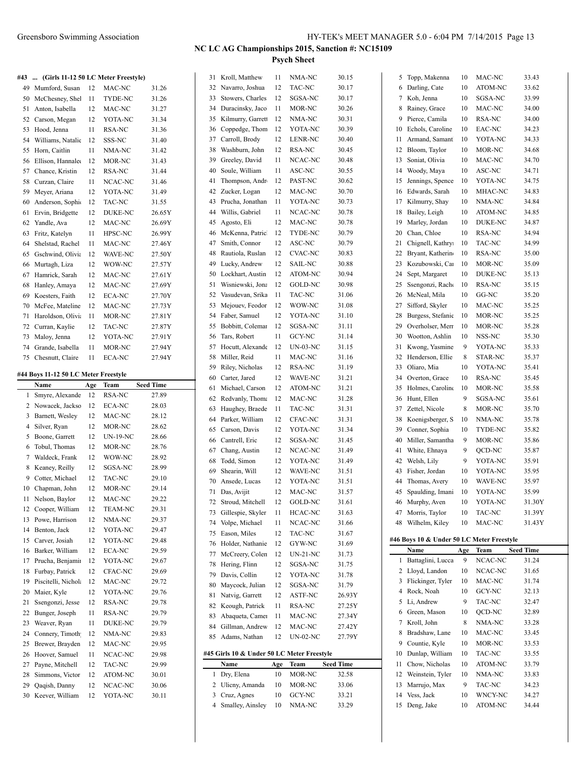## NC LC AG Championships 2015, Sanction #: NC15109

### Psych Sheet

#### #43 ... (Girls 11-12 50 LC Meter Freestyle)

| | Name | Age | Team | Seed Time |
|---|---|---|---|---|
| 49 | Mumford, Susan | 12 | MAC-NC | 31.26 |
| 50 | McChesney, Shel | 11 | TYDE-NC | 31.26 |
| 51 | Anton, Isabella | 12 | MAC-NC | 31.27 |
| 52 | Carson, Megan | 12 | YOTA-NC | 31.34 |
| 53 | Hood, Jenna | 11 | RSA-NC | 31.36 |
| 54 | Williams, Natalie | 12 | SSS-NC | 31.40 |
| 55 | Horn, Caitlin | 11 | NMA-NC | 31.42 |
| 56 | Ellison, Hannalee | 12 | MOR-NC | 31.43 |
| 57 | Chance, Kristin | 12 | RSA-NC | 31.44 |
| 58 | Curzan, Claire | 11 | NCAC-NC | 31.46 |
| 59 | Meyer, Ariana | 12 | YOTA-NC | 31.49 |
| 60 | Anderson, Sophie | 12 | TAC-NC | 31.55 |
| 61 | Ervin, Bridgette | 12 | DUKE-NC | 26.65Y |
| 62 | Yandle, Ava | 12 | MAC-NC | 26.69Y |
| 63 | Fritz, Katelyn | 11 | HPSC-NC | 26.99Y |
| 64 | Shelstad, Rachel | 11 | MAC-NC | 27.46Y |
| 65 | Gschwind, Olivia | 12 | WAVE-NC | 27.50Y |
| 66 | Murtagh, Liza | 12 | WOW-NC | 27.57Y |
| 67 | Hamrick, Sarah | 12 | MAC-NC | 27.61Y |
| 68 | Hanley, Amaya | 12 | MAC-NC | 27.69Y |
| 69 | Koesters, Faith | 12 | ECA-NC | 27.70Y |
| 70 | McFee, Mateline | 12 | MAC-NC | 27.73Y |
| 71 | Haroldson, Olivia | 11 | MOR-NC | 27.81Y |
| 72 | Curran, Kaylie | 12 | TAC-NC | 27.87Y |
| 73 | Maloy, Jenna | 12 | YOTA-NC | 27.91Y |
| 74 | Grande, Isabella | 11 | MOR-NC | 27.94Y |
| 75 | Chesnutt, Claire | 11 | ECA-NC | 27.94Y |

#### #44 Boys 11-12 50 LC Meter Freestyle

| | Name | Age | Team | Seed Time |
|---|---|---|---|---|
| 1 | Smyre, Alexande | 12 | RSA-NC | 27.89 |
| 2 | Nowacek, Jackso | 12 | ECA-NC | 28.03 |
| 3 | Barnett, Wesley | 12 | MAC-NC | 28.12 |
| 4 | Silver, Ryan | 12 | MOR-NC | 28.62 |
| 5 | Boone, Garrett | 12 | UN-19-NC | 28.66 |
| 6 | Tobul, Thomas | 12 | MOR-NC | 28.76 |
| 7 | Waldeck, Frank | 12 | WOW-NC | 28.92 |
| 8 | Keaney, Reilly | 12 | SGSA-NC | 28.99 |
| 9 | Cotter, Michael | 12 | TAC-NC | 29.10 |
| 10 | Chapman, John | 12 | MOR-NC | 29.14 |
| 11 | Nelson, Baylor | 12 | MAC-NC | 29.22 |
| 12 | Cooper, William | 12 | TEAM-NC | 29.31 |
| 13 | Powe, Harrison | 12 | NMA-NC | 29.37 |
| 14 | Benton, Jack | 12 | YOTA-NC | 29.47 |
| 15 | Carver, Josiah | 12 | YOTA-NC | 29.48 |
| 16 | Barker, William | 12 | ECA-NC | 29.59 |
| 17 | Prucha, Benjamin | 12 | YOTA-NC | 29.67 |
| 18 | Furbay, Patrick | 12 | CFAC-NC | 29.69 |
| 19 | Piscitelli, Nichola | 12 | MAC-NC | 29.72 |
| 20 | Maier, Kyle | 12 | YOTA-NC | 29.76 |
| 21 | Ssengonzi, Jesse | 12 | RSA-NC | 29.78 |
| 22 | Bunger, Joseph | 11 | RSA-NC | 29.79 |
| 23 | Weaver, Ryan | 11 | DUKE-NC | 29.79 |
| 24 | Connery, Timothy | 12 | NMA-NC | 29.83 |
| 25 | Brewer, Brayden | 12 | MAC-NC | 29.95 |
| 26 | Hoover, Samuel | 11 | NCAC-NC | 29.98 |
| 27 | Payne, Mitchell | 12 | TAC-NC | 29.99 |
| 28 | Simmons, Victor | 12 | ATOM-NC | 30.01 |
| 29 | Qaqish, Danny | 12 | NCAC-NC | 30.06 |
| 30 | Keever, William | 12 | YOTA-NC | 30.11 |
| 31 | Kroll, Matthew | 11 | NMA-NC | 30.15 |
| 32 | Navarro, Joshua | 12 | TAC-NC | 30.17 |
| 33 | Stowers, Charles | 12 | SGSA-NC | 30.17 |
| 34 | Duracinsky, Jaco | 11 | MOR-NC | 30.26 |
| 35 | Kilmurry, Garrett | 12 | NMA-NC | 30.31 |
| 36 | Coppedge, Thom | 12 | YOTA-NC | 30.39 |
| 37 | Carroll, Brody | 12 | LENR-NC | 30.40 |
| 38 | Washburn, John | 12 | RSA-NC | 30.45 |
| 39 | Greeley, David | 11 | NCAC-NC | 30.48 |
| 40 | Soule, William | 11 | ASC-NC | 30.55 |
| 41 | Thompson, Andr | 12 | PAST-NC | 30.62 |
| 42 | Zucker, Logan | 12 | MAC-NC | 30.70 |
| 43 | Prucha, Jonathan | 11 | YOTA-NC | 30.73 |
| 44 | Willis, Gabriel | 11 | NCAC-NC | 30.78 |
| 45 | Agosto, Eli | 12 | MAC-NC | 30.78 |
| 46 | McKenna, Patrick | 12 | TYDE-NC | 30.79 |
| 47 | Smith, Connor | 12 | ASC-NC | 30.79 |
| 48 | Rautiola, Ruslan | 12 | CVAC-NC | 30.83 |
| 49 | Lucky, Andrew | 12 | SAIL-NC | 30.88 |
| 50 | Lockhart, Austin | 12 | ATOM-NC | 30.94 |
| 51 | Wisniewski, Jona | 12 | GOLD-NC | 30.98 |
| 52 | Vasudevan, Srika | 11 | TAC-NC | 31.06 |
| 53 | Mejouev, Feodor | 12 | WOW-NC | 31.08 |
| 54 | Faber, Samuel | 12 | YOTA-NC | 31.10 |
| 55 | Bobbitt, Colemar | 12 | SGSA-NC | 31.11 |
| 56 | Tars, Robert | 11 | GCY-NC | 31.14 |
| 57 | Hocutt, Alexande | 12 | UN-03-NC | 31.15 |
| 58 | Miller, Reid | 11 | MAC-NC | 31.16 |
| 59 | Riley, Nicholas | 12 | RSA-NC | 31.19 |
| 60 | Carter, Jared | 12 | WAVE-NC | 31.21 |
| 61 | Michael, Carson | 12 | ATOM-NC | 31.21 |
| 62 | Redvanly, Thoma | 12 | MAC-NC | 31.28 |
| 63 | Haughey, Braede | 11 | TAC-NC | 31.31 |
| 64 | Parker, William | 12 | CFAC-NC | 31.31 |
| 65 | Carson, Davis | 12 | YOTA-NC | 31.34 |
| 66 | Cantrell, Eric | 12 | SGSA-NC | 31.45 |
| 67 | Chang, Austin | 12 | NCAC-NC | 31.49 |
| 68 | Todd, Simon | 12 | YOTA-NC | 31.49 |
| 69 | Shearin, Will | 12 | WAVE-NC | 31.51 |
| 70 | Ansede, Lucas | 12 | YOTA-NC | 31.51 |
| 71 | Das, Avijit | 12 | MAC-NC | 31.57 |
| 72 | Stroud, Mitchell | 12 | GOLD-NC | 31.61 |
| 73 | Gillespie, Skyler | 11 | HCAC-NC | 31.63 |
| 74 | Volpe, Michael | 11 | NCAC-NC | 31.66 |
| 75 | Eason, Miles | 12 | TAC-NC | 31.67 |
| 76 | Holder, Nathanie | 12 | GYW-NC | 31.69 |
| 77 | McCreery, Colen | 12 | UN-21-NC | 31.73 |
| 78 | Hering, Flinn | 12 | SGSA-NC | 31.75 |
| 79 | Davis, Collin | 12 | YOTA-NC | 31.78 |
| 80 | Maycock, Julian | 12 | SGSA-NC | 31.79 |
| 81 | Natvig, Garrett | 12 | ASTF-NC | 26.93Y |
| 82 | Keough, Patrick | 11 | RSA-NC | 27.25Y |
| 83 | Abaqueta, Camer | 11 | MAC-NC | 27.34Y |
| 84 | Gillman, Andrew | 12 | MAC-NC | 27.42Y |
| 85 | Adams, Nathan | 12 | UN-02-NC | 27.79Y |

#### #45 Girls 10 & Under 50 LC Meter Freestyle

| | Name | Age | Team | Seed Time |
|---|---|---|---|---|
| 1 | Dry, Elena | 10 | MOR-NC | 32.58 |
| 2 | Ulicny, Amanda | 10 | MOR-NC | 33.06 |
| 3 | Cruz, Agnes | 10 | GCY-NC | 33.21 |
| 4 | Smalley, Ainsley | 10 | NMA-NC | 33.29 |
| 5 | Topp, Makenna | 10 | MAC-NC | 33.43 |
| 6 | Darling, Cate | 10 | ATOM-NC | 33.62 |
| 7 | Koh, Jenna | 10 | SGSA-NC | 33.99 |
| 8 | Rainey, Grace | 10 | MAC-NC | 34.00 |
| 9 | Pierce, Camila | 10 | RSA-NC | 34.00 |
| 10 | Echols, Caroline | 10 | EAC-NC | 34.23 |
| 11 | Armand, Samant | 10 | YOTA-NC | 34.33 |
| 12 | Bloom, Taylor | 10 | MOR-NC | 34.68 |
| 13 | Soniat, Olivia | 10 | MAC-NC | 34.70 |
| 14 | Woody, Maya | 10 | ASC-NC | 34.71 |
| 15 | Jennings, Spence | 10 | YOTA-NC | 34.75 |
| 16 | Edwards, Sarah | 10 | MHAC-NC | 34.83 |
| 17 | Kilmurry, Shay | 10 | NMA-NC | 34.84 |
| 18 | Bailey, Leigh | 10 | ATOM-NC | 34.85 |
| 19 | Marley, Jordan | 10 | DUKE-NC | 34.87 |
| 20 | Chan, Chloe | 10 | RSA-NC | 34.94 |
| 21 | Chignell, Kathryn | 10 | TAC-NC | 34.99 |
| 22 | Bryant, Katherine | 10 | RSA-NC | 35.00 |
| 23 | Kozubowski, Car | 10 | MOR-NC | 35.09 |
| 24 | Sept, Margaret | 10 | DUKE-NC | 35.13 |
| 25 | Ssengonzi, Rache | 10 | RSA-NC | 35.15 |
| 26 | McNeal, Mila | 10 | GG-NC | 35.20 |
| 27 | Sifford, Skyler | 10 | MAC-NC | 35.25 |
| 28 | Burgess, Stefanie | 10 | MOR-NC | 35.25 |
| 29 | Overholser, Merr | 10 | MOR-NC | 35.28 |
| 30 | Wootton, Ashlin | 10 | NSS-NC | 35.30 |
| 31 | Kwong, Yasmine | 9 | YOTA-NC | 35.33 |
| 32 | Henderson, Ellie | 8 | STAR-NC | 35.37 |
| 33 | Oliaro, Mia | 10 | YOTA-NC | 35.41 |
| 34 | Overton, Grace | 10 | RSA-NC | 35.45 |
| 35 | Holmes, Caroline | 10 | MOR-NC | 35.58 |
| 36 | Hunt, Ellen | 9 | SGSA-NC | 35.61 |
| 37 | Zettel, Nicole | 8 | MOR-NC | 35.70 |
| 38 | Koenigsberger, S | 10 | NMA-NC | 35.78 |
| 39 | Conner, Sophia | 10 | TYDE-NC | 35.82 |
| 40 | Miller, Samantha | 9 | MOR-NC | 35.86 |
| 41 | White, Ehnaya | 9 | QCD-NC | 35.87 |
| 42 | Welsh, Lily | 9 | YOTA-NC | 35.91 |
| 43 | Fisher, Jordan | 10 | YOTA-NC | 35.95 |
| 44 | Thomas, Avery | 10 | WAVE-NC | 35.97 |
| 45 | Spaulding, Imani | 10 | YOTA-NC | 35.99 |
| 46 | Murphy, Aven | 10 | YOTA-NC | 31.30Y |
| 47 | Morris, Taylor | 10 | TAC-NC | 31.39Y |
| 48 | Wilhelm, Kiley | 10 | MAC-NC | 31.43Y |

#### #46 Boys 10 & Under 50 LC Meter Freestyle

| | Name | Age | Team | Seed Time |
|---|---|---|---|---|
| 1 | Battaglini, Lucca | 9 | NCAC-NC | 31.24 |
| 2 | Lloyd, Landon | 10 | NCAC-NC | 31.65 |
| 3 | Flickinger, Tyler | 10 | MAC-NC | 31.74 |
| 4 | Rock, Noah | 10 | GCY-NC | 32.13 |
| 5 | Li, Andrew | 9 | TAC-NC | 32.47 |
| 6 | Green, Mason | 10 | QCD-NC | 32.89 |
| 7 | Kroll, John | 8 | NMA-NC | 33.28 |
| 8 | Bradshaw, Lane | 10 | MAC-NC | 33.45 |
| 9 | Countie, Kyle | 10 | MOR-NC | 33.53 |
| 10 | Dunlap, William | 10 | TAC-NC | 33.55 |
| 11 | Chow, Nicholas | 10 | ATOM-NC | 33.79 |
| 12 | Weinstein, Tyler | 10 | NMA-NC | 33.83 |
| 13 | Marrujo, Max | 9 | TAC-NC | 34.23 |
| 14 | Vess, Jack | 10 | WNCY-NC | 34.27 |
| 15 | Deng, Jake | 10 | ATOM-NC | 34.44 |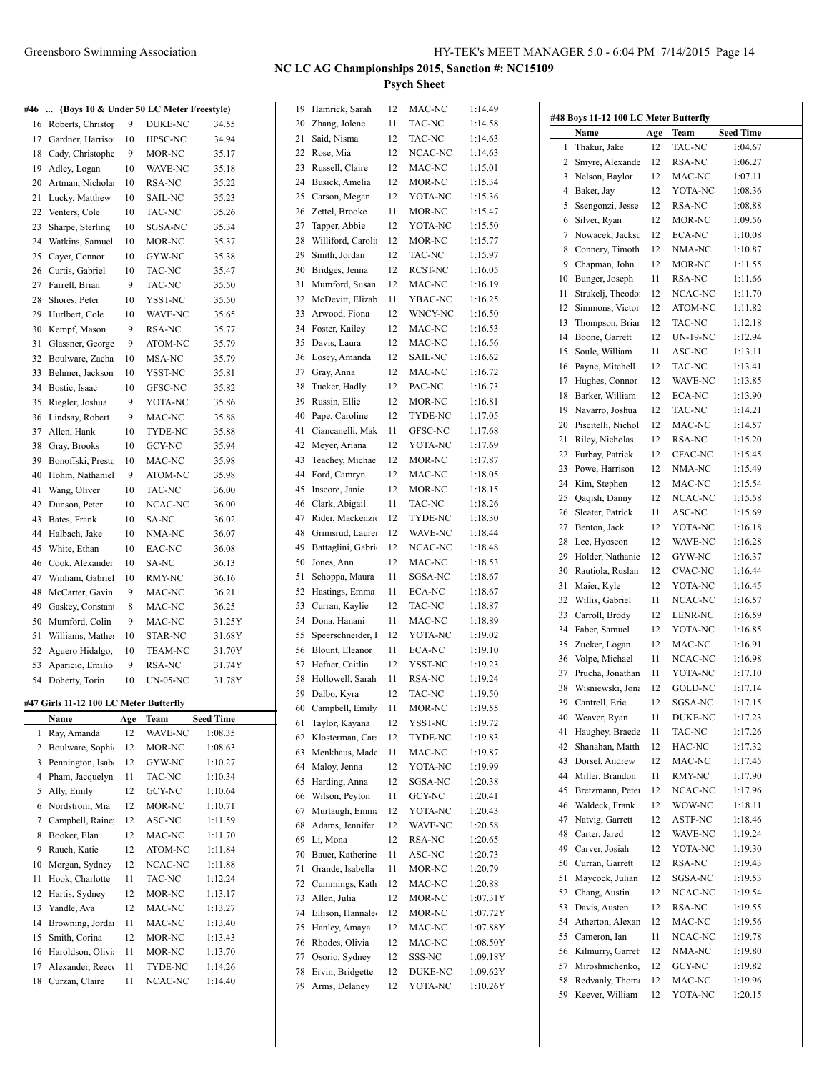## NC LC AG Championships 2015, Sanction #: NC15109

### Psych Sheet

#### #46 ... (Boys 10 & Under 50 LC Meter Freestyle)

| | Name | Age | Team | Seed Time |
|---|---|---|---|---|
| 16 | Roberts, Christor | 9 | DUKE-NC | 34.55 |
| 17 | Gardner, Harrison | 10 | HPSC-NC | 34.94 |
| 18 | Cady, Christophe | 9 | MOR-NC | 35.17 |
| 19 | Adley, Logan | 10 | WAVE-NC | 35.18 |
| 20 | Artman, Nicholas | 10 | RSA-NC | 35.22 |
| 21 | Lucky, Matthew | 10 | SAIL-NC | 35.23 |
| 22 | Venters, Cole | 10 | TAC-NC | 35.26 |
| 23 | Sharpe, Sterling | 10 | SGSA-NC | 35.34 |
| 24 | Watkins, Samuel | 10 | MOR-NC | 35.37 |
| 25 | Cayer, Connor | 10 | GYW-NC | 35.38 |
| 26 | Curtis, Gabriel | 10 | TAC-NC | 35.47 |
| 27 | Farrell, Brian | 9 | TAC-NC | 35.50 |
| 28 | Shores, Peter | 10 | YSST-NC | 35.50 |
| 29 | Hurlbert, Cole | 10 | WAVE-NC | 35.65 |
| 30 | Kempf, Mason | 9 | RSA-NC | 35.77 |
| 31 | Glassner, George | 9 | ATOM-NC | 35.79 |
| 32 | Boulware, Zacha | 10 | MSA-NC | 35.79 |
| 33 | Behmer, Jackson | 10 | YSST-NC | 35.81 |
| 34 | Bostic, Isaac | 10 | GFSC-NC | 35.82 |
| 35 | Riegler, Joshua | 9 | YOTA-NC | 35.86 |
| 36 | Lindsay, Robert | 9 | MAC-NC | 35.88 |
| 37 | Allen, Hank | 10 | TYDE-NC | 35.88 |
| 38 | Gray, Brooks | 10 | GCY-NC | 35.94 |
| 39 | Bonoffski, Presto | 10 | MAC-NC | 35.98 |
| 40 | Hohm, Nathaniel | 9 | ATOM-NC | 35.98 |
| 41 | Wang, Oliver | 10 | TAC-NC | 36.00 |
| 42 | Dunson, Peter | 10 | NCAC-NC | 36.00 |
| 43 | Bates, Frank | 10 | SA-NC | 36.02 |
| 44 | Halbach, Jake | 10 | NMA-NC | 36.07 |
| 45 | White, Ethan | 10 | EAC-NC | 36.08 |
| 46 | Cook, Alexander | 10 | SA-NC | 36.13 |
| 47 | Winham, Gabriel | 10 | RMY-NC | 36.16 |
| 48 | McCarter, Gavin | 9 | MAC-NC | 36.21 |
| 49 | Gaskey, Constant | 8 | MAC-NC | 36.25 |
| 50 | Mumford, Colin | 9 | MAC-NC | 31.25Y |
| 51 | Williams, Mathes | 10 | STAR-NC | 31.68Y |
| 52 | Aguero Hidalgo, | 10 | TEAM-NC | 31.70Y |
| 53 | Aparicio, Emilio | 9 | RSA-NC | 31.74Y |
| 54 | Doherty, Torin | 10 | UN-05-NC | 31.78Y |

#### #47 Girls 11-12 100 LC Meter Butterfly

| | Name | Age | Team | Seed Time |
|---|---|---|---|---|
| 1 | Ray, Amanda | 12 | WAVE-NC | 1:08.35 |
| 2 | Boulware, Sophi | 12 | MOR-NC | 1:08.63 |
| 3 | Pennington, Isab | 12 | GYW-NC | 1:10.27 |
| 4 | Pham, Jacquelyn | 11 | TAC-NC | 1:10.34 |
| 5 | Ally, Emily | 12 | GCY-NC | 1:10.64 |
| 6 | Nordstrom, Mia | 12 | MOR-NC | 1:10.71 |
| 7 | Campbell, Rainey | 12 | ASC-NC | 1:11.59 |
| 8 | Booker, Elan | 12 | MAC-NC | 1:11.70 |
| 9 | Rauch, Katie | 12 | ATOM-NC | 1:11.84 |
| 10 | Morgan, Sydney | 12 | NCAC-NC | 1:11.88 |
| 11 | Hook, Charlotte | 11 | TAC-NC | 1:12.24 |
| 12 | Hartis, Sydney | 12 | MOR-NC | 1:13.17 |
| 13 | Yandle, Ava | 12 | MAC-NC | 1:13.27 |
| 14 | Browning, Jordan | 11 | MAC-NC | 1:13.40 |
| 15 | Smith, Corina | 12 | MOR-NC | 1:13.43 |
| 16 | Haroldson, Olivia | 11 | MOR-NC | 1:13.70 |
| 17 | Alexander, Reece | 11 | TYDE-NC | 1:14.26 |
| 18 | Curzan, Claire | 11 | NCAC-NC | 1:14.40 |
| 19 | Hamrick, Sarah | 12 | MAC-NC | 1:14.49 |
| 20 | Zhang, Jolene | 11 | TAC-NC | 1:14.58 |
| 21 | Said, Nisma | 12 | TAC-NC | 1:14.63 |
| 22 | Rose, Mia | 12 | NCAC-NC | 1:14.63 |
| 23 | Russell, Claire | 12 | MAC-NC | 1:15.01 |
| 24 | Busick, Amelia | 12 | MOR-NC | 1:15.34 |
| 25 | Carson, Megan | 12 | YOTA-NC | 1:15.36 |
| 26 | Zettel, Brooke | 11 | MOR-NC | 1:15.47 |
| 27 | Tapper, Abbie | 12 | YOTA-NC | 1:15.50 |
| 28 | Williford, Carolin | 12 | MOR-NC | 1:15.77 |
| 29 | Smith, Jordan | 12 | TAC-NC | 1:15.97 |
| 30 | Bridges, Jenna | 12 | RCST-NC | 1:16.05 |
| 31 | Mumford, Susan | 12 | MAC-NC | 1:16.19 |
| 32 | McDevitt, Elizab | 11 | YBAC-NC | 1:16.25 |
| 33 | Arwood, Fiona | 12 | WNCY-NC | 1:16.50 |
| 34 | Foster, Kailey | 12 | MAC-NC | 1:16.53 |
| 35 | Davis, Laura | 12 | MAC-NC | 1:16.56 |
| 36 | Losey, Amanda | 12 | SAIL-NC | 1:16.62 |
| 37 | Gray, Anna | 12 | MAC-NC | 1:16.72 |
| 38 | Tucker, Hadly | 12 | PAC-NC | 1:16.73 |
| 39 | Russin, Ellie | 12 | MOR-NC | 1:16.81 |
| 40 | Pape, Caroline | 12 | TYDE-NC | 1:17.05 |
| 41 | Ciancanelli, Mak | 11 | GFSC-NC | 1:17.68 |
| 42 | Meyer, Ariana | 12 | YOTA-NC | 1:17.69 |
| 43 | Teachey, Michael | 12 | MOR-NC | 1:17.87 |
| 44 | Ford, Camryn | 12 | MAC-NC | 1:18.05 |
| 45 | Inscore, Janie | 12 | MOR-NC | 1:18.15 |
| 46 | Clark, Abigail | 11 | TAC-NC | 1:18.26 |
| 47 | Rider, Mackenzie | 12 | TYDE-NC | 1:18.30 |
| 48 | Grimsrud, Lauren | 12 | WAVE-NC | 1:18.44 |
| 49 | Battaglini, Gabri | 12 | NCAC-NC | 1:18.48 |
| 50 | Jones, Ann | 12 | MAC-NC | 1:18.53 |
| 51 | Schoppa, Maura | 11 | SGSA-NC | 1:18.67 |
| 52 | Hastings, Emma | 11 | ECA-NC | 1:18.67 |
| 53 | Curran, Kaylie | 12 | TAC-NC | 1:18.87 |
| 54 | Dona, Hanani | 11 | MAC-NC | 1:18.89 |
| 55 | Speerschneider, I | 12 | YOTA-NC | 1:19.02 |
| 56 | Blount, Eleanor | 11 | ECA-NC | 1:19.10 |
| 57 | Hefner, Caitlin | 12 | YSST-NC | 1:19.23 |
| 58 | Hollowell, Sarah | 11 | RSA-NC | 1:19.24 |
| 59 | Dalbo, Kyra | 12 | TAC-NC | 1:19.50 |
| 60 | Campbell, Emily | 11 | MOR-NC | 1:19.55 |
| 61 | Taylor, Kayana | 12 | YSST-NC | 1:19.72 |
| 62 | Klosterman, Cars | 12 | TYDE-NC | 1:19.83 |
| 63 | Menkhaus, Made | 11 | MAC-NC | 1:19.87 |
| 64 | Maloy, Jenna | 12 | YOTA-NC | 1:19.99 |
| 65 | Harding, Anna | 12 | SGSA-NC | 1:20.38 |
| 66 | Wilson, Peyton | 11 | GCY-NC | 1:20.41 |
| 67 | Murtaugh, Emma | 12 | YOTA-NC | 1:20.43 |
| 68 | Adams, Jennifer | 12 | WAVE-NC | 1:20.58 |
| 69 | Li, Mona | 12 | RSA-NC | 1:20.65 |
| 70 | Bauer, Katherine | 11 | ASC-NC | 1:20.73 |
| 71 | Grande, Isabella | 11 | MOR-NC | 1:20.79 |
| 72 | Cummings, Kath | 12 | MAC-NC | 1:20.88 |
| 73 | Allen, Julia | 12 | MOR-NC | 1:07.31Y |
| 74 | Ellison, Hannalee | 12 | MOR-NC | 1:07.72Y |
| 75 | Hanley, Amaya | 12 | MAC-NC | 1:07.88Y |
| 76 | Rhodes, Olivia | 12 | MAC-NC | 1:08.50Y |
| 77 | Osorio, Sydney | 12 | SSS-NC | 1:09.18Y |
| 78 | Ervin, Bridgette | 12 | DUKE-NC | 1:09.62Y |
| 79 | Arms, Delaney | 12 | YOTA-NC | 1:10.26Y |

#### #48 Boys 11-12 100 LC Meter Butterfly

| | Name | Age | Team | Seed Time |
|---|---|---|---|---|
| 1 | Thakur, Jake | 12 | TAC-NC | 1:04.67 |
| 2 | Smyre, Alexande | 12 | RSA-NC | 1:06.27 |
| 3 | Nelson, Baylor | 12 | MAC-NC | 1:07.11 |
| 4 | Baker, Jay | 12 | YOTA-NC | 1:08.36 |
| 5 | Ssengonzi, Jesse | 12 | RSA-NC | 1:08.88 |
| 6 | Silver, Ryan | 12 | MOR-NC | 1:09.56 |
| 7 | Nowacek, Jackso | 12 | ECA-NC | 1:10.08 |
| 8 | Connery, Timoth | 12 | NMA-NC | 1:10.87 |
| 9 | Chapman, John | 12 | MOR-NC | 1:11.55 |
| 10 | Bunger, Joseph | 11 | RSA-NC | 1:11.66 |
| 11 | Strukelj, Theodor | 12 | NCAC-NC | 1:11.70 |
| 12 | Simmons, Victor | 12 | ATOM-NC | 1:11.82 |
| 13 | Thompson, Brian | 12 | TAC-NC | 1:12.18 |
| 14 | Boone, Garrett | 12 | UN-19-NC | 1:12.94 |
| 15 | Soule, William | 11 | ASC-NC | 1:13.11 |
| 16 | Payne, Mitchell | 12 | TAC-NC | 1:13.41 |
| 17 | Hughes, Connor | 12 | WAVE-NC | 1:13.85 |
| 18 | Barker, William | 12 | ECA-NC | 1:13.90 |
| 19 | Navarro, Joshua | 12 | TAC-NC | 1:14.21 |
| 20 | Piscitelli, Nichola | 12 | MAC-NC | 1:14.57 |
| 21 | Riley, Nicholas | 12 | RSA-NC | 1:15.20 |
| 22 | Furbay, Patrick | 12 | CFAC-NC | 1:15.45 |
| 23 | Powe, Harrison | 12 | NMA-NC | 1:15.49 |
| 24 | Kim, Stephen | 12 | MAC-NC | 1:15.54 |
| 25 | Qaqish, Danny | 12 | NCAC-NC | 1:15.58 |
| 26 | Sleater, Patrick | 11 | ASC-NC | 1:15.69 |
| 27 | Benton, Jack | 12 | YOTA-NC | 1:16.18 |
| 28 | Lee, Hyoseon | 12 | WAVE-NC | 1:16.28 |
| 29 | Holder, Nathanie | 12 | GYW-NC | 1:16.37 |
| 30 | Rautiola, Ruslan | 12 | CVAC-NC | 1:16.44 |
| 31 | Maier, Kyle | 12 | YOTA-NC | 1:16.45 |
| 32 | Willis, Gabriel | 11 | NCAC-NC | 1:16.57 |
| 33 | Carroll, Brody | 12 | LENR-NC | 1:16.59 |
| 34 | Faber, Samuel | 12 | YOTA-NC | 1:16.85 |
| 35 | Zucker, Logan | 12 | MAC-NC | 1:16.91 |
| 36 | Volpe, Michael | 11 | NCAC-NC | 1:16.98 |
| 37 | Prucha, Jonathan | 11 | YOTA-NC | 1:17.10 |
| 38 | Wisniewski, Jona | 12 | GOLD-NC | 1:17.14 |
| 39 | Cantrell, Eric | 12 | SGSA-NC | 1:17.15 |
| 40 | Weaver, Ryan | 11 | DUKE-NC | 1:17.23 |
| 41 | Haughey, Braede | 11 | TAC-NC | 1:17.26 |
| 42 | Shanahan, Matth | 12 | HAC-NC | 1:17.32 |
| 43 | Dorsel, Andrew | 12 | MAC-NC | 1:17.45 |
| 44 | Miller, Brandon | 11 | RMY-NC | 1:17.90 |
| 45 | Bretzmann, Peter | 12 | NCAC-NC | 1:17.96 |
| 46 | Waldeck, Frank | 12 | WOW-NC | 1:18.11 |
| 47 | Natvig, Garrett | 12 | ASTF-NC | 1:18.46 |
| 48 | Carter, Jared | 12 | WAVE-NC | 1:19.24 |
| 49 | Carver, Josiah | 12 | YOTA-NC | 1:19.30 |
| 50 | Curran, Garrett | 12 | RSA-NC | 1:19.43 |
| 51 | Maycock, Julian | 12 | SGSA-NC | 1:19.53 |
| 52 | Chang, Austin | 12 | NCAC-NC | 1:19.54 |
| 53 | Davis, Austen | 12 | RSA-NC | 1:19.55 |
| 54 | Atherton, Alexan | 12 | MAC-NC | 1:19.56 |
| 55 | Cameron, Ian | 11 | NCAC-NC | 1:19.78 |
| 56 | Kilmurry, Garrett | 12 | NMA-NC | 1:19.80 |
| 57 | Miroshnichenko, | 12 | GCY-NC | 1:19.82 |
| 58 | Redvanly, Thoma | 12 | MAC-NC | 1:19.96 |
| 59 | Keever, William | 12 | YOTA-NC | 1:20.15 |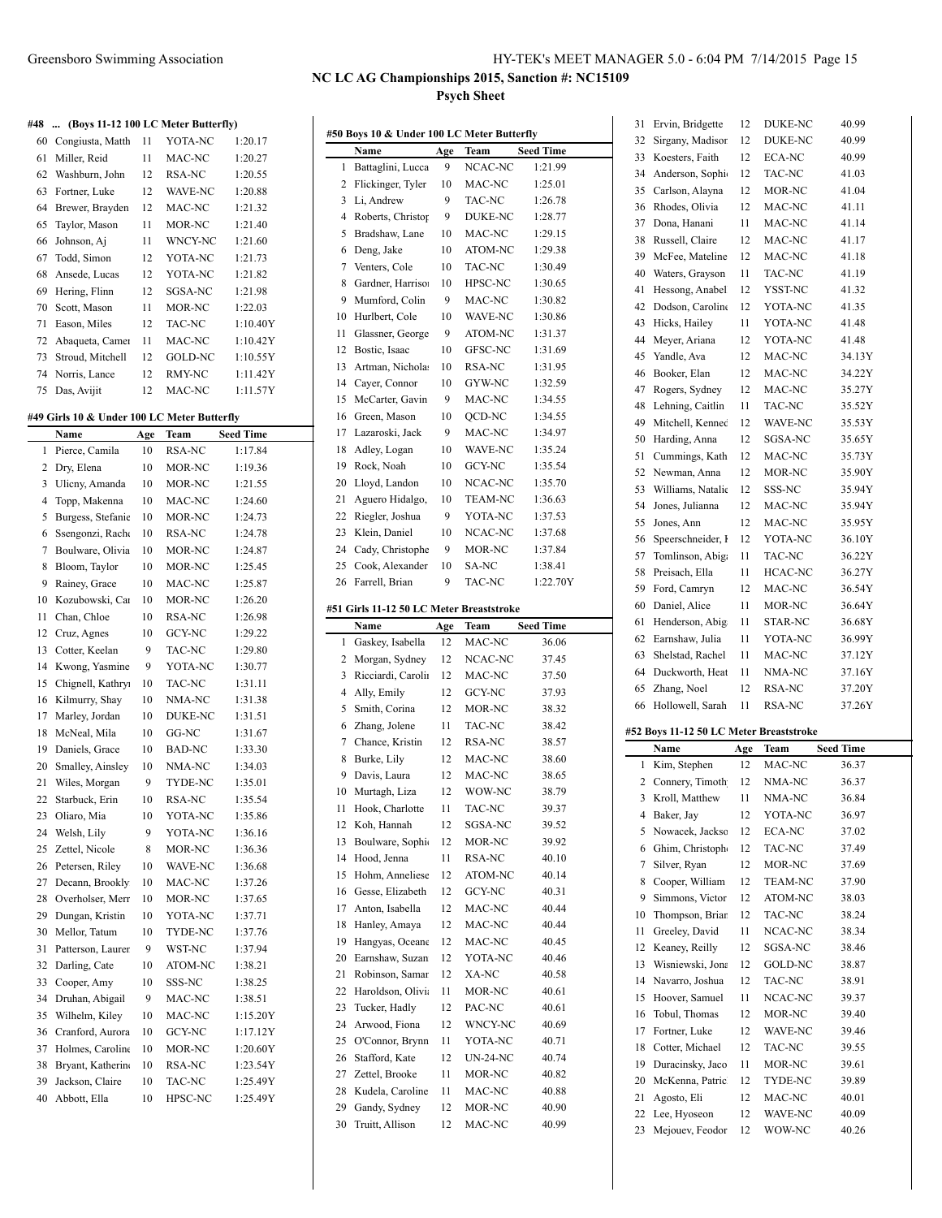## NC LC AG Championships 2015, Sanction #: NC15109

### Psych Sheet

#### #48 ... (Boys 11-12 100 LC Meter Butterfly)

| | Name | Age | Team | Seed Time |
|---|---|---|---|---|
| 60 | Congiusta, Matth | 11 | YOTA-NC | 1:20.17 |
| 61 | Miller, Reid | 11 | MAC-NC | 1:20.27 |
| 62 | Washburn, John | 12 | RSA-NC | 1:20.55 |
| 63 | Fortner, Luke | 12 | WAVE-NC | 1:20.88 |
| 64 | Brewer, Brayden | 12 | MAC-NC | 1:21.32 |
| 65 | Taylor, Mason | 11 | MOR-NC | 1:21.40 |
| 66 | Johnson, Aj | 11 | WNCY-NC | 1:21.60 |
| 67 | Todd, Simon | 12 | YOTA-NC | 1:21.73 |
| 68 | Ansede, Lucas | 12 | YOTA-NC | 1:21.82 |
| 69 | Hering, Flinn | 12 | SGSA-NC | 1:21.98 |
| 70 | Scott, Mason | 11 | MOR-NC | 1:22.03 |
| 71 | Eason, Miles | 12 | TAC-NC | 1:10.40Y |
| 72 | Abaqueta, Camer | 11 | MAC-NC | 1:10.42Y |
| 73 | Stroud, Mitchell | 12 | GOLD-NC | 1:10.55Y |
| 74 | Norris, Lance | 12 | RMY-NC | 1:11.42Y |
| 75 | Das, Avijit | 12 | MAC-NC | 1:11.57Y |

#### #49 Girls 10 & Under 100 LC Meter Butterfly

| | Name | Age | Team | Seed Time |
|---|---|---|---|---|
| 1 | Pierce, Camila | 10 | RSA-NC | 1:17.84 |
| 2 | Dry, Elena | 10 | MOR-NC | 1:19.36 |
| 3 | Ulicny, Amanda | 10 | MOR-NC | 1:21.55 |
| 4 | Topp, Makenna | 10 | MAC-NC | 1:24.60 |
| 5 | Burgess, Stefanie | 10 | MOR-NC | 1:24.73 |
| 6 | Ssengonzi, Rache | 10 | RSA-NC | 1:24.78 |
| 7 | Boulware, Olivia | 10 | MOR-NC | 1:24.87 |
| 8 | Bloom, Taylor | 10 | MOR-NC | 1:25.45 |
| 9 | Rainey, Grace | 10 | MAC-NC | 1:25.87 |
| 10 | Kozubowski, Car | 10 | MOR-NC | 1:26.20 |
| 11 | Chan, Chloe | 10 | RSA-NC | 1:26.98 |
| 12 | Cruz, Agnes | 10 | GCY-NC | 1:29.22 |
| 13 | Cotter, Keelan | 9 | TAC-NC | 1:29.80 |
| 14 | Kwong, Yasmine | 9 | YOTA-NC | 1:30.77 |
| 15 | Chignell, Kathryn | 10 | TAC-NC | 1:31.11 |
| 16 | Kilmurry, Shay | 10 | NMA-NC | 1:31.38 |
| 17 | Marley, Jordan | 10 | DUKE-NC | 1:31.51 |
| 18 | McNeal, Mila | 10 | GG-NC | 1:31.67 |
| 19 | Daniels, Grace | 10 | BAD-NC | 1:33.30 |
| 20 | Smalley, Ainsley | 10 | NMA-NC | 1:34.03 |
| 21 | Wiles, Morgan | 9 | TYDE-NC | 1:35.01 |
| 22 | Starbuck, Erin | 10 | RSA-NC | 1:35.54 |
| 23 | Oliaro, Mia | 10 | YOTA-NC | 1:35.86 |
| 24 | Welsh, Lily | 9 | YOTA-NC | 1:36.16 |
| 25 | Zettel, Nicole | 8 | MOR-NC | 1:36.36 |
| 26 | Petersen, Riley | 10 | WAVE-NC | 1:36.68 |
| 27 | Decann, Brookly | 10 | MAC-NC | 1:37.26 |
| 28 | Overholser, Merr | 10 | MOR-NC | 1:37.65 |
| 29 | Dungan, Kristin | 10 | YOTA-NC | 1:37.71 |
| 30 | Mellor, Tatum | 10 | TYDE-NC | 1:37.76 |
| 31 | Patterson, Lauren | 9 | WST-NC | 1:37.94 |
| 32 | Darling, Cate | 10 | ATOM-NC | 1:38.21 |
| 33 | Cooper, Amy | 10 | SSS-NC | 1:38.25 |
| 34 | Druhan, Abigail | 9 | MAC-NC | 1:38.51 |
| 35 | Wilhelm, Kiley | 10 | MAC-NC | 1:15.20Y |
| 36 | Cranford, Aurora | 10 | GCY-NC | 1:17.12Y |
| 37 | Holmes, Caroline | 10 | MOR-NC | 1:20.60Y |
| 38 | Bryant, Katherine | 10 | RSA-NC | 1:23.54Y |
| 39 | Jackson, Claire | 10 | TAC-NC | 1:25.49Y |
| 40 | Abbott, Ella | 10 | HPSC-NC | 1:25.49Y |

#### #50 Boys 10 & Under 100 LC Meter Butterfly

| | Name | Age | Team | Seed Time |
|---|---|---|---|---|
| 1 | Battaglini, Lucca | 9 | NCAC-NC | 1:21.99 |
| 2 | Flickinger, Tyler | 10 | MAC-NC | 1:25.01 |
| 3 | Li, Andrew | 9 | TAC-NC | 1:26.78 |
| 4 | Roberts, Christop | 9 | DUKE-NC | 1:28.77 |
| 5 | Bradshaw, Lane | 10 | MAC-NC | 1:29.15 |
| 6 | Deng, Jake | 10 | ATOM-NC | 1:29.38 |
| 7 | Venters, Cole | 10 | TAC-NC | 1:30.49 |
| 8 | Gardner, Harrison | 10 | HPSC-NC | 1:30.65 |
| 9 | Mumford, Colin | 9 | MAC-NC | 1:30.82 |
| 10 | Hurlbert, Cole | 10 | WAVE-NC | 1:30.86 |
| 11 | Glassner, George | 9 | ATOM-NC | 1:31.37 |
| 12 | Bostic, Isaac | 10 | GFSC-NC | 1:31.69 |
| 13 | Artman, Nicholas | 10 | RSA-NC | 1:31.95 |
| 14 | Cayer, Connor | 10 | GYW-NC | 1:32.59 |
| 15 | McCarter, Gavin | 9 | MAC-NC | 1:34.55 |
| 16 | Green, Mason | 10 | QCD-NC | 1:34.55 |
| 17 | Lazaroski, Jack | 9 | MAC-NC | 1:34.97 |
| 18 | Adley, Logan | 10 | WAVE-NC | 1:35.24 |
| 19 | Rock, Noah | 10 | GCY-NC | 1:35.54 |
| 20 | Lloyd, Landon | 10 | NCAC-NC | 1:35.70 |
| 21 | Aguero Hidalgo, | 10 | TEAM-NC | 1:36.63 |
| 22 | Riegler, Joshua | 9 | YOTA-NC | 1:37.53 |
| 23 | Klein, Daniel | 10 | NCAC-NC | 1:37.68 |
| 24 | Cady, Christophe | 9 | MOR-NC | 1:37.84 |
| 25 | Cook, Alexander | 10 | SA-NC | 1:38.41 |
| 26 | Farrell, Brian | 9 | TAC-NC | 1:22.70Y |

#### #51 Girls 11-12 50 LC Meter Breaststroke

| | Name | Age | Team | Seed Time |
|---|---|---|---|---|
| 1 | Gaskey, Isabella | 12 | MAC-NC | 36.06 |
| 2 | Morgan, Sydney | 12 | NCAC-NC | 37.45 |
| 3 | Ricciardi, Carolin | 12 | MAC-NC | 37.50 |
| 4 | Ally, Emily | 12 | GCY-NC | 37.93 |
| 5 | Smith, Corina | 12 | MOR-NC | 38.32 |
| 6 | Zhang, Jolene | 11 | TAC-NC | 38.42 |
| 7 | Chance, Kristin | 12 | RSA-NC | 38.57 |
| 8 | Burke, Lily | 12 | MAC-NC | 38.60 |
| 9 | Davis, Laura | 12 | MAC-NC | 38.65 |
| 10 | Murtagh, Liza | 12 | WOW-NC | 38.79 |
| 11 | Hook, Charlotte | 11 | TAC-NC | 39.37 |
| 12 | Koh, Hannah | 12 | SGSA-NC | 39.52 |
| 13 | Boulware, Sophie | 12 | MOR-NC | 39.92 |
| 14 | Hood, Jenna | 11 | RSA-NC | 40.10 |
| 15 | Hohm, Anneliese | 12 | ATOM-NC | 40.14 |
| 16 | Gesse, Elizabeth | 12 | GCY-NC | 40.31 |
| 17 | Anton, Isabella | 12 | MAC-NC | 40.44 |
| 18 | Hanley, Amaya | 12 | MAC-NC | 40.44 |
| 19 | Hangyas, Oceane | 12 | MAC-NC | 40.45 |
| 20 | Earnshaw, Suzan | 12 | YOTA-NC | 40.46 |
| 21 | Robinson, Samar | 12 | XA-NC | 40.58 |
| 22 | Haroldson, Olivia | 11 | MOR-NC | 40.61 |
| 23 | Tucker, Hadly | 12 | PAC-NC | 40.61 |
| 24 | Arwood, Fiona | 12 | WNCY-NC | 40.69 |
| 25 | O'Connor, Brynn | 11 | YOTA-NC | 40.71 |
| 26 | Stafford, Kate | 12 | UN-24-NC | 40.74 |
| 27 | Zettel, Brooke | 11 | MOR-NC | 40.82 |
| 28 | Kudela, Caroline | 11 | MAC-NC | 40.88 |
| 29 | Gandy, Sydney | 12 | MOR-NC | 40.90 |
| 30 | Truitt, Allison | 12 | MAC-NC | 40.99 |
| 31 | Ervin, Bridgette | 12 | DUKE-NC | 40.99 |
| 32 | Sirgany, Madison | 12 | DUKE-NC | 40.99 |
| 33 | Koesters, Faith | 12 | ECA-NC | 40.99 |
| 34 | Anderson, Sophie | 12 | TAC-NC | 41.03 |
| 35 | Carlson, Alayna | 12 | MOR-NC | 41.04 |
| 36 | Rhodes, Olivia | 12 | MAC-NC | 41.11 |
| 37 | Dona, Hanani | 11 | MAC-NC | 41.14 |
| 38 | Russell, Claire | 12 | MAC-NC | 41.17 |
| 39 | McFee, Mateline | 12 | MAC-NC | 41.18 |
| 40 | Waters, Grayson | 11 | TAC-NC | 41.19 |
| 41 | Hessong, Anabel | 12 | YSST-NC | 41.32 |
| 42 | Dodson, Caroline | 12 | YOTA-NC | 41.35 |
| 43 | Hicks, Hailey | 11 | YOTA-NC | 41.48 |
| 44 | Meyer, Ariana | 12 | YOTA-NC | 41.48 |
| 45 | Yandle, Ava | 12 | MAC-NC | 34.13Y |
| 46 | Booker, Elan | 12 | MAC-NC | 34.22Y |
| 47 | Rogers, Sydney | 12 | MAC-NC | 35.27Y |
| 48 | Lehning, Caitlin | 11 | TAC-NC | 35.52Y |
| 49 | Mitchell, Kenned | 12 | WAVE-NC | 35.53Y |
| 50 | Harding, Anna | 12 | SGSA-NC | 35.65Y |
| 51 | Cummings, Kath | 12 | MAC-NC | 35.73Y |
| 52 | Newman, Anna | 12 | MOR-NC | 35.90Y |
| 53 | Williams, Natalie | 12 | SSS-NC | 35.94Y |
| 54 | Jones, Julianna | 12 | MAC-NC | 35.94Y |
| 55 | Jones, Ann | 12 | MAC-NC | 35.95Y |
| 56 | Speerschneider, I | 12 | YOTA-NC | 36.10Y |
| 57 | Tomlinson, Abiga | 11 | TAC-NC | 36.22Y |
| 58 | Preisach, Ella | 11 | HCAC-NC | 36.27Y |
| 59 | Ford, Camryn | 12 | MAC-NC | 36.54Y |
| 60 | Daniel, Alice | 11 | MOR-NC | 36.64Y |
| 61 | Henderson, Abig | 11 | STAR-NC | 36.68Y |
| 62 | Earnshaw, Julia | 11 | YOTA-NC | 36.99Y |
| 63 | Shelstad, Rachel | 11 | MAC-NC | 37.12Y |
| 64 | Duckworth, Heat | 11 | NMA-NC | 37.16Y |
| 65 | Zhang, Noel | 12 | RSA-NC | 37.20Y |
| 66 | Hollowell, Sarah | 11 | RSA-NC | 37.26Y |

#### #52 Boys 11-12 50 LC Meter Breaststroke

| | Name | Age | Team | Seed Time |
|---|---|---|---|---|
| 1 | Kim, Stephen | 12 | MAC-NC | 36.37 |
| 2 | Connery, Timoth | 12 | NMA-NC | 36.37 |
| 3 | Kroll, Matthew | 11 | NMA-NC | 36.84 |
| 4 | Baker, Jay | 12 | YOTA-NC | 36.97 |
| 5 | Nowacek, Jackso | 12 | ECA-NC | 37.02 |
| 6 | Ghim, Christophe | 12 | TAC-NC | 37.49 |
| 7 | Silver, Ryan | 12 | MOR-NC | 37.69 |
| 8 | Cooper, William | 12 | TEAM-NC | 37.90 |
| 9 | Simmons, Victor | 12 | ATOM-NC | 38.03 |
| 10 | Thompson, Brian | 12 | TAC-NC | 38.24 |
| 11 | Greeley, David | 11 | NCAC-NC | 38.34 |
| 12 | Keaney, Reilly | 12 | SGSA-NC | 38.46 |
| 13 | Wisniewski, Jona | 12 | GOLD-NC | 38.87 |
| 14 | Navarro, Joshua | 12 | TAC-NC | 38.91 |
| 15 | Hoover, Samuel | 11 | NCAC-NC | 39.37 |
| 16 | Tobul, Thomas | 12 | MOR-NC | 39.40 |
| 17 | Fortner, Luke | 12 | WAVE-NC | 39.46 |
| 18 | Cotter, Michael | 12 | TAC-NC | 39.55 |
| 19 | Duracinsky, Jaco | 11 | MOR-NC | 39.61 |
| 20 | McKenna, Patric | 12 | TYDE-NC | 39.89 |
| 21 | Agosto, Eli | 12 | MAC-NC | 40.01 |
| 22 | Lee, Hyoseon | 12 | WAVE-NC | 40.09 |
| 23 | Mejouev, Feodor | 12 | WOW-NC | 40.26 |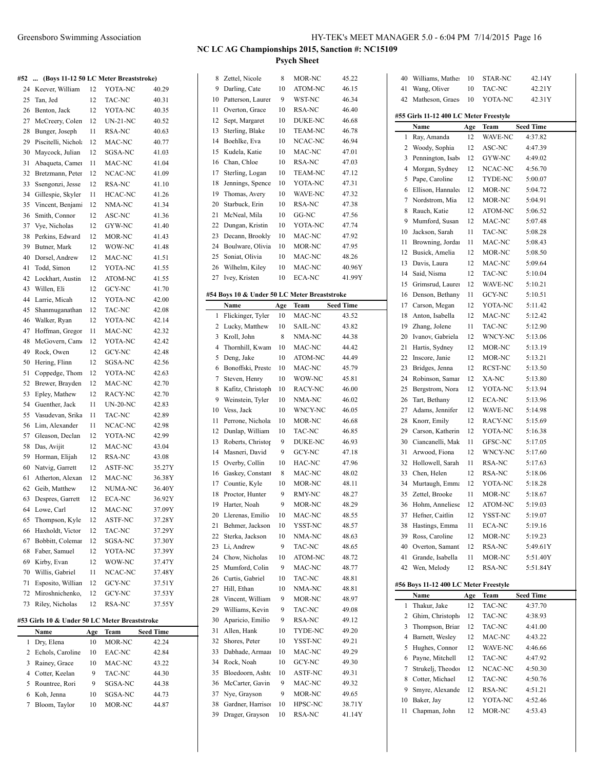# NC LC AG Championships 2015, Sanction #: NC15109

## Psych Sheet

### #52 ... (Boys 11-12 50 LC Meter Breaststroke)

| | Name | Age | Team | Seed Time |
|---|---|---|---|---|
| 24 | Keever, William | 12 | YOTA-NC | 40.29 |
| 25 | Tan, Jed | 12 | TAC-NC | 40.31 |
| 26 | Benton, Jack | 12 | YOTA-NC | 40.35 |
| 27 | McCreery, Colen | 12 | UN-21-NC | 40.52 |
| 28 | Bunger, Joseph | 11 | RSA-NC | 40.63 |
| 29 | Piscitelli, Nichola | 12 | MAC-NC | 40.77 |
| 30 | Maycock, Julian | 12 | SGSA-NC | 41.03 |
| 31 | Abaqueta, Camer | 11 | MAC-NC | 41.04 |
| 32 | Bretzmann, Peter | 12 | NCAC-NC | 41.09 |
| 33 | Ssengonzi, Jesse | 12 | RSA-NC | 41.10 |
| 34 | Gillespie, Skyler | 11 | HCAC-NC | 41.26 |
| 35 | Vincent, Benjami | 12 | NMA-NC | 41.34 |
| 36 | Smith, Connor | 12 | ASC-NC | 41.36 |
| 37 | Vye, Nicholas | 12 | GYW-NC | 41.40 |
| 38 | Perkins, Edward | 12 | MOR-NC | 41.43 |
| 39 | Butner, Mark | 12 | WOW-NC | 41.48 |
| 40 | Dorsel, Andrew | 12 | MAC-NC | 41.51 |
| 41 | Todd, Simon | 12 | YOTA-NC | 41.55 |
| 42 | Lockhart, Austin | 12 | ATOM-NC | 41.55 |
| 43 | Willen, Eli | 12 | GCY-NC | 41.70 |
| 44 | Larrie, Micah | 12 | YOTA-NC | 42.00 |
| 45 | Shanmuganathan | 12 | TAC-NC | 42.08 |
| 46 | Walker, Ryan | 12 | YOTA-NC | 42.14 |
| 47 | Hoffman, Gregor | 11 | MAC-NC | 42.32 |
| 48 | McGovern, Cam | 12 | YOTA-NC | 42.42 |
| 49 | Rock, Owen | 12 | GCY-NC | 42.48 |
| 50 | Hering, Flinn | 12 | SGSA-NC | 42.56 |
| 51 | Coppedge, Thom | 12 | YOTA-NC | 42.63 |
| 52 | Brewer, Brayden | 12 | MAC-NC | 42.70 |
| 53 | Epley, Mathew | 12 | RACY-NC | 42.70 |
| 54 | Guenther, Jack | 11 | UN-20-NC | 42.83 |
| 55 | Vasudevan, Srika | 11 | TAC-NC | 42.89 |
| 56 | Lim, Alexander | 11 | NCAC-NC | 42.98 |
| 57 | Gleason, Declan | 12 | YOTA-NC | 42.99 |
| 58 | Das, Avijit | 12 | MAC-NC | 43.04 |
| 59 | Horman, Elijah | 12 | RSA-NC | 43.08 |
| 60 | Natvig, Garrett | 12 | ASTF-NC | 35.27Y |
| 61 | Atherton, Alexan | 12 | MAC-NC | 36.38Y |
| 62 | Geib, Matthew | 12 | NUMA-NC | 36.40Y |
| 63 | Despres, Garrett | 12 | ECA-NC | 36.92Y |
| 64 | Lowe, Carl | 12 | MAC-NC | 37.09Y |
| 65 | Thompson, Kyle | 12 | ASTF-NC | 37.28Y |
| 66 | Haxholdt, Victor | 12 | TAC-NC | 37.29Y |
| 67 | Bobbitt, Colemar | 12 | SGSA-NC | 37.30Y |
| 68 | Faber, Samuel | 12 | YOTA-NC | 37.39Y |
| 69 | Kirby, Evan | 12 | WOW-NC | 37.47Y |
| 70 | Willis, Gabriel | 11 | NCAC-NC | 37.48Y |
| 71 | Esposito, Willian | 12 | GCY-NC | 37.51Y |
| 72 | Miroshnichenko, | 12 | GCY-NC | 37.53Y |
| 73 | Riley, Nicholas | 12 | RSA-NC | 37.55Y |

### #53 Girls 10 & Under 50 LC Meter Breaststroke

| | Name | Age | Team | Seed Time |
|---|---|---|---|---|
| 1 | Dry, Elena | 10 | MOR-NC | 42.24 |
| 2 | Echols, Caroline | 10 | EAC-NC | 42.84 |
| 3 | Rainey, Grace | 10 | MAC-NC | 43.22 |
| 4 | Cotter, Keelan | 9 | TAC-NC | 44.30 |
| 5 | Rountree, Rori | 9 | SGSA-NC | 44.38 |
| 6 | Koh, Jenna | 10 | SGSA-NC | 44.73 |
| 7 | Bloom, Taylor | 10 | MOR-NC | 44.87 |
| 8 | Zettel, Nicole | 8 | MOR-NC | 45.22 |
| 9 | Darling, Cate | 10 | ATOM-NC | 46.15 |
| 10 | Patterson, Lauren | 9 | WST-NC | 46.34 |
| 11 | Overton, Grace | 10 | RSA-NC | 46.40 |
| 12 | Sept, Margaret | 10 | DUKE-NC | 46.68 |
| 13 | Sterling, Blake | 10 | TEAM-NC | 46.78 |
| 14 | Boehlke, Eva | 10 | NCAC-NC | 46.94 |
| 15 | Kudela, Katie | 10 | MAC-NC | 47.01 |
| 16 | Chan, Chloe | 10 | RSA-NC | 47.03 |
| 17 | Sterling, Logan | 10 | TEAM-NC | 47.12 |
| 18 | Jennings, Spence | 10 | YOTA-NC | 47.31 |
| 19 | Thomas, Avery | 10 | WAVE-NC | 47.32 |
| 20 | Starbuck, Erin | 10 | RSA-NC | 47.38 |
| 21 | McNeal, Mila | 10 | GG-NC | 47.56 |
| 22 | Dungan, Kristin | 10 | YOTA-NC | 47.74 |
| 23 | Decann, Brookly | 10 | MAC-NC | 47.92 |
| 24 | Boulware, Olivia | 10 | MOR-NC | 47.95 |
| 25 | Soniat, Olivia | 10 | MAC-NC | 48.26 |
| 26 | Wilhelm, Kiley | 10 | MAC-NC | 40.96Y |
| 27 | Ivey, Kristen | 10 | ECA-NC | 41.99Y |

### #54 Boys 10 & Under 50 LC Meter Breaststroke

| | Name | Age | Team | Seed Time |
|---|---|---|---|---|
| 1 | Flickinger, Tyler | 10 | MAC-NC | 43.52 |
| 2 | Lucky, Matthew | 10 | SAIL-NC | 43.82 |
| 3 | Kroll, John | 8 | NMA-NC | 44.38 |
| 4 | Thornhill, Kwam | 10 | MAC-NC | 44.42 |
| 5 | Deng, Jake | 10 | ATOM-NC | 44.49 |
| 6 | Bonoffski, Presto | 10 | MAC-NC | 45.79 |
| 7 | Steven, Henry | 10 | WOW-NC | 45.81 |
| 8 | Kafitz, Christoph | 10 | RACY-NC | 46.00 |
| 9 | Weinstein, Tyler | 10 | NMA-NC | 46.02 |
| 10 | Vess, Jack | 10 | WNCY-NC | 46.05 |
| 11 | Perrone, Nichola | 10 | MOR-NC | 46.68 |
| 12 | Dunlap, William | 10 | TAC-NC | 46.85 |
| 13 | Roberts, Christop | 9 | DUKE-NC | 46.93 |
| 14 | Masneri, David | 9 | GCY-NC | 47.18 |
| 15 | Overby, Collin | 10 | HAC-NC | 47.96 |
| 16 | Gaskey, Constant | 8 | MAC-NC | 48.02 |
| 17 | Countie, Kyle | 10 | MOR-NC | 48.11 |
| 18 | Proctor, Hunter | 9 | RMY-NC | 48.27 |
| 19 | Harter, Noah | 9 | MOR-NC | 48.29 |
| 20 | Llerenas, Emilio | 10 | MAC-NC | 48.55 |
| 21 | Behmer, Jackson | 10 | YSST-NC | 48.57 |
| 22 | Sterka, Jackson | 10 | NMA-NC | 48.63 |
| 23 | Li, Andrew | 9 | TAC-NC | 48.65 |
| 24 | Chow, Nicholas | 10 | ATOM-NC | 48.72 |
| 25 | Mumford, Colin | 9 | MAC-NC | 48.77 |
| 26 | Curtis, Gabriel | 10 | TAC-NC | 48.81 |
| 27 | Hill, Ethan | 10 | NMA-NC | 48.81 |
| 28 | Vincent, William | 9 | MOR-NC | 48.97 |
| 29 | Williams, Kevin | 9 | TAC-NC | 49.08 |
| 30 | Aparicio, Emilio | 9 | RSA-NC | 49.12 |
| 31 | Allen, Hank | 10 | TYDE-NC | 49.20 |
| 32 | Shores, Peter | 10 | YSST-NC | 49.21 |
| 33 | Dabhade, Armaan | 10 | MAC-NC | 49.29 |
| 34 | Rock, Noah | 10 | GCY-NC | 49.30 |
| 35 | Bloedoorn, Ashto | 10 | ASTF-NC | 49.31 |
| 36 | McCarter, Gavin | 9 | MAC-NC | 49.32 |
| 37 | Nye, Grayson | 9 | MOR-NC | 49.65 |
| 38 | Gardner, Harrison | 10 | HPSC-NC | 38.71Y |
| 39 | Drager, Grayson | 10 | RSA-NC | 41.14Y |
| 40 | Williams, Mathe | 10 | STAR-NC | 42.14Y |
| 41 | Wang, Oliver | 10 | TAC-NC | 42.21Y |
| 42 | Matheson, Graes | 10 | YOTA-NC | 42.31Y |

### #55 Girls 11-12 400 LC Meter Freestyle

| | Name | Age | Team | Seed Time |
|---|---|---|---|---|
| 1 | Ray, Amanda | 12 | WAVE-NC | 4:37.82 |
| 2 | Woody, Sophia | 12 | ASC-NC | 4:47.39 |
| 3 | Pennington, Isab | 12 | GYW-NC | 4:49.02 |
| 4 | Morgan, Sydney | 12 | NCAC-NC | 4:56.70 |
| 5 | Pape, Caroline | 12 | TYDE-NC | 5:00.07 |
| 6 | Ellison, Hannale | 12 | MOR-NC | 5:04.72 |
| 7 | Nordstrom, Mia | 12 | MOR-NC | 5:04.91 |
| 8 | Rauch, Katie | 12 | ATOM-NC | 5:06.52 |
| 9 | Mumford, Susan | 12 | MAC-NC | 5:07.48 |
| 10 | Jackson, Sarah | 11 | TAC-NC | 5:08.28 |
| 11 | Browning, Jordan | 11 | MAC-NC | 5:08.43 |
| 12 | Busick, Amelia | 12 | MOR-NC | 5:08.50 |
| 13 | Davis, Laura | 12 | MAC-NC | 5:09.64 |
| 14 | Said, Nisma | 12 | TAC-NC | 5:10.04 |
| 15 | Grimsrud, Lauren | 12 | WAVE-NC | 5:10.21 |
| 16 | Denson, Bethany | 11 | GCY-NC | 5:10.51 |
| 17 | Carson, Megan | 12 | YOTA-NC | 5:11.42 |
| 18 | Anton, Isabella | 12 | MAC-NC | 5:12.42 |
| 19 | Zhang, Jolene | 11 | TAC-NC | 5:12.90 |
| 20 | Ivanov, Gabriela | 12 | WNCY-NC | 5:13.06 |
| 21 | Hartis, Sydney | 12 | MOR-NC | 5:13.19 |
| 22 | Inscore, Janie | 12 | MOR-NC | 5:13.21 |
| 23 | Bridges, Jenna | 12 | RCST-NC | 5:13.50 |
| 24 | Robinson, Samar | 12 | XA-NC | 5:13.80 |
| 25 | Bergstrom, Nora | 12 | YOTA-NC | 5:13.94 |
| 26 | Tart, Bethany | 12 | ECA-NC | 5:13.96 |
| 27 | Adams, Jennifer | 12 | WAVE-NC | 5:14.98 |
| 28 | Knorr, Emily | 12 | RACY-NC | 5:15.69 |
| 29 | Carson, Katherin | 12 | YOTA-NC | 5:16.38 |
| 30 | Ciancanelli, Mak | 11 | GFSC-NC | 5:17.05 |
| 31 | Arwood, Fiona | 12 | WNCY-NC | 5:17.60 |
| 32 | Hollowell, Sarah | 11 | RSA-NC | 5:17.63 |
| 33 | Chen, Helen | 12 | RSA-NC | 5:18.06 |
| 34 | Murtaugh, Emma | 12 | YOTA-NC | 5:18.28 |
| 35 | Zettel, Brooke | 11 | MOR-NC | 5:18.67 |
| 36 | Hohm, Anneliese | 12 | ATOM-NC | 5:19.03 |
| 37 | Hefner, Caitlin | 12 | YSST-NC | 5:19.07 |
| 38 | Hastings, Emma | 11 | ECA-NC | 5:19.16 |
| 39 | Ross, Caroline | 12 | MOR-NC | 5:19.23 |
| 40 | Overton, Samant | 12 | RSA-NC | 5:49.61Y |
| 41 | Grande, Isabella | 11 | MOR-NC | 5:51.40Y |
| 42 | Wen, Melody | 12 | RSA-NC | 5:51.84Y |

### #56 Boys 11-12 400 LC Meter Freestyle

| | Name | Age | Team | Seed Time |
|---|---|---|---|---|
| 1 | Thakur, Jake | 12 | TAC-NC | 4:37.70 |
| 2 | Ghim, Christoph | 12 | TAC-NC | 4:38.93 |
| 3 | Thompson, Brian | 12 | TAC-NC | 4:41.00 |
| 4 | Barnett, Wesley | 12 | MAC-NC | 4:43.22 |
| 5 | Hughes, Connor | 12 | WAVE-NC | 4:46.66 |
| 6 | Payne, Mitchell | 12 | TAC-NC | 4:47.92 |
| 7 | Strukelj, Theodor | 12 | NCAC-NC | 4:50.30 |
| 8 | Cotter, Michael | 12 | TAC-NC | 4:50.76 |
| 9 | Smyre, Alexande | 12 | RSA-NC | 4:51.21 |
| 10 | Baker, Jay | 12 | YOTA-NC | 4:52.46 |
| 11 | Chapman, John | 12 | MOR-NC | 4:53.43 |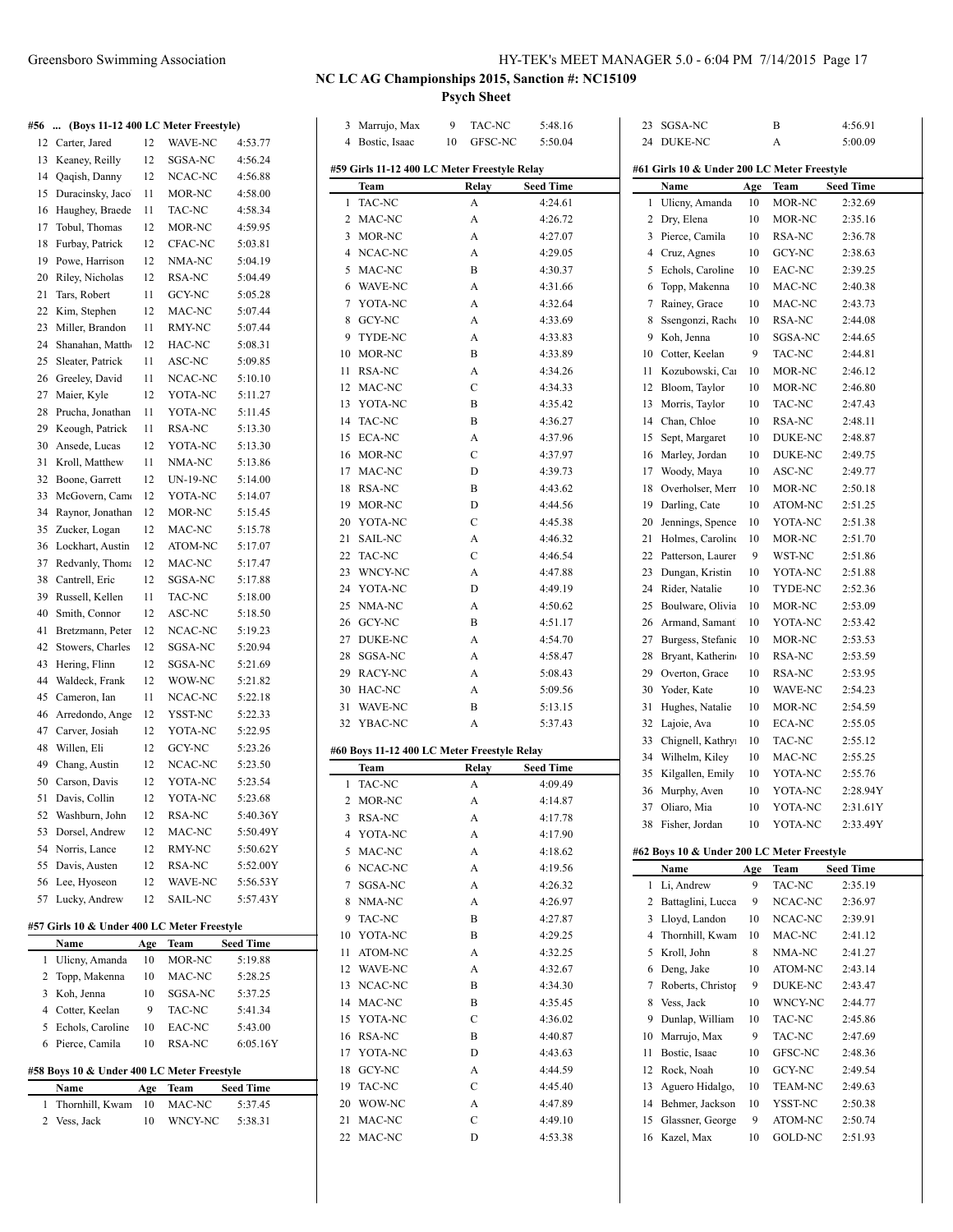# NC LC AG Championships 2015, Sanction #: NC15109

## Psych Sheet

### #56 ... (Boys 11-12 400 LC Meter Freestyle)

| | Name | Age | Team | Seed Time |
|---|---|---|---|---|
| 12 | Carter, Jared | 12 | WAVE-NC | 4:53.77 |
| 13 | Keaney, Reilly | 12 | SGSA-NC | 4:56.24 |
| 14 | Qaqish, Danny | 12 | NCAC-NC | 4:56.88 |
| 15 | Duracinsky, Jaco | 11 | MOR-NC | 4:58.00 |
| 16 | Haughey, Braede | 11 | TAC-NC | 4:58.34 |
| 17 | Tobul, Thomas | 12 | MOR-NC | 4:59.95 |
| 18 | Furbay, Patrick | 12 | CFAC-NC | 5:03.81 |
| 19 | Powe, Harrison | 12 | NMA-NC | 5:04.19 |
| 20 | Riley, Nicholas | 12 | RSA-NC | 5:04.49 |
| 21 | Tars, Robert | 11 | GCY-NC | 5:05.28 |
| 22 | Kim, Stephen | 12 | MAC-NC | 5:07.44 |
| 23 | Miller, Brandon | 11 | RMY-NC | 5:07.44 |
| 24 | Shanahan, Matthe | 12 | HAC-NC | 5:08.31 |
| 25 | Sleater, Patrick | 11 | ASC-NC | 5:09.85 |
| 26 | Greeley, David | 11 | NCAC-NC | 5:10.10 |
| 27 | Maier, Kyle | 12 | YOTA-NC | 5:11.27 |
| 28 | Prucha, Jonathan | 11 | YOTA-NC | 5:11.45 |
| 29 | Keough, Patrick | 11 | RSA-NC | 5:13.30 |
| 30 | Ansede, Lucas | 12 | YOTA-NC | 5:13.30 |
| 31 | Kroll, Matthew | 11 | NMA-NC | 5:13.86 |
| 32 | Boone, Garrett | 12 | UN-19-NC | 5:14.00 |
| 33 | McGovern, Cam | 12 | YOTA-NC | 5:14.07 |
| 34 | Raynor, Jonathan | 12 | MOR-NC | 5:15.45 |
| 35 | Zucker, Logan | 12 | MAC-NC | 5:15.78 |
| 36 | Lockhart, Austin | 12 | ATOM-NC | 5:17.07 |
| 37 | Redvanly, Thoma | 12 | MAC-NC | 5:17.47 |
| 38 | Cantrell, Eric | 12 | SGSA-NC | 5:17.88 |
| 39 | Russell, Kellen | 11 | TAC-NC | 5:18.00 |
| 40 | Smith, Connor | 12 | ASC-NC | 5:18.50 |
| 41 | Bretzmann, Peter | 12 | NCAC-NC | 5:19.23 |
| 42 | Stowers, Charles | 12 | SGSA-NC | 5:20.94 |
| 43 | Hering, Flinn | 12 | SGSA-NC | 5:21.69 |
| 44 | Waldeck, Frank | 12 | WOW-NC | 5:21.82 |
| 45 | Cameron, Ian | 11 | NCAC-NC | 5:22.18 |
| 46 | Arredondo, Ange | 12 | YSST-NC | 5:22.33 |
| 47 | Carver, Josiah | 12 | YOTA-NC | 5:22.95 |
| 48 | Willen, Eli | 12 | GCY-NC | 5:23.26 |
| 49 | Chang, Austin | 12 | NCAC-NC | 5:23.50 |
| 50 | Carson, Davis | 12 | YOTA-NC | 5:23.54 |
| 51 | Davis, Collin | 12 | YOTA-NC | 5:23.68 |
| 52 | Washburn, John | 12 | RSA-NC | 5:40.36Y |
| 53 | Dorsel, Andrew | 12 | MAC-NC | 5:50.49Y |
| 54 | Norris, Lance | 12 | RMY-NC | 5:50.62Y |
| 55 | Davis, Austen | 12 | RSA-NC | 5:52.00Y |
| 56 | Lee, Hyoseon | 12 | WAVE-NC | 5:56.53Y |
| 57 | Lucky, Andrew | 12 | SAIL-NC | 5:57.43Y |

### #57 Girls 10 & Under 400 LC Meter Freestyle

| | Name | Age | Team | Seed Time |
|---|---|---|---|---|
| 1 | Ulicny, Amanda | 10 | MOR-NC | 5:19.88 |
| 2 | Topp, Makenna | 10 | MAC-NC | 5:28.25 |
| 3 | Koh, Jenna | 10 | SGSA-NC | 5:37.25 |
| 4 | Cotter, Keelan | 9 | TAC-NC | 5:41.34 |
| 5 | Echols, Caroline | 10 | EAC-NC | 5:43.00 |
| 6 | Pierce, Camila | 10 | RSA-NC | 6:05.16Y |

### #58 Boys 10 & Under 400 LC Meter Freestyle

| | Name | Age | Team | Seed Time |
|---|---|---|---|---|
| 1 | Thornhill, Kwam | 10 | MAC-NC | 5:37.45 |
| 2 | Vess, Jack | 10 | WNCY-NC | 5:38.31 |
| 3 | Marrujo, Max | 9 | TAC-NC | 5:48.16 |
| 4 | Bostic, Isaac | 10 | GFSC-NC | 5:50.04 |

### #59 Girls 11-12 400 LC Meter Freestyle Relay

| | Team | Relay | Seed Time |
|---|---|---|---|
| 1 | TAC-NC | A | 4:24.61 |
| 2 | MAC-NC | A | 4:26.72 |
| 3 | MOR-NC | A | 4:27.07 |
| 4 | NCAC-NC | A | 4:29.05 |
| 5 | MAC-NC | B | 4:30.37 |
| 6 | WAVE-NC | A | 4:31.66 |
| 7 | YOTA-NC | A | 4:32.64 |
| 8 | GCY-NC | A | 4:33.69 |
| 9 | TYDE-NC | A | 4:33.83 |
| 10 | MOR-NC | B | 4:33.89 |
| 11 | RSA-NC | A | 4:34.26 |
| 12 | MAC-NC | C | 4:34.33 |
| 13 | YOTA-NC | B | 4:35.42 |
| 14 | TAC-NC | B | 4:36.27 |
| 15 | ECA-NC | A | 4:37.96 |
| 16 | MOR-NC | C | 4:37.97 |
| 17 | MAC-NC | D | 4:39.73 |
| 18 | RSA-NC | B | 4:43.62 |
| 19 | MOR-NC | D | 4:44.56 |
| 20 | YOTA-NC | C | 4:45.38 |
| 21 | SAIL-NC | A | 4:46.32 |
| 22 | TAC-NC | C | 4:46.54 |
| 23 | WNCY-NC | A | 4:47.88 |
| 24 | YOTA-NC | D | 4:49.19 |
| 25 | NMA-NC | A | 4:50.62 |
| 26 | GCY-NC | B | 4:51.17 |
| 27 | DUKE-NC | A | 4:54.70 |
| 28 | SGSA-NC | A | 4:58.47 |
| 29 | RACY-NC | A | 5:08.43 |
| 30 | HAC-NC | A | 5:09.56 |
| 31 | WAVE-NC | B | 5:13.15 |
| 32 | YBAC-NC | A | 5:37.43 |

### #60 Boys 11-12 400 LC Meter Freestyle Relay

| | Team | Relay | Seed Time |
|---|---|---|---|
| 1 | TAC-NC | A | 4:09.49 |
| 2 | MOR-NC | A | 4:14.87 |
| 3 | RSA-NC | A | 4:17.78 |
| 4 | YOTA-NC | A | 4:17.90 |
| 5 | MAC-NC | A | 4:18.62 |
| 6 | NCAC-NC | A | 4:19.56 |
| 7 | SGSA-NC | A | 4:26.32 |
| 8 | NMA-NC | A | 4:26.97 |
| 9 | TAC-NC | B | 4:27.87 |
| 10 | YOTA-NC | B | 4:29.25 |
| 11 | ATOM-NC | A | 4:32.25 |
| 12 | WAVE-NC | A | 4:32.67 |
| 13 | NCAC-NC | B | 4:34.30 |
| 14 | MAC-NC | B | 4:35.45 |
| 15 | YOTA-NC | C | 4:36.02 |
| 16 | RSA-NC | B | 4:40.87 |
| 17 | YOTA-NC | D | 4:43.63 |
| 18 | GCY-NC | A | 4:44.59 |
| 19 | TAC-NC | C | 4:45.40 |
| 20 | WOW-NC | A | 4:47.89 |
| 21 | MAC-NC | C | 4:49.10 |
| 22 | MAC-NC | D | 4:53.38 |
| 23 | SGSA-NC | B | 4:56.91 |
| 24 | DUKE-NC | A | 5:00.09 |

### #61 Girls 10 & Under 200 LC Meter Freestyle

| | Name | Age | Team | Seed Time |
|---|---|---|---|---|
| 1 | Ulicny, Amanda | 10 | MOR-NC | 2:32.69 |
| 2 | Dry, Elena | 10 | MOR-NC | 2:35.16 |
| 3 | Pierce, Camila | 10 | RSA-NC | 2:36.78 |
| 4 | Cruz, Agnes | 10 | GCY-NC | 2:38.63 |
| 5 | Echols, Caroline | 10 | EAC-NC | 2:39.25 |
| 6 | Topp, Makenna | 10 | MAC-NC | 2:40.38 |
| 7 | Rainey, Grace | 10 | MAC-NC | 2:43.73 |
| 8 | Ssengonzi, Rach | 10 | RSA-NC | 2:44.08 |
| 9 | Koh, Jenna | 10 | SGSA-NC | 2:44.65 |
| 10 | Cotter, Keelan | 9 | TAC-NC | 2:44.81 |
| 11 | Kozubowski, Ca | 10 | MOR-NC | 2:46.12 |
| 12 | Bloom, Taylor | 10 | MOR-NC | 2:46.80 |
| 13 | Morris, Taylor | 10 | TAC-NC | 2:47.43 |
| 14 | Chan, Chloe | 10 | RSA-NC | 2:48.11 |
| 15 | Sept, Margaret | 10 | DUKE-NC | 2:48.87 |
| 16 | Marley, Jordan | 10 | DUKE-NC | 2:49.75 |
| 17 | Woody, Maya | 10 | ASC-NC | 2:49.77 |
| 18 | Overholser, Merr | 10 | MOR-NC | 2:50.18 |
| 19 | Darling, Cate | 10 | ATOM-NC | 2:51.25 |
| 20 | Jennings, Spence | 10 | YOTA-NC | 2:51.38 |
| 21 | Holmes, Caroline | 10 | MOR-NC | 2:51.70 |
| 22 | Patterson, Lauren | 9 | WST-NC | 2:51.86 |
| 23 | Dungan, Kristin | 10 | YOTA-NC | 2:51.88 |
| 24 | Rider, Natalie | 10 | TYDE-NC | 2:52.36 |
| 25 | Boulware, Olivia | 10 | MOR-NC | 2:53.09 |
| 26 | Armand, Samant | 10 | YOTA-NC | 2:53.42 |
| 27 | Burgess, Stefanie | 10 | MOR-NC | 2:53.53 |
| 28 | Bryant, Katherine | 10 | RSA-NC | 2:53.59 |
| 29 | Overton, Grace | 10 | RSA-NC | 2:53.95 |
| 30 | Yoder, Kate | 10 | WAVE-NC | 2:54.23 |
| 31 | Hughes, Natalie | 10 | MOR-NC | 2:54.59 |
| 32 | Lajoie, Ava | 10 | ECA-NC | 2:55.05 |
| 33 | Chignell, Kathry | 10 | TAC-NC | 2:55.12 |
| 34 | Wilhelm, Kiley | 10 | MAC-NC | 2:55.25 |
| 35 | Kilgallen, Emily | 10 | YOTA-NC | 2:55.76 |
| 36 | Murphy, Aven | 10 | YOTA-NC | 2:28.94Y |
| 37 | Oliaro, Mia | 10 | YOTA-NC | 2:31.61Y |
| 38 | Fisher, Jordan | 10 | YOTA-NC | 2:33.49Y |

### #62 Boys 10 & Under 200 LC Meter Freestyle

| | Name | Age | Team | Seed Time |
|---|---|---|---|---|
| 1 | Li, Andrew | 9 | TAC-NC | 2:35.19 |
| 2 | Battaglini, Lucca | 9 | NCAC-NC | 2:36.97 |
| 3 | Lloyd, Landon | 10 | NCAC-NC | 2:39.91 |
| 4 | Thornhill, Kwam | 10 | MAC-NC | 2:41.12 |
| 5 | Kroll, John | 8 | NMA-NC | 2:41.27 |
| 6 | Deng, Jake | 10 | ATOM-NC | 2:43.14 |
| 7 | Roberts, Christop | 9 | DUKE-NC | 2:43.47 |
| 8 | Vess, Jack | 10 | WNCY-NC | 2:44.77 |
| 9 | Dunlap, William | 10 | TAC-NC | 2:45.86 |
| 10 | Marrujo, Max | 9 | TAC-NC | 2:47.69 |
| 11 | Bostic, Isaac | 10 | GFSC-NC | 2:48.36 |
| 12 | Rock, Noah | 10 | GCY-NC | 2:49.54 |
| 13 | Aguero Hidalgo, | 10 | TEAM-NC | 2:49.63 |
| 14 | Behmer, Jackson | 10 | YSST-NC | 2:50.38 |
| 15 | Glassner, George | 9 | ATOM-NC | 2:50.74 |
| 16 | Kazel, Max | 10 | GOLD-NC | 2:51.93 |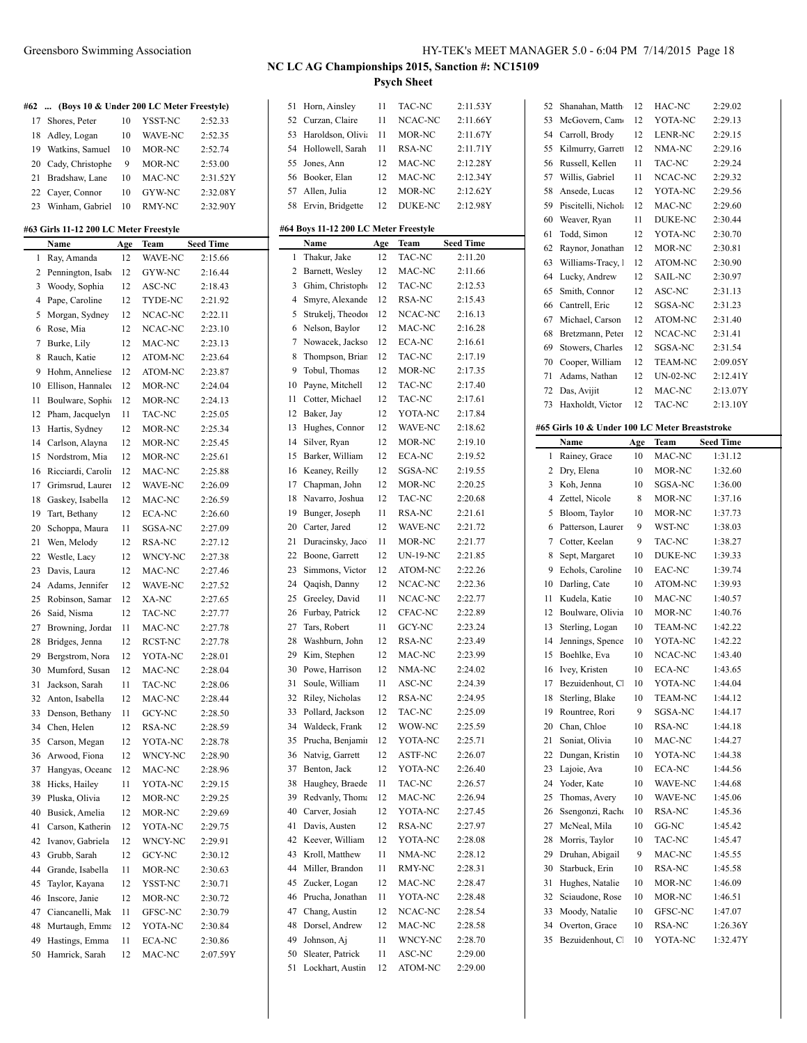**NC LC AG Championships 2015, Sanction #: NC15109**

**Psych Sheet**

#### #62 ... (Boys 10 & Under 200 LC Meter Freestyle)

| | Name | Age | Team | Seed Time |
|---|---|---|---|---|
| 17 | Shores, Peter | 10 | YSST-NC | 2:52.33 |
| 18 | Adley, Logan | 10 | WAVE-NC | 2:52.35 |
| 19 | Watkins, Samuel | 10 | MOR-NC | 2:52.74 |
| 20 | Cady, Christophe | 9 | MOR-NC | 2:53.00 |
| 21 | Bradshaw, Lane | 10 | MAC-NC | 2:31.52Y |
| 22 | Cayer, Connor | 10 | GYW-NC | 2:32.08Y |
| 23 | Winham, Gabriel | 10 | RMY-NC | 2:32.90Y |

#### #63 Girls 11-12 200 LC Meter Freestyle

| | Name | Age | Team | Seed Time |
|---|---|---|---|---|
| 1 | Ray, Amanda | 12 | WAVE-NC | 2:15.66 |
| 2 | Pennington, Isab | 12 | GYW-NC | 2:16.44 |
| 3 | Woody, Sophia | 12 | ASC-NC | 2:18.43 |
| 4 | Pape, Caroline | 12 | TYDE-NC | 2:21.92 |
| 5 | Morgan, Sydney | 12 | NCAC-NC | 2:22.11 |
| 6 | Rose, Mia | 12 | NCAC-NC | 2:23.10 |
| 7 | Burke, Lily | 12 | MAC-NC | 2:23.13 |
| 8 | Rauch, Katie | 12 | ATOM-NC | 2:23.64 |
| 9 | Hohm, Anneliese | 12 | ATOM-NC | 2:23.87 |
| 10 | Ellison, Hannalee | 12 | MOR-NC | 2:24.04 |
| 11 | Boulware, Sophi | 12 | MOR-NC | 2:24.13 |
| 12 | Pham, Jacquelyn | 11 | TAC-NC | 2:25.05 |
| 13 | Hartis, Sydney | 12 | MOR-NC | 2:25.34 |
| 14 | Carlson, Alayna | 12 | MOR-NC | 2:25.45 |
| 15 | Nordstrom, Mia | 12 | MOR-NC | 2:25.61 |
| 16 | Ricciardi, Caroli | 12 | MAC-NC | 2:25.88 |
| 17 | Grimsrud, Laurer | 12 | WAVE-NC | 2:26.09 |
| 18 | Gaskey, Isabella | 12 | MAC-NC | 2:26.59 |
| 19 | Tart, Bethany | 12 | ECA-NC | 2:26.60 |
| 20 | Schoppa, Maura | 11 | SGSA-NC | 2:27.09 |
| 21 | Wen, Melody | 12 | RSA-NC | 2:27.12 |
| 22 | Westle, Lacy | 12 | WNCY-NC | 2:27.38 |
| 23 | Davis, Laura | 12 | MAC-NC | 2:27.46 |
| 24 | Adams, Jennifer | 12 | WAVE-NC | 2:27.52 |
| 25 | Robinson, Samar | 12 | XA-NC | 2:27.65 |
| 26 | Said, Nisma | 12 | TAC-NC | 2:27.77 |
| 27 | Browning, Jordar | 11 | MAC-NC | 2:27.78 |
| 28 | Bridges, Jenna | 12 | RCST-NC | 2:27.78 |
| 29 | Bergstrom, Nora | 12 | YOTA-NC | 2:28.01 |
| 30 | Mumford, Susan | 12 | MAC-NC | 2:28.04 |
| 31 | Jackson, Sarah | 11 | TAC-NC | 2:28.06 |
| 32 | Anton, Isabella | 12 | MAC-NC | 2:28.44 |
| 33 | Denson, Bethany | 11 | GCY-NC | 2:28.50 |
| 34 | Chen, Helen | 12 | RSA-NC | 2:28.59 |
| 35 | Carson, Megan | 12 | YOTA-NC | 2:28.78 |
| 36 | Arwood, Fiona | 12 | WNCY-NC | 2:28.90 |
| 37 | Hangyas, Oceane | 12 | MAC-NC | 2:28.96 |
| 38 | Hicks, Hailey | 11 | YOTA-NC | 2:29.15 |
| 39 | Pluska, Olivia | 12 | MOR-NC | 2:29.25 |
| 40 | Busick, Amelia | 12 | MOR-NC | 2:29.69 |
| 41 | Carson, Katherin | 12 | YOTA-NC | 2:29.75 |
| 42 | Ivanov, Gabriela | 12 | WNCY-NC | 2:29.91 |
| 43 | Grubb, Sarah | 12 | GCY-NC | 2:30.12 |
| 44 | Grande, Isabella | 11 | MOR-NC | 2:30.63 |
| 45 | Taylor, Kayana | 12 | YSST-NC | 2:30.71 |
| 46 | Inscore, Janie | 12 | MOR-NC | 2:30.72 |
| 47 | Ciancanelli, Mak | 11 | GFSC-NC | 2:30.79 |
| 48 | Murtaugh, Emma | 12 | YOTA-NC | 2:30.84 |
| 49 | Hastings, Emma | 11 | ECA-NC | 2:30.86 |
| 50 | Hamrick, Sarah | 12 | MAC-NC | 2:07.59Y |
| 51 | Horn, Ainsley | 11 | TAC-NC | 2:11.53Y |
| 52 | Curzan, Claire | 11 | NCAC-NC | 2:11.66Y |
| 53 | Haroldson, Olivi | 11 | MOR-NC | 2:11.67Y |
| 54 | Hollowell, Sarah | 11 | RSA-NC | 2:11.71Y |
| 55 | Jones, Ann | 12 | MAC-NC | 2:12.28Y |
| 56 | Booker, Elan | 12 | MAC-NC | 2:12.34Y |
| 57 | Allen, Julia | 12 | MOR-NC | 2:12.62Y |
| 58 | Ervin, Bridgette | 12 | DUKE-NC | 2:12.98Y |

#### #64 Boys 11-12 200 LC Meter Freestyle

| | Name | Age | Team | Seed Time |
|---|---|---|---|---|
| 1 | Thakur, Jake | 12 | TAC-NC | 2:11.20 |
| 2 | Barnett, Wesley | 12 | MAC-NC | 2:11.66 |
| 3 | Ghim, Christoph | 12 | TAC-NC | 2:12.53 |
| 4 | Smyre, Alexande | 12 | RSA-NC | 2:15.43 |
| 5 | Strukelj, Theodo | 12 | NCAC-NC | 2:16.13 |
| 6 | Nelson, Baylor | 12 | MAC-NC | 2:16.28 |
| 7 | Nowacek, Jackso | 12 | ECA-NC | 2:16.61 |
| 8 | Thompson, Brian | 12 | TAC-NC | 2:17.19 |
| 9 | Tobul, Thomas | 12 | MOR-NC | 2:17.35 |
| 10 | Payne, Mitchell | 12 | TAC-NC | 2:17.40 |
| 11 | Cotter, Michael | 12 | TAC-NC | 2:17.61 |
| 12 | Baker, Jay | 12 | YOTA-NC | 2:17.84 |
| 13 | Hughes, Connor | 12 | WAVE-NC | 2:18.62 |
| 14 | Silver, Ryan | 12 | MOR-NC | 2:19.10 |
| 15 | Barker, William | 12 | ECA-NC | 2:19.52 |
| 16 | Keaney, Reilly | 12 | SGSA-NC | 2:19.55 |
| 17 | Chapman, John | 12 | MOR-NC | 2:20.25 |
| 18 | Navarro, Joshua | 12 | TAC-NC | 2:20.68 |
| 19 | Bunger, Joseph | 11 | RSA-NC | 2:21.61 |
| 20 | Carter, Jared | 12 | WAVE-NC | 2:21.72 |
| 21 | Duracinsky, Jaco | 11 | MOR-NC | 2:21.77 |
| 22 | Boone, Garrett | 12 | UN-19-NC | 2:21.85 |
| 23 | Simmons, Victor | 12 | ATOM-NC | 2:22.26 |
| 24 | Qaqish, Danny | 12 | NCAC-NC | 2:22.36 |
| 25 | Greeley, David | 11 | NCAC-NC | 2:22.77 |
| 26 | Furbay, Patrick | 12 | CFAC-NC | 2:22.89 |
| 27 | Tars, Robert | 11 | GCY-NC | 2:23.24 |
| 28 | Washburn, John | 12 | RSA-NC | 2:23.49 |
| 29 | Kim, Stephen | 12 | MAC-NC | 2:23.99 |
| 30 | Powe, Harrison | 12 | NMA-NC | 2:24.02 |
| 31 | Soule, William | 11 | ASC-NC | 2:24.39 |
| 32 | Riley, Nicholas | 12 | RSA-NC | 2:24.95 |
| 33 | Pollard, Jackson | 12 | TAC-NC | 2:25.09 |
| 34 | Waldeck, Frank | 12 | WOW-NC | 2:25.59 |
| 35 | Prucha, Benjamir | 12 | YOTA-NC | 2:25.71 |
| 36 | Natvig, Garrett | 12 | ASTF-NC | 2:26.07 |
| 37 | Benton, Jack | 12 | YOTA-NC | 2:26.40 |
| 38 | Haughey, Braede | 11 | TAC-NC | 2:26.57 |
| 39 | Redvanly, Thoma | 12 | MAC-NC | 2:26.94 |
| 40 | Carver, Josiah | 12 | YOTA-NC | 2:27.45 |
| 41 | Davis, Austen | 12 | RSA-NC | 2:27.97 |
| 42 | Keever, William | 12 | YOTA-NC | 2:28.08 |
| 43 | Kroll, Matthew | 11 | NMA-NC | 2:28.12 |
| 44 | Miller, Brandon | 11 | RMY-NC | 2:28.31 |
| 45 | Zucker, Logan | 12 | MAC-NC | 2:28.47 |
| 46 | Prucha, Jonathan | 11 | YOTA-NC | 2:28.48 |
| 47 | Chang, Austin | 12 | NCAC-NC | 2:28.54 |
| 48 | Dorsel, Andrew | 12 | MAC-NC | 2:28.58 |
| 49 | Johnson, Aj | 11 | WNCY-NC | 2:28.70 |
| 50 | Sleater, Patrick | 11 | ASC-NC | 2:29.00 |
| 51 | Lockhart, Austin | 12 | ATOM-NC | 2:29.00 |
| 52 | Shanahan, Matth | 12 | HAC-NC | 2:29.02 |
| 53 | McGovern, Cam | 12 | YOTA-NC | 2:29.13 |
| 54 | Carroll, Brody | 12 | LENR-NC | 2:29.15 |
| 55 | Kilmurry, Garrett | 12 | NMA-NC | 2:29.16 |
| 56 | Russell, Kellen | 11 | TAC-NC | 2:29.24 |
| 57 | Willis, Gabriel | 11 | NCAC-NC | 2:29.32 |
| 58 | Ansede, Lucas | 12 | YOTA-NC | 2:29.56 |
| 59 | Piscitelli, Nichol | 12 | MAC-NC | 2:29.60 |
| 60 | Weaver, Ryan | 11 | DUKE-NC | 2:30.44 |
| 61 | Todd, Simon | 12 | YOTA-NC | 2:30.70 |
| 62 | Raynor, Jonathan | 12 | MOR-NC | 2:30.81 |
| 63 | Williams-Tracy, I | 12 | ATOM-NC | 2:30.90 |
| 64 | Lucky, Andrew | 12 | SAIL-NC | 2:30.97 |
| 65 | Smith, Connor | 12 | ASC-NC | 2:31.13 |
| 66 | Cantrell, Eric | 12 | SGSA-NC | 2:31.23 |
| 67 | Michael, Carson | 12 | ATOM-NC | 2:31.40 |
| 68 | Bretzmann, Peter | 12 | NCAC-NC | 2:31.41 |
| 69 | Stowers, Charles | 12 | SGSA-NC | 2:31.54 |
| 70 | Cooper, William | 12 | TEAM-NC | 2:09.05Y |
| 71 | Adams, Nathan | 12 | UN-02-NC | 2:12.41Y |
| 72 | Das, Avijit | 12 | MAC-NC | 2:13.07Y |
| 73 | Haxholdt, Victor | 12 | TAC-NC | 2:13.10Y |

#### #65 Girls 10 & Under 100 LC Meter Breaststroke

| | Name | Age | Team | Seed Time |
|---|---|---|---|---|
| 1 | Rainey, Grace | 10 | MAC-NC | 1:31.12 |
| 2 | Dry, Elena | 10 | MOR-NC | 1:32.60 |
| 3 | Koh, Jenna | 10 | SGSA-NC | 1:36.00 |
| 4 | Zettel, Nicole | 8 | MOR-NC | 1:37.16 |
| 5 | Bloom, Taylor | 10 | MOR-NC | 1:37.73 |
| 6 | Patterson, Laurer | 9 | WST-NC | 1:38.03 |
| 7 | Cotter, Keelan | 9 | TAC-NC | 1:38.27 |
| 8 | Sept, Margaret | 10 | DUKE-NC | 1:39.33 |
| 9 | Echols, Caroline | 10 | EAC-NC | 1:39.74 |
| 10 | Darling, Cate | 10 | ATOM-NC | 1:39.93 |
| 11 | Kudela, Katie | 10 | MAC-NC | 1:40.57 |
| 12 | Boulware, Olivia | 10 | MOR-NC | 1:40.76 |
| 13 | Sterling, Logan | 10 | TEAM-NC | 1:42.22 |
| 14 | Jennings, Spence | 10 | YOTA-NC | 1:42.22 |
| 15 | Boehlke, Eva | 10 | NCAC-NC | 1:43.40 |
| 16 | Ivey, Kristen | 10 | ECA-NC | 1:43.65 |
| 17 | Bezuidenhout, Cl | 10 | YOTA-NC | 1:44.04 |
| 18 | Sterling, Blake | 10 | TEAM-NC | 1:44.12 |
| 19 | Rountree, Rori | 9 | SGSA-NC | 1:44.17 |
| 20 | Chan, Chloe | 10 | RSA-NC | 1:44.18 |
| 21 | Soniat, Olivia | 10 | MAC-NC | 1:44.27 |
| 22 | Dungan, Kristin | 10 | YOTA-NC | 1:44.38 |
| 23 | Lajoie, Ava | 10 | ECA-NC | 1:44.56 |
| 24 | Yoder, Kate | 10 | WAVE-NC | 1:44.68 |
| 25 | Thomas, Avery | 10 | WAVE-NC | 1:45.06 |
| 26 | Ssengonzi, Rach | 10 | RSA-NC | 1:45.36 |
| 27 | McNeal, Mila | 10 | GG-NC | 1:45.42 |
| 28 | Morris, Taylor | 10 | TAC-NC | 1:45.47 |
| 29 | Druhan, Abigail | 9 | MAC-NC | 1:45.55 |
| 30 | Starbuck, Erin | 10 | RSA-NC | 1:45.58 |
| 31 | Hughes, Natalie | 10 | MOR-NC | 1:46.09 |
| 32 | Sciaudone, Rose | 10 | MOR-NC | 1:46.51 |
| 33 | Moody, Natalie | 10 | GFSC-NC | 1:47.07 |
| 34 | Overton, Grace | 10 | RSA-NC | 1:26.36Y |
| 35 | Bezuidenhout, Cl | 10 | YOTA-NC | 1:32.47Y |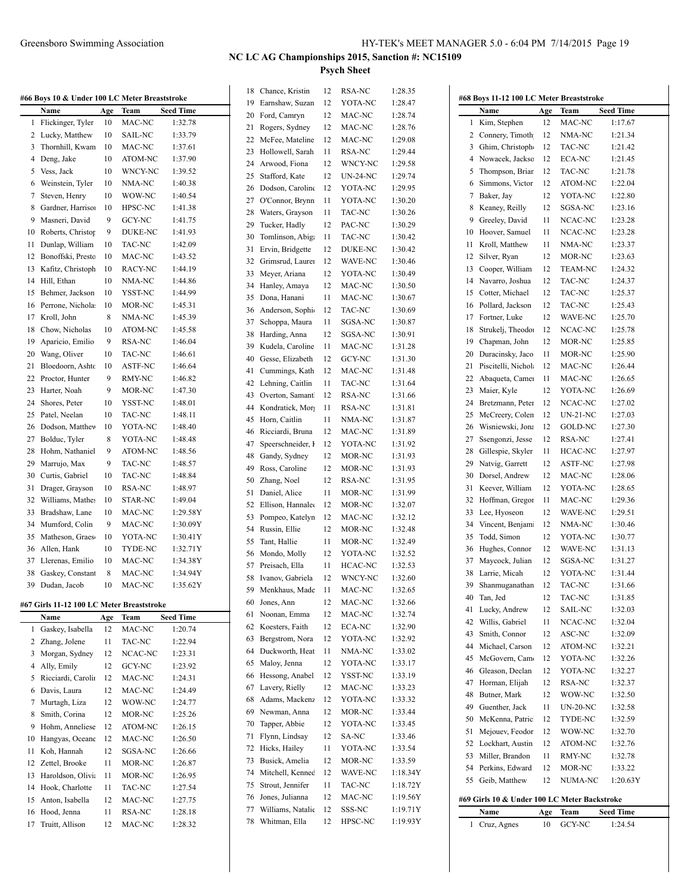# NC LC AG Championships 2015, Sanction #: NC15109

## Psych Sheet

### #66 Boys 10 & Under 100 LC Meter Breaststroke

| | Name | Age | Team | Seed Time |
|---|---|---|---|---|
| 1 | Flickinger, Tyler | 10 | MAC-NC | 1:32.78 |
| 2 | Lucky, Matthew | 10 | SAIL-NC | 1:33.79 |
| 3 | Thornhill, Kwam | 10 | MAC-NC | 1:37.61 |
| 4 | Deng, Jake | 10 | ATOM-NC | 1:37.90 |
| 5 | Vess, Jack | 10 | WNCY-NC | 1:39.52 |
| 6 | Weinstein, Tyler | 10 | NMA-NC | 1:40.38 |
| 7 | Steven, Henry | 10 | WOW-NC | 1:40.54 |
| 8 | Gardner, Harrisor | 10 | HPSC-NC | 1:41.38 |
| 9 | Masneri, David | 9 | GCY-NC | 1:41.75 |
| 10 | Roberts, Christop | 9 | DUKE-NC | 1:41.93 |
| 11 | Dunlap, William | 10 | TAC-NC | 1:42.09 |
| 12 | Bonoffski, Presto | 10 | MAC-NC | 1:43.52 |
| 13 | Kafitz, Christoph | 10 | RACY-NC | 1:44.19 |
| 14 | Hill, Ethan | 10 | NMA-NC | 1:44.86 |
| 15 | Behmer, Jackson | 10 | YSST-NC | 1:44.99 |
| 16 | Perrone, Nichola: | 10 | MOR-NC | 1:45.31 |
| 17 | Kroll, John | 8 | NMA-NC | 1:45.39 |
| 18 | Chow, Nicholas | 10 | ATOM-NC | 1:45.58 |
| 19 | Aparicio, Emilio | 9 | RSA-NC | 1:46.04 |
| 20 | Wang, Oliver | 10 | TAC-NC | 1:46.61 |
| 21 | Bloedoorn, Ashtc | 10 | ASTF-NC | 1:46.64 |
| 22 | Proctor, Hunter | 9 | RMY-NC | 1:46.82 |
| 23 | Harter, Noah | 9 | MOR-NC | 1:47.30 |
| 24 | Shores, Peter | 10 | YSST-NC | 1:48.01 |
| 25 | Patel, Neelan | 10 | TAC-NC | 1:48.11 |
| 26 | Dodson, Matthew | 10 | YOTA-NC | 1:48.40 |
| 27 | Bolduc, Tyler | 8 | YOTA-NC | 1:48.48 |
| 28 | Hohm, Nathaniel | 9 | ATOM-NC | 1:48.56 |
| 29 | Marrujo, Max | 9 | TAC-NC | 1:48.57 |
| 30 | Curtis, Gabriel | 10 | TAC-NC | 1:48.84 |
| 31 | Drager, Grayson | 10 | RSA-NC | 1:48.97 |
| 32 | Williams, Mathe | 10 | STAR-NC | 1:49.04 |
| 33 | Bradshaw, Lane | 10 | MAC-NC | 1:29.58Y |
| 34 | Mumford, Colin | 9 | MAC-NC | 1:30.09Y |
| 35 | Matheson, Graes | 10 | YOTA-NC | 1:30.41Y |
| 36 | Allen, Hank | 10 | TYDE-NC | 1:32.71Y |
| 37 | Llerenas, Emilio | 10 | MAC-NC | 1:34.38Y |
| 38 | Gaskey, Constant | 8 | MAC-NC | 1:34.94Y |
| 39 | Dudan, Jacob | 10 | MAC-NC | 1:35.62Y |

### #67 Girls 11-12 100 LC Meter Breaststroke

| | Name | Age | Team | Seed Time |
|---|---|---|---|---|
| 1 | Gaskey, Isabella | 12 | MAC-NC | 1:20.74 |
| 2 | Zhang, Jolene | 11 | TAC-NC | 1:22.94 |
| 3 | Morgan, Sydney | 12 | NCAC-NC | 1:23.31 |
| 4 | Ally, Emily | 12 | GCY-NC | 1:23.92 |
| 5 | Ricciardi, Caroli | 12 | MAC-NC | 1:24.31 |
| 6 | Davis, Laura | 12 | MAC-NC | 1:24.49 |
| 7 | Murtagh, Liza | 12 | WOW-NC | 1:24.77 |
| 8 | Smith, Corina | 12 | MOR-NC | 1:25.26 |
| 9 | Hohm, Anneliese | 12 | ATOM-NC | 1:26.15 |
| 10 | Hangyas, Oceane | 12 | MAC-NC | 1:26.50 |
| 11 | Koh, Hannah | 12 | SGSA-NC | 1:26.66 |
| 12 | Zettel, Brooke | 11 | MOR-NC | 1:26.87 |
| 13 | Haroldson, Olivi | 11 | MOR-NC | 1:26.95 |
| 14 | Hook, Charlotte | 11 | TAC-NC | 1:27.54 |
| 15 | Anton, Isabella | 12 | MAC-NC | 1:27.75 |
| 16 | Hood, Jenna | 11 | RSA-NC | 1:28.18 |
| 17 | Truitt, Allison | 12 | MAC-NC | 1:28.32 |
| 18 | Chance, Kristin | 12 | RSA-NC | 1:28.35 |
| 19 | Earnshaw, Suzan | 12 | YOTA-NC | 1:28.47 |
| 20 | Ford, Camryn | 12 | MAC-NC | 1:28.74 |
| 21 | Rogers, Sydney | 12 | MAC-NC | 1:28.76 |
| 22 | McFee, Mateline | 12 | MAC-NC | 1:29.08 |
| 23 | Hollowell, Sarah | 11 | RSA-NC | 1:29.44 |
| 24 | Arwood, Fiona | 12 | WNCY-NC | 1:29.58 |
| 25 | Stafford, Kate | 12 | UN-24-NC | 1:29.74 |
| 26 | Dodson, Carolin | 12 | YOTA-NC | 1:29.95 |
| 27 | O'Connor, Brynn | 11 | YOTA-NC | 1:30.20 |
| 28 | Waters, Grayson | 11 | TAC-NC | 1:30.26 |
| 29 | Tucker, Hadly | 12 | PAC-NC | 1:30.29 |
| 30 | Tomlinson, Abig | 11 | TAC-NC | 1:30.42 |
| 31 | Ervin, Bridgette | 12 | DUKE-NC | 1:30.42 |
| 32 | Grimsrud, Laure | 12 | WAVE-NC | 1:30.46 |
| 33 | Meyer, Ariana | 12 | YOTA-NC | 1:30.49 |
| 34 | Hanley, Amaya | 12 | MAC-NC | 1:30.50 |
| 35 | Dona, Hanani | 11 | MAC-NC | 1:30.67 |
| 36 | Anderson, Sophi | 12 | TAC-NC | 1:30.69 |
| 37 | Schoppa, Maura | 11 | SGSA-NC | 1:30.87 |
| 38 | Harding, Anna | 12 | SGSA-NC | 1:30.91 |
| 39 | Kudela, Caroline | 11 | MAC-NC | 1:31.28 |
| 40 | Gesse, Elizabeth | 12 | GCY-NC | 1:31.30 |
| 41 | Cummings, Kath | 12 | MAC-NC | 1:31.48 |
| 42 | Lehning, Caitlin | 11 | TAC-NC | 1:31.64 |
| 43 | Overton, Samant | 12 | RSA-NC | 1:31.66 |
| 44 | Kondratick, Mor | 11 | RSA-NC | 1:31.81 |
| 45 | Horn, Caitlin | 11 | NMA-NC | 1:31.87 |
| 46 | Ricciardi, Bruna | 12 | MAC-NC | 1:31.89 |
| 47 | Speerschneider, I | 12 | YOTA-NC | 1:31.92 |
| 48 | Gandy, Sydney | 12 | MOR-NC | 1:31.93 |
| 49 | Ross, Caroline | 12 | MOR-NC | 1:31.93 |
| 50 | Zhang, Noel | 12 | RSA-NC | 1:31.95 |
| 51 | Daniel, Alice | 11 | MOR-NC | 1:31.99 |
| 52 | Ellison, Hannale | 12 | MOR-NC | 1:32.07 |
| 53 | Pompeo, Katelyn | 12 | MAC-NC | 1:32.12 |
| 54 | Russin, Ellie | 12 | MOR-NC | 1:32.48 |
| 55 | Tant, Hallie | 11 | MOR-NC | 1:32.49 |
| 56 | Mondo, Molly | 12 | YOTA-NC | 1:32.52 |
| 57 | Preisach, Ella | 11 | HCAC-NC | 1:32.53 |
| 58 | Ivanov, Gabriela | 12 | WNCY-NC | 1:32.60 |
| 59 | Menkhaus, Made | 11 | MAC-NC | 1:32.65 |
| 60 | Jones, Ann | 12 | MAC-NC | 1:32.66 |
| 61 | Noonan, Emma | 12 | MAC-NC | 1:32.74 |
| 62 | Koesters, Faith | 12 | ECA-NC | 1:32.90 |
| 63 | Bergstrom, Nora | 12 | YOTA-NC | 1:32.92 |
| 64 | Duckworth, Heat | 11 | NMA-NC | 1:33.02 |
| 65 | Maloy, Jenna | 12 | YOTA-NC | 1:33.17 |
| 66 | Hessong, Anabel | 12 | YSST-NC | 1:33.19 |
| 67 | Lavery, Rielly | 12 | MAC-NC | 1:33.23 |
| 68 | Adams, Mackenz | 12 | YOTA-NC | 1:33.32 |
| 69 | Newman, Anna | 12 | MOR-NC | 1:33.44 |
| 70 | Tapper, Abbie | 12 | YOTA-NC | 1:33.45 |
| 71 | Flynn, Lindsay | 12 | SA-NC | 1:33.46 |
| 72 | Hicks, Hailey | 11 | YOTA-NC | 1:33.54 |
| 73 | Busick, Amelia | 12 | MOR-NC | 1:33.59 |
| 74 | Mitchell, Kenned | 12 | WAVE-NC | 1:18.34Y |
| 75 | Strout, Jennifer | 11 | TAC-NC | 1:18.72Y |
| 76 | Jones, Julianna | 12 | MAC-NC | 1:19.56Y |
| 77 | Williams, Natalie | 12 | SSS-NC | 1:19.71Y |
| 78 | Whitman, Ella | 12 | HPSC-NC | 1:19.93Y |

### #68 Boys 11-12 100 LC Meter Breaststroke

| | Name | Age | Team | Seed Time |
|---|---|---|---|---|
| 1 | Kim, Stephen | 12 | MAC-NC | 1:17.67 |
| 2 | Connery, Timoth | 12 | NMA-NC | 1:21.34 |
| 3 | Ghim, Christoph | 12 | TAC-NC | 1:21.42 |
| 4 | Nowacek, Jackso | 12 | ECA-NC | 1:21.45 |
| 5 | Thompson, Brian | 12 | TAC-NC | 1:21.78 |
| 6 | Simmons, Victor | 12 | ATOM-NC | 1:22.04 |
| 7 | Baker, Jay | 12 | YOTA-NC | 1:22.80 |
| 8 | Keaney, Reilly | 12 | SGSA-NC | 1:23.16 |
| 9 | Greeley, David | 11 | NCAC-NC | 1:23.28 |
| 10 | Hoover, Samuel | 11 | NCAC-NC | 1:23.28 |
| 11 | Kroll, Matthew | 11 | NMA-NC | 1:23.37 |
| 12 | Silver, Ryan | 12 | MOR-NC | 1:23.63 |
| 13 | Cooper, William | 12 | TEAM-NC | 1:24.32 |
| 14 | Navarro, Joshua | 12 | TAC-NC | 1:24.37 |
| 15 | Cotter, Michael | 12 | TAC-NC | 1:25.37 |
| 16 | Pollard, Jackson | 12 | TAC-NC | 1:25.43 |
| 17 | Fortner, Luke | 12 | WAVE-NC | 1:25.70 |
| 18 | Strukelj, Theodo | 12 | NCAC-NC | 1:25.78 |
| 19 | Chapman, John | 12 | MOR-NC | 1:25.85 |
| 20 | Duracinsky, Jaco | 11 | MOR-NC | 1:25.90 |
| 21 | Piscitelli, Nichol | 12 | MAC-NC | 1:26.44 |
| 22 | Abaqueta, Camei | 11 | MAC-NC | 1:26.65 |
| 23 | Maier, Kyle | 12 | YOTA-NC | 1:26.69 |
| 24 | Bretzmann, Peter | 12 | NCAC-NC | 1:27.02 |
| 25 | McCreery, Colen | 12 | UN-21-NC | 1:27.03 |
| 26 | Wisniewski, Jona | 12 | GOLD-NC | 1:27.30 |
| 27 | Ssengonzi, Jesse | 12 | RSA-NC | 1:27.41 |
| 28 | Gillespie, Skyler | 11 | HCAC-NC | 1:27.97 |
| 29 | Natvig, Garrett | 12 | ASTF-NC | 1:27.98 |
| 30 | Dorsel, Andrew | 12 | MAC-NC | 1:28.06 |
| 31 | Keever, William | 12 | YOTA-NC | 1:28.65 |
| 32 | Hoffman, Gregor | 11 | MAC-NC | 1:29.36 |
| 33 | Lee, Hyoseon | 12 | WAVE-NC | 1:29.51 |
| 34 | Vincent, Benjami | 12 | NMA-NC | 1:30.46 |
| 35 | Todd, Simon | 12 | YOTA-NC | 1:30.77 |
| 36 | Hughes, Connor | 12 | WAVE-NC | 1:31.13 |
| 37 | Maycock, Julian | 12 | SGSA-NC | 1:31.27 |
| 38 | Larrie, Micah | 12 | YOTA-NC | 1:31.44 |
| 39 | Shanmuganathan | 12 | TAC-NC | 1:31.66 |
| 40 | Tan, Jed | 12 | TAC-NC | 1:31.85 |
| 41 | Lucky, Andrew | 12 | SAIL-NC | 1:32.03 |
| 42 | Willis, Gabriel | 11 | NCAC-NC | 1:32.04 |
| 43 | Smith, Connor | 12 | ASC-NC | 1:32.09 |
| 44 | Michael, Carson | 12 | ATOM-NC | 1:32.21 |
| 45 | McGovern, Cam | 12 | YOTA-NC | 1:32.26 |
| 46 | Gleason, Declan | 12 | YOTA-NC | 1:32.27 |
| 47 | Horman, Elijah | 12 | RSA-NC | 1:32.37 |
| 48 | Butner, Mark | 12 | WOW-NC | 1:32.50 |
| 49 | Guenther, Jack | 11 | UN-20-NC | 1:32.58 |
| 50 | McKenna, Patric | 12 | TYDE-NC | 1:32.59 |
| 51 | Mejouev, Feodor | 12 | WOW-NC | 1:32.70 |
| 52 | Lockhart, Austin | 12 | ATOM-NC | 1:32.76 |
| 53 | Miller, Brandon | 11 | RMY-NC | 1:32.78 |
| 54 | Perkins, Edward | 12 | MOR-NC | 1:33.22 |
| 55 | Geib, Matthew | 12 | NUMA-NC | 1:20.63Y |

### #69 Girls 10 & Under 100 LC Meter Backstroke

| | Name | Age | Team | Seed Time |
|---|---|---|---|---|
| 1 | Cruz, Agnes | 10 | GCY-NC | 1:24.54 |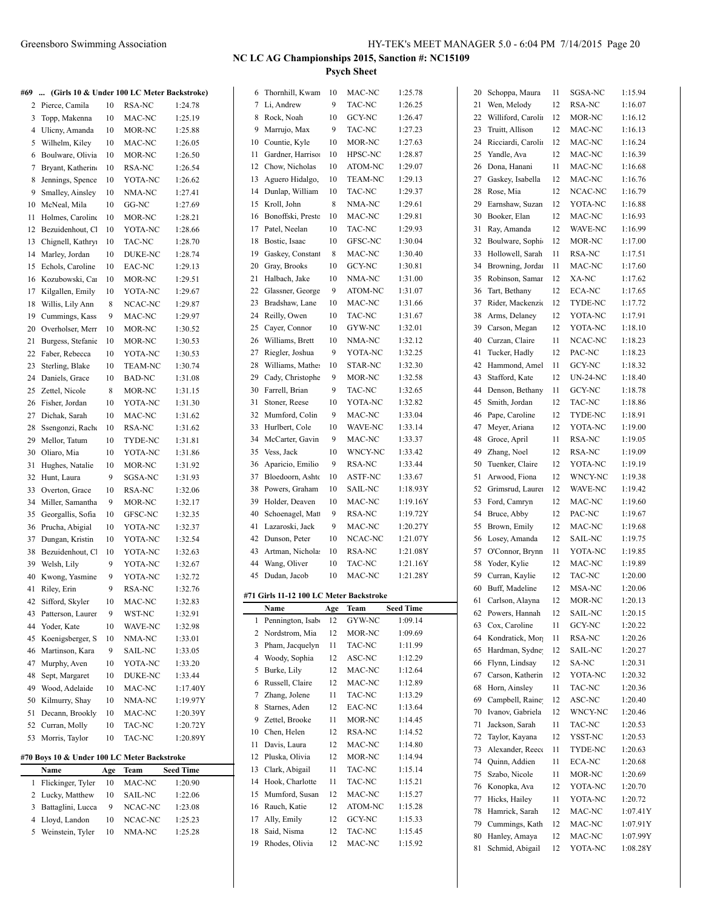**NC LC AG Championships 2015, Sanction #: NC15109**

**Psych Sheet**

#### #69 ... (Girls 10 & Under 100 LC Meter Backstroke)

| | Name | Age | Team | Seed Time |
|---|---|---|---|---|
| 2 | Pierce, Camila | 10 | RSA-NC | 1:24.78 |
| 3 | Topp, Makenna | 10 | MAC-NC | 1:25.19 |
| 4 | Ulicny, Amanda | 10 | MOR-NC | 1:25.88 |
| 5 | Wilhelm, Kiley | 10 | MAC-NC | 1:26.05 |
| 6 | Boulware, Olivia | 10 | MOR-NC | 1:26.50 |
| 7 | Bryant, Katherine | 10 | RSA-NC | 1:26.54 |
| 8 | Jennings, Spence | 10 | YOTA-NC | 1:26.62 |
| 9 | Smalley, Ainsley | 10 | NMA-NC | 1:27.41 |
| 10 | McNeal, Mila | 10 | GG-NC | 1:27.69 |
| 11 | Holmes, Caroline | 10 | MOR-NC | 1:28.21 |
| 12 | Bezuidenhout, Cl | 10 | YOTA-NC | 1:28.66 |
| 13 | Chignell, Kathryn | 10 | TAC-NC | 1:28.70 |
| 14 | Marley, Jordan | 10 | DUKE-NC | 1:28.74 |
| 15 | Echols, Caroline | 10 | EAC-NC | 1:29.13 |
| 16 | Kozubowski, Car | 10 | MOR-NC | 1:29.51 |
| 17 | Kilgallen, Emily | 10 | YOTA-NC | 1:29.67 |
| 18 | Willis, Lily Ann | 8 | NCAC-NC | 1:29.87 |
| 19 | Cummings, Kass | 9 | MAC-NC | 1:29.97 |
| 20 | Overholser, Merr | 10 | MOR-NC | 1:30.52 |
| 21 | Burgess, Stefanie | 10 | MOR-NC | 1:30.53 |
| 22 | Faber, Rebecca | 10 | YOTA-NC | 1:30.53 |
| 23 | Sterling, Blake | 10 | TEAM-NC | 1:30.74 |
| 24 | Daniels, Grace | 10 | BAD-NC | 1:31.08 |
| 25 | Zettel, Nicole | 8 | MOR-NC | 1:31.15 |
| 26 | Fisher, Jordan | 10 | YOTA-NC | 1:31.30 |
| 27 | Dichak, Sarah | 10 | MAC-NC | 1:31.62 |
| 28 | Ssengonzi, Rache | 10 | RSA-NC | 1:31.62 |
| 29 | Mellor, Tatum | 10 | TYDE-NC | 1:31.81 |
| 30 | Oliaro, Mia | 10 | YOTA-NC | 1:31.86 |
| 31 | Hughes, Natalie | 10 | MOR-NC | 1:31.92 |
| 32 | Hunt, Laura | 9 | SGSA-NC | 1:31.93 |
| 33 | Overton, Grace | 10 | RSA-NC | 1:32.06 |
| 34 | Miller, Samantha | 9 | MOR-NC | 1:32.17 |
| 35 | Georgallis, Sofia | 10 | GFSC-NC | 1:32.35 |
| 36 | Prucha, Abigail | 10 | YOTA-NC | 1:32.37 |
| 37 | Dungan, Kristin | 10 | YOTA-NC | 1:32.54 |
| 38 | Bezuidenhout, Cl | 10 | YOTA-NC | 1:32.63 |
| 39 | Welsh, Lily | 9 | YOTA-NC | 1:32.67 |
| 40 | Kwong, Yasmine | 9 | YOTA-NC | 1:32.72 |
| 41 | Riley, Erin | 9 | RSA-NC | 1:32.76 |
| 42 | Sifford, Skyler | 10 | MAC-NC | 1:32.83 |
| 43 | Patterson, Lauren | 9 | WST-NC | 1:32.91 |
| 44 | Yoder, Kate | 10 | WAVE-NC | 1:32.98 |
| 45 | Koenigsberger, S | 10 | NMA-NC | 1:33.01 |
| 46 | Martinson, Kara | 9 | SAIL-NC | 1:33.05 |
| 47 | Murphy, Aven | 10 | YOTA-NC | 1:33.20 |
| 48 | Sept, Margaret | 10 | DUKE-NC | 1:33.44 |
| 49 | Wood, Adelaide | 10 | MAC-NC | 1:17.40Y |
| 50 | Kilmurry, Shay | 10 | NMA-NC | 1:19.97Y |
| 51 | Decann, Brookly | 10 | MAC-NC | 1:20.39Y |
| 52 | Curran, Molly | 10 | TAC-NC | 1:20.72Y |
| 53 | Morris, Taylor | 10 | TAC-NC | 1:20.89Y |

#### #70 Boys 10 & Under 100 LC Meter Backstroke

| | Name | Age | Team | Seed Time |
|---|---|---|---|---|
| 1 | Flickinger, Tyler | 10 | MAC-NC | 1:20.90 |
| 2 | Lucky, Matthew | 10 | SAIL-NC | 1:22.06 |
| 3 | Battaglini, Lucca | 9 | NCAC-NC | 1:23.08 |
| 4 | Lloyd, Landon | 10 | NCAC-NC | 1:25.23 |
| 5 | Weinstein, Tyler | 10 | NMA-NC | 1:25.28 |
| 6 | Thornhill, Kwam | 10 | MAC-NC | 1:25.78 |
| 7 | Li, Andrew | 9 | TAC-NC | 1:26.25 |
| 8 | Rock, Noah | 10 | GCY-NC | 1:26.47 |
| 9 | Marrujo, Max | 9 | TAC-NC | 1:27.23 |
| 10 | Countie, Kyle | 10 | MOR-NC | 1:27.63 |
| 11 | Gardner, Harrison | 10 | HPSC-NC | 1:28.87 |
| 12 | Chow, Nicholas | 10 | ATOM-NC | 1:29.07 |
| 13 | Aguero Hidalgo, | 10 | TEAM-NC | 1:29.13 |
| 14 | Dunlap, William | 10 | TAC-NC | 1:29.37 |
| 15 | Kroll, John | 8 | NMA-NC | 1:29.61 |
| 16 | Bonoffski, Presto | 10 | MAC-NC | 1:29.81 |
| 17 | Patel, Neelan | 10 | TAC-NC | 1:29.93 |
| 18 | Bostic, Isaac | 10 | GFSC-NC | 1:30.04 |
| 19 | Gaskey, Constant | 8 | MAC-NC | 1:30.40 |
| 20 | Gray, Brooks | 10 | GCY-NC | 1:30.81 |
| 21 | Halbach, Jake | 10 | NMA-NC | 1:31.00 |
| 22 | Glassner, George | 9 | ATOM-NC | 1:31.07 |
| 23 | Bradshaw, Lane | 10 | MAC-NC | 1:31.66 |
| 24 | Reilly, Owen | 10 | TAC-NC | 1:31.67 |
| 25 | Cayer, Connor | 10 | GYW-NC | 1:32.01 |
| 26 | Williams, Brett | 10 | NMA-NC | 1:32.12 |
| 27 | Riegler, Joshua | 9 | YOTA-NC | 1:32.25 |
| 28 | Williams, Mathes | 10 | STAR-NC | 1:32.30 |
| 29 | Cady, Christophe | 9 | MOR-NC | 1:32.58 |
| 30 | Farrell, Brian | 9 | TAC-NC | 1:32.65 |
| 31 | Stoner, Reese | 10 | YOTA-NC | 1:32.82 |
| 32 | Mumford, Colin | 9 | MAC-NC | 1:33.04 |
| 33 | Hurlbert, Cole | 10 | WAVE-NC | 1:33.14 |
| 34 | McCarter, Gavin | 9 | MAC-NC | 1:33.37 |
| 35 | Vess, Jack | 10 | WNCY-NC | 1:33.42 |
| 36 | Aparicio, Emilio | 9 | RSA-NC | 1:33.44 |
| 37 | Bloedoorn, Ashto | 10 | ASTF-NC | 1:33.67 |
| 38 | Powers, Graham | 10 | SAIL-NC | 1:18.93Y |
| 39 | Holder, Deaven | 10 | MAC-NC | 1:19.16Y |
| 40 | Schoenagel, Matt | 9 | RSA-NC | 1:19.72Y |
| 41 | Lazaroski, Jack | 9 | MAC-NC | 1:20.27Y |
| 42 | Dunson, Peter | 10 | NCAC-NC | 1:21.07Y |
| 43 | Artman, Nicholas | 10 | RSA-NC | 1:21.08Y |
| 44 | Wang, Oliver | 10 | TAC-NC | 1:21.16Y |
| 45 | Dudan, Jacob | 10 | MAC-NC | 1:21.28Y |

#### #71 Girls 11-12 100 LC Meter Backstroke

| | Name | Age | Team | Seed Time |
|---|---|---|---|---|
| 1 | Pennington, Isab | 12 | GYW-NC | 1:09.14 |
| 2 | Nordstrom, Mia | 12 | MOR-NC | 1:09.69 |
| 3 | Pham, Jacquelyn | 11 | TAC-NC | 1:11.99 |
| 4 | Woody, Sophia | 12 | ASC-NC | 1:12.29 |
| 5 | Burke, Lily | 12 | MAC-NC | 1:12.64 |
| 6 | Russell, Claire | 12 | MAC-NC | 1:12.89 |
| 7 | Zhang, Jolene | 11 | TAC-NC | 1:13.29 |
| 8 | Starnes, Aden | 12 | EAC-NC | 1:13.64 |
| 9 | Zettel, Brooke | 11 | MOR-NC | 1:14.45 |
| 10 | Chen, Helen | 12 | RSA-NC | 1:14.52 |
| 11 | Davis, Laura | 12 | MAC-NC | 1:14.80 |
| 12 | Pluska, Olivia | 12 | MOR-NC | 1:14.94 |
| 13 | Clark, Abigail | 11 | TAC-NC | 1:15.14 |
| 14 | Hook, Charlotte | 11 | TAC-NC | 1:15.21 |
| 15 | Mumford, Susan | 12 | MAC-NC | 1:15.27 |
| 16 | Rauch, Katie | 12 | ATOM-NC | 1:15.28 |
| 17 | Ally, Emily | 12 | GCY-NC | 1:15.33 |
| 18 | Said, Nisma | 12 | TAC-NC | 1:15.45 |
| 19 | Rhodes, Olivia | 12 | MAC-NC | 1:15.92 |
| 20 | Schoppa, Maura | 11 | SGSA-NC | 1:15.94 |
| 21 | Wen, Melody | 12 | RSA-NC | 1:16.07 |
| 22 | Williford, Carolin | 12 | MOR-NC | 1:16.12 |
| 23 | Truitt, Allison | 12 | MAC-NC | 1:16.13 |
| 24 | Ricciardi, Carolin | 12 | MAC-NC | 1:16.24 |
| 25 | Yandle, Ava | 12 | MAC-NC | 1:16.39 |
| 26 | Dona, Hanani | 11 | MAC-NC | 1:16.68 |
| 27 | Gaskey, Isabella | 12 | MAC-NC | 1:16.76 |
| 28 | Rose, Mia | 12 | NCAC-NC | 1:16.79 |
| 29 | Earnshaw, Suzan | 12 | YOTA-NC | 1:16.88 |
| 30 | Booker, Elan | 12 | MAC-NC | 1:16.93 |
| 31 | Ray, Amanda | 12 | WAVE-NC | 1:16.99 |
| 32 | Boulware, Sophie | 12 | MOR-NC | 1:17.00 |
| 33 | Hollowell, Sarah | 11 | RSA-NC | 1:17.51 |
| 34 | Browning, Jordan | 11 | MAC-NC | 1:17.60 |
| 35 | Robinson, Samar | 12 | XA-NC | 1:17.62 |
| 36 | Tart, Bethany | 12 | ECA-NC | 1:17.65 |
| 37 | Rider, Mackenzie | 12 | TYDE-NC | 1:17.72 |
| 38 | Arms, Delaney | 12 | YOTA-NC | 1:17.91 |
| 39 | Carson, Megan | 12 | YOTA-NC | 1:18.10 |
| 40 | Curzan, Claire | 11 | NCAC-NC | 1:18.23 |
| 41 | Tucker, Hadly | 12 | PAC-NC | 1:18.23 |
| 42 | Hammond, Amel | 11 | GCY-NC | 1:18.32 |
| 43 | Stafford, Kate | 12 | UN-24-NC | 1:18.40 |
| 44 | Denson, Bethany | 11 | GCY-NC | 1:18.78 |
| 45 | Smith, Jordan | 12 | TAC-NC | 1:18.86 |
| 46 | Pape, Caroline | 12 | TYDE-NC | 1:18.91 |
| 47 | Meyer, Ariana | 12 | YOTA-NC | 1:19.00 |
| 48 | Groce, April | 11 | RSA-NC | 1:19.05 |
| 49 | Zhang, Noel | 12 | RSA-NC | 1:19.09 |
| 50 | Tuenker, Claire | 12 | YOTA-NC | 1:19.19 |
| 51 | Arwood, Fiona | 12 | WNCY-NC | 1:19.38 |
| 52 | Grimsrud, Lauren | 12 | WAVE-NC | 1:19.42 |
| 53 | Ford, Camryn | 12 | MAC-NC | 1:19.60 |
| 54 | Bruce, Abby | 12 | PAC-NC | 1:19.67 |
| 55 | Brown, Emily | 12 | MAC-NC | 1:19.68 |
| 56 | Losey, Amanda | 12 | SAIL-NC | 1:19.75 |
| 57 | O'Connor, Brynn | 11 | YOTA-NC | 1:19.85 |
| 58 | Yoder, Kylie | 12 | MAC-NC | 1:19.89 |
| 59 | Curran, Kaylie | 12 | TAC-NC | 1:20.00 |
| 60 | Buff, Madeline | 12 | MSA-NC | 1:20.06 |
| 61 | Carlson, Alayna | 12 | MOR-NC | 1:20.13 |
| 62 | Powers, Hannah | 12 | SAIL-NC | 1:20.15 |
| 63 | Cox, Caroline | 11 | GCY-NC | 1:20.22 |
| 64 | Kondratick, Morg | 11 | RSA-NC | 1:20.26 |
| 65 | Hardman, Sydney | 12 | SAIL-NC | 1:20.27 |
| 66 | Flynn, Lindsay | 12 | SA-NC | 1:20.31 |
| 67 | Carson, Katherin | 12 | YOTA-NC | 1:20.32 |
| 68 | Horn, Ainsley | 11 | TAC-NC | 1:20.36 |
| 69 | Campbell, Rainey | 12 | ASC-NC | 1:20.40 |
| 70 | Ivanov, Gabriela | 12 | WNCY-NC | 1:20.46 |
| 71 | Jackson, Sarah | 11 | TAC-NC | 1:20.53 |
| 72 | Taylor, Kayana | 12 | YSST-NC | 1:20.53 |
| 73 | Alexander, Reece | 11 | TYDE-NC | 1:20.63 |
| 74 | Quinn, Addien | 11 | ECA-NC | 1:20.68 |
| 75 | Szabo, Nicole | 11 | MOR-NC | 1:20.69 |
| 76 | Konopka, Ava | 12 | YOTA-NC | 1:20.70 |
| 77 | Hicks, Hailey | 11 | YOTA-NC | 1:20.72 |
| 78 | Hamrick, Sarah | 12 | MAC-NC | 1:07.41Y |
| 79 | Cummings, Kath | 12 | MAC-NC | 1:07.91Y |
| 80 | Hanley, Amaya | 12 | MAC-NC | 1:07.99Y |
| 81 | Schmid, Abigail | 12 | YOTA-NC | 1:08.28Y |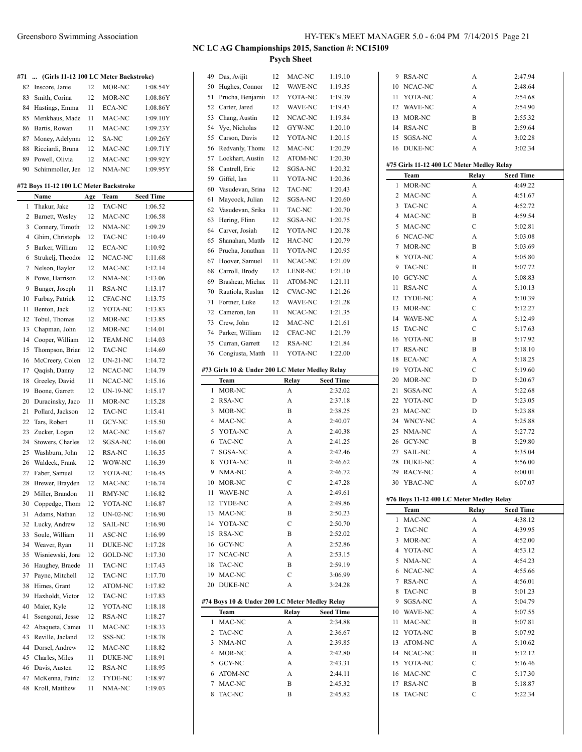## NC LC AG Championships 2015, Sanction #: NC15109

### Psych Sheet

#### #71 ... (Girls 11-12 100 LC Meter Backstroke)

| | Name | Age | Team | Seed Time |
|---|---|---|---|---|
| 82 | Inscore, Janie | 12 | MOR-NC | 1:08.54Y |
| 83 | Smith, Corina | 12 | MOR-NC | 1:08.86Y |
| 84 | Hastings, Emma | 11 | ECA-NC | 1:08.86Y |
| 85 | Menkhaus, Made | 11 | MAC-NC | 1:09.10Y |
| 86 | Bartis, Rowan | 11 | MAC-NC | 1:09.23Y |
| 87 | Money, Adelynne | 12 | SA-NC | 1:09.26Y |
| 88 | Ricciardi, Bruna | 12 | MAC-NC | 1:09.71Y |
| 89 | Powell, Olivia | 12 | MAC-NC | 1:09.92Y |
| 90 | Schimmoller, Jen | 12 | NMA-NC | 1:09.95Y |

#### #72 Boys 11-12 100 LC Meter Backstroke

| | Name | Age | Team | Seed Time |
|---|---|---|---|---|
| 1 | Thakur, Jake | 12 | TAC-NC | 1:06.52 |
| 2 | Barnett, Wesley | 12 | MAC-NC | 1:06.58 |
| 3 | Connery, Timoth | 12 | NMA-NC | 1:09.29 |
| 4 | Ghim, Christophe | 12 | TAC-NC | 1:10.49 |
| 5 | Barker, William | 12 | ECA-NC | 1:10.92 |
| 6 | Strukelj, Theodor | 12 | NCAC-NC | 1:11.68 |
| 7 | Nelson, Baylor | 12 | MAC-NC | 1:12.14 |
| 8 | Powe, Harrison | 12 | NMA-NC | 1:13.06 |
| 9 | Bunger, Joseph | 11 | RSA-NC | 1:13.17 |
| 10 | Furbay, Patrick | 12 | CFAC-NC | 1:13.75 |
| 11 | Benton, Jack | 12 | YOTA-NC | 1:13.83 |
| 12 | Tobul, Thomas | 12 | MOR-NC | 1:13.85 |
| 13 | Chapman, John | 12 | MOR-NC | 1:14.01 |
| 14 | Cooper, William | 12 | TEAM-NC | 1:14.03 |
| 15 | Thompson, Brian | 12 | TAC-NC | 1:14.69 |
| 16 | McCreery, Colen | 12 | UN-21-NC | 1:14.72 |
| 17 | Qaqish, Danny | 12 | NCAC-NC | 1:14.79 |
| 18 | Greeley, David | 11 | NCAC-NC | 1:15.16 |
| 19 | Boone, Garrett | 12 | UN-19-NC | 1:15.17 |
| 20 | Duracinsky, Jaco | 11 | MOR-NC | 1:15.28 |
| 21 | Pollard, Jackson | 12 | TAC-NC | 1:15.41 |
| 22 | Tars, Robert | 11 | GCY-NC | 1:15.50 |
| 23 | Zucker, Logan | 12 | MAC-NC | 1:15.67 |
| 24 | Stowers, Charles | 12 | SGSA-NC | 1:16.00 |
| 25 | Washburn, John | 12 | RSA-NC | 1:16.35 |
| 26 | Waldeck, Frank | 12 | WOW-NC | 1:16.39 |
| 27 | Faber, Samuel | 12 | YOTA-NC | 1:16.45 |
| 28 | Brewer, Brayden | 12 | MAC-NC | 1:16.74 |
| 29 | Miller, Brandon | 11 | RMY-NC | 1:16.82 |
| 30 | Coppedge, Thom | 12 | YOTA-NC | 1:16.87 |
| 31 | Adams, Nathan | 12 | UN-02-NC | 1:16.90 |
| 32 | Lucky, Andrew | 12 | SAIL-NC | 1:16.90 |
| 33 | Soule, William | 11 | ASC-NC | 1:16.99 |
| 34 | Weaver, Ryan | 11 | DUKE-NC | 1:17.28 |
| 35 | Wisniewski, Jona | 12 | GOLD-NC | 1:17.30 |
| 36 | Haughey, Braede | 11 | TAC-NC | 1:17.43 |
| 37 | Payne, Mitchell | 12 | TAC-NC | 1:17.70 |
| 38 | Himes, Grant | 12 | ATOM-NC | 1:17.82 |
| 39 | Haxholdt, Victor | 12 | TAC-NC | 1:17.83 |
| 40 | Maier, Kyle | 12 | YOTA-NC | 1:18.18 |
| 41 | Ssengonzi, Jesse | 12 | RSA-NC | 1:18.27 |
| 42 | Abaqueta, Camer | 11 | MAC-NC | 1:18.33 |
| 43 | Reville, Jacland | 12 | SSS-NC | 1:18.78 |
| 44 | Dorsel, Andrew | 12 | MAC-NC | 1:18.82 |
| 45 | Charles, Miles | 11 | DUKE-NC | 1:18.91 |
| 46 | Davis, Austen | 12 | RSA-NC | 1:18.95 |
| 47 | McKenna, Patricl | 12 | TYDE-NC | 1:18.97 |
| 48 | Kroll, Matthew | 11 | NMA-NC | 1:19.03 |
| 49 | Das, Avijit | 12 | MAC-NC | 1:19.10 |
| 50 | Hughes, Connor | 12 | WAVE-NC | 1:19.35 |
| 51 | Prucha, Benjamir | 12 | YOTA-NC | 1:19.39 |
| 52 | Carter, Jared | 12 | WAVE-NC | 1:19.43 |
| 53 | Chang, Austin | 12 | NCAC-NC | 1:19.84 |
| 54 | Vye, Nicholas | 12 | GYW-NC | 1:20.10 |
| 55 | Carson, Davis | 12 | YOTA-NC | 1:20.15 |
| 56 | Redvanly, Thoma | 12 | MAC-NC | 1:20.29 |
| 57 | Lockhart, Austin | 12 | ATOM-NC | 1:20.30 |
| 58 | Cantrell, Eric | 12 | SGSA-NC | 1:20.32 |
| 59 | Giffel, Ian | 11 | YOTA-NC | 1:20.36 |
| 60 | Vasudevan, Srina | 12 | TAC-NC | 1:20.43 |
| 61 | Maycock, Julian | 12 | SGSA-NC | 1:20.60 |
| 62 | Vasudevan, Srika | 11 | TAC-NC | 1:20.70 |
| 63 | Hering, Flinn | 12 | SGSA-NC | 1:20.75 |
| 64 | Carver, Josiah | 12 | YOTA-NC | 1:20.78 |
| 65 | Shanahan, Matth | 12 | HAC-NC | 1:20.79 |
| 66 | Prucha, Jonathan | 11 | YOTA-NC | 1:20.95 |
| 67 | Hoover, Samuel | 11 | NCAC-NC | 1:21.09 |
| 68 | Carroll, Brody | 12 | LENR-NC | 1:21.10 |
| 69 | Brashear, Michae | 11 | ATOM-NC | 1:21.11 |
| 70 | Rautiola, Ruslan | 12 | CVAC-NC | 1:21.26 |
| 71 | Fortner, Luke | 12 | WAVE-NC | 1:21.28 |
| 72 | Cameron, Ian | 11 | NCAC-NC | 1:21.35 |
| 73 | Crew, John | 12 | MAC-NC | 1:21.61 |
| 74 | Parker, William | 12 | CFAC-NC | 1:21.79 |
| 75 | Curran, Garrett | 12 | RSA-NC | 1:21.84 |
| 76 | Congiusta, Matth | 11 | YOTA-NC | 1:22.00 |

#### #73 Girls 10 & Under 200 LC Meter Medley Relay

| | Team | Relay | Seed Time |
|---|---|---|---|
| 1 | MOR-NC | A | 2:32.02 |
| 2 | RSA-NC | A | 2:37.18 |
| 3 | MOR-NC | B | 2:38.25 |
| 4 | MAC-NC | A | 2:40.07 |
| 5 | YOTA-NC | A | 2:40.38 |
| 6 | TAC-NC | A | 2:41.25 |
| 7 | SGSA-NC | A | 2:42.46 |
| 8 | YOTA-NC | B | 2:46.62 |
| 9 | NMA-NC | A | 2:46.72 |
| 10 | MOR-NC | C | 2:47.28 |
| 11 | WAVE-NC | A | 2:49.61 |
| 12 | TYDE-NC | A | 2:49.86 |
| 13 | MAC-NC | B | 2:50.23 |
| 14 | YOTA-NC | C | 2:50.70 |
| 15 | RSA-NC | B | 2:52.02 |
| 16 | GCY-NC | A | 2:52.86 |
| 17 | NCAC-NC | A | 2:53.15 |
| 18 | TAC-NC | B | 2:59.19 |
| 19 | MAC-NC | C | 3:06.99 |
| 20 | DUKE-NC | A | 3:24.28 |

#### #74 Boys 10 & Under 200 LC Meter Medley Relay

| | Team | Relay | Seed Time |
|---|---|---|---|
| 1 | MAC-NC | A | 2:34.88 |
| 2 | TAC-NC | A | 2:36.67 |
| 3 | NMA-NC | A | 2:39.85 |
| 4 | MOR-NC | A | 2:42.80 |
| 5 | GCY-NC | A | 2:43.31 |
| 6 | ATOM-NC | A | 2:44.11 |
| 7 | MAC-NC | B | 2:45.32 |
| 8 | TAC-NC | B | 2:45.82 |
| 9 | RSA-NC | A | 2:47.94 |
| 10 | NCAC-NC | A | 2:48.64 |
| 11 | YOTA-NC | A | 2:54.68 |
| 12 | WAVE-NC | A | 2:54.90 |
| 13 | MOR-NC | B | 2:55.32 |
| 14 | RSA-NC | B | 2:59.64 |
| 15 | SGSA-NC | A | 3:02.28 |
| 16 | DUKE-NC | A | 3:02.34 |

#### #75 Girls 11-12 400 LC Meter Medley Relay

| | Team | Relay | Seed Time |
|---|---|---|---|
| 1 | MOR-NC | A | 4:49.22 |
| 2 | MAC-NC | A | 4:51.67 |
| 3 | TAC-NC | A | 4:52.72 |
| 4 | MAC-NC | B | 4:59.54 |
| 5 | MAC-NC | C | 5:02.81 |
| 6 | NCAC-NC | A | 5:03.08 |
| 7 | MOR-NC | B | 5:03.69 |
| 8 | YOTA-NC | A | 5:05.80 |
| 9 | TAC-NC | B | 5:07.72 |
| 10 | GCY-NC | A | 5:08.83 |
| 11 | RSA-NC | A | 5:10.13 |
| 12 | TYDE-NC | A | 5:10.39 |
| 13 | MOR-NC | C | 5:12.27 |
| 14 | WAVE-NC | A | 5:12.49 |
| 15 | TAC-NC | C | 5:17.63 |
| 16 | YOTA-NC | B | 5:17.92 |
| 17 | RSA-NC | B | 5:18.10 |
| 18 | ECA-NC | A | 5:18.25 |
| 19 | YOTA-NC | C | 5:19.60 |
| 20 | MOR-NC | D | 5:20.67 |
| 21 | SGSA-NC | A | 5:22.68 |
| 22 | YOTA-NC | D | 5:23.05 |
| 23 | MAC-NC | D | 5:23.88 |
| 24 | WNCY-NC | A | 5:25.88 |
| 25 | NMA-NC | A | 5:27.72 |
| 26 | GCY-NC | B | 5:29.80 |
| 27 | SAIL-NC | A | 5:35.04 |
| 28 | DUKE-NC | A | 5:56.00 |
| 29 | RACY-NC | A | 6:00.01 |
| 30 | YBAC-NC | A | 6:07.07 |

#### #76 Boys 11-12 400 LC Meter Medley Relay

| | Team | Relay | Seed Time |
|---|---|---|---|
| 1 | MAC-NC | A | 4:38.12 |
| 2 | TAC-NC | A | 4:39.95 |
| 3 | MOR-NC | A | 4:52.00 |
| 4 | YOTA-NC | A | 4:53.12 |
| 5 | NMA-NC | A | 4:54.23 |
| 6 | NCAC-NC | A | 4:55.66 |
| 7 | RSA-NC | A | 4:56.01 |
| 8 | TAC-NC | B | 5:01.23 |
| 9 | SGSA-NC | A | 5:04.79 |
| 10 | WAVE-NC | A | 5:07.55 |
| 11 | MAC-NC | B | 5:07.81 |
| 12 | YOTA-NC | B | 5:07.92 |
| 13 | ATOM-NC | A | 5:10.62 |
| 14 | NCAC-NC | B | 5:12.12 |
| 15 | YOTA-NC | C | 5:16.46 |
| 16 | MAC-NC | C | 5:17.30 |
| 17 | RSA-NC | B | 5:18.87 |
| 18 | TAC-NC | C | 5:22.34 |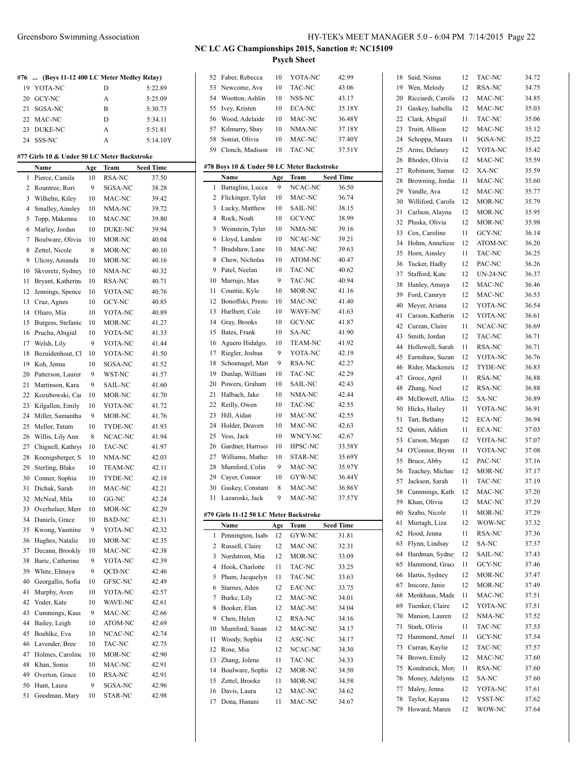## NC LC AG Championships 2015, Sanction #: NC15109

### Psych Sheet

#### #76 ... (Boys 11-12 400 LC Meter Medley Relay)

| | Team | Relay | Seed Time |
|---|---|---|---|
| 19 | YOTA-NC | D | 5:22.89 |
| 20 | GCY-NC | A | 5:25.09 |
| 21 | SGSA-NC | B | 5:30.73 |
| 22 | MAC-NC | D | 5:34.11 |
| 23 | DUKE-NC | A | 5:51.81 |
| 24 | SSS-NC | A | 5:14.10Y |

#### #77 Girls 10 & Under 50 LC Meter Backstroke

| | Name | Age | Team | Seed Time |
|---|---|---|---|---|
| 1 | Pierce, Camila | 10 | RSA-NC | 37.50 |
| 2 | Rountree, Rori | 9 | SGSA-NC | 38.28 |
| 3 | Wilhelm, Kiley | 10 | MAC-NC | 39.42 |
| 4 | Smalley, Ainsley | 10 | NMA-NC | 39.72 |
| 5 | Topp, Makenna | 10 | MAC-NC | 39.80 |
| 6 | Marley, Jordan | 10 | DUKE-NC | 39.94 |
| 7 | Boulware, Olivia | 10 | MOR-NC | 40.04 |
| 8 | Zettel, Nicole | 8 | MOR-NC | 40.10 |
| 9 | Ulicny, Amanda | 10 | MOR-NC | 40.16 |
| 10 | Skvoretz, Sydney | 10 | NMA-NC | 40.32 |
| 11 | Bryant, Katherin | 10 | RSA-NC | 40.71 |
| 12 | Jennings, Spence | 10 | YOTA-NC | 40.76 |
| 13 | Cruz, Agnes | 10 | GCY-NC | 40.85 |
| 14 | Oliaro, Mia | 10 | YOTA-NC | 40.89 |
| 15 | Burgess, Stefanie | 10 | MOR-NC | 41.27 |
| 16 | Prucha, Abigial | 10 | YOTA-NC | 41.33 |
| 17 | Welsh, Lily | 9 | YOTA-NC | 41.44 |
| 18 | Bezuidenhout, Cl | 10 | YOTA-NC | 41.50 |
| 19 | Koh, Jenna | 10 | SGSA-NC | 41.52 |
| 20 | Patterson, Laurer | 9 | WST-NC | 41.57 |
| 21 | Martinson, Kara | 9 | SAIL-NC | 41.60 |
| 22 | Kozubowski, Car | 10 | MOR-NC | 41.70 |
| 23 | Kilgallen, Emily | 10 | YOTA-NC | 41.72 |
| 24 | Miller, Samantha | 9 | MOR-NC | 41.76 |
| 25 | Mellor, Tatum | 10 | TYDE-NC | 41.93 |
| 26 | Willis, Lily Ann | 8 | NCAC-NC | 41.94 |
| 27 | Chignell, Kathryn | 10 | TAC-NC | 41.97 |
| 28 | Koenigsberger, S | 10 | NMA-NC | 42.03 |
| 29 | Sterling, Blake | 10 | TEAM-NC | 42.11 |
| 30 | Conner, Sophia | 10 | TYDE-NC | 42.18 |
| 31 | Dichak, Sarah | 10 | MAC-NC | 42.21 |
| 32 | McNeal, Mila | 10 | GG-NC | 42.24 |
| 33 | Overholser, Merr | 10 | MOR-NC | 42.29 |
| 34 | Daniels, Grace | 10 | BAD-NC | 42.31 |
| 35 | Kwong, Yasmine | 9 | YOTA-NC | 42.32 |
| 36 | Hughes, Natalie | 10 | MOR-NC | 42.35 |
| 37 | Decann, Brookly | 10 | MAC-NC | 42.38 |
| 38 | Baric, Catherine | 9 | YOTA-NC | 42.39 |
| 39 | White, Ehnaya | 9 | QCD-NC | 42.46 |
| 40 | Georgallis, Sofia | 10 | GFSC-NC | 42.49 |
| 41 | Murphy, Aven | 10 | YOTA-NC | 42.57 |
| 42 | Yoder, Kate | 10 | WAVE-NC | 42.61 |
| 43 | Cummings, Kass | 9 | MAC-NC | 42.66 |
| 44 | Bailey, Leigh | 10 | ATOM-NC | 42.69 |
| 45 | Boehlke, Eva | 10 | NCAC-NC | 42.74 |
| 46 | Lavender, Bree | 10 | TAC-NC | 42.75 |
| 47 | Holmes, Caroline | 10 | MOR-NC | 42.90 |
| 48 | Khan, Sonia | 10 | MAC-NC | 42.91 |
| 49 | Overton, Grace | 10 | RSA-NC | 42.91 |
| 50 | Hunt, Laura | 9 | SGSA-NC | 42.96 |
| 51 | Goodman, Mary | 10 | STAR-NC | 42.98 |
| 52 | Faber, Rebecca | 10 | YOTA-NC | 42.99 |
| 53 | Newcome, Ava | 10 | TAC-NC | 43.06 |
| 54 | Wootton, Ashlin | 10 | NSS-NC | 43.17 |
| 55 | Ivey, Kristen | 10 | ECA-NC | 35.18Y |
| 56 | Wood, Adelaide | 10 | MAC-NC | 36.48Y |
| 57 | Kilmurry, Shay | 10 | NMA-NC | 37.18Y |
| 58 | Soniat, Olivia | 10 | MAC-NC | 37.40Y |
| 59 | Clonch, Madison | 10 | TAC-NC | 37.51Y |

#### #78 Boys 10 & Under 50 LC Meter Backstroke

| | Name | Age | Team | Seed Time |
|---|---|---|---|---|
| 1 | Battaglini, Lucca | 9 | NCAC-NC | 36.50 |
| 2 | Flickinger, Tyler | 10 | MAC-NC | 36.74 |
| 3 | Lucky, Matthew | 10 | SAIL-NC | 38.15 |
| 4 | Rock, Noah | 10 | GCY-NC | 38.99 |
| 5 | Weinstein, Tyler | 10 | NMA-NC | 39.16 |
| 6 | Lloyd, Landon | 10 | NCAC-NC | 39.21 |
| 7 | Bradshaw, Lane | 10 | MAC-NC | 39.63 |
| 8 | Chow, Nicholas | 10 | ATOM-NC | 40.47 |
| 9 | Patel, Neelan | 10 | TAC-NC | 40.62 |
| 10 | Marrujo, Max | 9 | TAC-NC | 40.94 |
| 11 | Countie, Kyle | 10 | MOR-NC | 41.16 |
| 12 | Bonoffski, Presto | 10 | MAC-NC | 41.40 |
| 13 | Hurlbert, Cole | 10 | WAVE-NC | 41.63 |
| 14 | Gray, Brooks | 10 | GCY-NC | 41.87 |
| 15 | Bates, Frank | 10 | SA-NC | 41.90 |
| 16 | Aguero Hidalgo, | 10 | TEAM-NC | 41.92 |
| 17 | Riegler, Joshua | 9 | YOTA-NC | 42.19 |
| 18 | Schoenagel, Matt | 9 | RSA-NC | 42.27 |
| 19 | Dunlap, William | 10 | TAC-NC | 42.29 |
| 20 | Powers, Graham | 10 | SAIL-NC | 42.43 |
| 21 | Halbach, Jake | 10 | NMA-NC | 42.44 |
| 22 | Reilly, Owen | 10 | TAC-NC | 42.55 |
| 23 | Hill, Aidan | 10 | MAC-NC | 42.55 |
| 24 | Holder, Deaven | 10 | MAC-NC | 42.63 |
| 25 | Vess, Jack | 10 | WNCY-NC | 42.67 |
| 26 | Gardner, Harrisor | 10 | HPSC-NC | 33.58Y |
| 27 | Williams, Mathes | 10 | STAR-NC | 35.69Y |
| 28 | Mumford, Colin | 9 | MAC-NC | 35.97Y |
| 29 | Cayer, Connor | 10 | GYW-NC | 36.44Y |
| 30 | Gaskey, Constant | 8 | MAC-NC | 36.86Y |
| 31 | Lazaroski, Jack | 9 | MAC-NC | 37.57Y |

#### #79 Girls 11-12 50 LC Meter Backstroke

| | Name | Age | Team | Seed Time |
|---|---|---|---|---|
| 1 | Pennington, Isabe | 12 | GYW-NC | 31.81 |
| 2 | Russell, Claire | 12 | MAC-NC | 32.31 |
| 3 | Nordstrom, Mia | 12 | MOR-NC | 33.09 |
| 4 | Hook, Charlotte | 11 | TAC-NC | 33.25 |
| 5 | Pham, Jacquelyn | 11 | TAC-NC | 33.63 |
| 6 | Starnes, Aden | 12 | EAC-NC | 33.75 |
| 7 | Burke, Lily | 12 | MAC-NC | 34.01 |
| 8 | Booker, Elan | 12 | MAC-NC | 34.04 |
| 9 | Chen, Helen | 12 | RSA-NC | 34.16 |
| 10 | Mumford, Susan | 12 | MAC-NC | 34.17 |
| 11 | Woody, Sophia | 12 | ASC-NC | 34.17 |
| 12 | Rose, Mia | 12 | NCAC-NC | 34.30 |
| 13 | Zhang, Jolene | 11 | TAC-NC | 34.33 |
| 14 | Boulware, Sophi | 12 | MOR-NC | 34.50 |
| 15 | Zettel, Brooke | 11 | MOR-NC | 34.58 |
| 16 | Davis, Laura | 12 | MAC-NC | 34.62 |
| 17 | Dona, Hanani | 11 | MAC-NC | 34.67 |
| 18 | Said, Nisma | 12 | TAC-NC | 34.72 |
| 19 | Wen, Melody | 12 | RSA-NC | 34.75 |
| 20 | Ricciardi, Caroli | 12 | MAC-NC | 34.85 |
| 21 | Gaskey, Isabella | 12 | MAC-NC | 35.03 |
| 22 | Clark, Abigail | 11 | TAC-NC | 35.06 |
| 23 | Truitt, Allison | 12 | MAC-NC | 35.12 |
| 24 | Schoppa, Maura | 11 | SGSA-NC | 35.22 |
| 25 | Arms, Delaney | 12 | YOTA-NC | 35.42 |
| 26 | Rhodes, Olivia | 12 | MAC-NC | 35.59 |
| 27 | Robinson, Samar | 12 | XA-NC | 35.59 |
| 28 | Browning, Jordar | 11 | MAC-NC | 35.60 |
| 29 | Yandle, Ava | 12 | MAC-NC | 35.77 |
| 30 | Williford, Caroli | 12 | MOR-NC | 35.79 |
| 31 | Carlson, Alayna | 12 | MOR-NC | 35.95 |
| 32 | Pluska, Olivia | 12 | MOR-NC | 35.98 |
| 33 | Cox, Caroline | 11 | GCY-NC | 36.14 |
| 34 | Hohm, Anneliese | 12 | ATOM-NC | 36.20 |
| 35 | Horn, Ainsley | 11 | TAC-NC | 36.25 |
| 36 | Tucker, Hadly | 12 | PAC-NC | 36.26 |
| 37 | Stafford, Kate | 12 | UN-24-NC | 36.37 |
| 38 | Hanley, Amaya | 12 | MAC-NC | 36.46 |
| 39 | Ford, Camryn | 12 | MAC-NC | 36.53 |
| 40 | Meyer, Ariana | 12 | YOTA-NC | 36.54 |
| 41 | Carson, Katherin | 12 | YOTA-NC | 36.61 |
| 42 | Curzan, Claire | 11 | NCAC-NC | 36.69 |
| 43 | Smith, Jordan | 12 | TAC-NC | 36.71 |
| 44 | Hollowell, Sarah | 11 | RSA-NC | 36.71 |
| 45 | Earnshaw, Suzan | 12 | YOTA-NC | 36.76 |
| 46 | Rider, Mackenzie | 12 | TYDE-NC | 36.83 |
| 47 | Groce, April | 11 | RSA-NC | 36.88 |
| 48 | Zhang, Noel | 12 | RSA-NC | 36.88 |
| 49 | McDowell, Alliso | 12 | SA-NC | 36.89 |
| 50 | Hicks, Hailey | 11 | YOTA-NC | 36.91 |
| 51 | Tart, Bethany | 12 | ECA-NC | 36.94 |
| 52 | Quinn, Addien | 11 | ECA-NC | 37.03 |
| 53 | Carson, Megan | 12 | YOTA-NC | 37.07 |
| 54 | O'Connor, Brynn | 11 | YOTA-NC | 37.08 |
| 55 | Bruce, Abby | 12 | PAC-NC | 37.16 |
| 56 | Teachey, Michael | 12 | MOR-NC | 37.17 |
| 57 | Jackson, Sarah | 11 | TAC-NC | 37.19 |
| 58 | Cummings, Kath | 12 | MAC-NC | 37.20 |
| 59 | Khan, Olivia | 12 | MAC-NC | 37.29 |
| 60 | Szabo, Nicole | 11 | MOR-NC | 37.29 |
| 61 | Murtagh, Liza | 12 | WOW-NC | 37.32 |
| 62 | Hood, Jenna | 11 | RSA-NC | 37.36 |
| 63 | Flynn, Lindsay | 12 | SA-NC | 37.37 |
| 64 | Hardman, Sydney | 12 | SAIL-NC | 37.43 |
| 65 | Hammond, Grace | 11 | GCY-NC | 37.46 |
| 66 | Hartis, Sydney | 12 | MOR-NC | 37.47 |
| 67 | Inscore, Janie | 12 | MOR-NC | 37.49 |
| 68 | Menkhaus, Made | 11 | MAC-NC | 37.51 |
| 69 | Tuenker, Claire | 12 | YOTA-NC | 37.51 |
| 70 | Manion, Lauren | 12 | NMA-NC | 37.52 |
| 71 | Stark, Olivia | 11 | TAC-NC | 37.53 |
| 72 | Hammond, Amel | 11 | GCY-NC | 37.54 |
| 73 | Curran, Kaylie | 12 | TAC-NC | 37.57 |
| 74 | Brown, Emily | 12 | MAC-NC | 37.60 |
| 75 | Kondratick, Morg | 11 | RSA-NC | 37.60 |
| 76 | Money, Adelynne | 12 | SA-NC | 37.60 |
| 77 | Maloy, Jenna | 12 | YOTA-NC | 37.61 |
| 78 | Taylor, Kayana | 12 | YSST-NC | 37.62 |
| 79 | Howard, Maren | 12 | WOW-NC | 37.64 |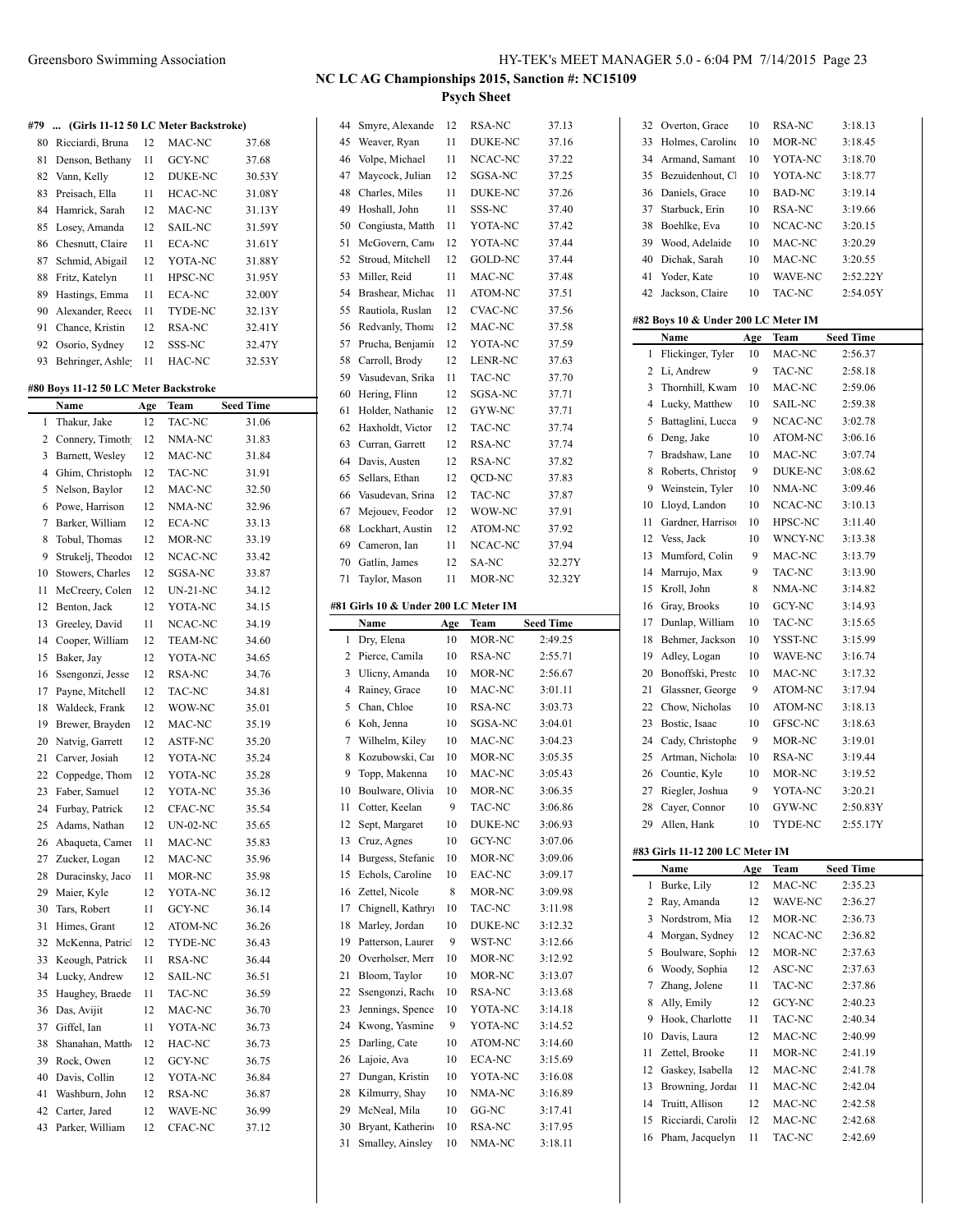## NC LC AG Championships 2015, Sanction #: NC15109

### Psych Sheet

#### #79 ... (Girls 11-12 50 LC Meter Backstroke)

| | Name | Age | Team | Seed Time |
|---|---|---|---|---|
| 80 | Ricciardi, Bruna | 12 | MAC-NC | 37.68 |
| 81 | Denson, Bethany | 11 | GCY-NC | 37.68 |
| 82 | Vann, Kelly | 12 | DUKE-NC | 30.53Y |
| 83 | Preisach, Ella | 11 | HCAC-NC | 31.08Y |
| 84 | Hamrick, Sarah | 12 | MAC-NC | 31.13Y |
| 85 | Losey, Amanda | 12 | SAIL-NC | 31.59Y |
| 86 | Chesnutt, Claire | 11 | ECA-NC | 31.61Y |
| 87 | Schmid, Abigail | 12 | YOTA-NC | 31.88Y |
| 88 | Fritz, Katelyn | 11 | HPSC-NC | 31.95Y |
| 89 | Hastings, Emma | 11 | ECA-NC | 32.00Y |
| 90 | Alexander, Reece | 11 | TYDE-NC | 32.13Y |
| 91 | Chance, Kristin | 12 | RSA-NC | 32.41Y |
| 92 | Osorio, Sydney | 12 | SSS-NC | 32.47Y |
| 93 | Behringer, Ashley | 11 | HAC-NC | 32.53Y |

#### #80 Boys 11-12 50 LC Meter Backstroke

| | Name | Age | Team | Seed Time |
|---|---|---|---|---|
| 1 | Thakur, Jake | 12 | TAC-NC | 31.06 |
| 2 | Connery, Timothy | 12 | NMA-NC | 31.83 |
| 3 | Barnett, Wesley | 12 | MAC-NC | 31.84 |
| 4 | Ghim, Christopher | 12 | TAC-NC | 31.91 |
| 5 | Nelson, Baylor | 12 | MAC-NC | 32.50 |
| 6 | Powe, Harrison | 12 | NMA-NC | 32.96 |
| 7 | Barker, William | 12 | ECA-NC | 33.13 |
| 8 | Tobul, Thomas | 12 | MOR-NC | 33.19 |
| 9 | Strukelj, Theodor | 12 | NCAC-NC | 33.42 |
| 10 | Stowers, Charles | 12 | SGSA-NC | 33.87 |
| 11 | McCreery, Colen | 12 | UN-21-NC | 34.12 |
| 12 | Benton, Jack | 12 | YOTA-NC | 34.15 |
| 13 | Greeley, David | 11 | NCAC-NC | 34.19 |
| 14 | Cooper, William | 12 | TEAM-NC | 34.60 |
| 15 | Baker, Jay | 12 | YOTA-NC | 34.65 |
| 16 | Ssengonzi, Jesse | 12 | RSA-NC | 34.76 |
| 17 | Payne, Mitchell | 12 | TAC-NC | 34.81 |
| 18 | Waldeck, Frank | 12 | WOW-NC | 35.01 |
| 19 | Brewer, Brayden | 12 | MAC-NC | 35.19 |
| 20 | Natvig, Garrett | 12 | ASTF-NC | 35.20 |
| 21 | Carver, Josiah | 12 | YOTA-NC | 35.24 |
| 22 | Coppedge, Thom | 12 | YOTA-NC | 35.28 |
| 23 | Faber, Samuel | 12 | YOTA-NC | 35.36 |
| 24 | Furbay, Patrick | 12 | CFAC-NC | 35.54 |
| 25 | Adams, Nathan | 12 | UN-02-NC | 35.65 |
| 26 | Abaqueta, Camer | 11 | MAC-NC | 35.83 |
| 27 | Zucker, Logan | 12 | MAC-NC | 35.96 |
| 28 | Duracinsky, Jaco | 11 | MOR-NC | 35.98 |
| 29 | Maier, Kyle | 12 | YOTA-NC | 36.12 |
| 30 | Tars, Robert | 11 | GCY-NC | 36.14 |
| 31 | Himes, Grant | 12 | ATOM-NC | 36.26 |
| 32 | McKenna, Patrick | 12 | TYDE-NC | 36.43 |
| 33 | Keough, Patrick | 11 | RSA-NC | 36.44 |
| 34 | Lucky, Andrew | 12 | SAIL-NC | 36.51 |
| 35 | Haughey, Braede | 11 | TAC-NC | 36.59 |
| 36 | Das, Avijit | 12 | MAC-NC | 36.70 |
| 37 | Giffel, Ian | 11 | YOTA-NC | 36.73 |
| 38 | Shanahan, Matthe | 12 | HAC-NC | 36.73 |
| 39 | Rock, Owen | 12 | GCY-NC | 36.75 |
| 40 | Davis, Collin | 12 | YOTA-NC | 36.84 |
| 41 | Washburn, John | 12 | RSA-NC | 36.87 |
| 42 | Carter, Jared | 12 | WAVE-NC | 36.99 |
| 43 | Parker, William | 12 | CFAC-NC | 37.12 |
| 44 | Smyre, Alexande | 12 | RSA-NC | 37.13 |
| 45 | Weaver, Ryan | 11 | DUKE-NC | 37.16 |
| 46 | Volpe, Michael | 11 | NCAC-NC | 37.22 |
| 47 | Maycock, Julian | 12 | SGSA-NC | 37.25 |
| 48 | Charles, Miles | 11 | DUKE-NC | 37.26 |
| 49 | Hoshall, John | 11 | SSS-NC | 37.40 |
| 50 | Congiusta, Matth | 11 | YOTA-NC | 37.42 |
| 51 | McGovern, Came | 12 | YOTA-NC | 37.44 |
| 52 | Stroud, Mitchell | 12 | GOLD-NC | 37.44 |
| 53 | Miller, Reid | 11 | MAC-NC | 37.48 |
| 54 | Brashear, Michae | 11 | ATOM-NC | 37.51 |
| 55 | Rautiola, Ruslan | 12 | CVAC-NC | 37.56 |
| 56 | Redvanly, Thoma | 12 | MAC-NC | 37.58 |
| 57 | Prucha, Benjami | 12 | YOTA-NC | 37.59 |
| 58 | Carroll, Brody | 12 | LENR-NC | 37.63 |
| 59 | Vasudevan, Srika | 11 | TAC-NC | 37.70 |
| 60 | Hering, Flinn | 12 | SGSA-NC | 37.71 |
| 61 | Holder, Nathanie | 12 | GYW-NC | 37.71 |
| 62 | Haxholdt, Victor | 12 | TAC-NC | 37.74 |
| 63 | Curran, Garrett | 12 | RSA-NC | 37.74 |
| 64 | Davis, Austen | 12 | RSA-NC | 37.82 |
| 65 | Sellars, Ethan | 12 | QCD-NC | 37.83 |
| 66 | Vasudevan, Srina | 12 | TAC-NC | 37.87 |
| 67 | Mejouev, Feodor | 12 | WOW-NC | 37.91 |
| 68 | Lockhart, Austin | 12 | ATOM-NC | 37.92 |
| 69 | Cameron, Ian | 11 | NCAC-NC | 37.94 |
| 70 | Gatlin, James | 12 | SA-NC | 32.27Y |
| 71 | Taylor, Mason | 11 | MOR-NC | 32.32Y |

#### #81 Girls 10 & Under 200 LC Meter IM

| | Name | Age | Team | Seed Time |
|---|---|---|---|---|
| 1 | Dry, Elena | 10 | MOR-NC | 2:49.25 |
| 2 | Pierce, Camila | 10 | RSA-NC | 2:55.71 |
| 3 | Ulicny, Amanda | 10 | MOR-NC | 2:56.67 |
| 4 | Rainey, Grace | 10 | MAC-NC | 3:01.11 |
| 5 | Chan, Chloe | 10 | RSA-NC | 3:03.73 |
| 6 | Koh, Jenna | 10 | SGSA-NC | 3:04.01 |
| 7 | Wilhelm, Kiley | 10 | MAC-NC | 3:04.23 |
| 8 | Kozubowski, Car | 10 | MOR-NC | 3:05.35 |
| 9 | Topp, Makenna | 10 | MAC-NC | 3:05.43 |
| 10 | Boulware, Olivia | 10 | MOR-NC | 3:06.35 |
| 11 | Cotter, Keelan | 9 | TAC-NC | 3:06.86 |
| 12 | Sept, Margaret | 10 | DUKE-NC | 3:06.93 |
| 13 | Cruz, Agnes | 10 | GCY-NC | 3:07.06 |
| 14 | Burgess, Stefanie | 10 | MOR-NC | 3:09.06 |
| 15 | Echols, Caroline | 10 | EAC-NC | 3:09.17 |
| 16 | Zettel, Nicole | 8 | MOR-NC | 3:09.98 |
| 17 | Chignell, Kathryn | 10 | TAC-NC | 3:11.98 |
| 18 | Marley, Jordan | 10 | DUKE-NC | 3:12.32 |
| 19 | Patterson, Lauren | 9 | WST-NC | 3:12.66 |
| 20 | Overholser, Merr | 10 | MOR-NC | 3:12.92 |
| 21 | Bloom, Taylor | 10 | MOR-NC | 3:13.07 |
| 22 | Ssengonzi, Rache | 10 | RSA-NC | 3:13.68 |
| 23 | Jennings, Spence | 10 | YOTA-NC | 3:14.18 |
| 24 | Kwong, Yasmine | 9 | YOTA-NC | 3:14.52 |
| 25 | Darling, Cate | 10 | ATOM-NC | 3:14.60 |
| 26 | Lajoie, Ava | 10 | ECA-NC | 3:15.69 |
| 27 | Dungan, Kristin | 10 | YOTA-NC | 3:16.08 |
| 28 | Kilmurry, Shay | 10 | NMA-NC | 3:16.89 |
| 29 | McNeal, Mila | 10 | GG-NC | 3:17.41 |
| 30 | Bryant, Katherine | 10 | RSA-NC | 3:17.95 |
| 31 | Smalley, Ainsley | 10 | NMA-NC | 3:18.11 |
| 32 | Overton, Grace | 10 | RSA-NC | 3:18.13 |
| 33 | Holmes, Caroline | 10 | MOR-NC | 3:18.45 |
| 34 | Armand, Samant | 10 | YOTA-NC | 3:18.70 |
| 35 | Bezuidenhout, Cl | 10 | YOTA-NC | 3:18.77 |
| 36 | Daniels, Grace | 10 | BAD-NC | 3:19.14 |
| 37 | Starbuck, Erin | 10 | RSA-NC | 3:19.66 |
| 38 | Boehlke, Eva | 10 | NCAC-NC | 3:20.15 |
| 39 | Wood, Adelaide | 10 | MAC-NC | 3:20.29 |
| 40 | Dichak, Sarah | 10 | MAC-NC | 3:20.55 |
| 41 | Yoder, Kate | 10 | WAVE-NC | 2:52.22Y |
| 42 | Jackson, Claire | 10 | TAC-NC | 2:54.05Y |

#### #82 Boys 10 & Under 200 LC Meter IM

| | Name | Age | Team | Seed Time |
|---|---|---|---|---|
| 1 | Flickinger, Tyler | 10 | MAC-NC | 2:56.37 |
| 2 | Li, Andrew | 9 | TAC-NC | 2:58.18 |
| 3 | Thornhill, Kwam | 10 | MAC-NC | 2:59.06 |
| 4 | Lucky, Matthew | 10 | SAIL-NC | 2:59.38 |
| 5 | Battaglini, Lucca | 9 | NCAC-NC | 3:02.78 |
| 6 | Deng, Jake | 10 | ATOM-NC | 3:06.16 |
| 7 | Bradshaw, Lane | 10 | MAC-NC | 3:07.74 |
| 8 | Roberts, Christop | 9 | DUKE-NC | 3:08.62 |
| 9 | Weinstein, Tyler | 10 | NMA-NC | 3:09.46 |
| 10 | Lloyd, Landon | 10 | NCAC-NC | 3:10.13 |
| 11 | Gardner, Harrison | 10 | HPSC-NC | 3:11.40 |
| 12 | Vess, Jack | 10 | WNCY-NC | 3:13.38 |
| 13 | Mumford, Colin | 9 | MAC-NC | 3:13.79 |
| 14 | Marrujo, Max | 9 | TAC-NC | 3:13.90 |
| 15 | Kroll, John | 8 | NMA-NC | 3:14.82 |
| 16 | Gray, Brooks | 10 | GCY-NC | 3:14.93 |
| 17 | Dunlap, William | 10 | TAC-NC | 3:15.65 |
| 18 | Behmer, Jackson | 10 | YSST-NC | 3:15.99 |
| 19 | Adley, Logan | 10 | WAVE-NC | 3:16.74 |
| 20 | Bonoffski, Presto | 10 | MAC-NC | 3:17.32 |
| 21 | Glassner, George | 9 | ATOM-NC | 3:17.94 |
| 22 | Chow, Nicholas | 10 | ATOM-NC | 3:18.13 |
| 23 | Bostic, Isaac | 10 | GFSC-NC | 3:18.63 |
| 24 | Cady, Christophe | 9 | MOR-NC | 3:19.01 |
| 25 | Artman, Nichola | 10 | RSA-NC | 3:19.44 |
| 26 | Countie, Kyle | 10 | MOR-NC | 3:19.52 |
| 27 | Riegler, Joshua | 9 | YOTA-NC | 3:20.21 |
| 28 | Cayer, Connor | 10 | GYW-NC | 2:50.83Y |
| 29 | Allen, Hank | 10 | TYDE-NC | 2:55.17Y |

#### #83 Girls 11-12 200 LC Meter IM

| | Name | Age | Team | Seed Time |
|---|---|---|---|---|
| 1 | Burke, Lily | 12 | MAC-NC | 2:35.23 |
| 2 | Ray, Amanda | 12 | WAVE-NC | 2:36.27 |
| 3 | Nordstrom, Mia | 12 | MOR-NC | 2:36.73 |
| 4 | Morgan, Sydney | 12 | NCAC-NC | 2:36.82 |
| 5 | Boulware, Sophie | 12 | MOR-NC | 2:37.63 |
| 6 | Woody, Sophia | 12 | ASC-NC | 2:37.63 |
| 7 | Zhang, Jolene | 11 | TAC-NC | 2:37.86 |
| 8 | Ally, Emily | 12 | GCY-NC | 2:40.23 |
| 9 | Hook, Charlotte | 11 | TAC-NC | 2:40.34 |
| 10 | Davis, Laura | 12 | MAC-NC | 2:40.99 |
| 11 | Zettel, Brooke | 11 | MOR-NC | 2:41.19 |
| 12 | Gaskey, Isabella | 12 | MAC-NC | 2:41.78 |
| 13 | Browning, Jordan | 11 | MAC-NC | 2:42.04 |
| 14 | Truitt, Allison | 12 | MAC-NC | 2:42.58 |
| 15 | Ricciardi, Carolin | 12 | MAC-NC | 2:42.68 |
| 16 | Pham, Jacquelyn | 11 | TAC-NC | 2:42.69 |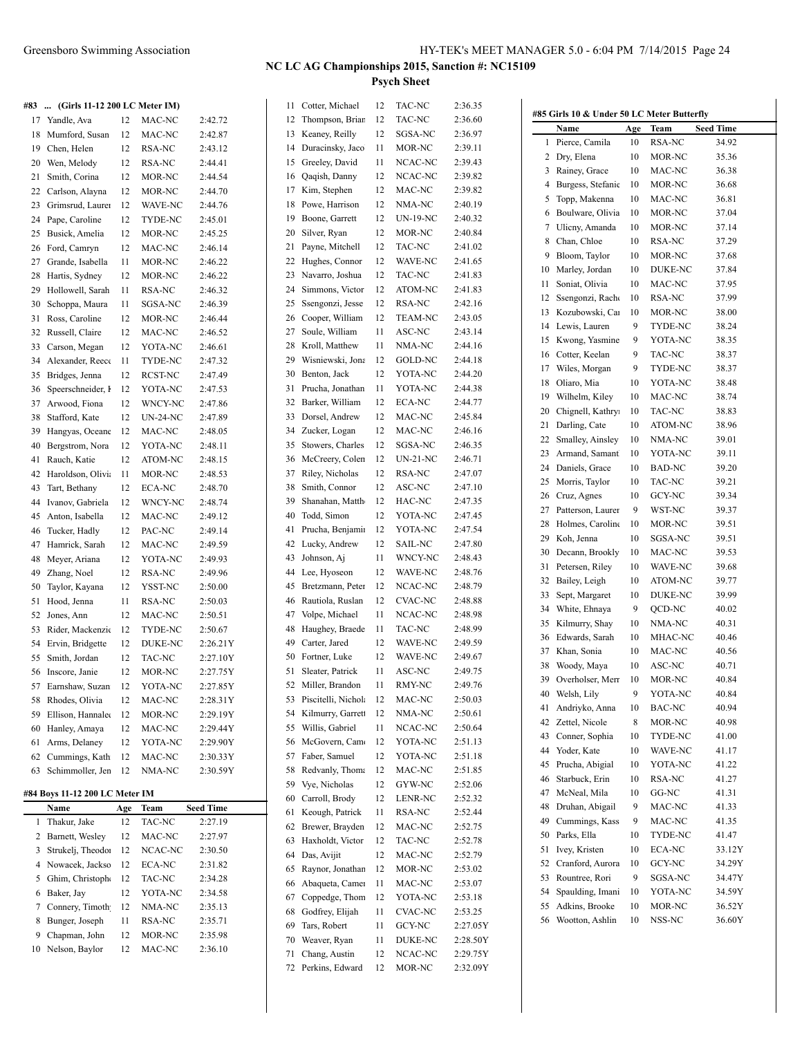## NC LC AG Championships 2015, Sanction #: NC15109

### Psych Sheet

#### #83 ... (Girls 11-12 200 LC Meter IM)

| | Name | Age | Team | Seed Time |
|---|---|---|---|---|
| 17 | Yandle, Ava | 12 | MAC-NC | 2:42.72 |
| 18 | Mumford, Susan | 12 | MAC-NC | 2:42.87 |
| 19 | Chen, Helen | 12 | RSA-NC | 2:43.12 |
| 20 | Wen, Melody | 12 | RSA-NC | 2:44.41 |
| 21 | Smith, Corina | 12 | MOR-NC | 2:44.54 |
| 22 | Carlson, Alayna | 12 | MOR-NC | 2:44.70 |
| 23 | Grimsrud, Laurei | 12 | WAVE-NC | 2:44.76 |
| 24 | Pape, Caroline | 12 | TYDE-NC | 2:45.01 |
| 25 | Busick, Amelia | 12 | MOR-NC | 2:45.25 |
| 26 | Ford, Camryn | 12 | MAC-NC | 2:46.14 |
| 27 | Grande, Isabella | 11 | MOR-NC | 2:46.22 |
| 28 | Hartis, Sydney | 12 | MOR-NC | 2:46.22 |
| 29 | Hollowell, Sarah | 11 | RSA-NC | 2:46.32 |
| 30 | Schoppa, Maura | 11 | SGSA-NC | 2:46.39 |
| 31 | Ross, Caroline | 12 | MOR-NC | 2:46.44 |
| 32 | Russell, Claire | 12 | MAC-NC | 2:46.52 |
| 33 | Carson, Megan | 12 | YOTA-NC | 2:46.61 |
| 34 | Alexander, Reece | 11 | TYDE-NC | 2:47.32 |
| 35 | Bridges, Jenna | 12 | RCST-NC | 2:47.49 |
| 36 | Speerschneider, I | 12 | YOTA-NC | 2:47.53 |
| 37 | Arwood, Fiona | 12 | WNCY-NC | 2:47.86 |
| 38 | Stafford, Kate | 12 | UN-24-NC | 2:47.89 |
| 39 | Hangyas, Oceane | 12 | MAC-NC | 2:48.05 |
| 40 | Bergstrom, Nora | 12 | YOTA-NC | 2:48.11 |
| 41 | Rauch, Katie | 12 | ATOM-NC | 2:48.15 |
| 42 | Haroldson, Olivia | 11 | MOR-NC | 2:48.53 |
| 43 | Tart, Bethany | 12 | ECA-NC | 2:48.70 |
| 44 | Ivanov, Gabriela | 12 | WNCY-NC | 2:48.74 |
| 45 | Anton, Isabella | 12 | MAC-NC | 2:49.12 |
| 46 | Tucker, Hadly | 12 | PAC-NC | 2:49.14 |
| 47 | Hamrick, Sarah | 12 | MAC-NC | 2:49.59 |
| 48 | Meyer, Ariana | 12 | YOTA-NC | 2:49.93 |
| 49 | Zhang, Noel | 12 | RSA-NC | 2:49.96 |
| 50 | Taylor, Kayana | 12 | YSST-NC | 2:50.00 |
| 51 | Hood, Jenna | 11 | RSA-NC | 2:50.03 |
| 52 | Jones, Ann | 12 | MAC-NC | 2:50.51 |
| 53 | Rider, Mackenzie | 12 | TYDE-NC | 2:50.67 |
| 54 | Ervin, Bridgette | 12 | DUKE-NC | 2:26.21Y |
| 55 | Smith, Jordan | 12 | TAC-NC | 2:27.10Y |
| 56 | Inscore, Janie | 12 | MOR-NC | 2:27.75Y |
| 57 | Earnshaw, Suzan | 12 | YOTA-NC | 2:27.85Y |
| 58 | Rhodes, Olivia | 12 | MAC-NC | 2:28.31Y |
| 59 | Ellison, Hannalee | 12 | MOR-NC | 2:29.19Y |
| 60 | Hanley, Amaya | 12 | MAC-NC | 2:29.44Y |
| 61 | Arms, Delaney | 12 | YOTA-NC | 2:29.90Y |
| 62 | Cummings, Kath | 12 | MAC-NC | 2:30.33Y |
| 63 | Schimmoller, Jen | 12 | NMA-NC | 2:30.59Y |

#### #84 Boys 11-12 200 LC Meter IM

| | Name | Age | Team | Seed Time |
|---|---|---|---|---|
| 1 | Thakur, Jake | 12 | TAC-NC | 2:27.19 |
| 2 | Barnett, Wesley | 12 | MAC-NC | 2:27.97 |
| 3 | Strukelj, Theodor | 12 | NCAC-NC | 2:30.50 |
| 4 | Nowacek, Jackso | 12 | ECA-NC | 2:31.82 |
| 5 | Ghim, Christophe | 12 | TAC-NC | 2:34.28 |
| 6 | Baker, Jay | 12 | YOTA-NC | 2:34.58 |
| 7 | Connery, Timoth | 12 | NMA-NC | 2:35.13 |
| 8 | Bunger, Joseph | 11 | RSA-NC | 2:35.71 |
| 9 | Chapman, John | 12 | MOR-NC | 2:35.98 |
| 10 | Nelson, Baylor | 12 | MAC-NC | 2:36.10 |
| 11 | Cotter, Michael | 12 | TAC-NC | 2:36.35 |
| 12 | Thompson, Brian | 12 | TAC-NC | 2:36.60 |
| 13 | Keaney, Reilly | 12 | SGSA-NC | 2:36.97 |
| 14 | Duracinsky, Jaco | 11 | MOR-NC | 2:39.11 |
| 15 | Greeley, David | 11 | NCAC-NC | 2:39.43 |
| 16 | Qaqish, Danny | 12 | NCAC-NC | 2:39.82 |
| 17 | Kim, Stephen | 12 | MAC-NC | 2:39.82 |
| 18 | Powe, Harrison | 12 | NMA-NC | 2:40.19 |
| 19 | Boone, Garrett | 12 | UN-19-NC | 2:40.32 |
| 20 | Silver, Ryan | 12 | MOR-NC | 2:40.84 |
| 21 | Payne, Mitchell | 12 | TAC-NC | 2:41.02 |
| 22 | Hughes, Connor | 12 | WAVE-NC | 2:41.65 |
| 23 | Navarro, Joshua | 12 | TAC-NC | 2:41.83 |
| 24 | Simmons, Victor | 12 | ATOM-NC | 2:41.83 |
| 25 | Ssengonzi, Jesse | 12 | RSA-NC | 2:42.16 |
| 26 | Cooper, William | 12 | TEAM-NC | 2:43.05 |
| 27 | Soule, William | 11 | ASC-NC | 2:43.14 |
| 28 | Kroll, Matthew | 11 | NMA-NC | 2:44.16 |
| 29 | Wisniewski, Jona | 12 | GOLD-NC | 2:44.18 |
| 30 | Benton, Jack | 12 | YOTA-NC | 2:44.20 |
| 31 | Prucha, Jonathan | 11 | YOTA-NC | 2:44.38 |
| 32 | Barker, William | 12 | ECA-NC | 2:44.77 |
| 33 | Dorsel, Andrew | 12 | MAC-NC | 2:45.84 |
| 34 | Zucker, Logan | 12 | MAC-NC | 2:46.16 |
| 35 | Stowers, Charles | 12 | SGSA-NC | 2:46.35 |
| 36 | McCreery, Colen | 12 | UN-21-NC | 2:46.71 |
| 37 | Riley, Nicholas | 12 | RSA-NC | 2:47.07 |
| 38 | Smith, Connor | 12 | ASC-NC | 2:47.10 |
| 39 | Shanahan, Matth | 12 | HAC-NC | 2:47.35 |
| 40 | Todd, Simon | 12 | YOTA-NC | 2:47.45 |
| 41 | Prucha, Benjamin | 12 | YOTA-NC | 2:47.54 |
| 42 | Lucky, Andrew | 12 | SAIL-NC | 2:47.80 |
| 43 | Johnson, Aj | 11 | WNCY-NC | 2:48.43 |
| 44 | Lee, Hyoseon | 12 | WAVE-NC | 2:48.76 |
| 45 | Bretzmann, Peter | 12 | NCAC-NC | 2:48.79 |
| 46 | Rautiola, Ruslan | 12 | CVAC-NC | 2:48.88 |
| 47 | Volpe, Michael | 11 | NCAC-NC | 2:48.98 |
| 48 | Haughey, Braede | 11 | TAC-NC | 2:48.99 |
| 49 | Carter, Jared | 12 | WAVE-NC | 2:49.59 |
| 50 | Fortner, Luke | 12 | WAVE-NC | 2:49.67 |
| 51 | Sleater, Patrick | 11 | ASC-NC | 2:49.75 |
| 52 | Miller, Brandon | 11 | RMY-NC | 2:49.76 |
| 53 | Piscitelli, Nichola | 12 | MAC-NC | 2:50.03 |
| 54 | Kilmurry, Garrett | 12 | NMA-NC | 2:50.61 |
| 55 | Willis, Gabriel | 11 | NCAC-NC | 2:50.64 |
| 56 | McGovern, Cam | 12 | YOTA-NC | 2:51.13 |
| 57 | Faber, Samuel | 12 | YOTA-NC | 2:51.18 |
| 58 | Redvanly, Thoma | 12 | MAC-NC | 2:51.85 |
| 59 | Vye, Nicholas | 12 | GYW-NC | 2:52.06 |
| 60 | Carroll, Brody | 12 | LENR-NC | 2:52.32 |
| 61 | Keough, Patrick | 11 | RSA-NC | 2:52.44 |
| 62 | Brewer, Brayden | 12 | MAC-NC | 2:52.75 |
| 63 | Haxholdt, Victor | 12 | TAC-NC | 2:52.78 |
| 64 | Das, Avijit | 12 | MAC-NC | 2:52.79 |
| 65 | Raynor, Jonathan | 12 | MOR-NC | 2:53.02 |
| 66 | Abaqueta, Camer | 11 | MAC-NC | 2:53.07 |
| 67 | Coppedge, Thom | 12 | YOTA-NC | 2:53.18 |
| 68 | Godfrey, Elijah | 11 | CVAC-NC | 2:53.25 |
| 69 | Tars, Robert | 11 | GCY-NC | 2:27.05Y |
| 70 | Weaver, Ryan | 11 | DUKE-NC | 2:28.50Y |
| 71 | Chang, Austin | 12 | NCAC-NC | 2:29.75Y |
| 72 | Perkins, Edward | 12 | MOR-NC | 2:32.09Y |

#### #85 Girls 10 & Under 50 LC Meter Butterfly

| | Name | Age | Team | Seed Time |
|---|---|---|---|---|
| 1 | Pierce, Camila | 10 | RSA-NC | 34.92 |
| 2 | Dry, Elena | 10 | MOR-NC | 35.36 |
| 3 | Rainey, Grace | 10 | MAC-NC | 36.38 |
| 4 | Burgess, Stefanie | 10 | MOR-NC | 36.68 |
| 5 | Topp, Makenna | 10 | MAC-NC | 36.81 |
| 6 | Boulware, Olivia | 10 | MOR-NC | 37.04 |
| 7 | Ulicny, Amanda | 10 | MOR-NC | 37.14 |
| 8 | Chan, Chloe | 10 | RSA-NC | 37.29 |
| 9 | Bloom, Taylor | 10 | MOR-NC | 37.68 |
| 10 | Marley, Jordan | 10 | DUKE-NC | 37.84 |
| 11 | Soniat, Olivia | 10 | MAC-NC | 37.95 |
| 12 | Ssengonzi, Rach | 10 | RSA-NC | 37.99 |
| 13 | Kozubowski, Car | 10 | MOR-NC | 38.00 |
| 14 | Lewis, Lauren | 9 | TYDE-NC | 38.24 |
| 15 | Kwong, Yasmine | 9 | YOTA-NC | 38.35 |
| 16 | Cotter, Keelan | 9 | TAC-NC | 38.37 |
| 17 | Wiles, Morgan | 9 | TYDE-NC | 38.37 |
| 18 | Oliaro, Mia | 10 | YOTA-NC | 38.48 |
| 19 | Wilhelm, Kiley | 10 | MAC-NC | 38.74 |
| 20 | Chignell, Kathryn | 10 | TAC-NC | 38.83 |
| 21 | Darling, Cate | 10 | ATOM-NC | 38.96 |
| 22 | Smalley, Ainsley | 10 | NMA-NC | 39.01 |
| 23 | Armand, Samant | 10 | YOTA-NC | 39.11 |
| 24 | Daniels, Grace | 10 | BAD-NC | 39.20 |
| 25 | Morris, Taylor | 10 | TAC-NC | 39.21 |
| 26 | Cruz, Agnes | 10 | GCY-NC | 39.34 |
| 27 | Patterson, Lauren | 9 | WST-NC | 39.37 |
| 28 | Holmes, Caroline | 10 | MOR-NC | 39.51 |
| 29 | Koh, Jenna | 10 | SGSA-NC | 39.51 |
| 30 | Decann, Brookly | 10 | MAC-NC | 39.53 |
| 31 | Petersen, Riley | 10 | WAVE-NC | 39.68 |
| 32 | Bailey, Leigh | 10 | ATOM-NC | 39.77 |
| 33 | Sept, Margaret | 10 | DUKE-NC | 39.99 |
| 34 | White, Ehnaya | 9 | QCD-NC | 40.02 |
| 35 | Kilmurry, Shay | 10 | NMA-NC | 40.31 |
| 36 | Edwards, Sarah | 10 | MHAC-NC | 40.46 |
| 37 | Khan, Sonia | 10 | MAC-NC | 40.56 |
| 38 | Woody, Maya | 10 | ASC-NC | 40.71 |
| 39 | Overholser, Merr | 10 | MOR-NC | 40.84 |
| 40 | Welsh, Lily | 9 | YOTA-NC | 40.84 |
| 41 | Andriyko, Anna | 10 | BAC-NC | 40.94 |
| 42 | Zettel, Nicole | 8 | MOR-NC | 40.98 |
| 43 | Conner, Sophia | 10 | TYDE-NC | 41.00 |
| 44 | Yoder, Kate | 10 | WAVE-NC | 41.17 |
| 45 | Prucha, Abigial | 10 | YOTA-NC | 41.22 |
| 46 | Starbuck, Erin | 10 | RSA-NC | 41.27 |
| 47 | McNeal, Mila | 10 | GG-NC | 41.31 |
| 48 | Druhan, Abigail | 9 | MAC-NC | 41.33 |
| 49 | Cummings, Kass | 9 | MAC-NC | 41.35 |
| 50 | Parks, Ella | 10 | TYDE-NC | 41.47 |
| 51 | Ivey, Kristen | 10 | ECA-NC | 33.12Y |
| 52 | Cranford, Aurora | 10 | GCY-NC | 34.29Y |
| 53 | Rountree, Rori | 9 | SGSA-NC | 34.47Y |
| 54 | Spaulding, Imani | 10 | YOTA-NC | 34.59Y |
| 55 | Adkins, Brooke | 10 | MOR-NC | 36.52Y |
| 56 | Wootton, Ashlin | 10 | NSS-NC | 36.60Y |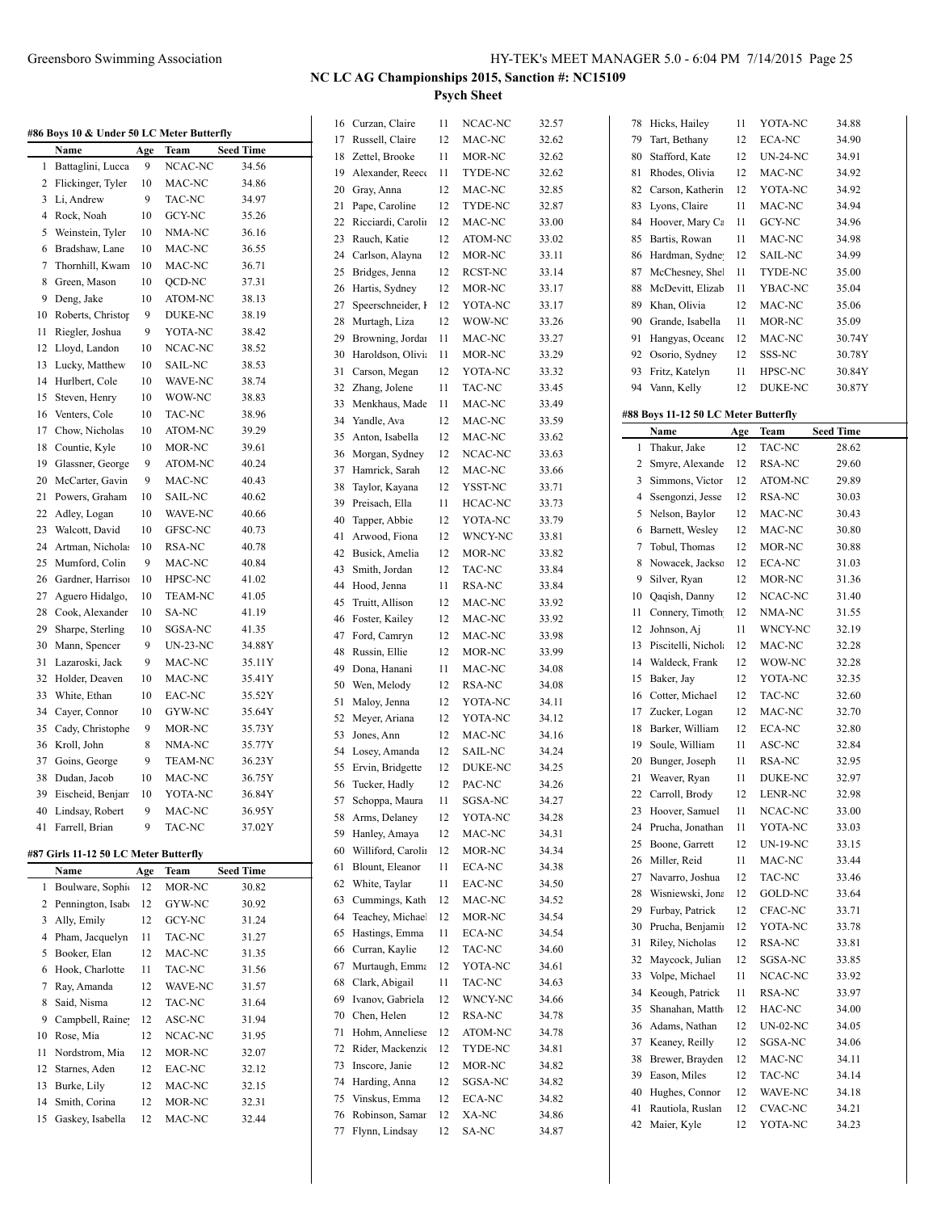## NC LC AG Championships 2015, Sanction #: NC15109

### Psych Sheet

#### #86 Boys 10 & Under 50 LC Meter Butterfly

| | Name | Age | Team | Seed Time |
|---|---|---|---|---|
| 1 | Battaglini, Lucca | 9 | NCAC-NC | 34.56 |
| 2 | Flickinger, Tyler | 10 | MAC-NC | 34.86 |
| 3 | Li, Andrew | 9 | TAC-NC | 34.97 |
| 4 | Rock, Noah | 10 | GCY-NC | 35.26 |
| 5 | Weinstein, Tyler | 10 | NMA-NC | 36.16 |
| 6 | Bradshaw, Lane | 10 | MAC-NC | 36.55 |
| 7 | Thornhill, Kwam | 10 | MAC-NC | 36.71 |
| 8 | Green, Mason | 10 | QCD-NC | 37.31 |
| 9 | Deng, Jake | 10 | ATOM-NC | 38.13 |
| 10 | Roberts, Christop | 9 | DUKE-NC | 38.19 |
| 11 | Riegler, Joshua | 9 | YOTA-NC | 38.42 |
| 12 | Lloyd, Landon | 10 | NCAC-NC | 38.52 |
| 13 | Lucky, Matthew | 10 | SAIL-NC | 38.53 |
| 14 | Hurlbert, Cole | 10 | WAVE-NC | 38.74 |
| 15 | Steven, Henry | 10 | WOW-NC | 38.83 |
| 16 | Venters, Cole | 10 | TAC-NC | 38.96 |
| 17 | Chow, Nicholas | 10 | ATOM-NC | 39.29 |
| 18 | Countie, Kyle | 10 | MOR-NC | 39.61 |
| 19 | Glassner, George | 9 | ATOM-NC | 40.24 |
| 20 | McCarter, Gavin | 9 | MAC-NC | 40.43 |
| 21 | Powers, Graham | 10 | SAIL-NC | 40.62 |
| 22 | Adley, Logan | 10 | WAVE-NC | 40.66 |
| 23 | Walcott, David | 10 | GFSC-NC | 40.73 |
| 24 | Artman, Nicholas | 10 | RSA-NC | 40.78 |
| 25 | Mumford, Colin | 9 | MAC-NC | 40.84 |
| 26 | Gardner, Harrison | 10 | HPSC-NC | 41.02 |
| 27 | Aguero Hidalgo, | 10 | TEAM-NC | 41.05 |
| 28 | Cook, Alexander | 10 | SA-NC | 41.19 |
| 29 | Sharpe, Sterling | 10 | SGSA-NC | 41.35 |
| 30 | Mann, Spencer | 9 | UN-23-NC | 34.88Y |
| 31 | Lazaroski, Jack | 9 | MAC-NC | 35.11Y |
| 32 | Holder, Deaven | 10 | MAC-NC | 35.41Y |
| 33 | White, Ethan | 10 | EAC-NC | 35.52Y |
| 34 | Cayer, Connor | 10 | GYW-NC | 35.64Y |
| 35 | Cady, Christophe | 9 | MOR-NC | 35.73Y |
| 36 | Kroll, John | 8 | NMA-NC | 35.77Y |
| 37 | Goins, George | 9 | TEAM-NC | 36.23Y |
| 38 | Dudan, Jacob | 10 | MAC-NC | 36.75Y |
| 39 | Eischeid, Benjam | 10 | YOTA-NC | 36.84Y |
| 40 | Lindsay, Robert | 9 | MAC-NC | 36.95Y |
| 41 | Farrell, Brian | 9 | TAC-NC | 37.02Y |

#### #87 Girls 11-12 50 LC Meter Butterfly

| | Name | Age | Team | Seed Time |
|---|---|---|---|---|
| 1 | Boulware, Sophie | 12 | MOR-NC | 30.82 |
| 2 | Pennington, Isabe | 12 | GYW-NC | 30.92 |
| 3 | Ally, Emily | 12 | GCY-NC | 31.24 |
| 4 | Pham, Jacquelyn | 11 | TAC-NC | 31.27 |
| 5 | Booker, Elan | 12 | MAC-NC | 31.35 |
| 6 | Hook, Charlotte | 11 | TAC-NC | 31.56 |
| 7 | Ray, Amanda | 12 | WAVE-NC | 31.57 |
| 8 | Said, Nisma | 12 | TAC-NC | 31.64 |
| 9 | Campbell, Rainey | 12 | ASC-NC | 31.94 |
| 10 | Rose, Mia | 12 | NCAC-NC | 31.95 |
| 11 | Nordstrom, Mia | 12 | MOR-NC | 32.07 |
| 12 | Starnes, Aden | 12 | EAC-NC | 32.12 |
| 13 | Burke, Lily | 12 | MAC-NC | 32.15 |
| 14 | Smith, Corina | 12 | MOR-NC | 32.31 |
| 15 | Gaskey, Isabella | 12 | MAC-NC | 32.44 |
| 16 | Curzan, Claire | 11 | NCAC-NC | 32.57 |
| 17 | Russell, Claire | 12 | MAC-NC | 32.62 |
| 18 | Zettel, Brooke | 11 | MOR-NC | 32.62 |
| 19 | Alexander, Reece | 11 | TYDE-NC | 32.62 |
| 20 | Gray, Anna | 12 | MAC-NC | 32.85 |
| 21 | Pape, Caroline | 12 | TYDE-NC | 32.87 |
| 22 | Ricciardi, Carolin | 12 | MAC-NC | 33.00 |
| 23 | Rauch, Katie | 12 | ATOM-NC | 33.02 |
| 24 | Carlson, Alayna | 12 | MOR-NC | 33.11 |
| 25 | Bridges, Jenna | 12 | RCST-NC | 33.14 |
| 26 | Hartis, Sydney | 12 | MOR-NC | 33.17 |
| 27 | Speerschneider, I | 12 | YOTA-NC | 33.17 |
| 28 | Murtagh, Liza | 12 | WOW-NC | 33.26 |
| 29 | Browning, Jordan | 11 | MAC-NC | 33.27 |
| 30 | Haroldson, Olivia | 11 | MOR-NC | 33.29 |
| 31 | Carson, Megan | 12 | YOTA-NC | 33.32 |
| 32 | Zhang, Jolene | 11 | TAC-NC | 33.45 |
| 33 | Menkhaus, Made | 11 | MAC-NC | 33.49 |
| 34 | Yandle, Ava | 12 | MAC-NC | 33.59 |
| 35 | Anton, Isabella | 12 | MAC-NC | 33.62 |
| 36 | Morgan, Sydney | 12 | NCAC-NC | 33.63 |
| 37 | Hamrick, Sarah | 12 | MAC-NC | 33.66 |
| 38 | Taylor, Kayana | 12 | YSST-NC | 33.71 |
| 39 | Preisach, Ella | 11 | HCAC-NC | 33.73 |
| 40 | Tapper, Abbie | 12 | YOTA-NC | 33.79 |
| 41 | Arwood, Fiona | 12 | WNCY-NC | 33.81 |
| 42 | Busick, Amelia | 12 | MOR-NC | 33.82 |
| 43 | Smith, Jordan | 12 | TAC-NC | 33.84 |
| 44 | Hood, Jenna | 11 | RSA-NC | 33.84 |
| 45 | Truitt, Allison | 12 | MAC-NC | 33.92 |
| 46 | Foster, Kailey | 12 | MAC-NC | 33.92 |
| 47 | Ford, Camryn | 12 | MAC-NC | 33.98 |
| 48 | Russin, Ellie | 12 | MOR-NC | 33.99 |
| 49 | Dona, Hanani | 11 | MAC-NC | 34.08 |
| 50 | Wen, Melody | 12 | RSA-NC | 34.08 |
| 51 | Maloy, Jenna | 12 | YOTA-NC | 34.11 |
| 52 | Meyer, Ariana | 12 | YOTA-NC | 34.12 |
| 53 | Jones, Ann | 12 | MAC-NC | 34.16 |
| 54 | Losey, Amanda | 12 | SAIL-NC | 34.24 |
| 55 | Ervin, Bridgette | 12 | DUKE-NC | 34.25 |
| 56 | Tucker, Hadly | 12 | PAC-NC | 34.26 |
| 57 | Schoppa, Maura | 11 | SGSA-NC | 34.27 |
| 58 | Arms, Delaney | 12 | YOTA-NC | 34.28 |
| 59 | Hanley, Amaya | 12 | MAC-NC | 34.31 |
| 60 | Williford, Carolin | 12 | MOR-NC | 34.34 |
| 61 | Blount, Eleanor | 11 | ECA-NC | 34.38 |
| 62 | White, Taylar | 11 | EAC-NC | 34.50 |
| 63 | Cummings, Kath | 12 | MAC-NC | 34.52 |
| 64 | Teachey, Michael | 12 | MOR-NC | 34.54 |
| 65 | Hastings, Emma | 11 | ECA-NC | 34.54 |
| 66 | Curran, Kaylie | 12 | TAC-NC | 34.60 |
| 67 | Murtaugh, Emma | 12 | YOTA-NC | 34.61 |
| 68 | Clark, Abigail | 11 | TAC-NC | 34.63 |
| 69 | Ivanov, Gabriela | 12 | WNCY-NC | 34.66 |
| 70 | Chen, Helen | 12 | RSA-NC | 34.78 |
| 71 | Hohm, Anneliese | 12 | ATOM-NC | 34.78 |
| 72 | Rider, Mackenzie | 12 | TYDE-NC | 34.81 |
| 73 | Inscore, Janie | 12 | MOR-NC | 34.82 |
| 74 | Harding, Anna | 12 | SGSA-NC | 34.82 |
| 75 | Vinskus, Emma | 12 | ECA-NC | 34.82 |
| 76 | Robinson, Samar | 12 | XA-NC | 34.86 |
| 77 | Flynn, Lindsay | 12 | SA-NC | 34.87 |
| 78 | Hicks, Hailey | 11 | YOTA-NC | 34.88 |
| 79 | Tart, Bethany | 12 | ECA-NC | 34.90 |
| 80 | Stafford, Kate | 12 | UN-24-NC | 34.91 |
| 81 | Rhodes, Olivia | 12 | MAC-NC | 34.92 |
| 82 | Carson, Katherin | 12 | YOTA-NC | 34.92 |
| 83 | Lyons, Claire | 11 | MAC-NC | 34.94 |
| 84 | Hoover, Mary Ca | 11 | GCY-NC | 34.96 |
| 85 | Bartis, Rowan | 11 | MAC-NC | 34.98 |
| 86 | Hardman, Sydney | 12 | SAIL-NC | 34.99 |
| 87 | McChesney, Shel | 11 | TYDE-NC | 35.00 |
| 88 | McDevitt, Elizab | 11 | YBAC-NC | 35.04 |
| 89 | Khan, Olivia | 12 | MAC-NC | 35.06 |
| 90 | Grande, Isabella | 11 | MOR-NC | 35.09 |
| 91 | Hangyas, Oceane | 12 | MAC-NC | 30.74Y |
| 92 | Osorio, Sydney | 12 | SSS-NC | 30.78Y |
| 93 | Fritz, Katelyn | 11 | HPSC-NC | 30.84Y |
| 94 | Vann, Kelly | 12 | DUKE-NC | 30.87Y |

#### #88 Boys 11-12 50 LC Meter Butterfly

| | Name | Age | Team | Seed Time |
|---|---|---|---|---|
| 1 | Thakur, Jake | 12 | TAC-NC | 28.62 |
| 2 | Smyre, Alexande | 12 | RSA-NC | 29.60 |
| 3 | Simmons, Victor | 12 | ATOM-NC | 29.89 |
| 4 | Ssengonzi, Jesse | 12 | RSA-NC | 30.03 |
| 5 | Nelson, Baylor | 12 | MAC-NC | 30.43 |
| 6 | Barnett, Wesley | 12 | MAC-NC | 30.80 |
| 7 | Tobul, Thomas | 12 | MOR-NC | 30.88 |
| 8 | Nowacek, Jackso | 12 | ECA-NC | 31.03 |
| 9 | Silver, Ryan | 12 | MOR-NC | 31.36 |
| 10 | Qaqish, Danny | 12 | NCAC-NC | 31.40 |
| 11 | Connery, Timoth | 12 | NMA-NC | 31.55 |
| 12 | Johnson, Aj | 11 | WNCY-NC | 32.19 |
| 13 | Piscitelli, Nichol | 12 | MAC-NC | 32.28 |
| 14 | Waldeck, Frank | 12 | WOW-NC | 32.28 |
| 15 | Baker, Jay | 12 | YOTA-NC | 32.35 |
| 16 | Cotter, Michael | 12 | TAC-NC | 32.60 |
| 17 | Zucker, Logan | 12 | MAC-NC | 32.70 |
| 18 | Barker, William | 12 | ECA-NC | 32.80 |
| 19 | Soule, William | 11 | ASC-NC | 32.84 |
| 20 | Bunger, Joseph | 11 | RSA-NC | 32.95 |
| 21 | Weaver, Ryan | 11 | DUKE-NC | 32.97 |
| 22 | Carroll, Brody | 12 | LENR-NC | 32.98 |
| 23 | Hoover, Samuel | 11 | NCAC-NC | 33.00 |
| 24 | Prucha, Jonathan | 11 | YOTA-NC | 33.03 |
| 25 | Boone, Garrett | 12 | UN-19-NC | 33.15 |
| 26 | Miller, Reid | 11 | MAC-NC | 33.44 |
| 27 | Navarro, Joshua | 12 | TAC-NC | 33.46 |
| 28 | Wisniewski, Jona | 12 | GOLD-NC | 33.64 |
| 29 | Furbay, Patrick | 12 | CFAC-NC | 33.71 |
| 30 | Prucha, Benjamin | 12 | YOTA-NC | 33.78 |
| 31 | Riley, Nicholas | 12 | RSA-NC | 33.81 |
| 32 | Maycock, Julian | 12 | SGSA-NC | 33.85 |
| 33 | Volpe, Michael | 11 | NCAC-NC | 33.92 |
| 34 | Keough, Patrick | 11 | RSA-NC | 33.97 |
| 35 | Shanahan, Matth | 12 | HAC-NC | 34.00 |
| 36 | Adams, Nathan | 12 | UN-02-NC | 34.05 |
| 37 | Keaney, Reilly | 12 | SGSA-NC | 34.06 |
| 38 | Brewer, Brayden | 12 | MAC-NC | 34.11 |
| 39 | Eason, Miles | 12 | TAC-NC | 34.14 |
| 40 | Hughes, Connor | 12 | WAVE-NC | 34.18 |
| 41 | Rautiola, Ruslan | 12 | CVAC-NC | 34.21 |
| 42 | Maier, Kyle | 12 | YOTA-NC | 34.23 |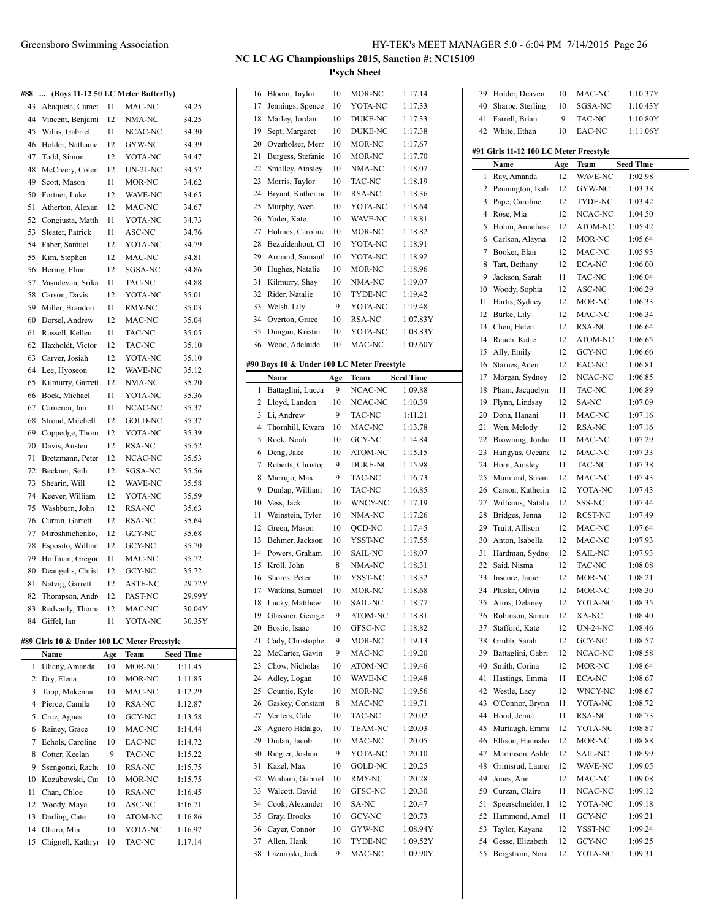## NC LC AG Championships 2015, Sanction #: NC15109

### Psych Sheet

#### #88 ... (Boys 11-12 50 LC Meter Butterfly)

| | Name | Age | Team | Seed Time |
|---|---|---|---|---|
| 43 | Abaqueta, Camer | 11 | MAC-NC | 34.25 |
| 44 | Vincent, Benjami | 12 | NMA-NC | 34.25 |
| 45 | Willis, Gabriel | 11 | NCAC-NC | 34.30 |
| 46 | Holder, Nathanie | 12 | GYW-NC | 34.39 |
| 47 | Todd, Simon | 12 | YOTA-NC | 34.47 |
| 48 | McCreery, Colen | 12 | UN-21-NC | 34.52 |
| 49 | Scott, Mason | 11 | MOR-NC | 34.62 |
| 50 | Fortner, Luke | 12 | WAVE-NC | 34.65 |
| 51 | Atherton, Alexan | 12 | MAC-NC | 34.67 |
| 52 | Congiusta, Matth | 11 | YOTA-NC | 34.73 |
| 53 | Sleater, Patrick | 11 | ASC-NC | 34.76 |
| 54 | Faber, Samuel | 12 | YOTA-NC | 34.79 |
| 55 | Kim, Stephen | 12 | MAC-NC | 34.81 |
| 56 | Hering, Flinn | 12 | SGSA-NC | 34.86 |
| 57 | Vasudevan, Srika | 11 | TAC-NC | 34.88 |
| 58 | Carson, Davis | 12 | YOTA-NC | 35.01 |
| 59 | Miller, Brandon | 11 | RMY-NC | 35.03 |
| 60 | Dorsel, Andrew | 12 | MAC-NC | 35.04 |
| 61 | Russell, Kellen | 11 | TAC-NC | 35.05 |
| 62 | Haxholdt, Victor | 12 | TAC-NC | 35.10 |
| 63 | Carver, Josiah | 12 | YOTA-NC | 35.10 |
| 64 | Lee, Hyoseon | 12 | WAVE-NC | 35.12 |
| 65 | Kilmurry, Garrett | 12 | NMA-NC | 35.20 |
| 66 | Bock, Michael | 11 | YOTA-NC | 35.36 |
| 67 | Cameron, Ian | 11 | NCAC-NC | 35.37 |
| 68 | Stroud, Mitchell | 12 | GOLD-NC | 35.37 |
| 69 | Coppedge, Thom | 12 | YOTA-NC | 35.39 |
| 70 | Davis, Austen | 12 | RSA-NC | 35.52 |
| 71 | Bretzmann, Peter | 12 | NCAC-NC | 35.53 |
| 72 | Beckner, Seth | 12 | SGSA-NC | 35.56 |
| 73 | Shearin, Will | 12 | WAVE-NC | 35.58 |
| 74 | Keever, William | 12 | YOTA-NC | 35.59 |
| 75 | Washburn, John | 12 | RSA-NC | 35.63 |
| 76 | Curran, Garrett | 12 | RSA-NC | 35.64 |
| 77 | Miroshnichenko, | 12 | GCY-NC | 35.68 |
| 78 | Esposito, Willian | 12 | GCY-NC | 35.70 |
| 79 | Hoffman, Gregor | 11 | MAC-NC | 35.72 |
| 80 | Deangelis, Christ | 12 | GCY-NC | 35.72 |
| 81 | Natvig, Garrett | 12 | ASTF-NC | 29.72Y |
| 82 | Thompson, Andr | 12 | PAST-NC | 29.99Y |
| 83 | Redvanly, Thoma | 12 | MAC-NC | 30.04Y |
| 84 | Giffel, Ian | 11 | YOTA-NC | 30.35Y |

#### #89 Girls 10 & Under 100 LC Meter Freestyle

| | Name | Age | Team | Seed Time |
|---|---|---|---|---|
| 1 | Ulicny, Amanda | 10 | MOR-NC | 1:11.45 |
| 2 | Dry, Elena | 10 | MOR-NC | 1:11.85 |
| 3 | Topp, Makenna | 10 | MAC-NC | 1:12.29 |
| 4 | Pierce, Camila | 10 | RSA-NC | 1:12.87 |
| 5 | Cruz, Agnes | 10 | GCY-NC | 1:13.58 |
| 6 | Rainey, Grace | 10 | MAC-NC | 1:14.44 |
| 7 | Echols, Caroline | 10 | EAC-NC | 1:14.72 |
| 8 | Cotter, Keelan | 9 | TAC-NC | 1:15.22 |
| 9 | Ssengonzi, Rache | 10 | RSA-NC | 1:15.75 |
| 10 | Kozubowski, Car | 10 | MOR-NC | 1:15.75 |
| 11 | Chan, Chloe | 10 | RSA-NC | 1:16.45 |
| 12 | Woody, Maya | 10 | ASC-NC | 1:16.71 |
| 13 | Darling, Cate | 10 | ATOM-NC | 1:16.86 |
| 14 | Oliaro, Mia | 10 | YOTA-NC | 1:16.97 |
| 15 | Chignell, Kathryn | 10 | TAC-NC | 1:17.14 |
| 16 | Bloom, Taylor | 10 | MOR-NC | 1:17.14 |
| 17 | Jennings, Spence | 10 | YOTA-NC | 1:17.33 |
| 18 | Marley, Jordan | 10 | DUKE-NC | 1:17.33 |
| 19 | Sept, Margaret | 10 | DUKE-NC | 1:17.38 |
| 20 | Overholser, Merr | 10 | MOR-NC | 1:17.67 |
| 21 | Burgess, Stefanie | 10 | MOR-NC | 1:17.70 |
| 22 | Smalley, Ainsley | 10 | NMA-NC | 1:18.07 |
| 23 | Morris, Taylor | 10 | TAC-NC | 1:18.19 |
| 24 | Bryant, Katherine | 10 | RSA-NC | 1:18.36 |
| 25 | Murphy, Aven | 10 | YOTA-NC | 1:18.64 |
| 26 | Yoder, Kate | 10 | WAVE-NC | 1:18.81 |
| 27 | Holmes, Caroline | 10 | MOR-NC | 1:18.82 |
| 28 | Bezuidenhout, Cl | 10 | YOTA-NC | 1:18.91 |
| 29 | Armand, Samant | 10 | YOTA-NC | 1:18.92 |
| 30 | Hughes, Natalie | 10 | MOR-NC | 1:18.96 |
| 31 | Kilmurry, Shay | 10 | NMA-NC | 1:19.07 |
| 32 | Rider, Natalie | 10 | TYDE-NC | 1:19.42 |
| 33 | Welsh, Lily | 9 | YOTA-NC | 1:19.48 |
| 34 | Overton, Grace | 10 | RSA-NC | 1:07.83Y |
| 35 | Dungan, Kristin | 10 | YOTA-NC | 1:08.83Y |
| 36 | Wood, Adelaide | 10 | MAC-NC | 1:09.60Y |

#### #90 Boys 10 & Under 100 LC Meter Freestyle

| | Name | Age | Team | Seed Time |
|---|---|---|---|---|
| 1 | Battaglini, Lucca | 9 | NCAC-NC | 1:09.88 |
| 2 | Lloyd, Landon | 10 | NCAC-NC | 1:10.39 |
| 3 | Li, Andrew | 9 | TAC-NC | 1:11.21 |
| 4 | Thornhill, Kwam | 10 | MAC-NC | 1:13.78 |
| 5 | Rock, Noah | 10 | GCY-NC | 1:14.84 |
| 6 | Deng, Jake | 10 | ATOM-NC | 1:15.15 |
| 7 | Roberts, Christop | 9 | DUKE-NC | 1:15.98 |
| 8 | Marrujo, Max | 9 | TAC-NC | 1:16.73 |
| 9 | Dunlap, William | 10 | TAC-NC | 1:16.85 |
| 10 | Vess, Jack | 10 | WNCY-NC | 1:17.19 |
| 11 | Weinstein, Tyler | 10 | NMA-NC | 1:17.26 |
| 12 | Green, Mason | 10 | QCD-NC | 1:17.45 |
| 13 | Behmer, Jackson | 10 | YSST-NC | 1:17.55 |
| 14 | Powers, Graham | 10 | SAIL-NC | 1:18.07 |
| 15 | Kroll, John | 8 | NMA-NC | 1:18.31 |
| 16 | Shores, Peter | 10 | YSST-NC | 1:18.32 |
| 17 | Watkins, Samuel | 10 | MOR-NC | 1:18.68 |
| 18 | Lucky, Matthew | 10 | SAIL-NC | 1:18.77 |
| 19 | Glassner, George | 9 | ATOM-NC | 1:18.81 |
| 20 | Bostic, Isaac | 10 | GFSC-NC | 1:18.82 |
| 21 | Cady, Christophe | 9 | MOR-NC | 1:19.13 |
| 22 | McCarter, Gavin | 9 | MAC-NC | 1:19.20 |
| 23 | Chow, Nicholas | 10 | ATOM-NC | 1:19.46 |
| 24 | Adley, Logan | 10 | WAVE-NC | 1:19.48 |
| 25 | Countie, Kyle | 10 | MOR-NC | 1:19.56 |
| 26 | Gaskey, Constant | 8 | MAC-NC | 1:19.71 |
| 27 | Venters, Cole | 10 | TAC-NC | 1:20.02 |
| 28 | Aguero Hidalgo, | 10 | TEAM-NC | 1:20.03 |
| 29 | Dudan, Jacob | 10 | MAC-NC | 1:20.05 |
| 30 | Riegler, Joshua | 9 | YOTA-NC | 1:20.10 |
| 31 | Kazel, Max | 10 | GOLD-NC | 1:20.25 |
| 32 | Winham, Gabriel | 10 | RMY-NC | 1:20.28 |
| 33 | Walcott, David | 10 | GFSC-NC | 1:20.30 |
| 34 | Cook, Alexander | 10 | SA-NC | 1:20.47 |
| 35 | Gray, Brooks | 10 | GCY-NC | 1:20.73 |
| 36 | Cayer, Connor | 10 | GYW-NC | 1:08.94Y |
| 37 | Allen, Hank | 10 | TYDE-NC | 1:09.52Y |
| 38 | Lazaroski, Jack | 9 | MAC-NC | 1:09.90Y |
| 39 | Holder, Deaven | 10 | MAC-NC | 1:10.37Y |
| 40 | Sharpe, Sterling | 10 | SGSA-NC | 1:10.43Y |
| 41 | Farrell, Brian | 9 | TAC-NC | 1:10.80Y |
| 42 | White, Ethan | 10 | EAC-NC | 1:11.06Y |

#### #91 Girls 11-12 100 LC Meter Freestyle

| | Name | Age | Team | Seed Time |
|---|---|---|---|---|
| 1 | Ray, Amanda | 12 | WAVE-NC | 1:02.98 |
| 2 | Pennington, Isab | 12 | GYW-NC | 1:03.38 |
| 3 | Pape, Caroline | 12 | TYDE-NC | 1:03.42 |
| 4 | Rose, Mia | 12 | NCAC-NC | 1:04.50 |
| 5 | Hohm, Anneliese | 12 | ATOM-NC | 1:05.42 |
| 6 | Carlson, Alayna | 12 | MOR-NC | 1:05.64 |
| 7 | Booker, Elan | 12 | MAC-NC | 1:05.93 |
| 8 | Tart, Bethany | 12 | ECA-NC | 1:06.00 |
| 9 | Jackson, Sarah | 11 | TAC-NC | 1:06.04 |
| 10 | Woody, Sophia | 12 | ASC-NC | 1:06.29 |
| 11 | Hartis, Sydney | 12 | MOR-NC | 1:06.33 |
| 12 | Burke, Lily | 12 | MAC-NC | 1:06.34 |
| 13 | Chen, Helen | 12 | RSA-NC | 1:06.64 |
| 14 | Rauch, Katie | 12 | ATOM-NC | 1:06.65 |
| 15 | Ally, Emily | 12 | GCY-NC | 1:06.66 |
| 16 | Starnes, Aden | 12 | EAC-NC | 1:06.81 |
| 17 | Morgan, Sydney | 12 | NCAC-NC | 1:06.85 |
| 18 | Pham, Jacquelyn | 11 | TAC-NC | 1:06.89 |
| 19 | Flynn, Lindsay | 12 | SA-NC | 1:07.09 |
| 20 | Dona, Hanani | 11 | MAC-NC | 1:07.16 |
| 21 | Wen, Melody | 12 | RSA-NC | 1:07.16 |
| 22 | Browning, Jordan | 11 | MAC-NC | 1:07.29 |
| 23 | Hangyas, Oceane | 12 | MAC-NC | 1:07.33 |
| 24 | Horn, Ainsley | 11 | TAC-NC | 1:07.38 |
| 25 | Mumford, Susan | 12 | MAC-NC | 1:07.43 |
| 26 | Carson, Katherin | 12 | YOTA-NC | 1:07.43 |
| 27 | Williams, Natalie | 12 | SSS-NC | 1:07.44 |
| 28 | Bridges, Jenna | 12 | RCST-NC | 1:07.49 |
| 29 | Truitt, Allison | 12 | MAC-NC | 1:07.64 |
| 30 | Anton, Isabella | 12 | MAC-NC | 1:07.93 |
| 31 | Hardman, Sydney | 12 | SAIL-NC | 1:07.93 |
| 32 | Said, Nisma | 12 | TAC-NC | 1:08.08 |
| 33 | Inscore, Janie | 12 | MOR-NC | 1:08.21 |
| 34 | Pluska, Olivia | 12 | MOR-NC | 1:08.30 |
| 35 | Arms, Delaney | 12 | YOTA-NC | 1:08.35 |
| 36 | Robinson, Samar | 12 | XA-NC | 1:08.40 |
| 37 | Stafford, Kate | 12 | UN-24-NC | 1:08.46 |
| 38 | Grubb, Sarah | 12 | GCY-NC | 1:08.57 |
| 39 | Battaglini, Gabri | 12 | NCAC-NC | 1:08.58 |
| 40 | Smith, Corina | 12 | MOR-NC | 1:08.64 |
| 41 | Hastings, Emma | 11 | ECA-NC | 1:08.67 |
| 42 | Westle, Lacy | 12 | WNCY-NC | 1:08.67 |
| 43 | O'Connor, Brynn | 11 | YOTA-NC | 1:08.72 |
| 44 | Hood, Jenna | 11 | RSA-NC | 1:08.73 |
| 45 | Murtaugh, Emma | 12 | YOTA-NC | 1:08.87 |
| 46 | Ellison, Hannalee | 12 | MOR-NC | 1:08.88 |
| 47 | Martinson, Ashle | 12 | SAIL-NC | 1:08.99 |
| 48 | Grimsrud, Lauren | 12 | WAVE-NC | 1:09.05 |
| 49 | Jones, Ann | 12 | MAC-NC | 1:09.08 |
| 50 | Curzan, Claire | 11 | NCAC-NC | 1:09.12 |
| 51 | Speerschneider, I | 12 | YOTA-NC | 1:09.18 |
| 52 | Hammond, Amel | 11 | GCY-NC | 1:09.21 |
| 53 | Taylor, Kayana | 12 | YSST-NC | 1:09.24 |
| 54 | Gesse, Elizabeth | 12 | GCY-NC | 1:09.25 |
| 55 | Bergstrom, Nora | 12 | YOTA-NC | 1:09.31 |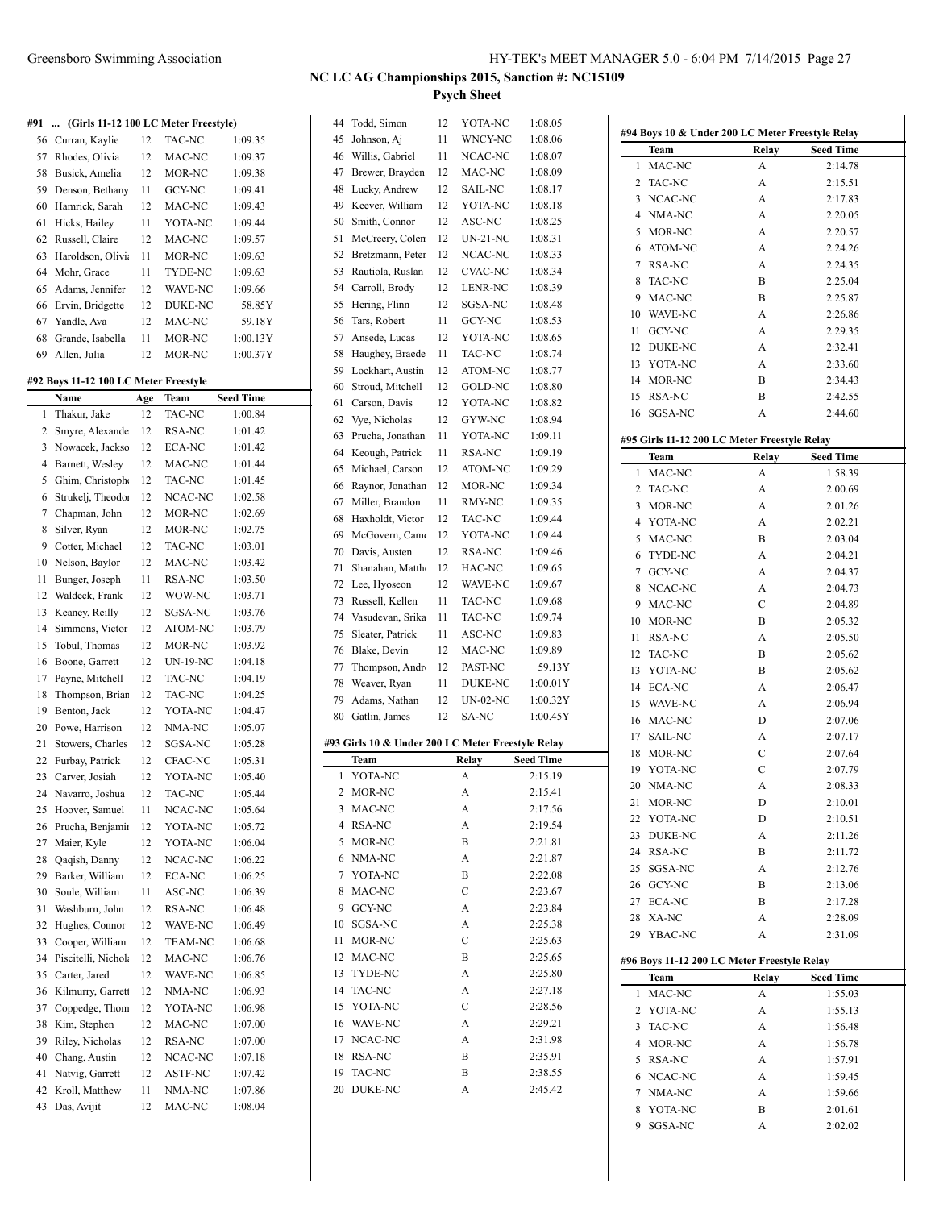## NC LC AG Championships 2015, Sanction #: NC15109

### Psych Sheet

#### #91 ... (Girls 11-12 100 LC Meter Freestyle)

| | Name | Age | Team | Seed Time |
|---|---|---|---|---|
| 56 | Curran, Kaylie | 12 | TAC-NC | 1:09.35 |
| 57 | Rhodes, Olivia | 12 | MAC-NC | 1:09.37 |
| 58 | Busick, Amelia | 12 | MOR-NC | 1:09.38 |
| 59 | Denson, Bethany | 11 | GCY-NC | 1:09.41 |
| 60 | Hamrick, Sarah | 12 | MAC-NC | 1:09.43 |
| 61 | Hicks, Hailey | 11 | YOTA-NC | 1:09.44 |
| 62 | Russell, Claire | 12 | MAC-NC | 1:09.57 |
| 63 | Haroldson, Olivia | 11 | MOR-NC | 1:09.63 |
| 64 | Mohr, Grace | 11 | TYDE-NC | 1:09.63 |
| 65 | Adams, Jennifer | 12 | WAVE-NC | 1:09.66 |
| 66 | Ervin, Bridgette | 12 | DUKE-NC | 58.85Y |
| 67 | Yandle, Ava | 12 | MAC-NC | 59.18Y |
| 68 | Grande, Isabella | 11 | MOR-NC | 1:00.13Y |
| 69 | Allen, Julia | 12 | MOR-NC | 1:00.37Y |

#### #92 Boys 11-12 100 LC Meter Freestyle

| | Name | Age | Team | Seed Time |
|---|---|---|---|---|
| 1 | Thakur, Jake | 12 | TAC-NC | 1:00.84 |
| 2 | Smyre, Alexande | 12 | RSA-NC | 1:01.42 |
| 3 | Nowacek, Jackso | 12 | ECA-NC | 1:01.42 |
| 4 | Barnett, Wesley | 12 | MAC-NC | 1:01.44 |
| 5 | Ghim, Christophe | 12 | TAC-NC | 1:01.45 |
| 6 | Strukelj, Theodor | 12 | NCAC-NC | 1:02.58 |
| 7 | Chapman, John | 12 | MOR-NC | 1:02.69 |
| 8 | Silver, Ryan | 12 | MOR-NC | 1:02.75 |
| 9 | Cotter, Michael | 12 | TAC-NC | 1:03.01 |
| 10 | Nelson, Baylor | 12 | MAC-NC | 1:03.42 |
| 11 | Bunger, Joseph | 11 | RSA-NC | 1:03.50 |
| 12 | Waldeck, Frank | 12 | WOW-NC | 1:03.71 |
| 13 | Keaney, Reilly | 12 | SGSA-NC | 1:03.76 |
| 14 | Simmons, Victor | 12 | ATOM-NC | 1:03.79 |
| 15 | Tobul, Thomas | 12 | MOR-NC | 1:03.92 |
| 16 | Boone, Garrett | 12 | UN-19-NC | 1:04.18 |
| 17 | Payne, Mitchell | 12 | TAC-NC | 1:04.19 |
| 18 | Thompson, Brian | 12 | TAC-NC | 1:04.25 |
| 19 | Benton, Jack | 12 | YOTA-NC | 1:04.47 |
| 20 | Powe, Harrison | 12 | NMA-NC | 1:05.07 |
| 21 | Stowers, Charles | 12 | SGSA-NC | 1:05.28 |
| 22 | Furbay, Patrick | 12 | CFAC-NC | 1:05.31 |
| 23 | Carver, Josiah | 12 | YOTA-NC | 1:05.40 |
| 24 | Navarro, Joshua | 12 | TAC-NC | 1:05.44 |
| 25 | Hoover, Samuel | 11 | NCAC-NC | 1:05.64 |
| 26 | Prucha, Benjamin | 12 | YOTA-NC | 1:05.72 |
| 27 | Maier, Kyle | 12 | YOTA-NC | 1:06.04 |
| 28 | Qaqish, Danny | 12 | NCAC-NC | 1:06.22 |
| 29 | Barker, William | 12 | ECA-NC | 1:06.25 |
| 30 | Soule, William | 11 | ASC-NC | 1:06.39 |
| 31 | Washburn, John | 12 | RSA-NC | 1:06.48 |
| 32 | Hughes, Connor | 12 | WAVE-NC | 1:06.49 |
| 33 | Cooper, William | 12 | TEAM-NC | 1:06.68 |
| 34 | Piscitelli, Nichola | 12 | MAC-NC | 1:06.76 |
| 35 | Carter, Jared | 12 | WAVE-NC | 1:06.85 |
| 36 | Kilmurry, Garrett | 12 | NMA-NC | 1:06.93 |
| 37 | Coppedge, Thom | 12 | YOTA-NC | 1:06.98 |
| 38 | Kim, Stephen | 12 | MAC-NC | 1:07.00 |
| 39 | Riley, Nicholas | 12 | RSA-NC | 1:07.00 |
| 40 | Chang, Austin | 12 | NCAC-NC | 1:07.18 |
| 41 | Natvig, Garrett | 12 | ASTF-NC | 1:07.42 |
| 42 | Kroll, Matthew | 11 | NMA-NC | 1:07.86 |
| 43 | Das, Avijit | 12 | MAC-NC | 1:08.04 |
| 44 | Todd, Simon | 12 | YOTA-NC | 1:08.05 |
| 45 | Johnson, Aj | 11 | WNCY-NC | 1:08.06 |
| 46 | Willis, Gabriel | 11 | NCAC-NC | 1:08.07 |
| 47 | Brewer, Brayden | 12 | MAC-NC | 1:08.09 |
| 48 | Lucky, Andrew | 12 | SAIL-NC | 1:08.17 |
| 49 | Keever, William | 12 | YOTA-NC | 1:08.18 |
| 50 | Smith, Connor | 12 | ASC-NC | 1:08.25 |
| 51 | McCreery, Colen | 12 | UN-21-NC | 1:08.31 |
| 52 | Bretzmann, Peter | 12 | NCAC-NC | 1:08.33 |
| 53 | Rautiola, Ruslan | 12 | CVAC-NC | 1:08.34 |
| 54 | Carroll, Brody | 12 | LENR-NC | 1:08.39 |
| 55 | Hering, Flinn | 12 | SGSA-NC | 1:08.48 |
| 56 | Tars, Robert | 11 | GCY-NC | 1:08.53 |
| 57 | Ansede, Lucas | 12 | YOTA-NC | 1:08.65 |
| 58 | Haughey, Braede | 11 | TAC-NC | 1:08.74 |
| 59 | Lockhart, Austin | 12 | ATOM-NC | 1:08.77 |
| 60 | Stroud, Mitchell | 12 | GOLD-NC | 1:08.80 |
| 61 | Carson, Davis | 12 | YOTA-NC | 1:08.82 |
| 62 | Vye, Nicholas | 12 | GYW-NC | 1:08.94 |
| 63 | Prucha, Jonathan | 11 | YOTA-NC | 1:09.11 |
| 64 | Keough, Patrick | 11 | RSA-NC | 1:09.19 |
| 65 | Michael, Carson | 12 | ATOM-NC | 1:09.29 |
| 66 | Raynor, Jonathan | 12 | MOR-NC | 1:09.34 |
| 67 | Miller, Brandon | 11 | RMY-NC | 1:09.35 |
| 68 | Haxholdt, Victor | 12 | TAC-NC | 1:09.44 |
| 69 | McGovern, Cam | 12 | YOTA-NC | 1:09.44 |
| 70 | Davis, Austen | 12 | RSA-NC | 1:09.46 |
| 71 | Shanahan, Matth | 12 | HAC-NC | 1:09.65 |
| 72 | Lee, Hyoseon | 12 | WAVE-NC | 1:09.67 |
| 73 | Russell, Kellen | 11 | TAC-NC | 1:09.68 |
| 74 | Vasudevan, Srika | 11 | TAC-NC | 1:09.74 |
| 75 | Sleater, Patrick | 11 | ASC-NC | 1:09.83 |
| 76 | Blake, Devin | 12 | MAC-NC | 1:09.89 |
| 77 | Thompson, Andr | 12 | PAST-NC | 59.13Y |
| 78 | Weaver, Ryan | 11 | DUKE-NC | 1:00.01Y |
| 79 | Adams, Nathan | 12 | UN-02-NC | 1:00.32Y |
| 80 | Gatlin, James | 12 | SA-NC | 1:00.45Y |

#### #93 Girls 10 & Under 200 LC Meter Freestyle Relay

| | Team | Relay | Seed Time |
|---|---|---|---|
| 1 | YOTA-NC | A | 2:15.19 |
| 2 | MOR-NC | A | 2:15.41 |
| 3 | MAC-NC | A | 2:17.56 |
| 4 | RSA-NC | A | 2:19.54 |
| 5 | MOR-NC | B | 2:21.81 |
| 6 | NMA-NC | A | 2:21.87 |
| 7 | YOTA-NC | B | 2:22.08 |
| 8 | MAC-NC | C | 2:23.67 |
| 9 | GCY-NC | A | 2:23.84 |
| 10 | SGSA-NC | A | 2:25.38 |
| 11 | MOR-NC | C | 2:25.63 |
| 12 | MAC-NC | B | 2:25.65 |
| 13 | TYDE-NC | A | 2:25.80 |
| 14 | TAC-NC | A | 2:27.18 |
| 15 | YOTA-NC | C | 2:28.56 |
| 16 | WAVE-NC | A | 2:29.21 |
| 17 | NCAC-NC | A | 2:31.98 |
| 18 | RSA-NC | B | 2:35.91 |
| 19 | TAC-NC | B | 2:38.55 |
| 20 | DUKE-NC | A | 2:45.42 |

#### #94 Boys 10 & Under 200 LC Meter Freestyle Relay

| | Team | Relay | Seed Time |
|---|---|---|---|
| 1 | MAC-NC | A | 2:14.78 |
| 2 | TAC-NC | A | 2:15.51 |
| 3 | NCAC-NC | A | 2:17.83 |
| 4 | NMA-NC | A | 2:20.05 |
| 5 | MOR-NC | A | 2:20.57 |
| 6 | ATOM-NC | A | 2:24.26 |
| 7 | RSA-NC | A | 2:24.35 |
| 8 | TAC-NC | B | 2:25.04 |
| 9 | MAC-NC | B | 2:25.87 |
| 10 | WAVE-NC | A | 2:26.86 |
| 11 | GCY-NC | A | 2:29.35 |
| 12 | DUKE-NC | A | 2:32.41 |
| 13 | YOTA-NC | A | 2:33.60 |
| 14 | MOR-NC | B | 2:34.43 |
| 15 | RSA-NC | B | 2:42.55 |
| 16 | SGSA-NC | A | 2:44.60 |

#### #95 Girls 11-12 200 LC Meter Freestyle Relay

| | Team | Relay | Seed Time |
|---|---|---|---|
| 1 | MAC-NC | A | 1:58.39 |
| 2 | TAC-NC | A | 2:00.69 |
| 3 | MOR-NC | A | 2:01.26 |
| 4 | YOTA-NC | A | 2:02.21 |
| 5 | MAC-NC | B | 2:03.04 |
| 6 | TYDE-NC | A | 2:04.21 |
| 7 | GCY-NC | A | 2:04.37 |
| 8 | NCAC-NC | A | 2:04.73 |
| 9 | MAC-NC | C | 2:04.89 |
| 10 | MOR-NC | B | 2:05.32 |
| 11 | RSA-NC | A | 2:05.50 |
| 12 | TAC-NC | B | 2:05.62 |
| 13 | YOTA-NC | B | 2:05.62 |
| 14 | ECA-NC | A | 2:06.47 |
| 15 | WAVE-NC | A | 2:06.94 |
| 16 | MAC-NC | D | 2:07.06 |
| 17 | SAIL-NC | A | 2:07.17 |
| 18 | MOR-NC | C | 2:07.64 |
| 19 | YOTA-NC | C | 2:07.79 |
| 20 | NMA-NC | A | 2:08.33 |
| 21 | MOR-NC | D | 2:10.01 |
| 22 | YOTA-NC | D | 2:10.51 |
| 23 | DUKE-NC | A | 2:11.26 |
| 24 | RSA-NC | B | 2:11.72 |
| 25 | SGSA-NC | A | 2:12.76 |
| 26 | GCY-NC | B | 2:13.06 |
| 27 | ECA-NC | B | 2:17.28 |
| 28 | XA-NC | A | 2:28.09 |
| 29 | YBAC-NC | A | 2:31.09 |

#### #96 Boys 11-12 200 LC Meter Freestyle Relay

| | Team | Relay | Seed Time |
|---|---|---|---|
| 1 | MAC-NC | A | 1:55.03 |
| 2 | YOTA-NC | A | 1:55.13 |
| 3 | TAC-NC | A | 1:56.48 |
| 4 | MOR-NC | A | 1:56.78 |
| 5 | RSA-NC | A | 1:57.91 |
| 6 | NCAC-NC | A | 1:59.45 |
| 7 | NMA-NC | A | 1:59.66 |
| 8 | YOTA-NC | B | 2:01.61 |
| 9 | SGSA-NC | A | 2:02.02 |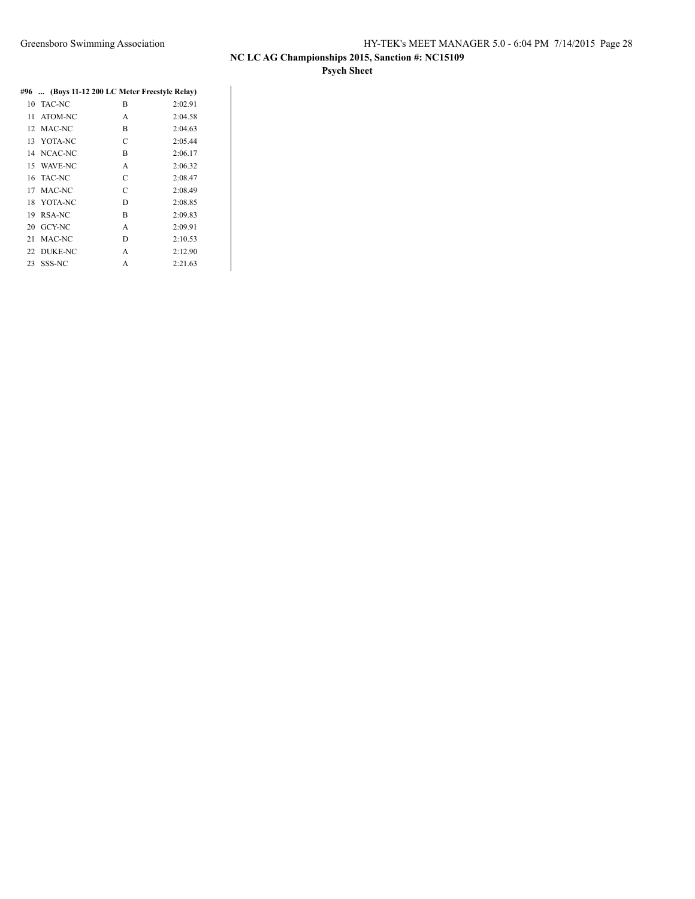## NC LC AG Championships 2015, Sanction #: NC15109

### Psych Sheet

**#96 ... (Boys 11-12 200 LC Meter Freestyle Relay)**

| | | | |
|---|---|---|---|
| 10 | TAC-NC | B | 2:02.91 |
| 11 | ATOM-NC | A | 2:04.58 |
| 12 | MAC-NC | B | 2:04.63 |
| 13 | YOTA-NC | C | 2:05.44 |
| 14 | NCAC-NC | B | 2:06.17 |
| 15 | WAVE-NC | A | 2:06.32 |
| 16 | TAC-NC | C | 2:08.47 |
| 17 | MAC-NC | C | 2:08.49 |
| 18 | YOTA-NC | D | 2:08.85 |
| 19 | RSA-NC | B | 2:09.83 |
| 20 | GCY-NC | A | 2:09.91 |
| 21 | MAC-NC | D | 2:10.53 |
| 22 | DUKE-NC | A | 2:12.90 |
| 23 | SSS-NC | A | 2:21.63 |